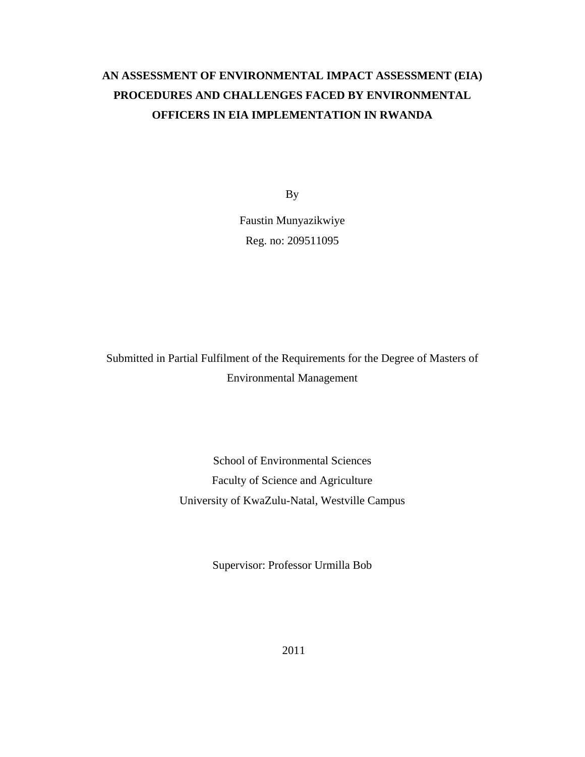# AN ASSESSMENT OF ENVIRONMENTAL IMPACT ASSESSMENT (EIA) PROCEDURES AND CHALLENGES FACED BY ENVIRONMENTAL OFFICERS IN EIA IMPLEMENTATION IN RWANDA

By

Faustin Munyazikwiye

Reg. no: 209511095

Submitted in Partial Fulfilment of the Requirements for the Degree of Masters of Environmental Management

School of Environmental Sciences

Faculty of Science and Agriculture

University of KwaZulu-Natal, Westville Campus

Supervisor: Professor Urmilla Bob

2011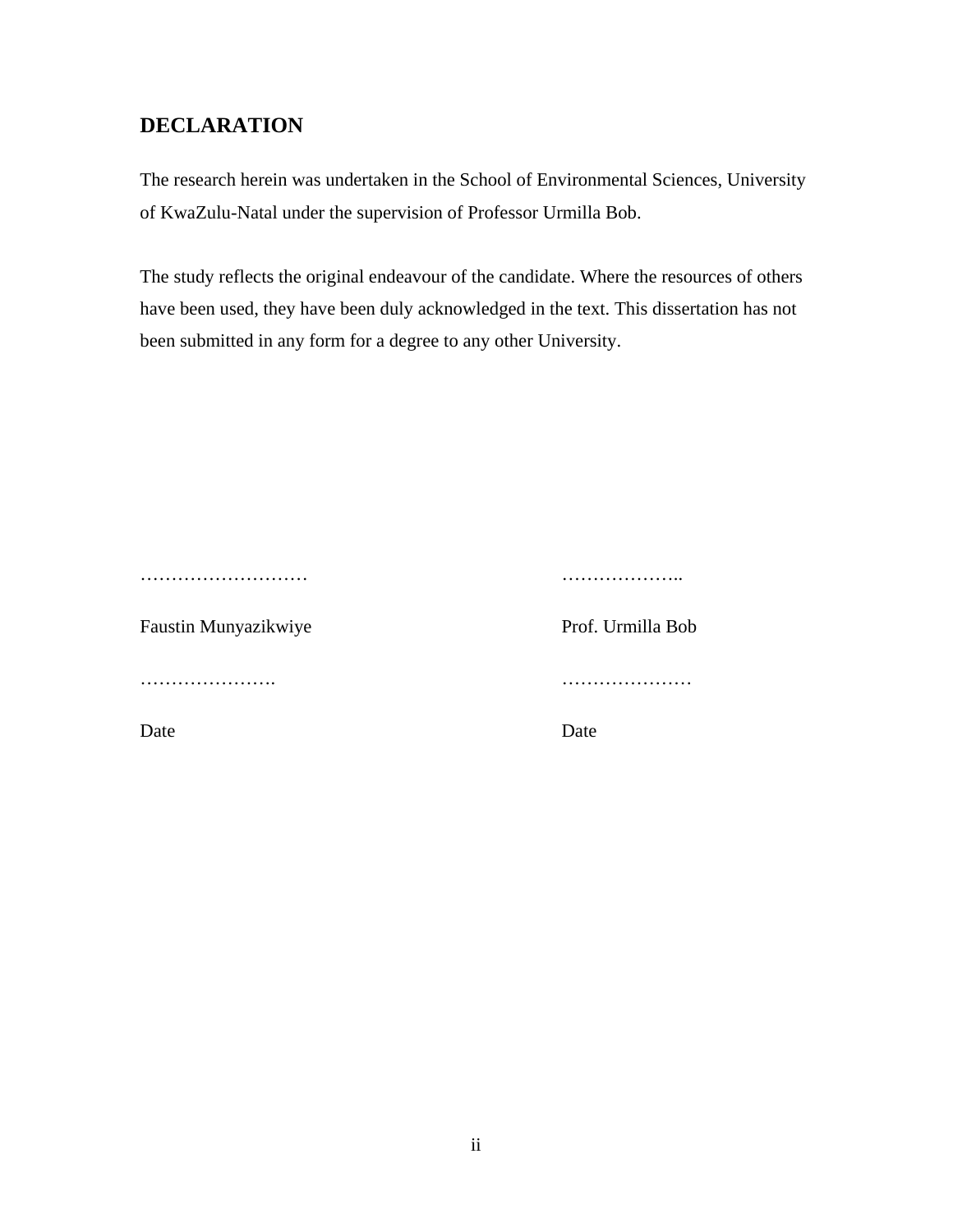# DECLARATION

The research herein was undertaken in the School of Environmental Sciences, University of KwaZulu-Natal under the supervision of Professor Urmilla Bob.

The study reflects the original endeavour of the candidate. Where the resources of others have been used, they have been duly acknowledged in the text. This dissertation has not been submitted in any form for a degree to any other University.

| | |
|---|---|
| ……………………… | ……………….. |
| Faustin Munyazikwiye | Prof. Urmilla Bob |
| …………………. | ………………… |
| Date | Date |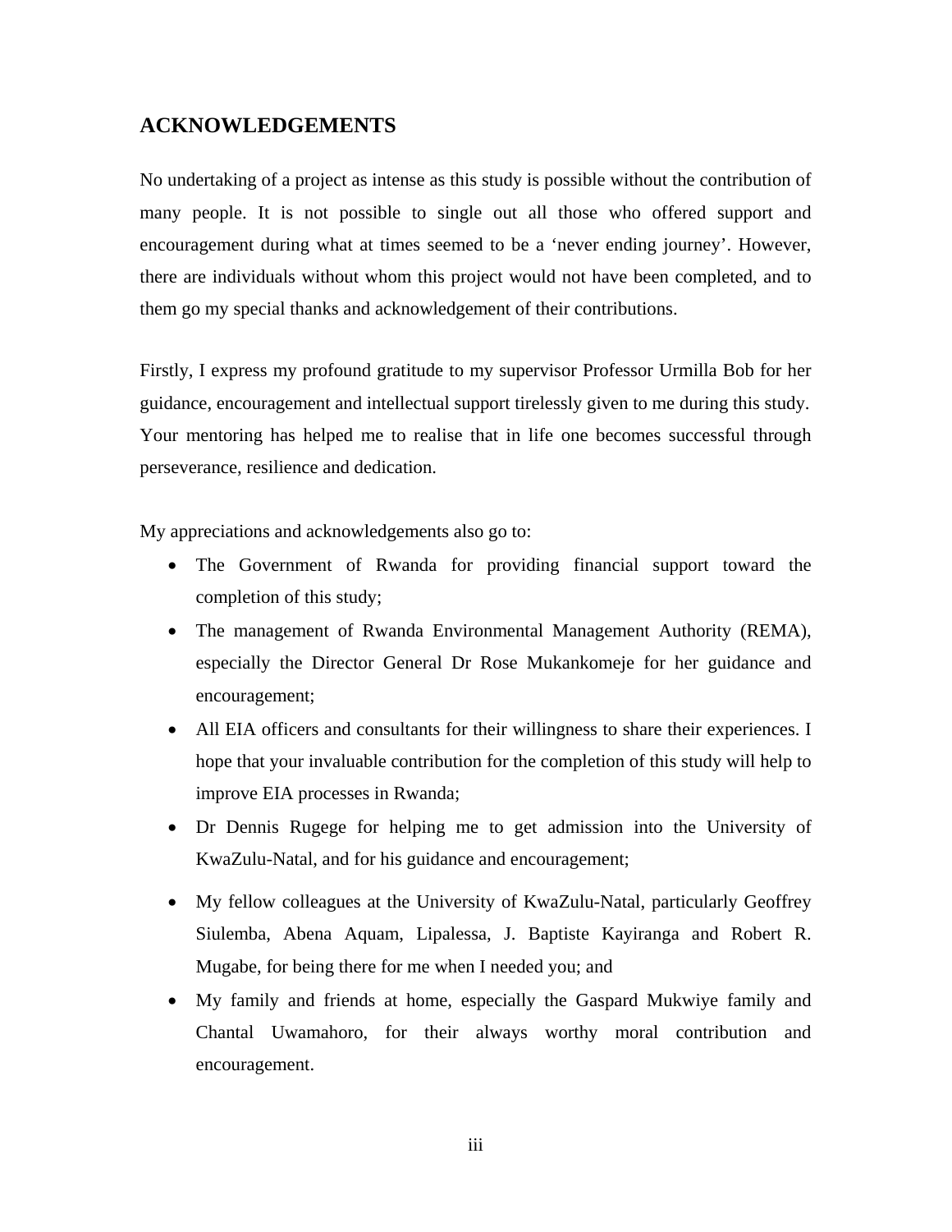## ACKNOWLEDGEMENTS

No undertaking of a project as intense as this study is possible without the contribution of many people. It is not possible to single out all those who offered support and encouragement during what at times seemed to be a 'never ending journey'. However, there are individuals without whom this project would not have been completed, and to them go my special thanks and acknowledgement of their contributions.

Firstly, I express my profound gratitude to my supervisor Professor Urmilla Bob for her guidance, encouragement and intellectual support tirelessly given to me during this study. Your mentoring has helped me to realise that in life one becomes successful through perseverance, resilience and dedication.

My appreciations and acknowledgements also go to:

- The Government of Rwanda for providing financial support toward the completion of this study;
- The management of Rwanda Environmental Management Authority (REMA), especially the Director General Dr Rose Mukankomeje for her guidance and encouragement;
- All EIA officers and consultants for their willingness to share their experiences. I hope that your invaluable contribution for the completion of this study will help to improve EIA processes in Rwanda;
- Dr Dennis Rugege for helping me to get admission into the University of KwaZulu-Natal, and for his guidance and encouragement;
- My fellow colleagues at the University of KwaZulu-Natal, particularly Geoffrey Siulemba, Abena Aquam, Lipalessa, J. Baptiste Kayiranga and Robert R. Mugabe, for being there for me when I needed you; and
- My family and friends at home, especially the Gaspard Mukwiye family and Chantal Uwamahoro, for their always worthy moral contribution and encouragement.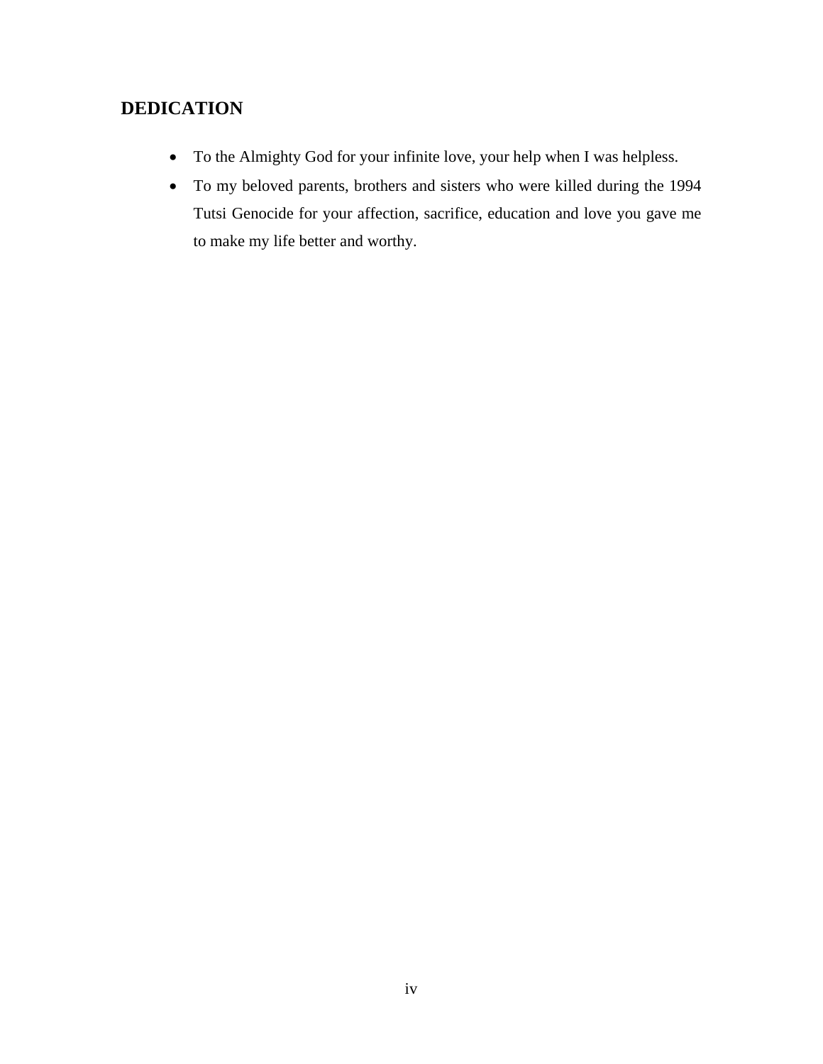## DEDICATION

- To the Almighty God for your infinite love, your help when I was helpless.
- To my beloved parents, brothers and sisters who were killed during the 1994 Tutsi Genocide for your affection, sacrifice, education and love you gave me to make my life better and worthy.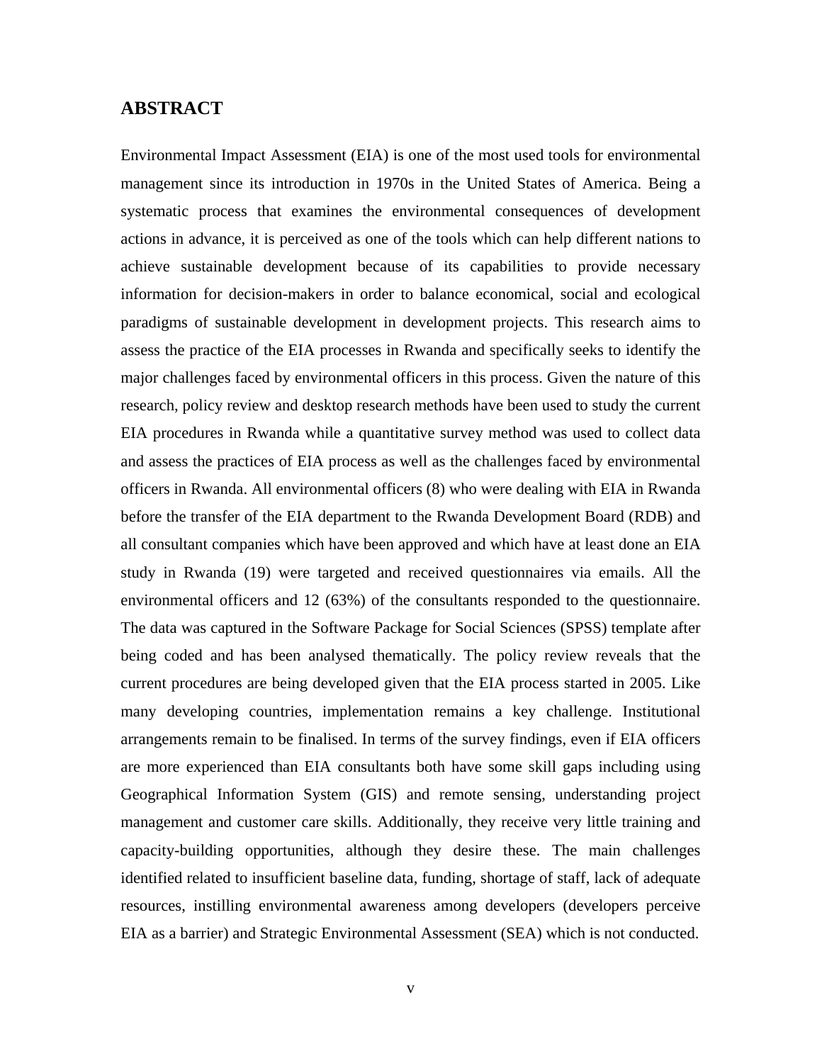## ABSTRACT

Environmental Impact Assessment (EIA) is one of the most used tools for environmental management since its introduction in 1970s in the United States of America. Being a systematic process that examines the environmental consequences of development actions in advance, it is perceived as one of the tools which can help different nations to achieve sustainable development because of its capabilities to provide necessary information for decision-makers in order to balance economical, social and ecological paradigms of sustainable development in development projects. This research aims to assess the practice of the EIA processes in Rwanda and specifically seeks to identify the major challenges faced by environmental officers in this process. Given the nature of this research, policy review and desktop research methods have been used to study the current EIA procedures in Rwanda while a quantitative survey method was used to collect data and assess the practices of EIA process as well as the challenges faced by environmental officers in Rwanda. All environmental officers (8) who were dealing with EIA in Rwanda before the transfer of the EIA department to the Rwanda Development Board (RDB) and all consultant companies which have been approved and which have at least done an EIA study in Rwanda (19) were targeted and received questionnaires via emails. All the environmental officers and 12 (63%) of the consultants responded to the questionnaire. The data was captured in the Software Package for Social Sciences (SPSS) template after being coded and has been analysed thematically. The policy review reveals that the current procedures are being developed given that the EIA process started in 2005. Like many developing countries, implementation remains a key challenge. Institutional arrangements remain to be finalised. In terms of the survey findings, even if EIA officers are more experienced than EIA consultants both have some skill gaps including using Geographical Information System (GIS) and remote sensing, understanding project management and customer care skills. Additionally, they receive very little training and capacity-building opportunities, although they desire these. The main challenges identified related to insufficient baseline data, funding, shortage of staff, lack of adequate resources, instilling environmental awareness among developers (developers perceive EIA as a barrier) and Strategic Environmental Assessment (SEA) which is not conducted.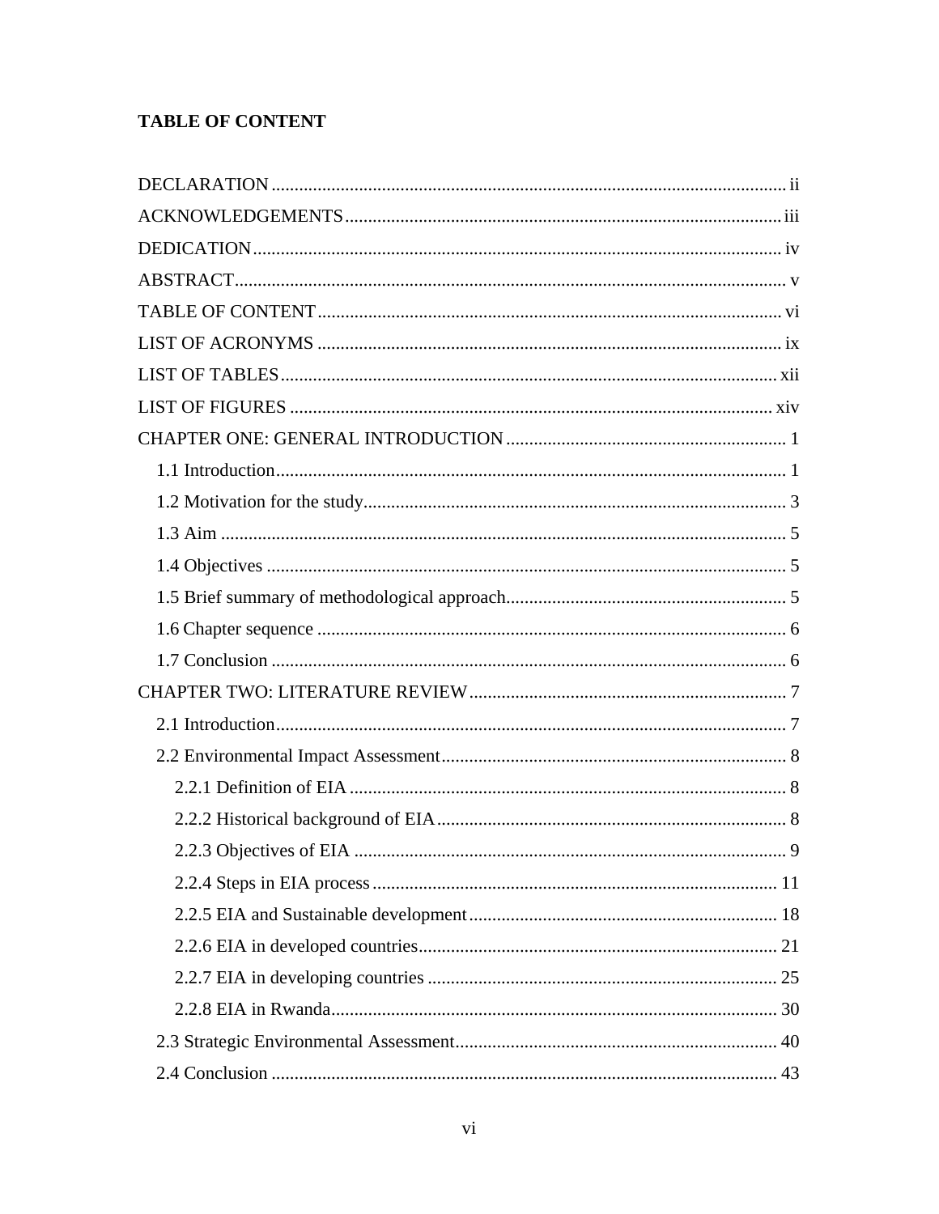## TABLE OF CONTENT

DECLARATION ii
ACKNOWLEDGEMENTS iii
DEDICATION iv
ABSTRACT v
TABLE OF CONTENT vi
LIST OF ACRONYMS ix
LIST OF TABLES xii
LIST OF FIGURES xiv
CHAPTER ONE: GENERAL INTRODUCTION 1
- 1.1 Introduction 1
- 1.2 Motivation for the study 3
- 1.3 Aim 5
- 1.4 Objectives 5
- 1.5 Brief summary of methodological approach 5
- 1.6 Chapter sequence 6
- 1.7 Conclusion 6

CHAPTER TWO: LITERATURE REVIEW 7
- 2.1 Introduction 7
- 2.2 Environmental Impact Assessment 8
  - 2.2.1 Definition of EIA 8
  - 2.2.2 Historical background of EIA 8
  - 2.2.3 Objectives of EIA 9
  - 2.2.4 Steps in EIA process 11
  - 2.2.5 EIA and Sustainable development 18
  - 2.2.6 EIA in developed countries 21
  - 2.2.7 EIA in developing countries 25
  - 2.2.8 EIA in Rwanda 30
- 2.3 Strategic Environmental Assessment 40
- 2.4 Conclusion 43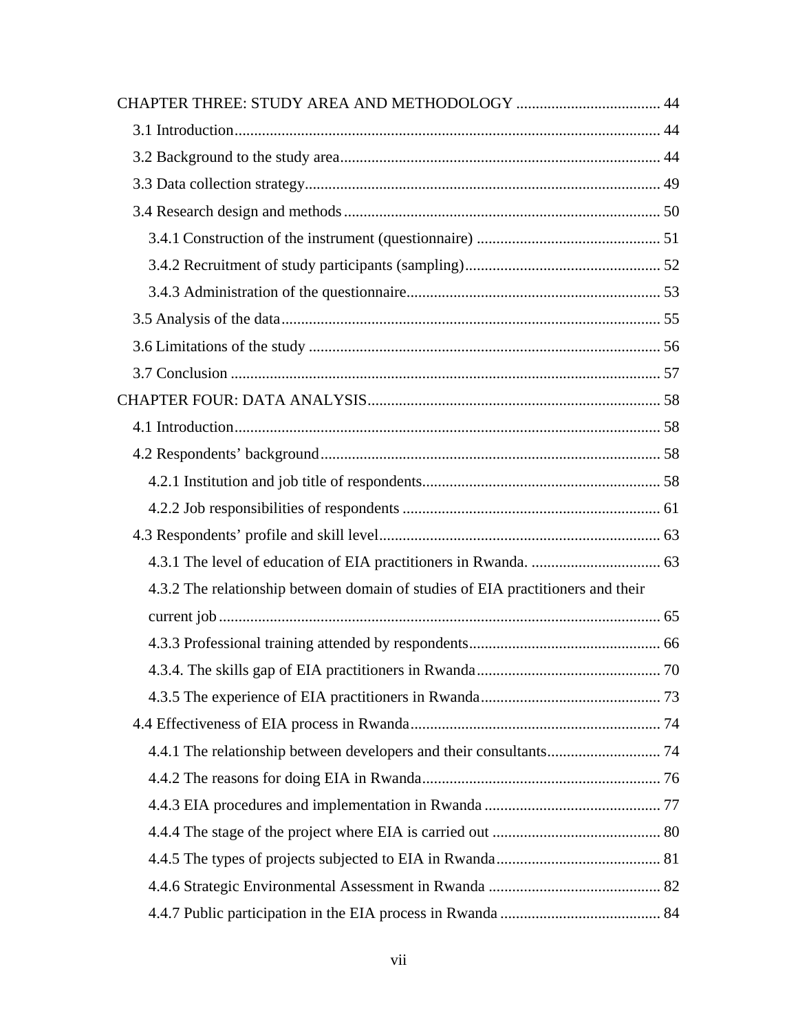CHAPTER THREE: STUDY AREA AND METHODOLOGY ..................................... 44

3.1 Introduction............................................................................................................. 44

3.2 Background to the study area.................................................................................. 44

3.3 Data collection strategy........................................................................................... 49

3.4 Research design and methods ................................................................................. 50

3.4.1 Construction of the instrument (questionnaire) ............................................... 51

3.4.2 Recruitment of study participants (sampling).................................................. 52

3.4.3 Administration of the questionnaire................................................................. 53

3.5 Analysis of the data................................................................................................. 55

3.6 Limitations of the study .......................................................................................... 56

3.7 Conclusion .............................................................................................................. 57

CHAPTER FOUR: DATA ANALYSIS........................................................................... 58

4.1 Introduction............................................................................................................. 58

4.2 Respondents' background....................................................................................... 58

4.2.1 Institution and job title of respondents............................................................. 58

4.2.2 Job responsibilities of respondents .................................................................. 61

4.3 Respondents' profile and skill level........................................................................ 63

4.3.1 The level of education of EIA practitioners in Rwanda. ................................. 63

4.3.2 The relationship between domain of studies of EIA practitioners and their current job ................................................................................................................. 65

4.3.3 Professional training attended by respondents................................................. 66

4.3.4. The skills gap of EIA practitioners in Rwanda............................................... 70

4.3.5 The experience of EIA practitioners in Rwanda.............................................. 73

4.4 Effectiveness of EIA process in Rwanda................................................................ 74

4.4.1 The relationship between developers and their consultants............................. 74

4.4.2 The reasons for doing EIA in Rwanda............................................................. 76

4.4.3 EIA procedures and implementation in Rwanda ............................................. 77

4.4.4 The stage of the project where EIA is carried out ........................................... 80

4.4.5 The types of projects subjected to EIA in Rwanda.......................................... 81

4.4.6 Strategic Environmental Assessment in Rwanda ............................................ 82

4.4.7 Public participation in the EIA process in Rwanda ......................................... 84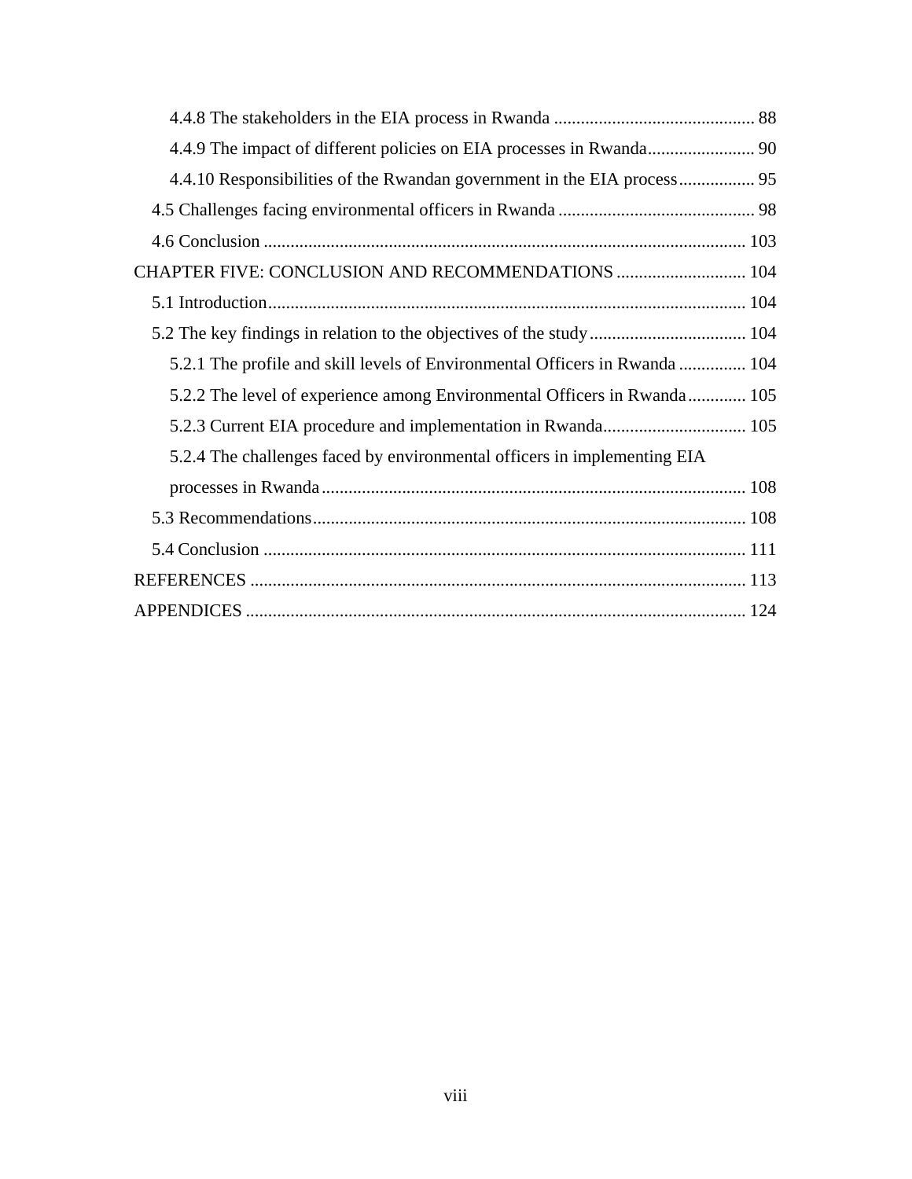4.4.8 The stakeholders in the EIA process in Rwanda ............................................ 88

4.4.9 The impact of different policies on EIA processes in Rwanda........................ 90

4.4.10 Responsibilities of the Rwandan government in the EIA process................. 95

4.5 Challenges facing environmental officers in Rwanda ............................................ 98

4.6 Conclusion ........................................................................................................... 103

CHAPTER FIVE: CONCLUSION AND RECOMMENDATIONS ............................. 104

5.1 Introduction........................................................................................................... 104

5.2 The key findings in relation to the objectives of the study................................... 104

5.2.1 The profile and skill levels of Environmental Officers in Rwanda ............... 104

5.2.2 The level of experience among Environmental Officers in Rwanda............. 105

5.2.3 Current EIA procedure and implementation in Rwanda................................ 105

5.2.4 The challenges faced by environmental officers in implementing EIA processes in Rwanda............................................................................................... 108

5.3 Recommendations................................................................................................. 108

5.4 Conclusion ............................................................................................................ 111

REFERENCES .............................................................................................................. 113

APPENDICES ............................................................................................................... 124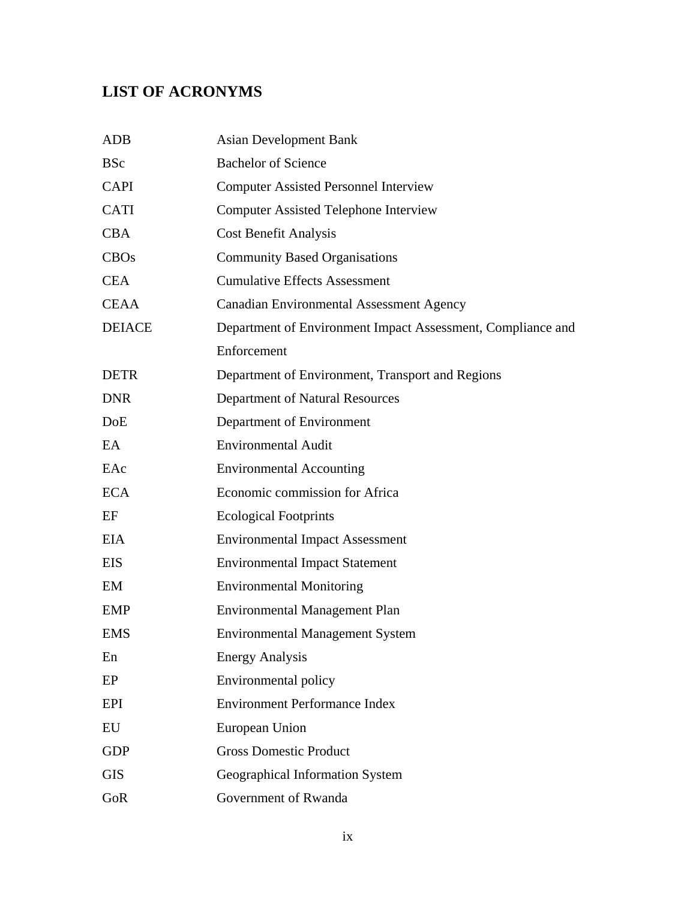## LIST OF ACRONYMS

| | |
|---|---|
| ADB | Asian Development Bank |
| BSc | Bachelor of Science |
| CAPI | Computer Assisted Personnel Interview |
| CATI | Computer Assisted Telephone Interview |
| CBA | Cost Benefit Analysis |
| CBOs | Community Based Organisations |
| CEA | Cumulative Effects Assessment |
| CEAA | Canadian Environmental Assessment Agency |
| DEIACE | Department of Environment Impact Assessment, Compliance and Enforcement |
| DETR | Department of Environment, Transport and Regions |
| DNR | Department of Natural Resources |
| DoE | Department of Environment |
| EA | Environmental Audit |
| EAc | Environmental Accounting |
| ECA | Economic commission for Africa |
| EF | Ecological Footprints |
| EIA | Environmental Impact Assessment |
| EIS | Environmental Impact Statement |
| EM | Environmental Monitoring |
| EMP | Environmental Management Plan |
| EMS | Environmental Management System |
| En | Energy Analysis |
| EP | Environmental policy |
| EPI | Environment Performance Index |
| EU | European Union |
| GDP | Gross Domestic Product |
| GIS | Geographical Information System |
| GoR | Government of Rwanda |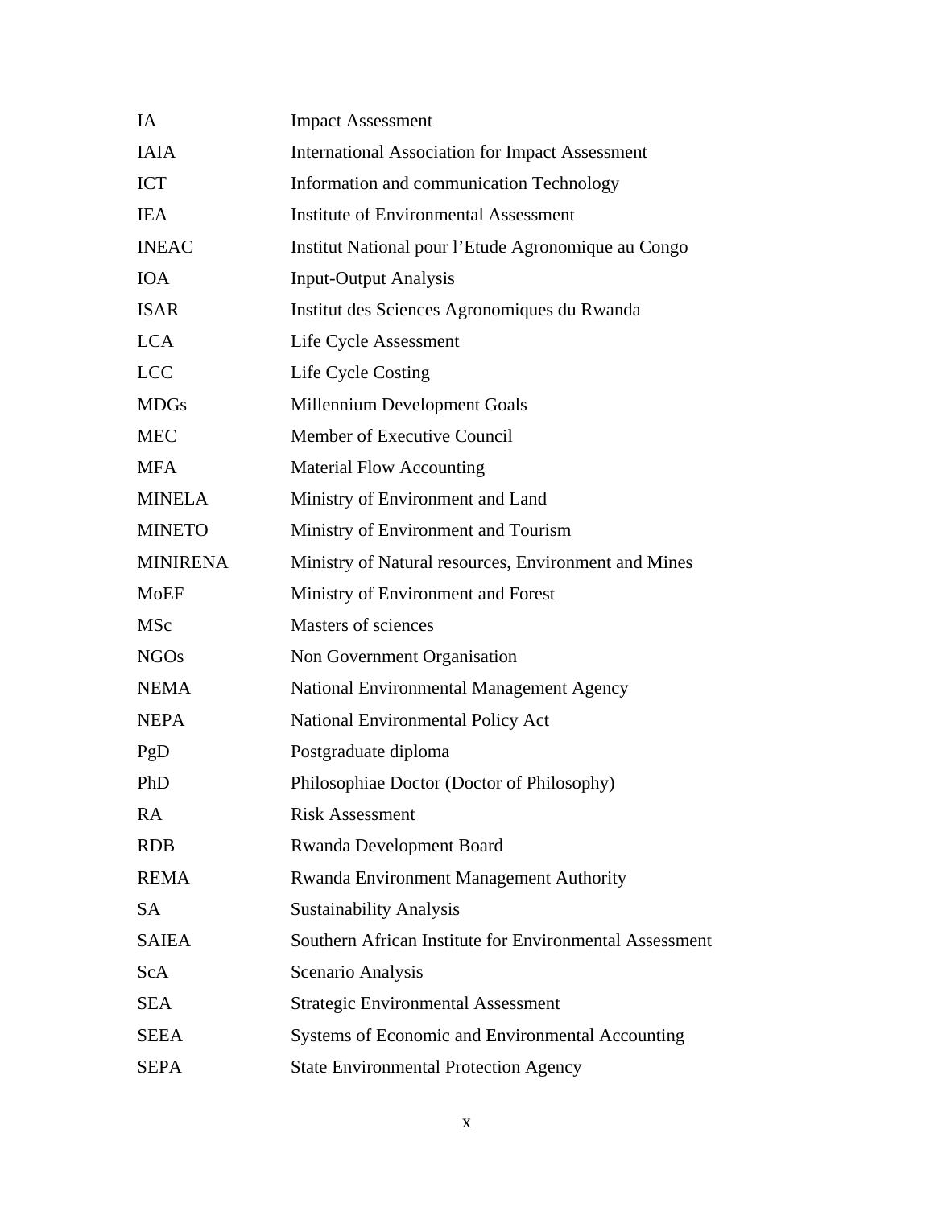| | |
|---|---|
| IA | Impact Assessment |
| IAIA | International Association for Impact Assessment |
| ICT | Information and communication Technology |
| IEA | Institute of Environmental Assessment |
| INEAC | Institut National pour l'Etude Agronomique au Congo |
| IOA | Input-Output Analysis |
| ISAR | Institut des Sciences Agronomiques du Rwanda |
| LCA | Life Cycle Assessment |
| LCC | Life Cycle Costing |
| MDGs | Millennium Development Goals |
| MEC | Member of Executive Council |
| MFA | Material Flow Accounting |
| MINELA | Ministry of Environment and Land |
| MINETO | Ministry of Environment and Tourism |
| MINIRENA | Ministry of Natural resources, Environment and Mines |
| MoEF | Ministry of Environment and Forest |
| MSc | Masters of sciences |
| NGOs | Non Government Organisation |
| NEMA | National Environmental Management Agency |
| NEPA | National Environmental Policy Act |
| PgD | Postgraduate diploma |
| PhD | Philosophiae Doctor (Doctor of Philosophy) |
| RA | Risk Assessment |
| RDB | Rwanda Development Board |
| REMA | Rwanda Environment Management Authority |
| SA | Sustainability Analysis |
| SAIEA | Southern African Institute for Environmental Assessment |
| ScA | Scenario Analysis |
| SEA | Strategic Environmental Assessment |
| SEEA | Systems of Economic and Environmental Accounting |
| SEPA | State Environmental Protection Agency |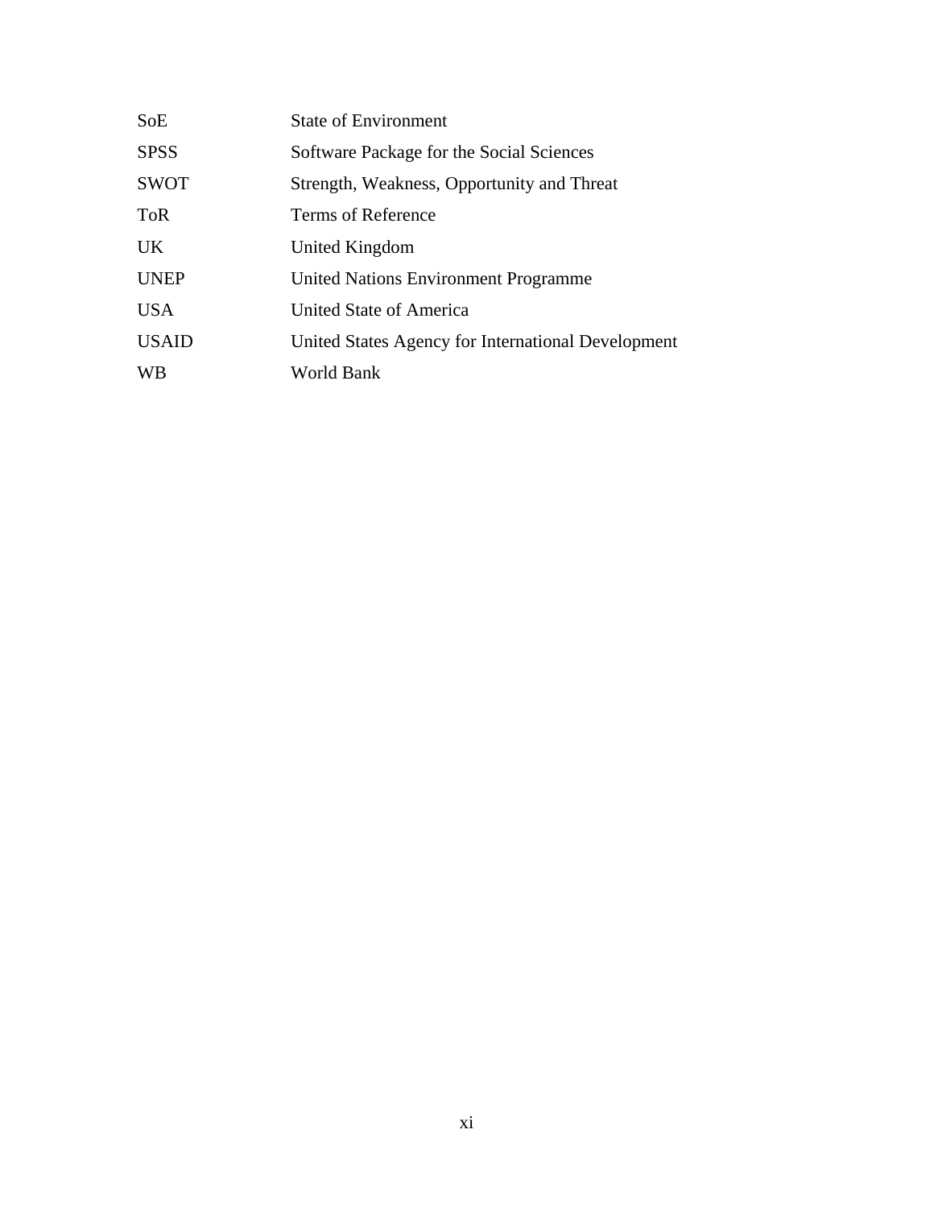| | |
|---|---|
| SoE | State of Environment |
| SPSS | Software Package for the Social Sciences |
| SWOT | Strength, Weakness, Opportunity and Threat |
| ToR | Terms of Reference |
| UK | United Kingdom |
| UNEP | United Nations Environment Programme |
| USA | United State of America |
| USAID | United States Agency for International Development |
| WB | World Bank |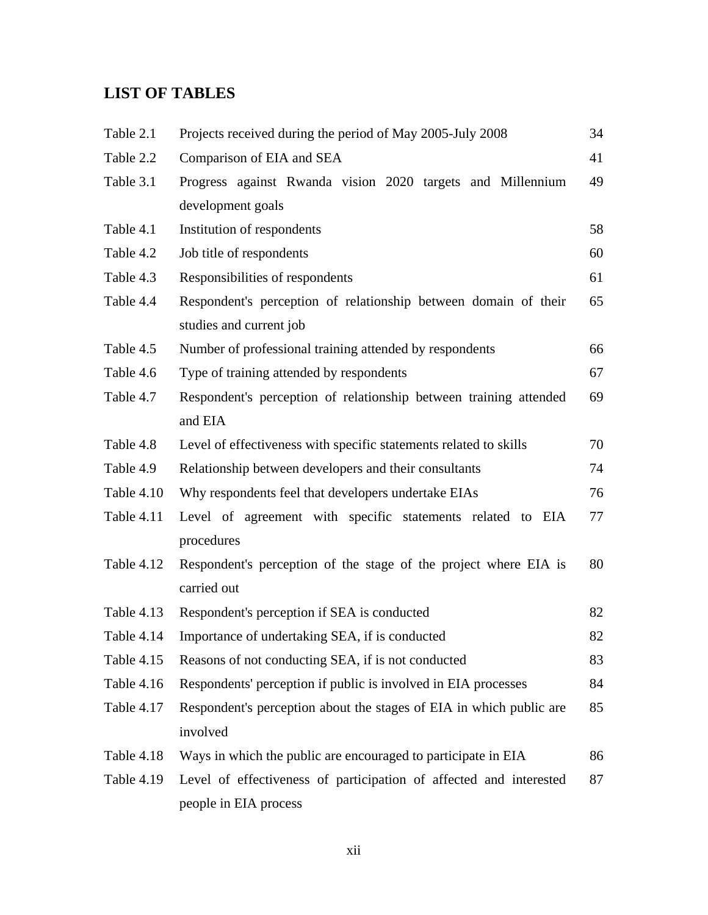## LIST OF TABLES

| | | |
|---|---|---|
| Table 2.1 | Projects received during the period of May 2005-July 2008 | 34 |
| Table 2.2 | Comparison of EIA and SEA | 41 |
| Table 3.1 | Progress against Rwanda vision 2020 targets and Millennium development goals | 49 |
| Table 4.1 | Institution of respondents | 58 |
| Table 4.2 | Job title of respondents | 60 |
| Table 4.3 | Responsibilities of respondents | 61 |
| Table 4.4 | Respondent's perception of relationship between domain of their studies and current job | 65 |
| Table 4.5 | Number of professional training attended by respondents | 66 |
| Table 4.6 | Type of training attended by respondents | 67 |
| Table 4.7 | Respondent's perception of relationship between training attended and EIA | 69 |
| Table 4.8 | Level of effectiveness with specific statements related to skills | 70 |
| Table 4.9 | Relationship between developers and their consultants | 74 |
| Table 4.10 | Why respondents feel that developers undertake EIAs | 76 |
| Table 4.11 | Level of agreement with specific statements related to EIA procedures | 77 |
| Table 4.12 | Respondent's perception of the stage of the project where EIA is carried out | 80 |
| Table 4.13 | Respondent's perception if SEA is conducted | 82 |
| Table 4.14 | Importance of undertaking SEA, if is conducted | 82 |
| Table 4.15 | Reasons of not conducting SEA, if is not conducted | 83 |
| Table 4.16 | Respondents' perception if public is involved in EIA processes | 84 |
| Table 4.17 | Respondent's perception about the stages of EIA in which public are involved | 85 |
| Table 4.18 | Ways in which the public are encouraged to participate in EIA | 86 |
| Table 4.19 | Level of effectiveness of participation of affected and interested people in EIA process | 87 |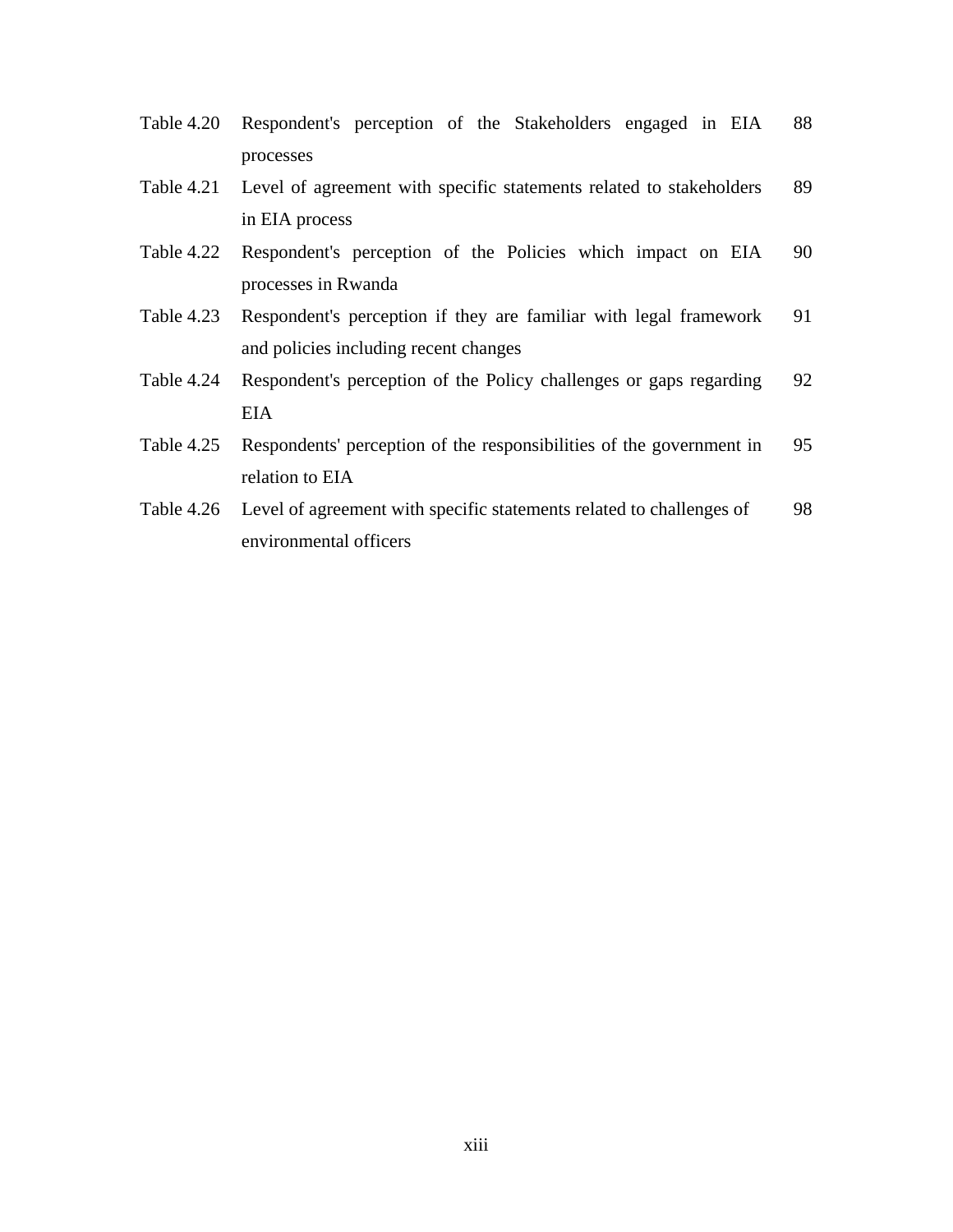| | | |
|---|---|---|
| Table 4.20 | Respondent's perception of the Stakeholders engaged in EIA processes | 88 |
| Table 4.21 | Level of agreement with specific statements related to stakeholders in EIA process | 89 |
| Table 4.22 | Respondent's perception of the Policies which impact on EIA processes in Rwanda | 90 |
| Table 4.23 | Respondent's perception if they are familiar with legal framework and policies including recent changes | 91 |
| Table 4.24 | Respondent's perception of the Policy challenges or gaps regarding EIA | 92 |
| Table 4.25 | Respondents' perception of the responsibilities of the government in relation to EIA | 95 |
| Table 4.26 | Level of agreement with specific statements related to challenges of environmental officers | 98 |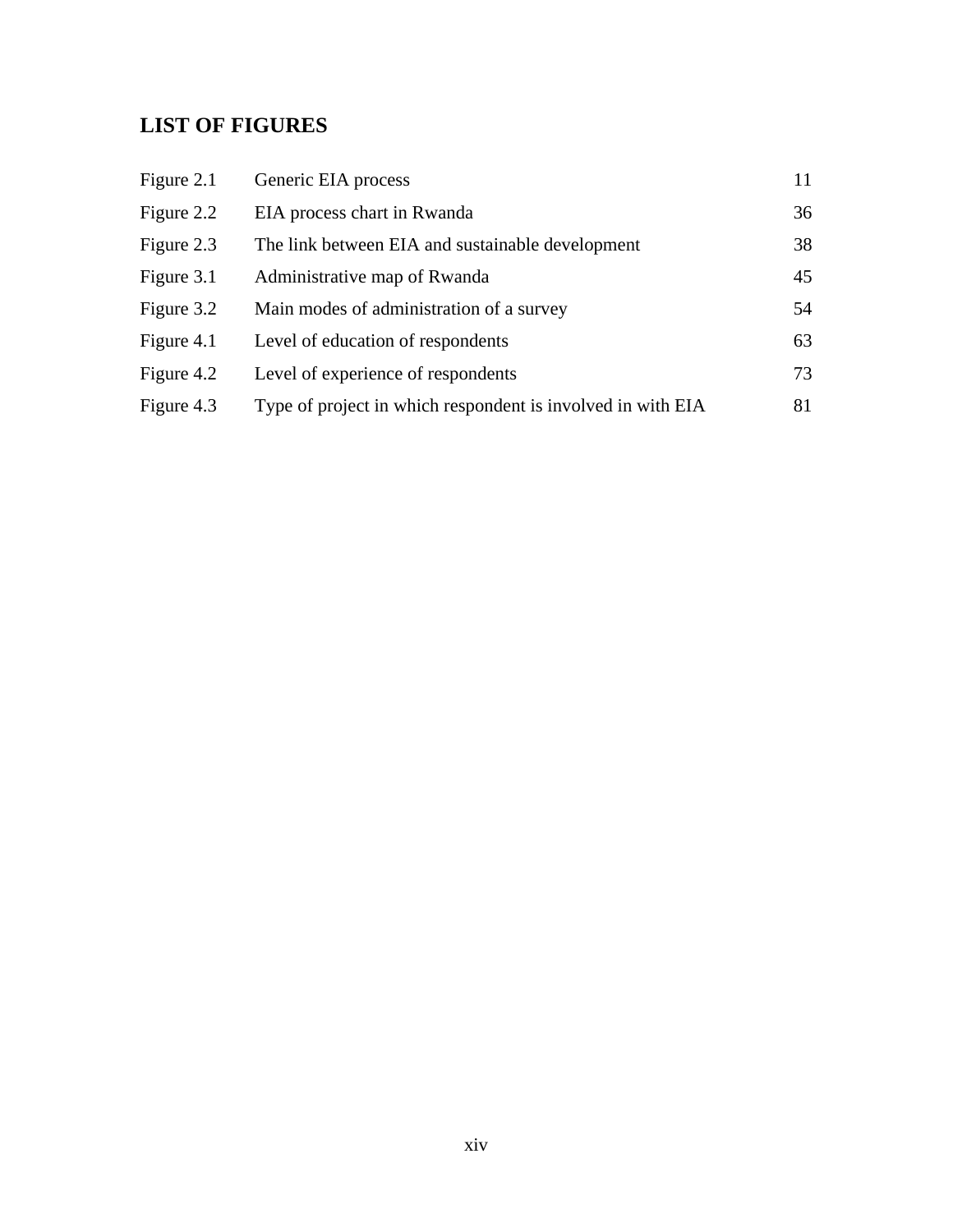## LIST OF FIGURES

| | | |
|---|---|---|
| Figure 2.1 | Generic EIA process | 11 |
| Figure 2.2 | EIA process chart in Rwanda | 36 |
| Figure 2.3 | The link between EIA and sustainable development | 38 |
| Figure 3.1 | Administrative map of Rwanda | 45 |
| Figure 3.2 | Main modes of administration of a survey | 54 |
| Figure 4.1 | Level of education of respondents | 63 |
| Figure 4.2 | Level of experience of respondents | 73 |
| Figure 4.3 | Type of project in which respondent is involved in with EIA | 81 |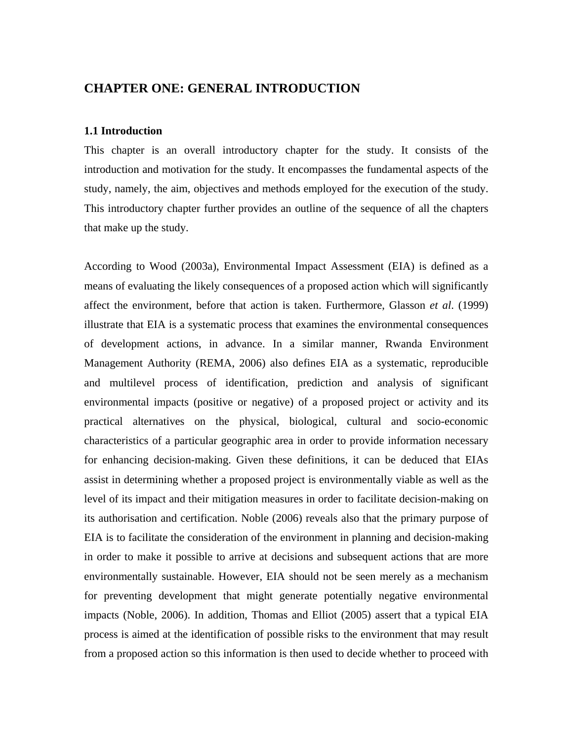# CHAPTER ONE: GENERAL INTRODUCTION

## 1.1 Introduction

This chapter is an overall introductory chapter for the study. It consists of the introduction and motivation for the study. It encompasses the fundamental aspects of the study, namely, the aim, objectives and methods employed for the execution of the study. This introductory chapter further provides an outline of the sequence of all the chapters that make up the study.

According to Wood (2003a), Environmental Impact Assessment (EIA) is defined as a means of evaluating the likely consequences of a proposed action which will significantly affect the environment, before that action is taken. Furthermore, Glasson *et al*. (1999) illustrate that EIA is a systematic process that examines the environmental consequences of development actions, in advance. In a similar manner, Rwanda Environment Management Authority (REMA, 2006) also defines EIA as a systematic, reproducible and multilevel process of identification, prediction and analysis of significant environmental impacts (positive or negative) of a proposed project or activity and its practical alternatives on the physical, biological, cultural and socio-economic characteristics of a particular geographic area in order to provide information necessary for enhancing decision-making. Given these definitions, it can be deduced that EIAs assist in determining whether a proposed project is environmentally viable as well as the level of its impact and their mitigation measures in order to facilitate decision-making on its authorisation and certification. Noble (2006) reveals also that the primary purpose of EIA is to facilitate the consideration of the environment in planning and decision-making in order to make it possible to arrive at decisions and subsequent actions that are more environmentally sustainable. However, EIA should not be seen merely as a mechanism for preventing development that might generate potentially negative environmental impacts (Noble, 2006). In addition, Thomas and Elliot (2005) assert that a typical EIA process is aimed at the identification of possible risks to the environment that may result from a proposed action so this information is then used to decide whether to proceed with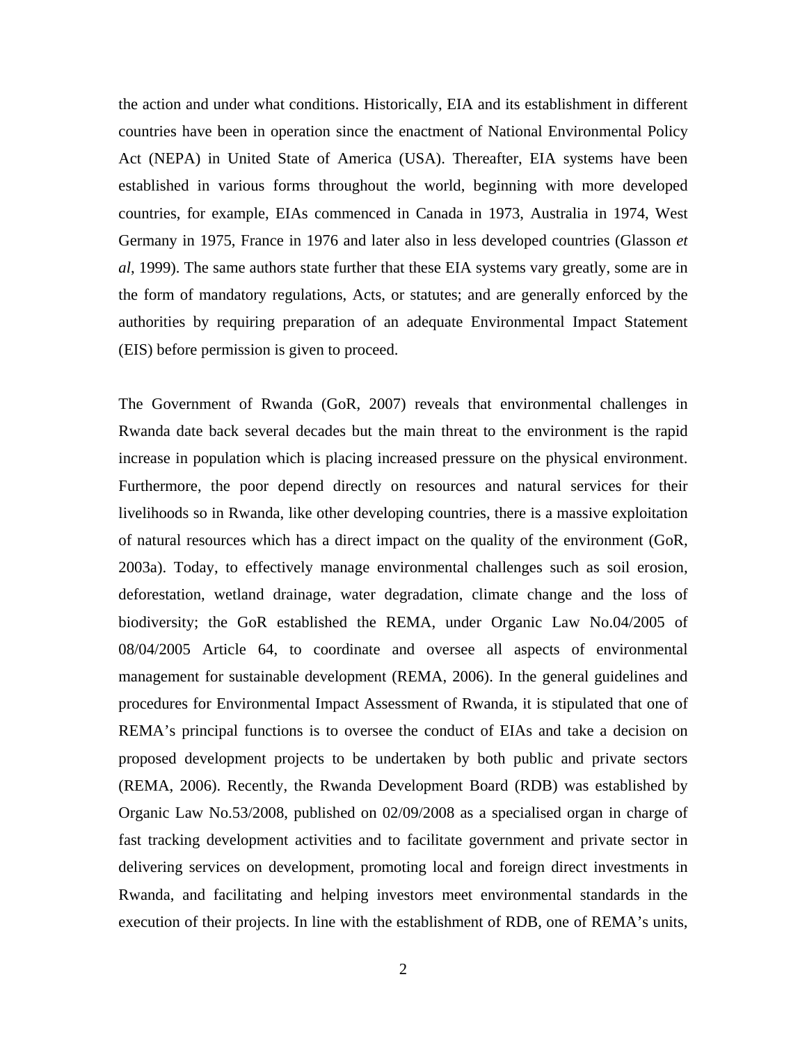the action and under what conditions. Historically, EIA and its establishment in different countries have been in operation since the enactment of National Environmental Policy Act (NEPA) in United State of America (USA). Thereafter, EIA systems have been established in various forms throughout the world, beginning with more developed countries, for example, EIAs commenced in Canada in 1973, Australia in 1974, West Germany in 1975, France in 1976 and later also in less developed countries (Glasson *et al*, 1999). The same authors state further that these EIA systems vary greatly, some are in the form of mandatory regulations, Acts, or statutes; and are generally enforced by the authorities by requiring preparation of an adequate Environmental Impact Statement (EIS) before permission is given to proceed.

The Government of Rwanda (GoR, 2007) reveals that environmental challenges in Rwanda date back several decades but the main threat to the environment is the rapid increase in population which is placing increased pressure on the physical environment. Furthermore, the poor depend directly on resources and natural services for their livelihoods so in Rwanda, like other developing countries, there is a massive exploitation of natural resources which has a direct impact on the quality of the environment (GoR, 2003a). Today, to effectively manage environmental challenges such as soil erosion, deforestation, wetland drainage, water degradation, climate change and the loss of biodiversity; the GoR established the REMA, under Organic Law No.04/2005 of 08/04/2005 Article 64, to coordinate and oversee all aspects of environmental management for sustainable development (REMA, 2006). In the general guidelines and procedures for Environmental Impact Assessment of Rwanda, it is stipulated that one of REMA's principal functions is to oversee the conduct of EIAs and take a decision on proposed development projects to be undertaken by both public and private sectors (REMA, 2006). Recently, the Rwanda Development Board (RDB) was established by Organic Law No.53/2008, published on 02/09/2008 as a specialised organ in charge of fast tracking development activities and to facilitate government and private sector in delivering services on development, promoting local and foreign direct investments in Rwanda, and facilitating and helping investors meet environmental standards in the execution of their projects. In line with the establishment of RDB, one of REMA's units,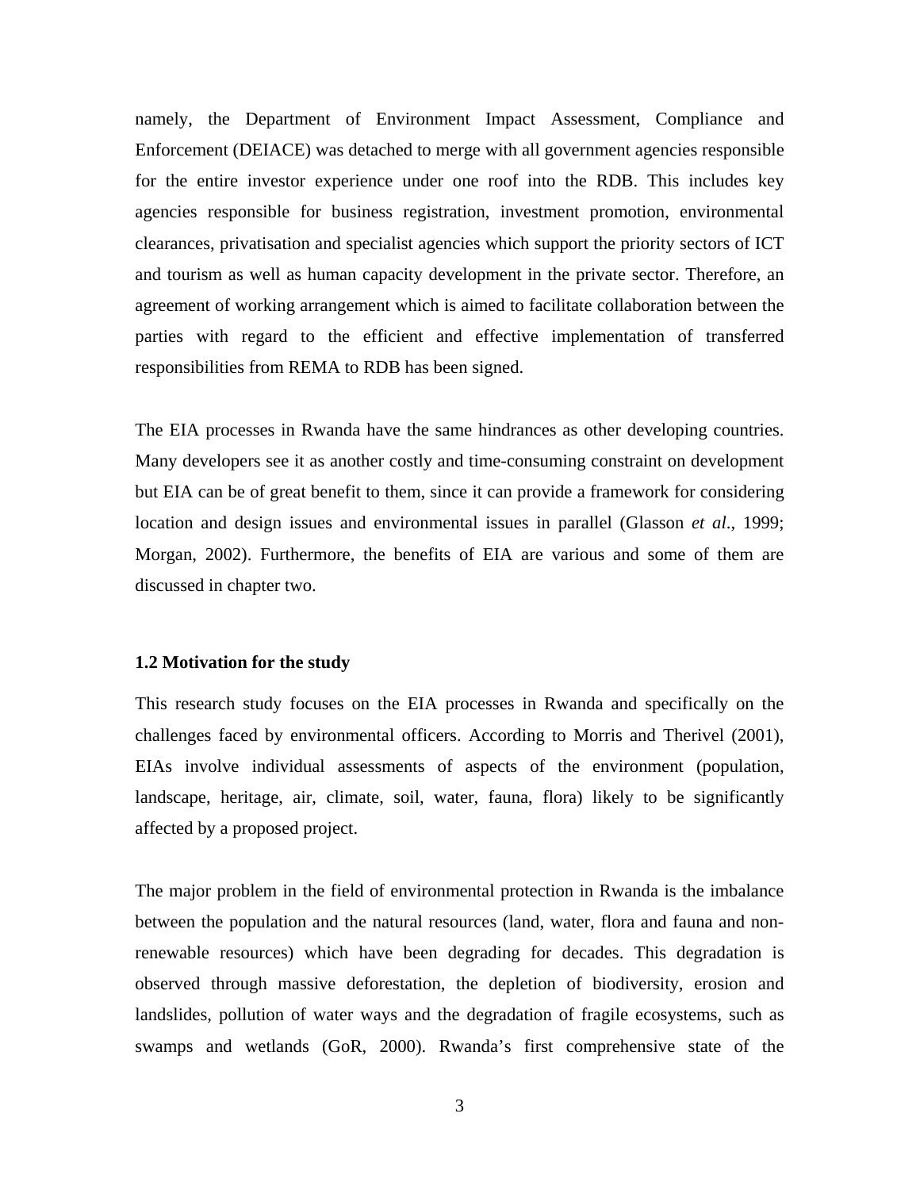namely, the Department of Environment Impact Assessment, Compliance and Enforcement (DEIACE) was detached to merge with all government agencies responsible for the entire investor experience under one roof into the RDB. This includes key agencies responsible for business registration, investment promotion, environmental clearances, privatisation and specialist agencies which support the priority sectors of ICT and tourism as well as human capacity development in the private sector. Therefore, an agreement of working arrangement which is aimed to facilitate collaboration between the parties with regard to the efficient and effective implementation of transferred responsibilities from REMA to RDB has been signed.

The EIA processes in Rwanda have the same hindrances as other developing countries. Many developers see it as another costly and time-consuming constraint on development but EIA can be of great benefit to them, since it can provide a framework for considering location and design issues and environmental issues in parallel (Glasson *et al*., 1999; Morgan, 2002). Furthermore, the benefits of EIA are various and some of them are discussed in chapter two.

### 1.2 Motivation for the study

This research study focuses on the EIA processes in Rwanda and specifically on the challenges faced by environmental officers. According to Morris and Therivel (2001), EIAs involve individual assessments of aspects of the environment (population, landscape, heritage, air, climate, soil, water, fauna, flora) likely to be significantly affected by a proposed project.

The major problem in the field of environmental protection in Rwanda is the imbalance between the population and the natural resources (land, water, flora and fauna and non-renewable resources) which have been degrading for decades. This degradation is observed through massive deforestation, the depletion of biodiversity, erosion and landslides, pollution of water ways and the degradation of fragile ecosystems, such as swamps and wetlands (GoR, 2000). Rwanda's first comprehensive state of the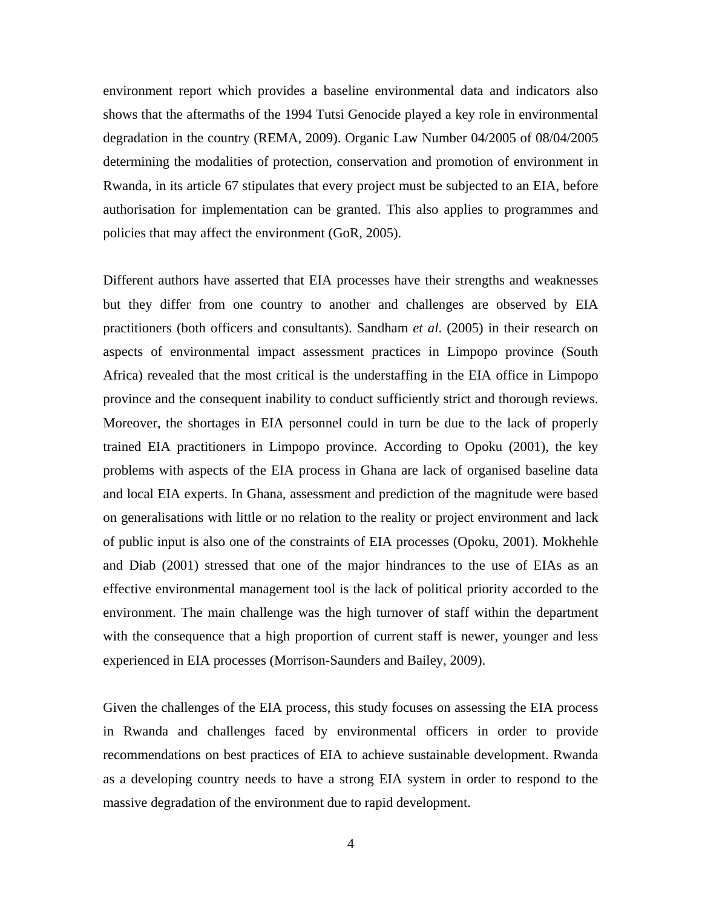environment report which provides a baseline environmental data and indicators also shows that the aftermaths of the 1994 Tutsi Genocide played a key role in environmental degradation in the country (REMA, 2009). Organic Law Number 04/2005 of 08/04/2005 determining the modalities of protection, conservation and promotion of environment in Rwanda, in its article 67 stipulates that every project must be subjected to an EIA, before authorisation for implementation can be granted. This also applies to programmes and policies that may affect the environment (GoR, 2005).

Different authors have asserted that EIA processes have their strengths and weaknesses but they differ from one country to another and challenges are observed by EIA practitioners (both officers and consultants). Sandham *et al*. (2005) in their research on aspects of environmental impact assessment practices in Limpopo province (South Africa) revealed that the most critical is the understaffing in the EIA office in Limpopo province and the consequent inability to conduct sufficiently strict and thorough reviews. Moreover, the shortages in EIA personnel could in turn be due to the lack of properly trained EIA practitioners in Limpopo province. According to Opoku (2001), the key problems with aspects of the EIA process in Ghana are lack of organised baseline data and local EIA experts. In Ghana, assessment and prediction of the magnitude were based on generalisations with little or no relation to the reality or project environment and lack of public input is also one of the constraints of EIA processes (Opoku, 2001). Mokhehle and Diab (2001) stressed that one of the major hindrances to the use of EIAs as an effective environmental management tool is the lack of political priority accorded to the environment. The main challenge was the high turnover of staff within the department with the consequence that a high proportion of current staff is newer, younger and less experienced in EIA processes (Morrison-Saunders and Bailey, 2009).

Given the challenges of the EIA process, this study focuses on assessing the EIA process in Rwanda and challenges faced by environmental officers in order to provide recommendations on best practices of EIA to achieve sustainable development. Rwanda as a developing country needs to have a strong EIA system in order to respond to the massive degradation of the environment due to rapid development.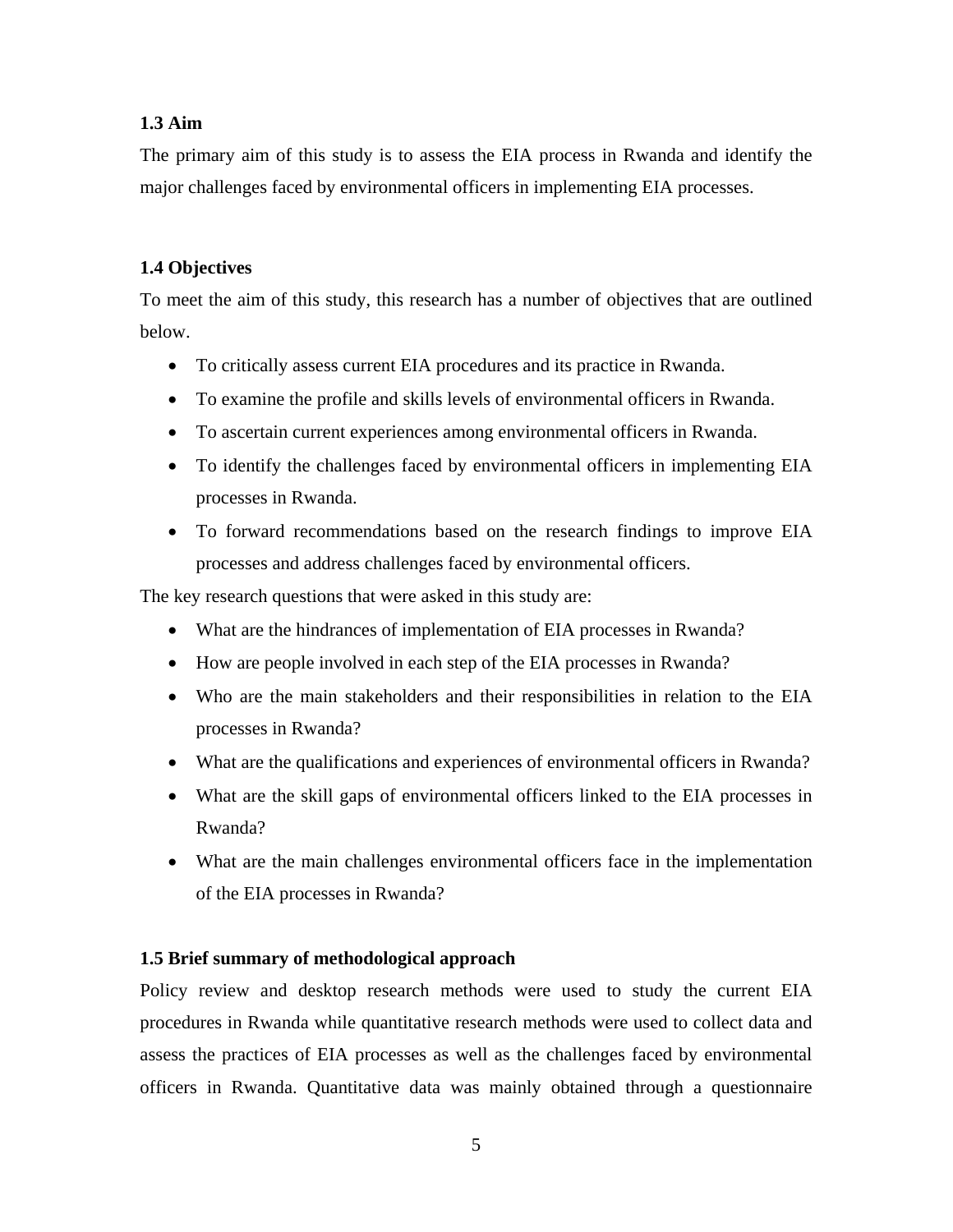### 1.3 Aim

The primary aim of this study is to assess the EIA process in Rwanda and identify the major challenges faced by environmental officers in implementing EIA processes.

### 1.4 Objectives

To meet the aim of this study, this research has a number of objectives that are outlined below.

- To critically assess current EIA procedures and its practice in Rwanda.
- To examine the profile and skills levels of environmental officers in Rwanda.
- To ascertain current experiences among environmental officers in Rwanda.
- To identify the challenges faced by environmental officers in implementing EIA processes in Rwanda.
- To forward recommendations based on the research findings to improve EIA processes and address challenges faced by environmental officers.

The key research questions that were asked in this study are:

- What are the hindrances of implementation of EIA processes in Rwanda?
- How are people involved in each step of the EIA processes in Rwanda?
- Who are the main stakeholders and their responsibilities in relation to the EIA processes in Rwanda?
- What are the qualifications and experiences of environmental officers in Rwanda?
- What are the skill gaps of environmental officers linked to the EIA processes in Rwanda?
- What are the main challenges environmental officers face in the implementation of the EIA processes in Rwanda?

### 1.5 Brief summary of methodological approach

Policy review and desktop research methods were used to study the current EIA procedures in Rwanda while quantitative research methods were used to collect data and assess the practices of EIA processes as well as the challenges faced by environmental officers in Rwanda. Quantitative data was mainly obtained through a questionnaire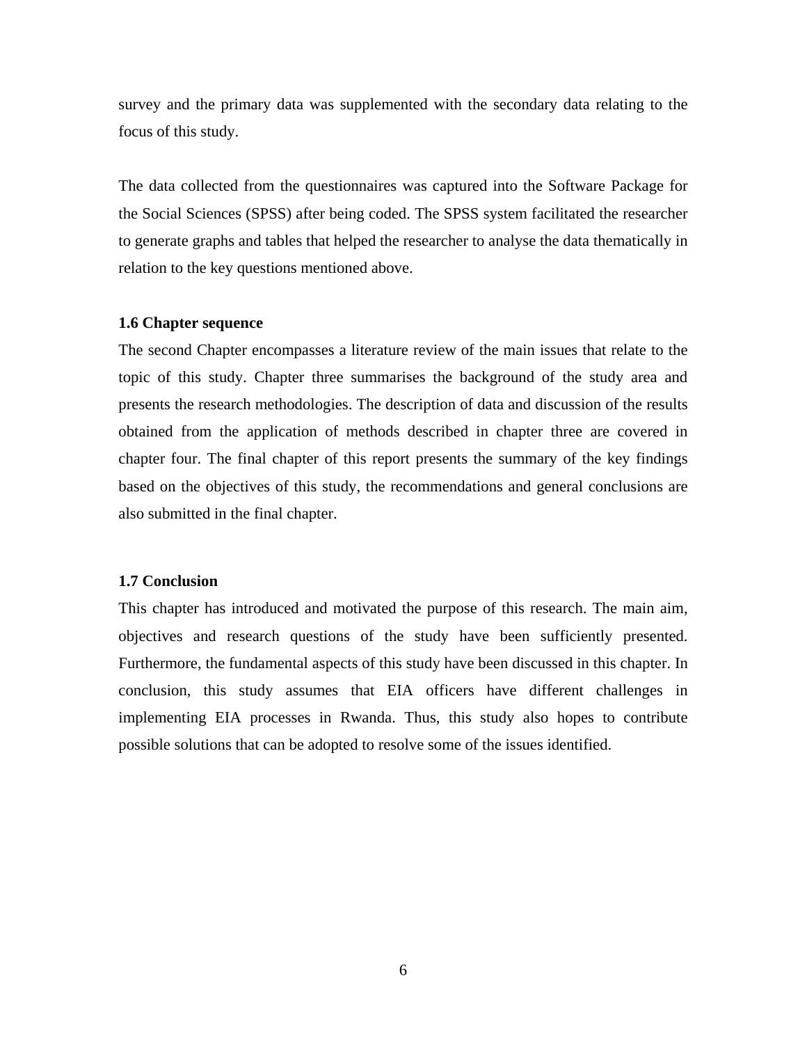survey and the primary data was supplemented with the secondary data relating to the focus of this study.

The data collected from the questionnaires was captured into the Software Package for the Social Sciences (SPSS) after being coded. The SPSS system facilitated the researcher to generate graphs and tables that helped the researcher to analyse the data thematically in relation to the key questions mentioned above.

### 1.6 Chapter sequence

The second Chapter encompasses a literature review of the main issues that relate to the topic of this study. Chapter three summarises the background of the study area and presents the research methodologies. The description of data and discussion of the results obtained from the application of methods described in chapter three are covered in chapter four. The final chapter of this report presents the summary of the key findings based on the objectives of this study, the recommendations and general conclusions are also submitted in the final chapter.

### 1.7 Conclusion

This chapter has introduced and motivated the purpose of this research. The main aim, objectives and research questions of the study have been sufficiently presented. Furthermore, the fundamental aspects of this study have been discussed in this chapter. In conclusion, this study assumes that EIA officers have different challenges in implementing EIA processes in Rwanda. Thus, this study also hopes to contribute possible solutions that can be adopted to resolve some of the issues identified.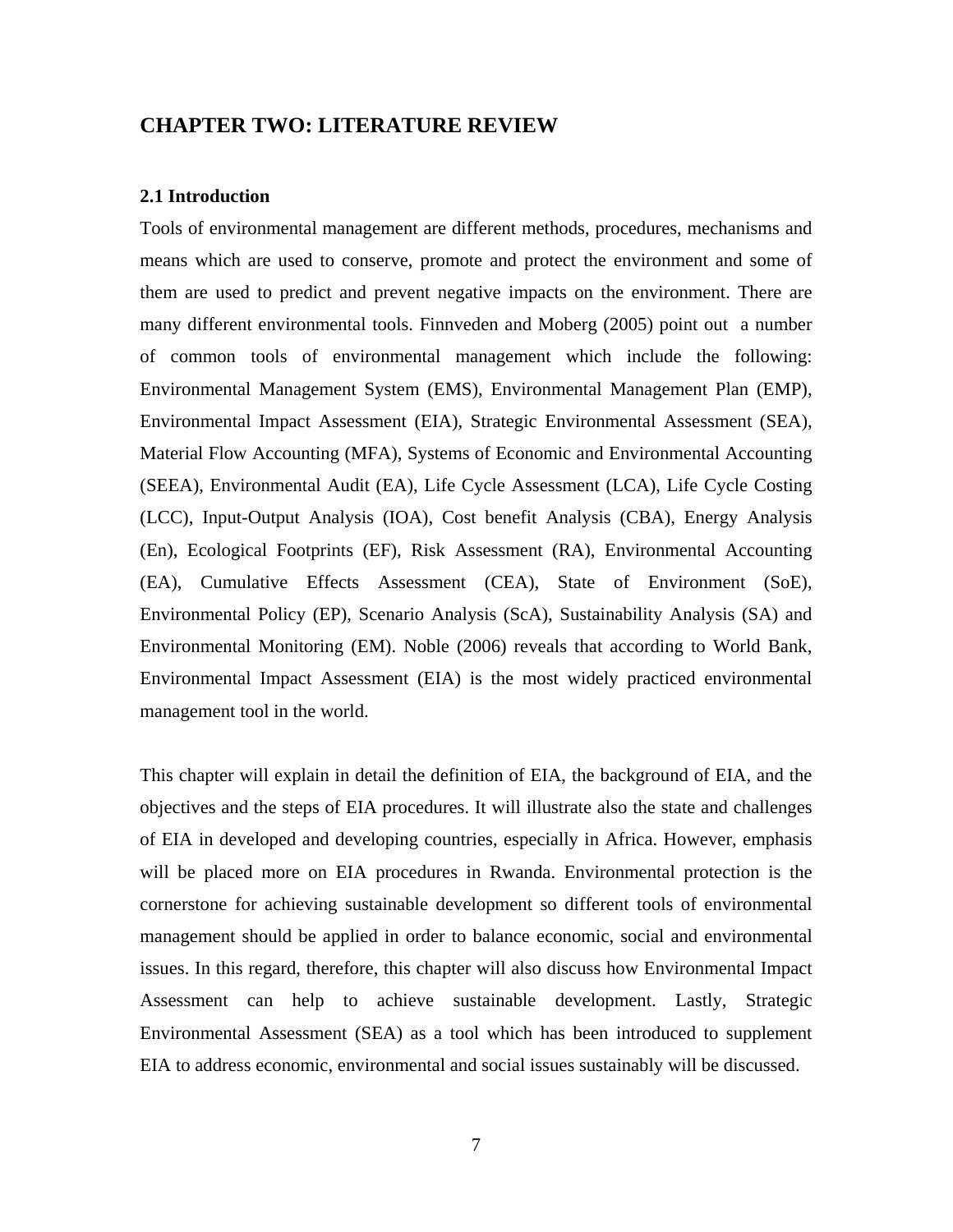## CHAPTER TWO: LITERATURE REVIEW

### 2.1 Introduction

Tools of environmental management are different methods, procedures, mechanisms and means which are used to conserve, promote and protect the environment and some of them are used to predict and prevent negative impacts on the environment. There are many different environmental tools. Finnveden and Moberg (2005) point out a number of common tools of environmental management which include the following: Environmental Management System (EMS), Environmental Management Plan (EMP), Environmental Impact Assessment (EIA), Strategic Environmental Assessment (SEA), Material Flow Accounting (MFA), Systems of Economic and Environmental Accounting (SEEA), Environmental Audit (EA), Life Cycle Assessment (LCA), Life Cycle Costing (LCC), Input-Output Analysis (IOA), Cost benefit Analysis (CBA), Energy Analysis (En), Ecological Footprints (EF), Risk Assessment (RA), Environmental Accounting (EA), Cumulative Effects Assessment (CEA), State of Environment (SoE), Environmental Policy (EP), Scenario Analysis (ScA), Sustainability Analysis (SA) and Environmental Monitoring (EM). Noble (2006) reveals that according to World Bank, Environmental Impact Assessment (EIA) is the most widely practiced environmental management tool in the world.

This chapter will explain in detail the definition of EIA, the background of EIA, and the objectives and the steps of EIA procedures. It will illustrate also the state and challenges of EIA in developed and developing countries, especially in Africa. However, emphasis will be placed more on EIA procedures in Rwanda. Environmental protection is the cornerstone for achieving sustainable development so different tools of environmental management should be applied in order to balance economic, social and environmental issues. In this regard, therefore, this chapter will also discuss how Environmental Impact Assessment can help to achieve sustainable development. Lastly, Strategic Environmental Assessment (SEA) as a tool which has been introduced to supplement EIA to address economic, environmental and social issues sustainably will be discussed.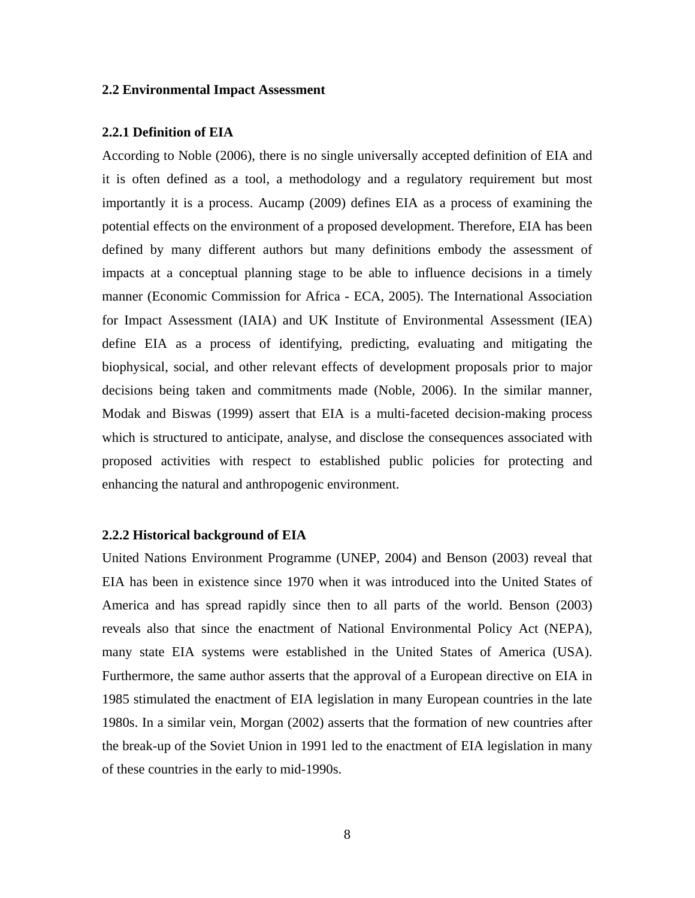## 2.2 Environmental Impact Assessment

### 2.2.1 Definition of EIA

According to Noble (2006), there is no single universally accepted definition of EIA and it is often defined as a tool, a methodology and a regulatory requirement but most importantly it is a process. Aucamp (2009) defines EIA as a process of examining the potential effects on the environment of a proposed development. Therefore, EIA has been defined by many different authors but many definitions embody the assessment of impacts at a conceptual planning stage to be able to influence decisions in a timely manner (Economic Commission for Africa - ECA, 2005). The International Association for Impact Assessment (IAIA) and UK Institute of Environmental Assessment (IEA) define EIA as a process of identifying, predicting, evaluating and mitigating the biophysical, social, and other relevant effects of development proposals prior to major decisions being taken and commitments made (Noble, 2006). In the similar manner, Modak and Biswas (1999) assert that EIA is a multi-faceted decision-making process which is structured to anticipate, analyse, and disclose the consequences associated with proposed activities with respect to established public policies for protecting and enhancing the natural and anthropogenic environment.

### 2.2.2 Historical background of EIA

United Nations Environment Programme (UNEP, 2004) and Benson (2003) reveal that EIA has been in existence since 1970 when it was introduced into the United States of America and has spread rapidly since then to all parts of the world. Benson (2003) reveals also that since the enactment of National Environmental Policy Act (NEPA), many state EIA systems were established in the United States of America (USA). Furthermore, the same author asserts that the approval of a European directive on EIA in 1985 stimulated the enactment of EIA legislation in many European countries in the late 1980s. In a similar vein, Morgan (2002) asserts that the formation of new countries after the break-up of the Soviet Union in 1991 led to the enactment of EIA legislation in many of these countries in the early to mid-1990s.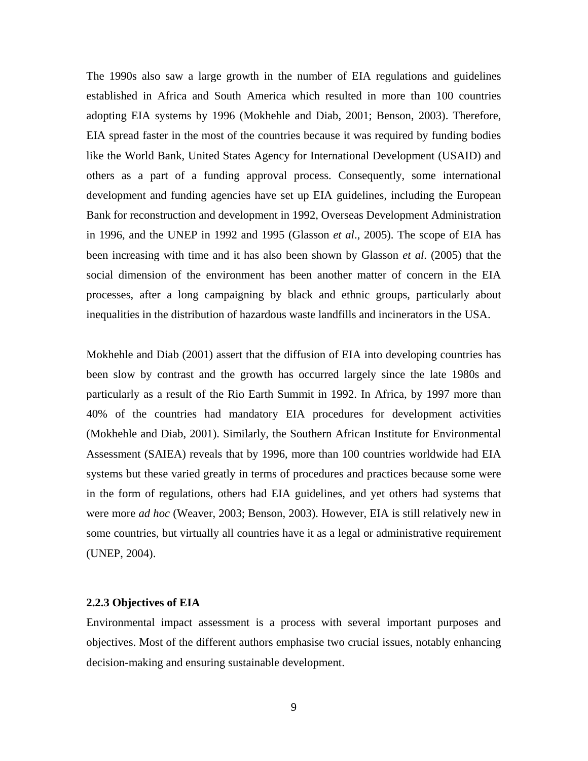The 1990s also saw a large growth in the number of EIA regulations and guidelines established in Africa and South America which resulted in more than 100 countries adopting EIA systems by 1996 (Mokhehle and Diab, 2001; Benson, 2003). Therefore, EIA spread faster in the most of the countries because it was required by funding bodies like the World Bank, United States Agency for International Development (USAID) and others as a part of a funding approval process. Consequently, some international development and funding agencies have set up EIA guidelines, including the European Bank for reconstruction and development in 1992, Overseas Development Administration in 1996, and the UNEP in 1992 and 1995 (Glasson *et al*., 2005). The scope of EIA has been increasing with time and it has also been shown by Glasson *et al*. (2005) that the social dimension of the environment has been another matter of concern in the EIA processes, after a long campaigning by black and ethnic groups, particularly about inequalities in the distribution of hazardous waste landfills and incinerators in the USA.

Mokhehle and Diab (2001) assert that the diffusion of EIA into developing countries has been slow by contrast and the growth has occurred largely since the late 1980s and particularly as a result of the Rio Earth Summit in 1992. In Africa, by 1997 more than 40% of the countries had mandatory EIA procedures for development activities (Mokhehle and Diab, 2001). Similarly, the Southern African Institute for Environmental Assessment (SAIEA) reveals that by 1996, more than 100 countries worldwide had EIA systems but these varied greatly in terms of procedures and practices because some were in the form of regulations, others had EIA guidelines, and yet others had systems that were more *ad hoc* (Weaver, 2003; Benson, 2003). However, EIA is still relatively new in some countries, but virtually all countries have it as a legal or administrative requirement (UNEP, 2004).

### 2.2.3 Objectives of EIA

Environmental impact assessment is a process with several important purposes and objectives. Most of the different authors emphasise two crucial issues, notably enhancing decision-making and ensuring sustainable development.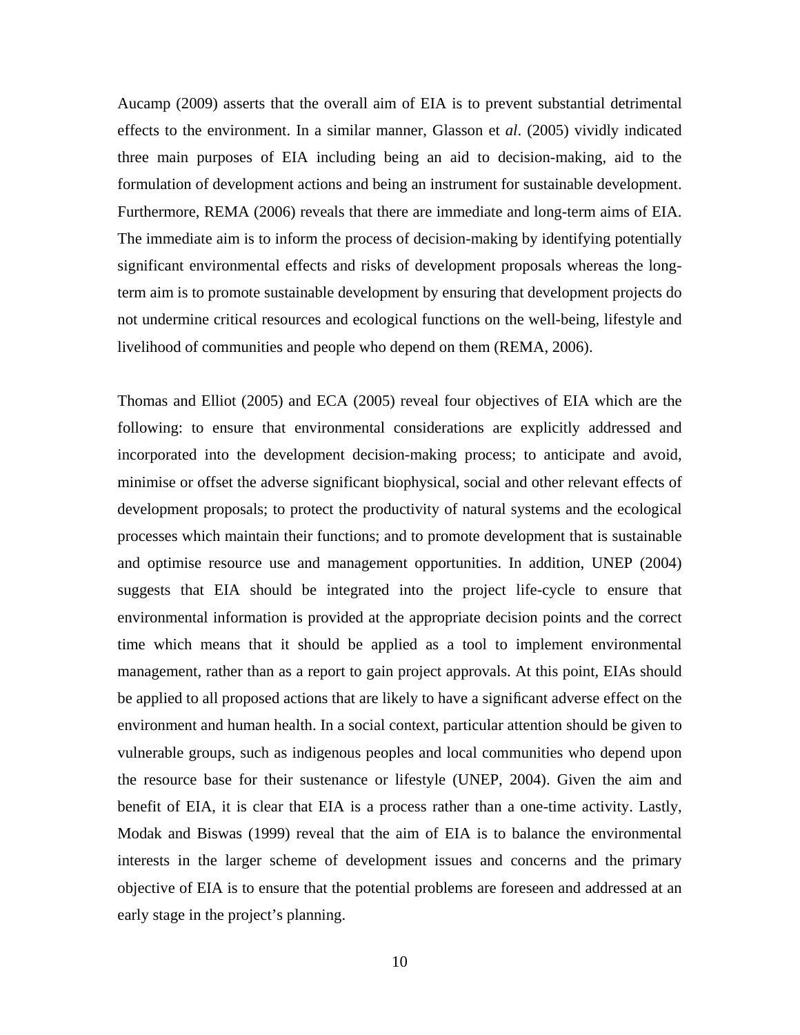Aucamp (2009) asserts that the overall aim of EIA is to prevent substantial detrimental effects to the environment. In a similar manner, Glasson et *al*. (2005) vividly indicated three main purposes of EIA including being an aid to decision-making, aid to the formulation of development actions and being an instrument for sustainable development. Furthermore, REMA (2006) reveals that there are immediate and long-term aims of EIA. The immediate aim is to inform the process of decision-making by identifying potentially significant environmental effects and risks of development proposals whereas the long-term aim is to promote sustainable development by ensuring that development projects do not undermine critical resources and ecological functions on the well-being, lifestyle and livelihood of communities and people who depend on them (REMA, 2006).

Thomas and Elliot (2005) and ECA (2005) reveal four objectives of EIA which are the following: to ensure that environmental considerations are explicitly addressed and incorporated into the development decision-making process; to anticipate and avoid, minimise or offset the adverse significant biophysical, social and other relevant effects of development proposals; to protect the productivity of natural systems and the ecological processes which maintain their functions; and to promote development that is sustainable and optimise resource use and management opportunities. In addition, UNEP (2004) suggests that EIA should be integrated into the project life-cycle to ensure that environmental information is provided at the appropriate decision points and the correct time which means that it should be applied as a tool to implement environmental management, rather than as a report to gain project approvals. At this point, EIAs should be applied to all proposed actions that are likely to have a significant adverse effect on the environment and human health. In a social context, particular attention should be given to vulnerable groups, such as indigenous peoples and local communities who depend upon the resource base for their sustenance or lifestyle (UNEP, 2004). Given the aim and benefit of EIA, it is clear that EIA is a process rather than a one-time activity. Lastly, Modak and Biswas (1999) reveal that the aim of EIA is to balance the environmental interests in the larger scheme of development issues and concerns and the primary objective of EIA is to ensure that the potential problems are foreseen and addressed at an early stage in the project's planning.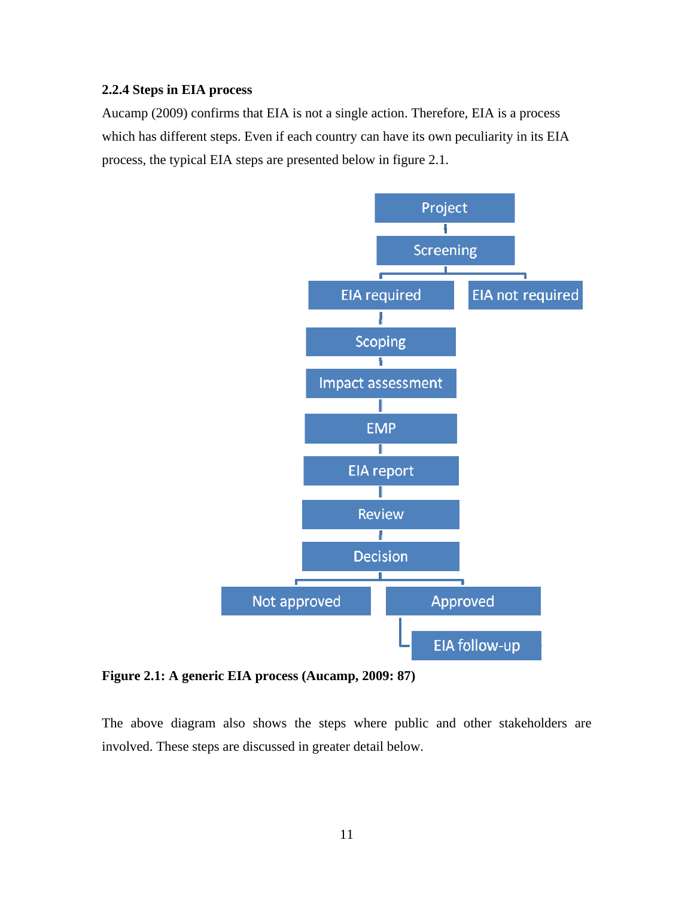### 2.2.4 Steps in EIA process

Aucamp (2009) confirms that EIA is not a single action. Therefore, EIA is a process which has different steps. Even if each country can have its own peculiarity in its EIA process, the typical EIA steps are presented below in figure 2.1.

Project

Screening

EIA required | EIA not required

Scoping

Impact assessment

EMP

EIA report

Review

Decision

Not approved | Approved

EIA follow-up

**Figure 2.1: A generic EIA process (Aucamp, 2009: 87)**

The above diagram also shows the steps where public and other stakeholders are involved. These steps are discussed in greater detail below.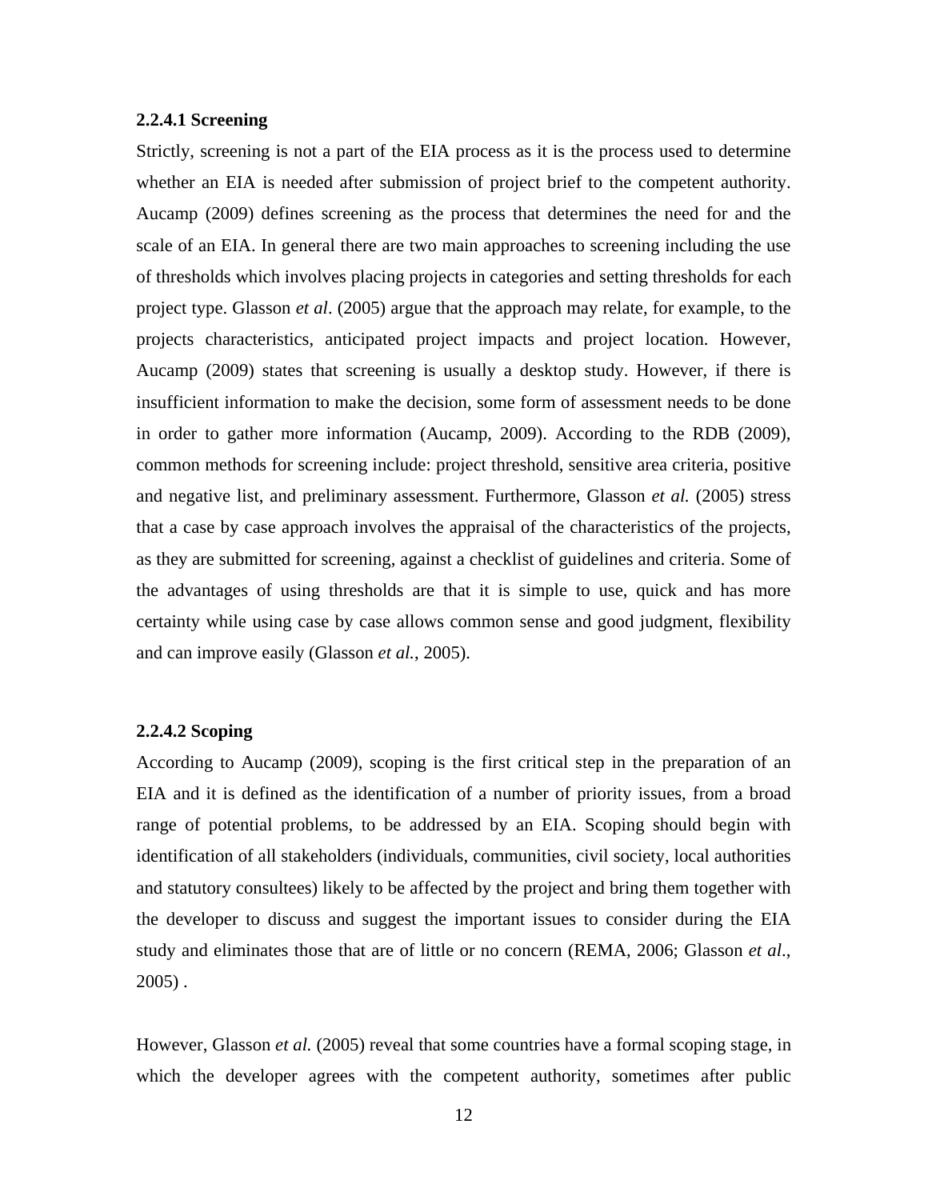#### 2.2.4.1 Screening

Strictly, screening is not a part of the EIA process as it is the process used to determine whether an EIA is needed after submission of project brief to the competent authority. Aucamp (2009) defines screening as the process that determines the need for and the scale of an EIA. In general there are two main approaches to screening including the use of thresholds which involves placing projects in categories and setting thresholds for each project type. Glasson *et al*. (2005) argue that the approach may relate, for example, to the projects characteristics, anticipated project impacts and project location. However, Aucamp (2009) states that screening is usually a desktop study. However, if there is insufficient information to make the decision, some form of assessment needs to be done in order to gather more information (Aucamp, 2009). According to the RDB (2009), common methods for screening include: project threshold, sensitive area criteria, positive and negative list, and preliminary assessment. Furthermore, Glasson *et al.* (2005) stress that a case by case approach involves the appraisal of the characteristics of the projects, as they are submitted for screening, against a checklist of guidelines and criteria. Some of the advantages of using thresholds are that it is simple to use, quick and has more certainty while using case by case allows common sense and good judgment, flexibility and can improve easily (Glasson *et al.*, 2005).

#### 2.2.4.2 Scoping

According to Aucamp (2009), scoping is the first critical step in the preparation of an EIA and it is defined as the identification of a number of priority issues, from a broad range of potential problems, to be addressed by an EIA. Scoping should begin with identification of all stakeholders (individuals, communities, civil society, local authorities and statutory consultees) likely to be affected by the project and bring them together with the developer to discuss and suggest the important issues to consider during the EIA study and eliminates those that are of little or no concern (REMA, 2006; Glasson *et al*., 2005) .

However, Glasson *et al.* (2005) reveal that some countries have a formal scoping stage, in which the developer agrees with the competent authority, sometimes after public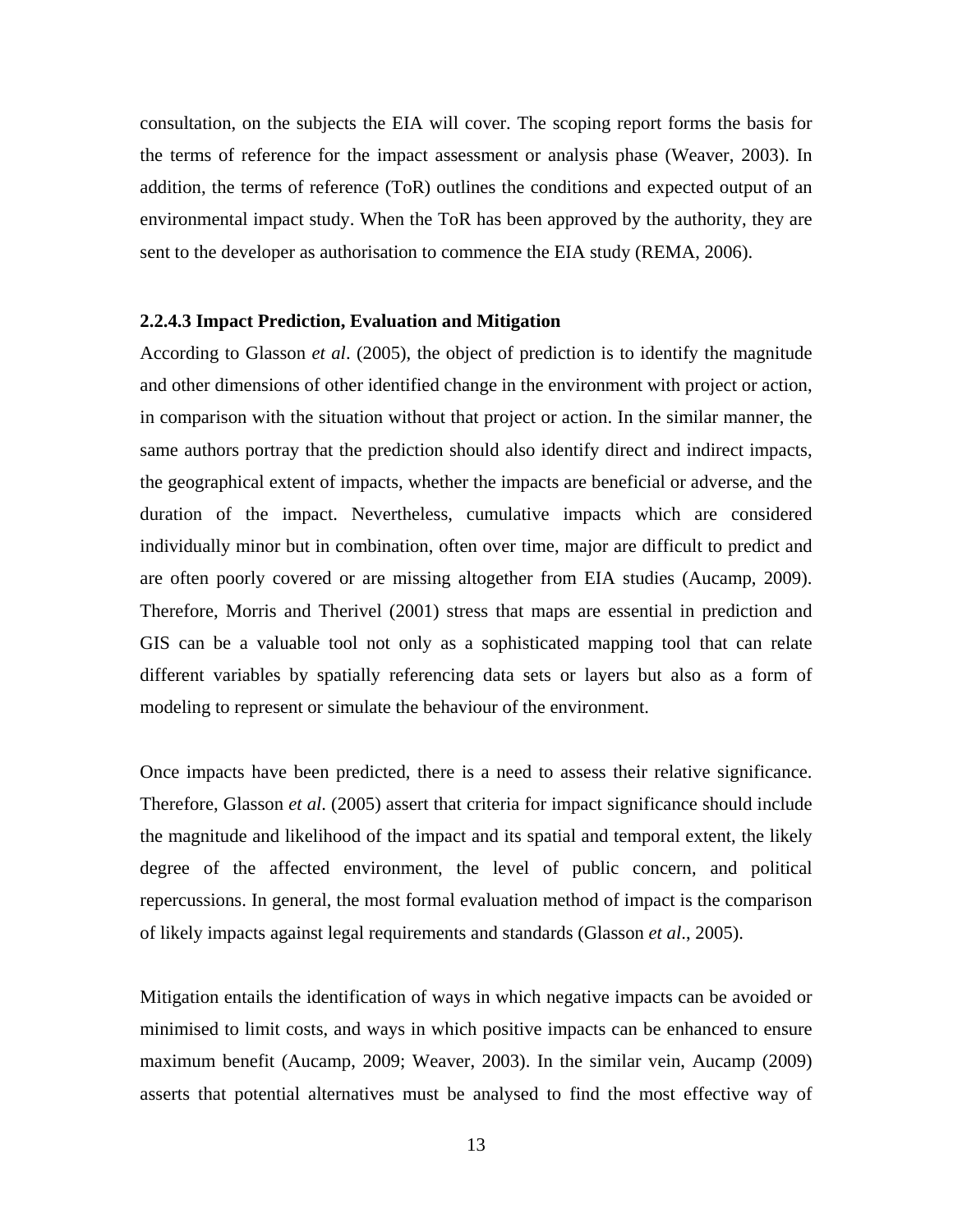consultation, on the subjects the EIA will cover. The scoping report forms the basis for the terms of reference for the impact assessment or analysis phase (Weaver, 2003). In addition, the terms of reference (ToR) outlines the conditions and expected output of an environmental impact study. When the ToR has been approved by the authority, they are sent to the developer as authorisation to commence the EIA study (REMA, 2006).

#### 2.2.4.3 Impact Prediction, Evaluation and Mitigation

According to Glasson *et al*. (2005), the object of prediction is to identify the magnitude and other dimensions of other identified change in the environment with project or action, in comparison with the situation without that project or action. In the similar manner, the same authors portray that the prediction should also identify direct and indirect impacts, the geographical extent of impacts, whether the impacts are beneficial or adverse, and the duration of the impact. Nevertheless, cumulative impacts which are considered individually minor but in combination, often over time, major are difficult to predict and are often poorly covered or are missing altogether from EIA studies (Aucamp, 2009). Therefore, Morris and Therivel (2001) stress that maps are essential in prediction and GIS can be a valuable tool not only as a sophisticated mapping tool that can relate different variables by spatially referencing data sets or layers but also as a form of modeling to represent or simulate the behaviour of the environment.

Once impacts have been predicted, there is a need to assess their relative significance. Therefore, Glasson *et al*. (2005) assert that criteria for impact significance should include the magnitude and likelihood of the impact and its spatial and temporal extent, the likely degree of the affected environment, the level of public concern, and political repercussions. In general, the most formal evaluation method of impact is the comparison of likely impacts against legal requirements and standards (Glasson *et al*., 2005).

Mitigation entails the identification of ways in which negative impacts can be avoided or minimised to limit costs, and ways in which positive impacts can be enhanced to ensure maximum benefit (Aucamp, 2009; Weaver, 2003). In the similar vein, Aucamp (2009) asserts that potential alternatives must be analysed to find the most effective way of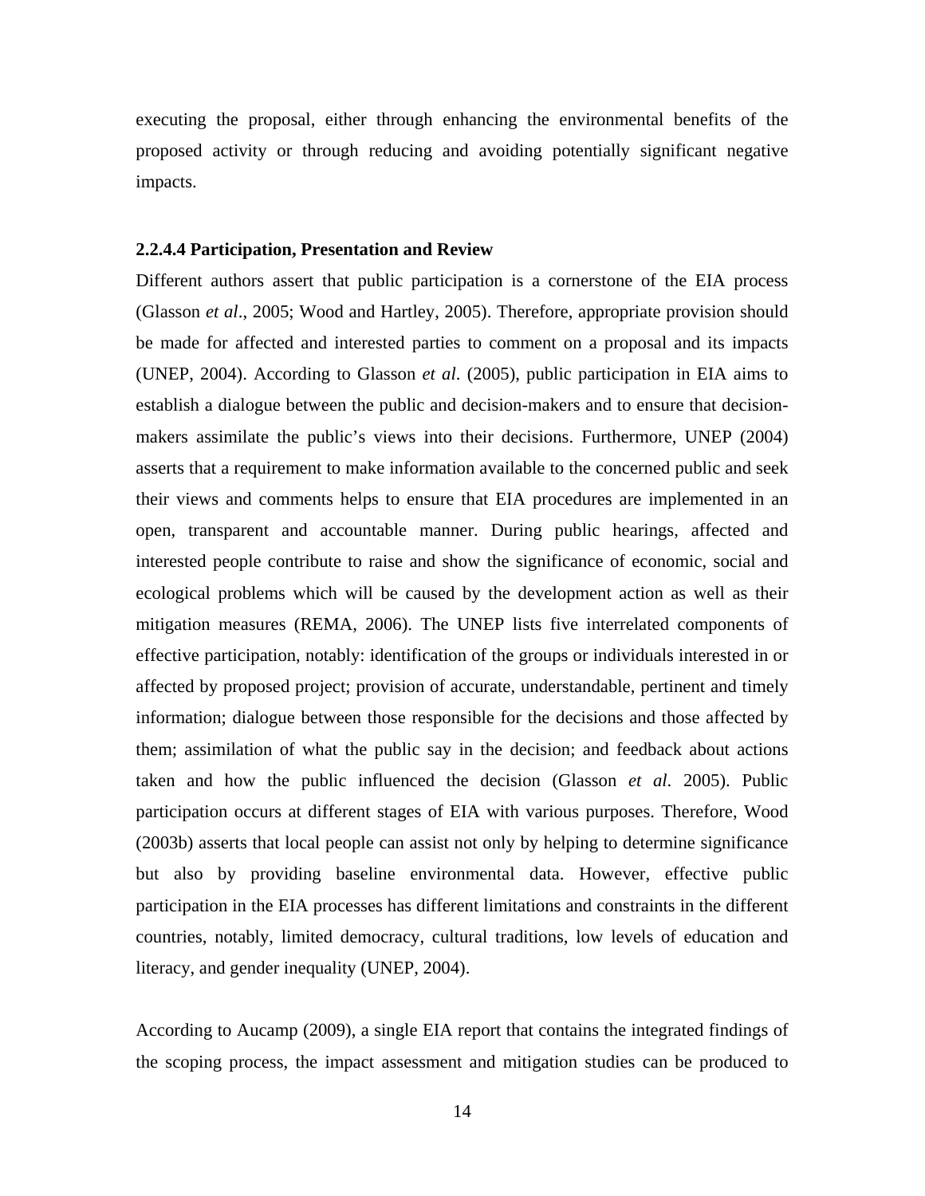executing the proposal, either through enhancing the environmental benefits of the proposed activity or through reducing and avoiding potentially significant negative impacts.

#### 2.2.4.4 Participation, Presentation and Review

Different authors assert that public participation is a cornerstone of the EIA process (Glasson *et al*., 2005; Wood and Hartley, 2005). Therefore, appropriate provision should be made for affected and interested parties to comment on a proposal and its impacts (UNEP, 2004). According to Glasson *et al*. (2005), public participation in EIA aims to establish a dialogue between the public and decision-makers and to ensure that decision-makers assimilate the public's views into their decisions. Furthermore, UNEP (2004) asserts that a requirement to make information available to the concerned public and seek their views and comments helps to ensure that EIA procedures are implemented in an open, transparent and accountable manner. During public hearings, affected and interested people contribute to raise and show the significance of economic, social and ecological problems which will be caused by the development action as well as their mitigation measures (REMA, 2006). The UNEP lists five interrelated components of effective participation, notably: identification of the groups or individuals interested in or affected by proposed project; provision of accurate, understandable, pertinent and timely information; dialogue between those responsible for the decisions and those affected by them; assimilation of what the public say in the decision; and feedback about actions taken and how the public influenced the decision (Glasson *et al*. 2005). Public participation occurs at different stages of EIA with various purposes. Therefore, Wood (2003b) asserts that local people can assist not only by helping to determine significance but also by providing baseline environmental data. However, effective public participation in the EIA processes has different limitations and constraints in the different countries, notably, limited democracy, cultural traditions, low levels of education and literacy, and gender inequality (UNEP, 2004).

According to Aucamp (2009), a single EIA report that contains the integrated findings of the scoping process, the impact assessment and mitigation studies can be produced to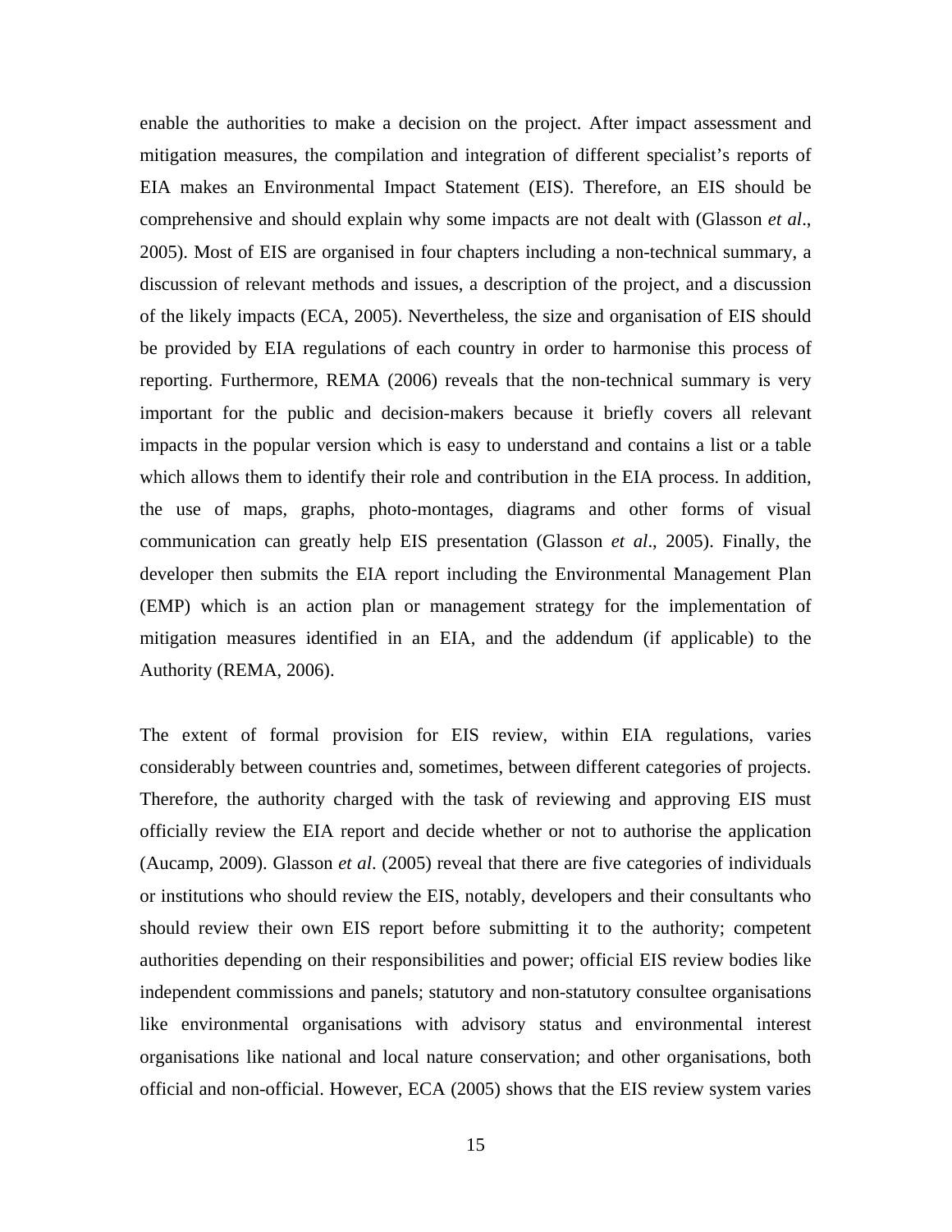enable the authorities to make a decision on the project. After impact assessment and mitigation measures, the compilation and integration of different specialist's reports of EIA makes an Environmental Impact Statement (EIS). Therefore, an EIS should be comprehensive and should explain why some impacts are not dealt with (Glasson *et al*., 2005). Most of EIS are organised in four chapters including a non-technical summary, a discussion of relevant methods and issues, a description of the project, and a discussion of the likely impacts (ECA, 2005). Nevertheless, the size and organisation of EIS should be provided by EIA regulations of each country in order to harmonise this process of reporting. Furthermore, REMA (2006) reveals that the non-technical summary is very important for the public and decision-makers because it briefly covers all relevant impacts in the popular version which is easy to understand and contains a list or a table which allows them to identify their role and contribution in the EIA process. In addition, the use of maps, graphs, photo-montages, diagrams and other forms of visual communication can greatly help EIS presentation (Glasson *et al*., 2005). Finally, the developer then submits the EIA report including the Environmental Management Plan (EMP) which is an action plan or management strategy for the implementation of mitigation measures identified in an EIA, and the addendum (if applicable) to the Authority (REMA, 2006).

The extent of formal provision for EIS review, within EIA regulations, varies considerably between countries and, sometimes, between different categories of projects. Therefore, the authority charged with the task of reviewing and approving EIS must officially review the EIA report and decide whether or not to authorise the application (Aucamp, 2009). Glasson *et al*. (2005) reveal that there are five categories of individuals or institutions who should review the EIS, notably, developers and their consultants who should review their own EIS report before submitting it to the authority; competent authorities depending on their responsibilities and power; official EIS review bodies like independent commissions and panels; statutory and non-statutory consultee organisations like environmental organisations with advisory status and environmental interest organisations like national and local nature conservation; and other organisations, both official and non-official. However, ECA (2005) shows that the EIS review system varies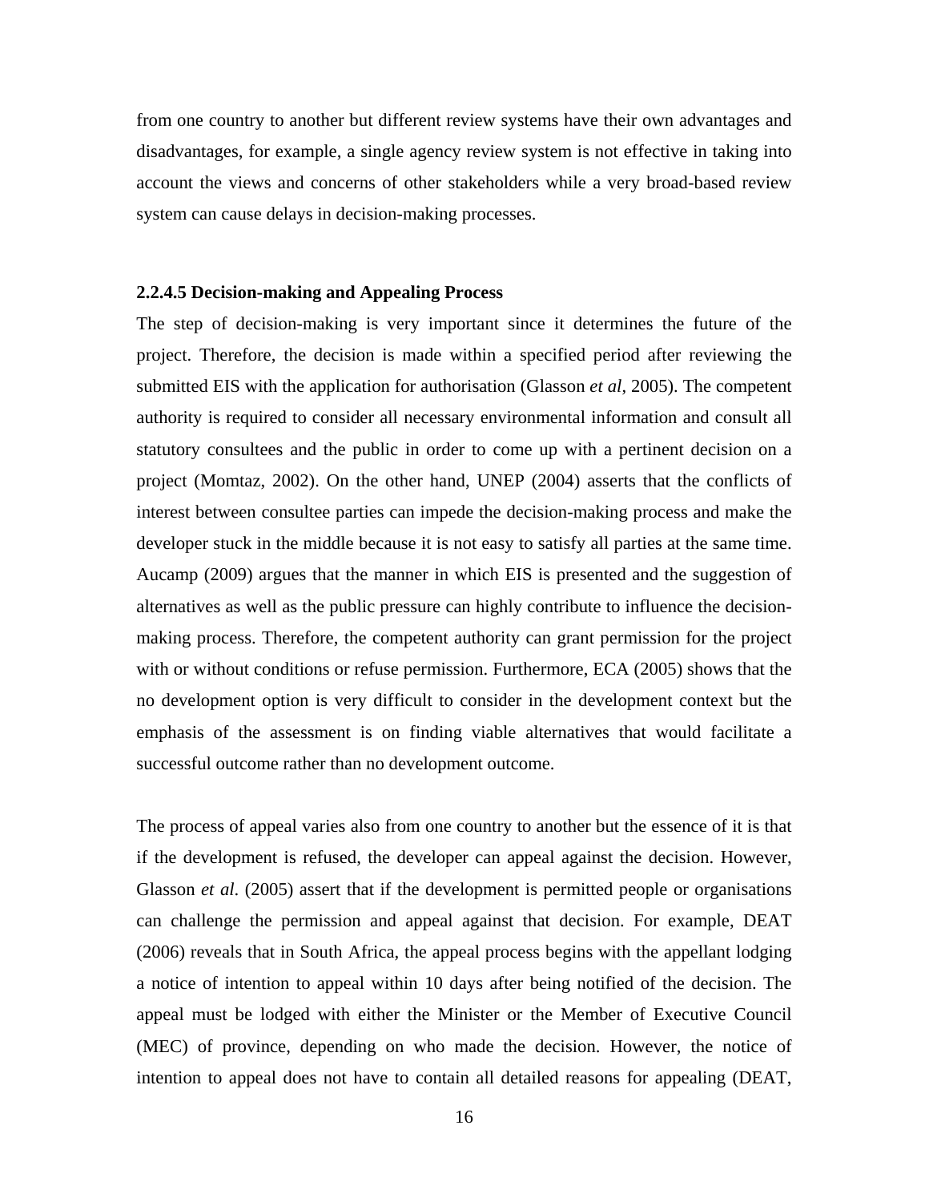from one country to another but different review systems have their own advantages and disadvantages, for example, a single agency review system is not effective in taking into account the views and concerns of other stakeholders while a very broad-based review system can cause delays in decision-making processes.

#### 2.2.4.5 Decision-making and Appealing Process

The step of decision-making is very important since it determines the future of the project. Therefore, the decision is made within a specified period after reviewing the submitted EIS with the application for authorisation (Glasson *et al*, 2005). The competent authority is required to consider all necessary environmental information and consult all statutory consultees and the public in order to come up with a pertinent decision on a project (Momtaz, 2002). On the other hand, UNEP (2004) asserts that the conflicts of interest between consultee parties can impede the decision-making process and make the developer stuck in the middle because it is not easy to satisfy all parties at the same time. Aucamp (2009) argues that the manner in which EIS is presented and the suggestion of alternatives as well as the public pressure can highly contribute to influence the decision-making process. Therefore, the competent authority can grant permission for the project with or without conditions or refuse permission. Furthermore, ECA (2005) shows that the no development option is very difficult to consider in the development context but the emphasis of the assessment is on finding viable alternatives that would facilitate a successful outcome rather than no development outcome.

The process of appeal varies also from one country to another but the essence of it is that if the development is refused, the developer can appeal against the decision. However, Glasson *et al*. (2005) assert that if the development is permitted people or organisations can challenge the permission and appeal against that decision. For example, DEAT (2006) reveals that in South Africa, the appeal process begins with the appellant lodging a notice of intention to appeal within 10 days after being notified of the decision. The appeal must be lodged with either the Minister or the Member of Executive Council (MEC) of province, depending on who made the decision. However, the notice of intention to appeal does not have to contain all detailed reasons for appealing (DEAT,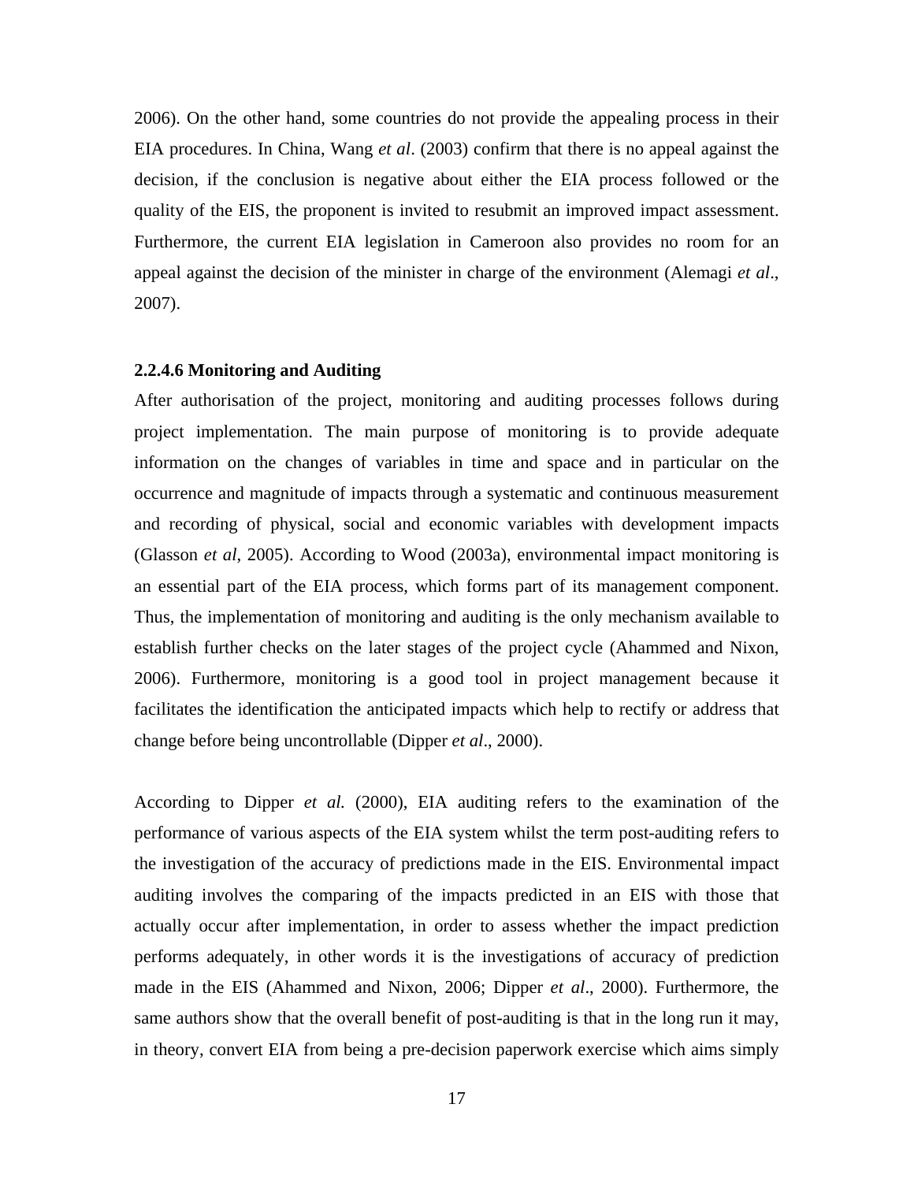2006). On the other hand, some countries do not provide the appealing process in their EIA procedures. In China, Wang *et al*. (2003) confirm that there is no appeal against the decision, if the conclusion is negative about either the EIA process followed or the quality of the EIS, the proponent is invited to resubmit an improved impact assessment. Furthermore, the current EIA legislation in Cameroon also provides no room for an appeal against the decision of the minister in charge of the environment (Alemagi *et al*., 2007).

#### 2.2.4.6 Monitoring and Auditing

After authorisation of the project, monitoring and auditing processes follows during project implementation. The main purpose of monitoring is to provide adequate information on the changes of variables in time and space and in particular on the occurrence and magnitude of impacts through a systematic and continuous measurement and recording of physical, social and economic variables with development impacts (Glasson *et al*, 2005). According to Wood (2003a), environmental impact monitoring is an essential part of the EIA process, which forms part of its management component. Thus, the implementation of monitoring and auditing is the only mechanism available to establish further checks on the later stages of the project cycle (Ahammed and Nixon, 2006). Furthermore, monitoring is a good tool in project management because it facilitates the identification the anticipated impacts which help to rectify or address that change before being uncontrollable (Dipper *et al*., 2000).

According to Dipper *et al.* (2000), EIA auditing refers to the examination of the performance of various aspects of the EIA system whilst the term post-auditing refers to the investigation of the accuracy of predictions made in the EIS. Environmental impact auditing involves the comparing of the impacts predicted in an EIS with those that actually occur after implementation, in order to assess whether the impact prediction performs adequately, in other words it is the investigations of accuracy of prediction made in the EIS (Ahammed and Nixon, 2006; Dipper *et al*., 2000). Furthermore, the same authors show that the overall benefit of post-auditing is that in the long run it may, in theory, convert EIA from being a pre-decision paperwork exercise which aims simply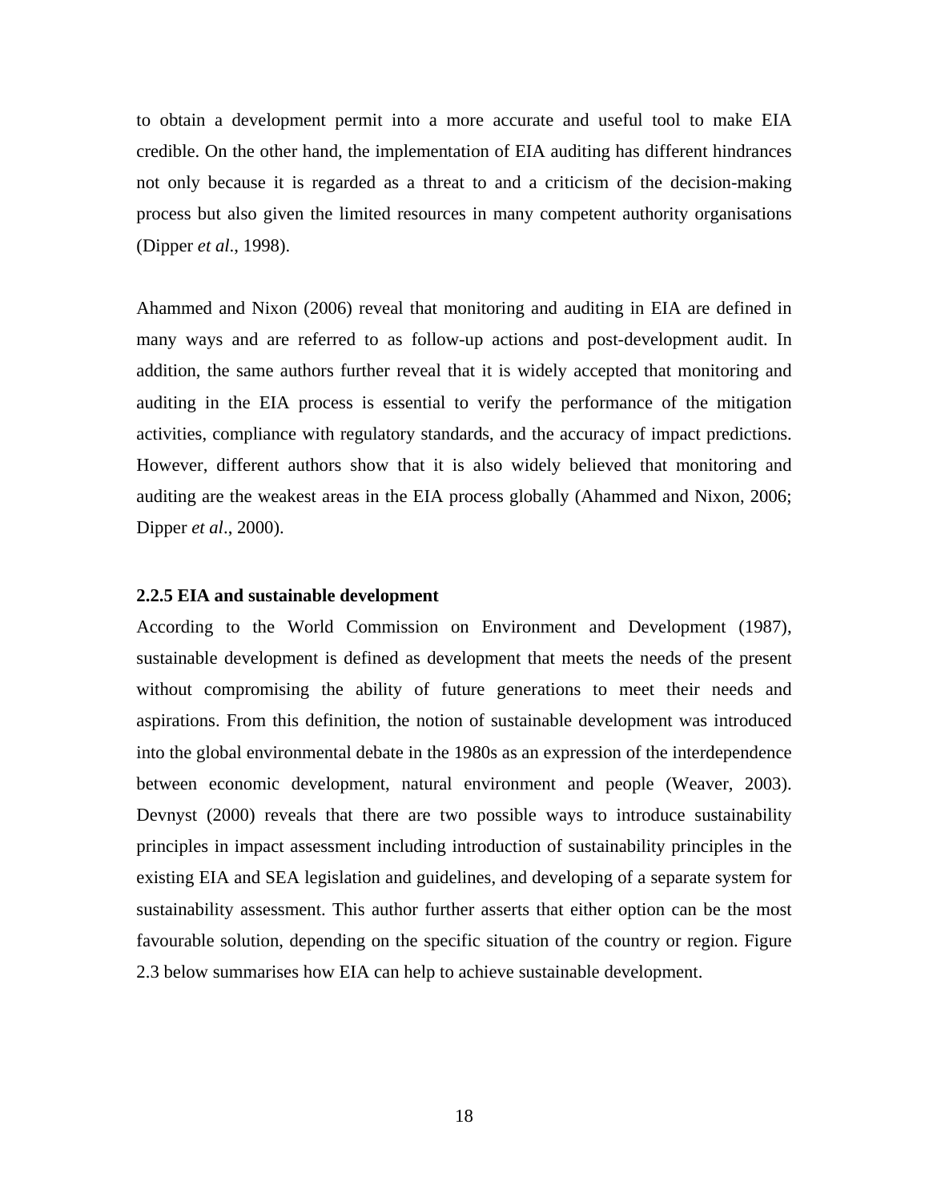to obtain a development permit into a more accurate and useful tool to make EIA credible. On the other hand, the implementation of EIA auditing has different hindrances not only because it is regarded as a threat to and a criticism of the decision-making process but also given the limited resources in many competent authority organisations (Dipper *et al*., 1998).

Ahammed and Nixon (2006) reveal that monitoring and auditing in EIA are defined in many ways and are referred to as follow-up actions and post-development audit. In addition, the same authors further reveal that it is widely accepted that monitoring and auditing in the EIA process is essential to verify the performance of the mitigation activities, compliance with regulatory standards, and the accuracy of impact predictions. However, different authors show that it is also widely believed that monitoring and auditing are the weakest areas in the EIA process globally (Ahammed and Nixon, 2006; Dipper *et al*., 2000).

### 2.2.5 EIA and sustainable development

According to the World Commission on Environment and Development (1987), sustainable development is defined as development that meets the needs of the present without compromising the ability of future generations to meet their needs and aspirations. From this definition, the notion of sustainable development was introduced into the global environmental debate in the 1980s as an expression of the interdependence between economic development, natural environment and people (Weaver, 2003). Devnyst (2000) reveals that there are two possible ways to introduce sustainability principles in impact assessment including introduction of sustainability principles in the existing EIA and SEA legislation and guidelines, and developing of a separate system for sustainability assessment. This author further asserts that either option can be the most favourable solution, depending on the specific situation of the country or region. Figure 2.3 below summarises how EIA can help to achieve sustainable development.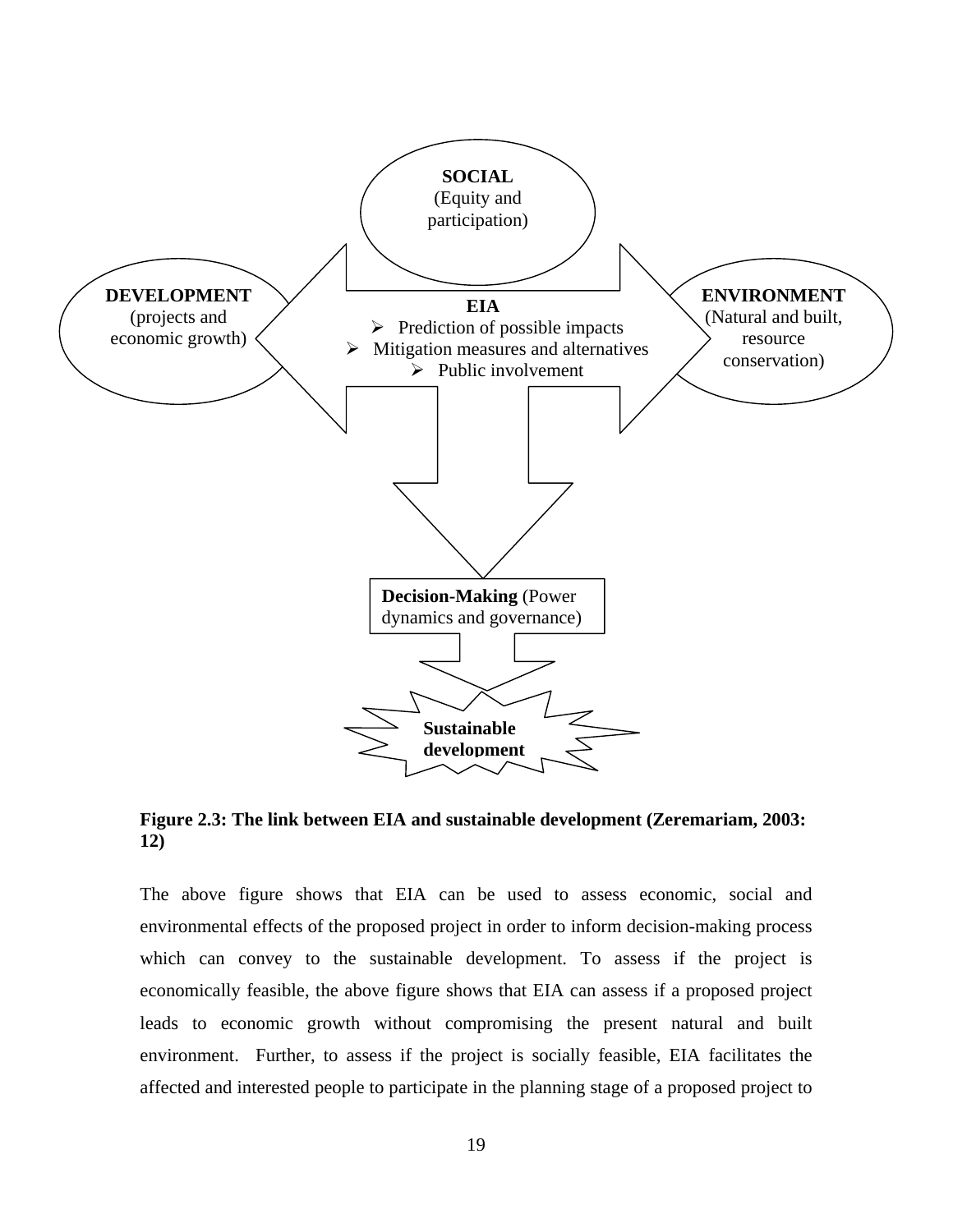**SOCIAL**
(Equity and participation)

**DEVELOPMENT**
(projects and economic growth)

**EIA**
- Prediction of possible impacts
- Mitigation measures and alternatives
- Public involvement

**ENVIRONMENT**
(Natural and built, resource conservation)

**Decision-Making** (Power dynamics and governance)

**Sustainable development**

**Figure 2.3: The link between EIA and sustainable development (Zeremariam, 2003: 12)**

The above figure shows that EIA can be used to assess economic, social and environmental effects of the proposed project in order to inform decision-making process which can convey to the sustainable development. To assess if the project is economically feasible, the above figure shows that EIA can assess if a proposed project leads to economic growth without compromising the present natural and built environment. Further, to assess if the project is socially feasible, EIA facilitates the affected and interested people to participate in the planning stage of a proposed project to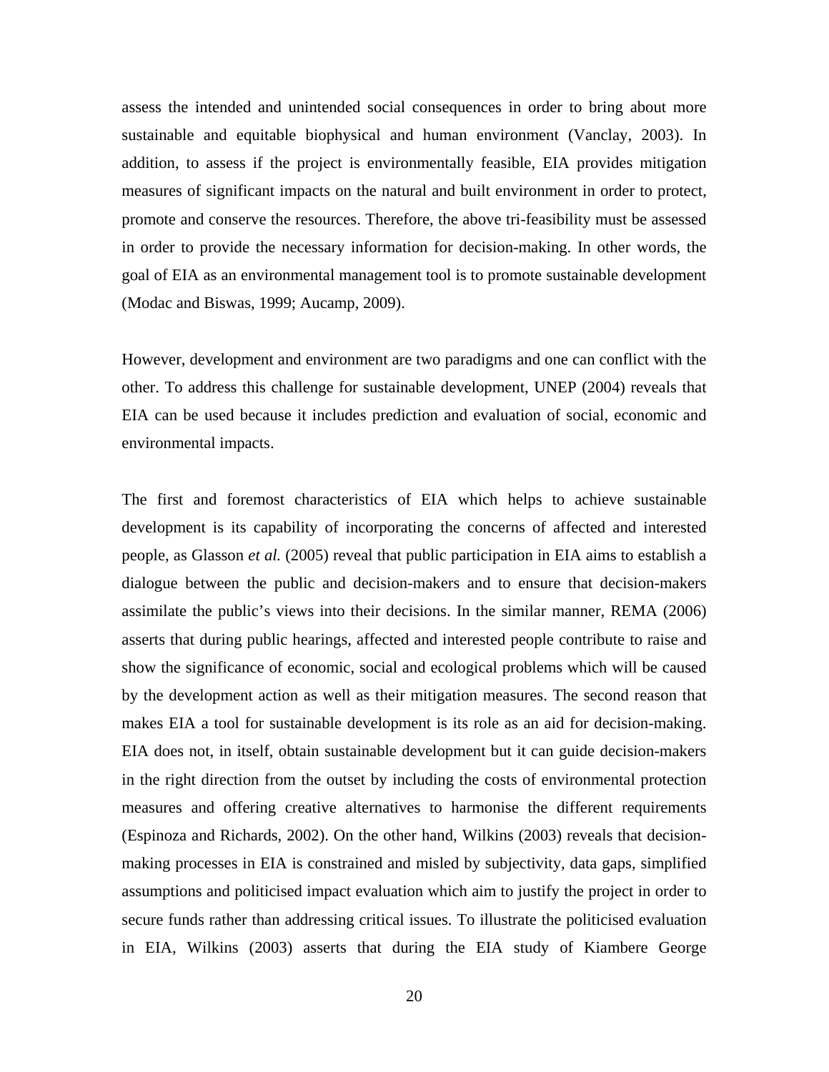assess the intended and unintended social consequences in order to bring about more sustainable and equitable biophysical and human environment (Vanclay, 2003). In addition, to assess if the project is environmentally feasible, EIA provides mitigation measures of significant impacts on the natural and built environment in order to protect, promote and conserve the resources. Therefore, the above tri-feasibility must be assessed in order to provide the necessary information for decision-making. In other words, the goal of EIA as an environmental management tool is to promote sustainable development (Modac and Biswas, 1999; Aucamp, 2009).

However, development and environment are two paradigms and one can conflict with the other. To address this challenge for sustainable development, UNEP (2004) reveals that EIA can be used because it includes prediction and evaluation of social, economic and environmental impacts.

The first and foremost characteristics of EIA which helps to achieve sustainable development is its capability of incorporating the concerns of affected and interested people, as Glasson *et al.* (2005) reveal that public participation in EIA aims to establish a dialogue between the public and decision-makers and to ensure that decision-makers assimilate the public's views into their decisions. In the similar manner, REMA (2006) asserts that during public hearings, affected and interested people contribute to raise and show the significance of economic, social and ecological problems which will be caused by the development action as well as their mitigation measures. The second reason that makes EIA a tool for sustainable development is its role as an aid for decision-making. EIA does not, in itself, obtain sustainable development but it can guide decision-makers in the right direction from the outset by including the costs of environmental protection measures and offering creative alternatives to harmonise the different requirements (Espinoza and Richards, 2002). On the other hand, Wilkins (2003) reveals that decision-making processes in EIA is constrained and misled by subjectivity, data gaps, simplified assumptions and politicised impact evaluation which aim to justify the project in order to secure funds rather than addressing critical issues. To illustrate the politicised evaluation in EIA, Wilkins (2003) asserts that during the EIA study of Kiambere George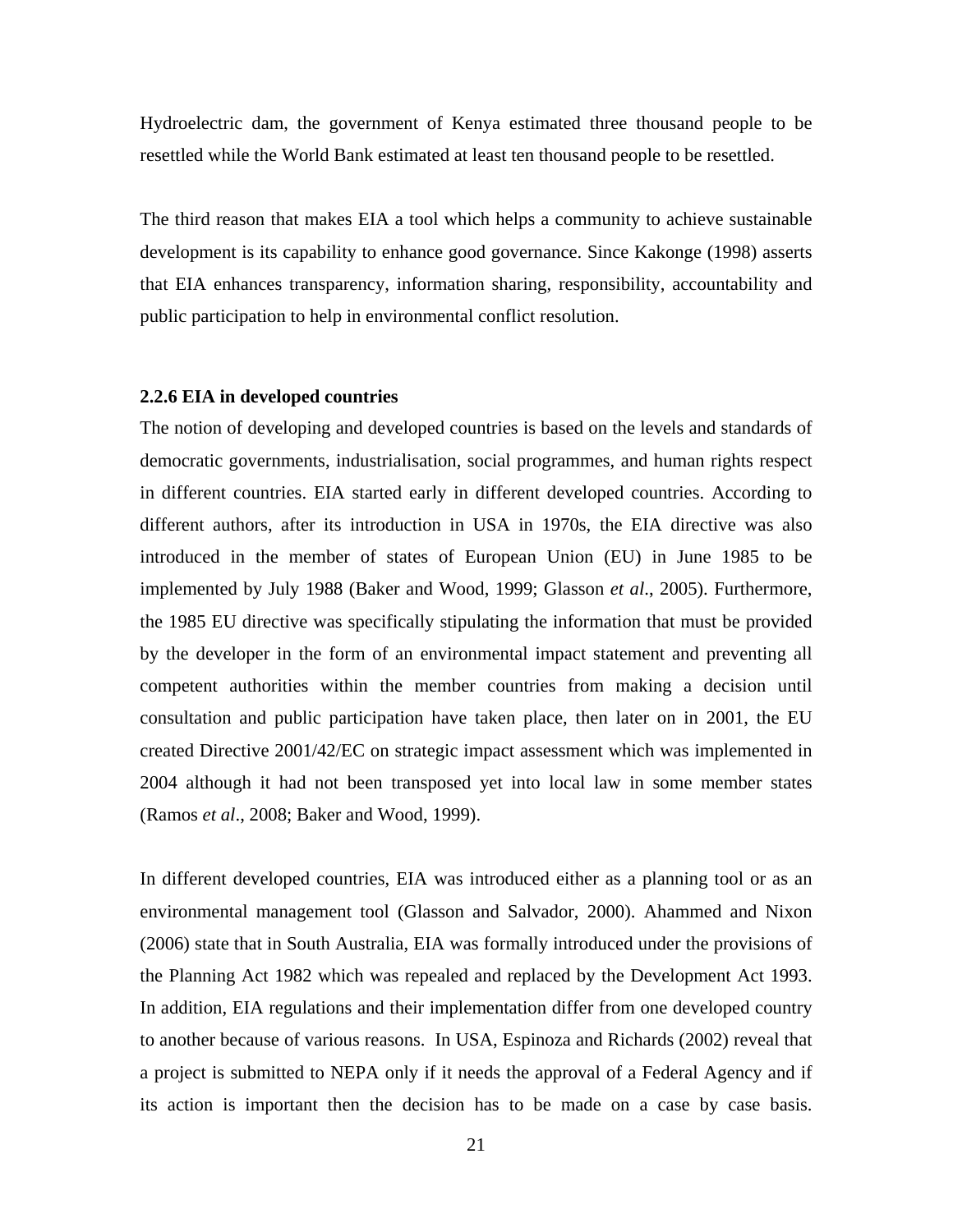Hydroelectric dam, the government of Kenya estimated three thousand people to be resettled while the World Bank estimated at least ten thousand people to be resettled.

The third reason that makes EIA a tool which helps a community to achieve sustainable development is its capability to enhance good governance. Since Kakonge (1998) asserts that EIA enhances transparency, information sharing, responsibility, accountability and public participation to help in environmental conflict resolution.

### 2.2.6 EIA in developed countries

The notion of developing and developed countries is based on the levels and standards of democratic governments, industrialisation, social programmes, and human rights respect in different countries. EIA started early in different developed countries. According to different authors, after its introduction in USA in 1970s, the EIA directive was also introduced in the member of states of European Union (EU) in June 1985 to be implemented by July 1988 (Baker and Wood, 1999; Glasson *et al*., 2005). Furthermore, the 1985 EU directive was specifically stipulating the information that must be provided by the developer in the form of an environmental impact statement and preventing all competent authorities within the member countries from making a decision until consultation and public participation have taken place, then later on in 2001, the EU created Directive 2001/42/EC on strategic impact assessment which was implemented in 2004 although it had not been transposed yet into local law in some member states (Ramos *et al*., 2008; Baker and Wood, 1999).

In different developed countries, EIA was introduced either as a planning tool or as an environmental management tool (Glasson and Salvador, 2000). Ahammed and Nixon (2006) state that in South Australia, EIA was formally introduced under the provisions of the Planning Act 1982 which was repealed and replaced by the Development Act 1993. In addition, EIA regulations and their implementation differ from one developed country to another because of various reasons. In USA, Espinoza and Richards (2002) reveal that a project is submitted to NEPA only if it needs the approval of a Federal Agency and if its action is important then the decision has to be made on a case by case basis.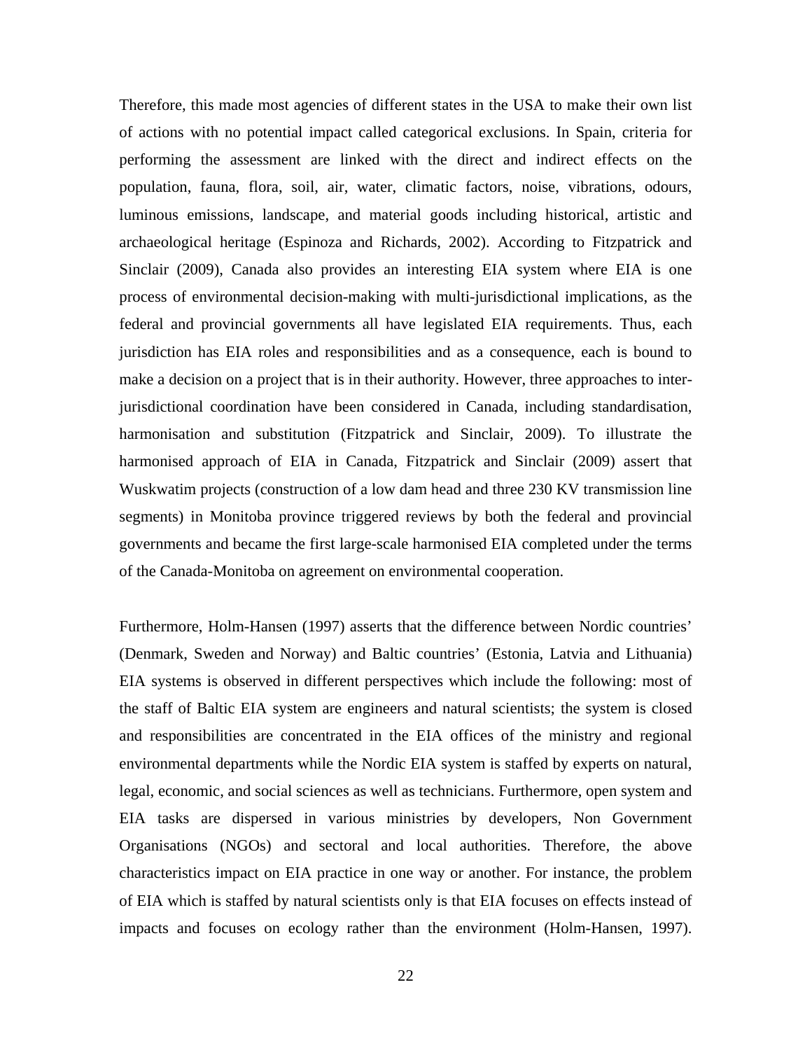Therefore, this made most agencies of different states in the USA to make their own list of actions with no potential impact called categorical exclusions. In Spain, criteria for performing the assessment are linked with the direct and indirect effects on the population, fauna, flora, soil, air, water, climatic factors, noise, vibrations, odours, luminous emissions, landscape, and material goods including historical, artistic and archaeological heritage (Espinoza and Richards, 2002). According to Fitzpatrick and Sinclair (2009), Canada also provides an interesting EIA system where EIA is one process of environmental decision-making with multi-jurisdictional implications, as the federal and provincial governments all have legislated EIA requirements. Thus, each jurisdiction has EIA roles and responsibilities and as a consequence, each is bound to make a decision on a project that is in their authority. However, three approaches to inter-jurisdictional coordination have been considered in Canada, including standardisation, harmonisation and substitution (Fitzpatrick and Sinclair, 2009). To illustrate the harmonised approach of EIA in Canada, Fitzpatrick and Sinclair (2009) assert that Wuskwatim projects (construction of a low dam head and three 230 KV transmission line segments) in Monitoba province triggered reviews by both the federal and provincial governments and became the first large-scale harmonised EIA completed under the terms of the Canada-Monitoba on agreement on environmental cooperation.

Furthermore, Holm-Hansen (1997) asserts that the difference between Nordic countries' (Denmark, Sweden and Norway) and Baltic countries' (Estonia, Latvia and Lithuania) EIA systems is observed in different perspectives which include the following: most of the staff of Baltic EIA system are engineers and natural scientists; the system is closed and responsibilities are concentrated in the EIA offices of the ministry and regional environmental departments while the Nordic EIA system is staffed by experts on natural, legal, economic, and social sciences as well as technicians. Furthermore, open system and EIA tasks are dispersed in various ministries by developers, Non Government Organisations (NGOs) and sectoral and local authorities. Therefore, the above characteristics impact on EIA practice in one way or another. For instance, the problem of EIA which is staffed by natural scientists only is that EIA focuses on effects instead of impacts and focuses on ecology rather than the environment (Holm-Hansen, 1997).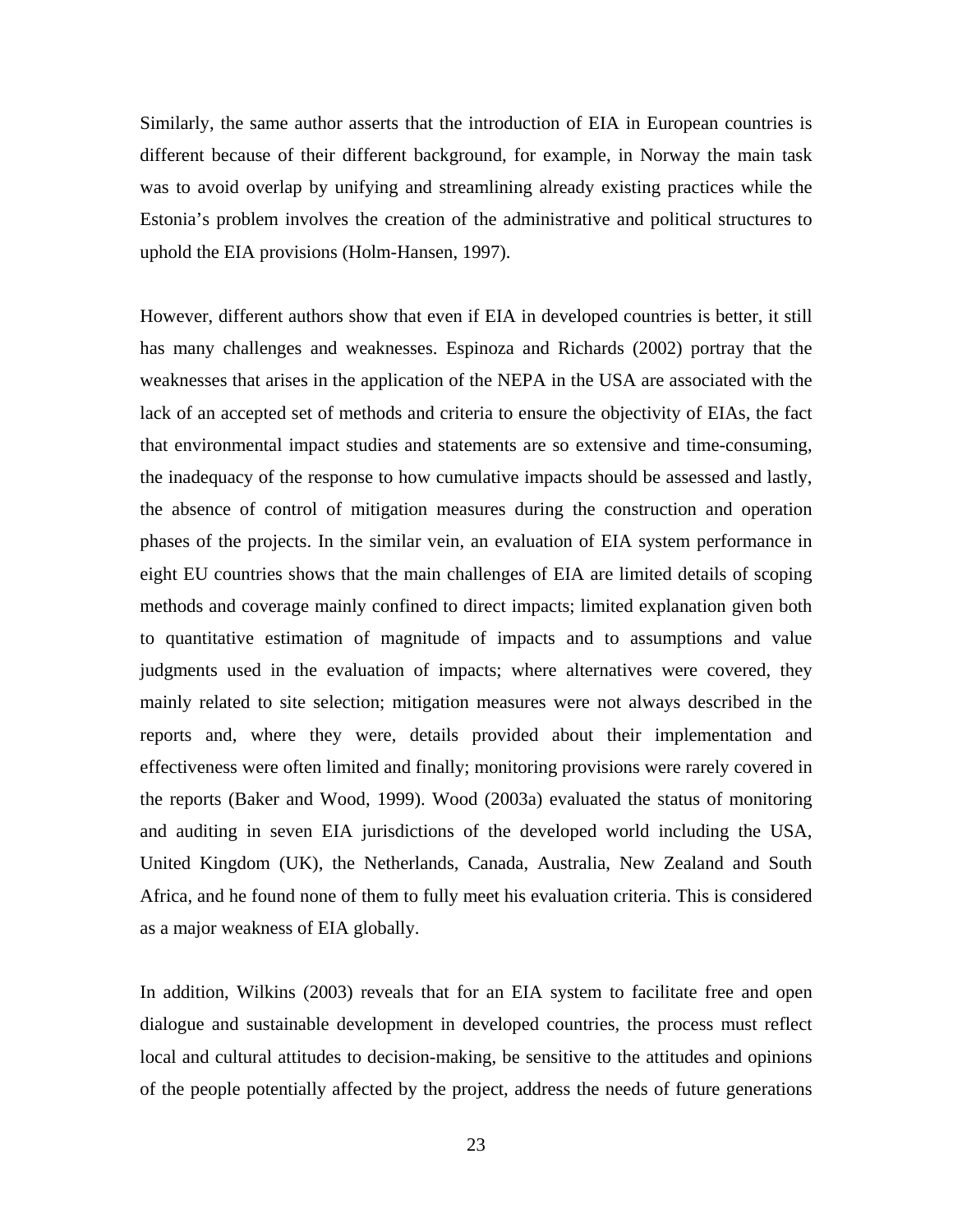Similarly, the same author asserts that the introduction of EIA in European countries is different because of their different background, for example, in Norway the main task was to avoid overlap by unifying and streamlining already existing practices while the Estonia's problem involves the creation of the administrative and political structures to uphold the EIA provisions (Holm-Hansen, 1997).

However, different authors show that even if EIA in developed countries is better, it still has many challenges and weaknesses. Espinoza and Richards (2002) portray that the weaknesses that arises in the application of the NEPA in the USA are associated with the lack of an accepted set of methods and criteria to ensure the objectivity of EIAs, the fact that environmental impact studies and statements are so extensive and time-consuming, the inadequacy of the response to how cumulative impacts should be assessed and lastly, the absence of control of mitigation measures during the construction and operation phases of the projects. In the similar vein, an evaluation of EIA system performance in eight EU countries shows that the main challenges of EIA are limited details of scoping methods and coverage mainly confined to direct impacts; limited explanation given both to quantitative estimation of magnitude of impacts and to assumptions and value judgments used in the evaluation of impacts; where alternatives were covered, they mainly related to site selection; mitigation measures were not always described in the reports and, where they were, details provided about their implementation and effectiveness were often limited and finally; monitoring provisions were rarely covered in the reports (Baker and Wood, 1999). Wood (2003a) evaluated the status of monitoring and auditing in seven EIA jurisdictions of the developed world including the USA, United Kingdom (UK), the Netherlands, Canada, Australia, New Zealand and South Africa, and he found none of them to fully meet his evaluation criteria. This is considered as a major weakness of EIA globally.

In addition, Wilkins (2003) reveals that for an EIA system to facilitate free and open dialogue and sustainable development in developed countries, the process must reflect local and cultural attitudes to decision-making, be sensitive to the attitudes and opinions of the people potentially affected by the project, address the needs of future generations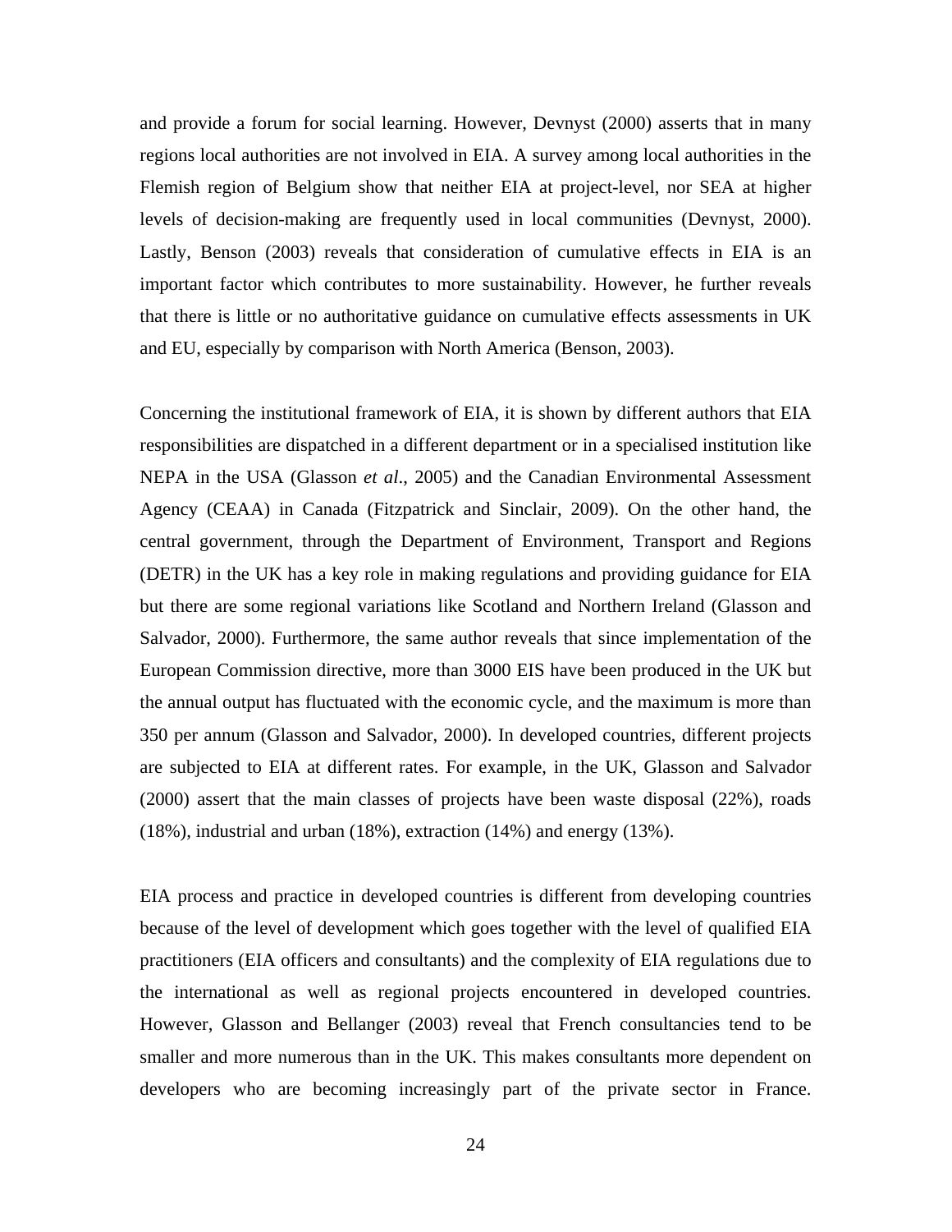and provide a forum for social learning. However, Devnyst (2000) asserts that in many regions local authorities are not involved in EIA. A survey among local authorities in the Flemish region of Belgium show that neither EIA at project-level, nor SEA at higher levels of decision-making are frequently used in local communities (Devnyst, 2000). Lastly, Benson (2003) reveals that consideration of cumulative effects in EIA is an important factor which contributes to more sustainability. However, he further reveals that there is little or no authoritative guidance on cumulative effects assessments in UK and EU, especially by comparison with North America (Benson, 2003).

Concerning the institutional framework of EIA, it is shown by different authors that EIA responsibilities are dispatched in a different department or in a specialised institution like NEPA in the USA (Glasson *et al*., 2005) and the Canadian Environmental Assessment Agency (CEAA) in Canada (Fitzpatrick and Sinclair, 2009). On the other hand, the central government, through the Department of Environment, Transport and Regions (DETR) in the UK has a key role in making regulations and providing guidance for EIA but there are some regional variations like Scotland and Northern Ireland (Glasson and Salvador, 2000). Furthermore, the same author reveals that since implementation of the European Commission directive, more than 3000 EIS have been produced in the UK but the annual output has fluctuated with the economic cycle, and the maximum is more than 350 per annum (Glasson and Salvador, 2000). In developed countries, different projects are subjected to EIA at different rates. For example, in the UK, Glasson and Salvador (2000) assert that the main classes of projects have been waste disposal (22%), roads (18%), industrial and urban (18%), extraction (14%) and energy (13%).

EIA process and practice in developed countries is different from developing countries because of the level of development which goes together with the level of qualified EIA practitioners (EIA officers and consultants) and the complexity of EIA regulations due to the international as well as regional projects encountered in developed countries. However, Glasson and Bellanger (2003) reveal that French consultancies tend to be smaller and more numerous than in the UK. This makes consultants more dependent on developers who are becoming increasingly part of the private sector in France.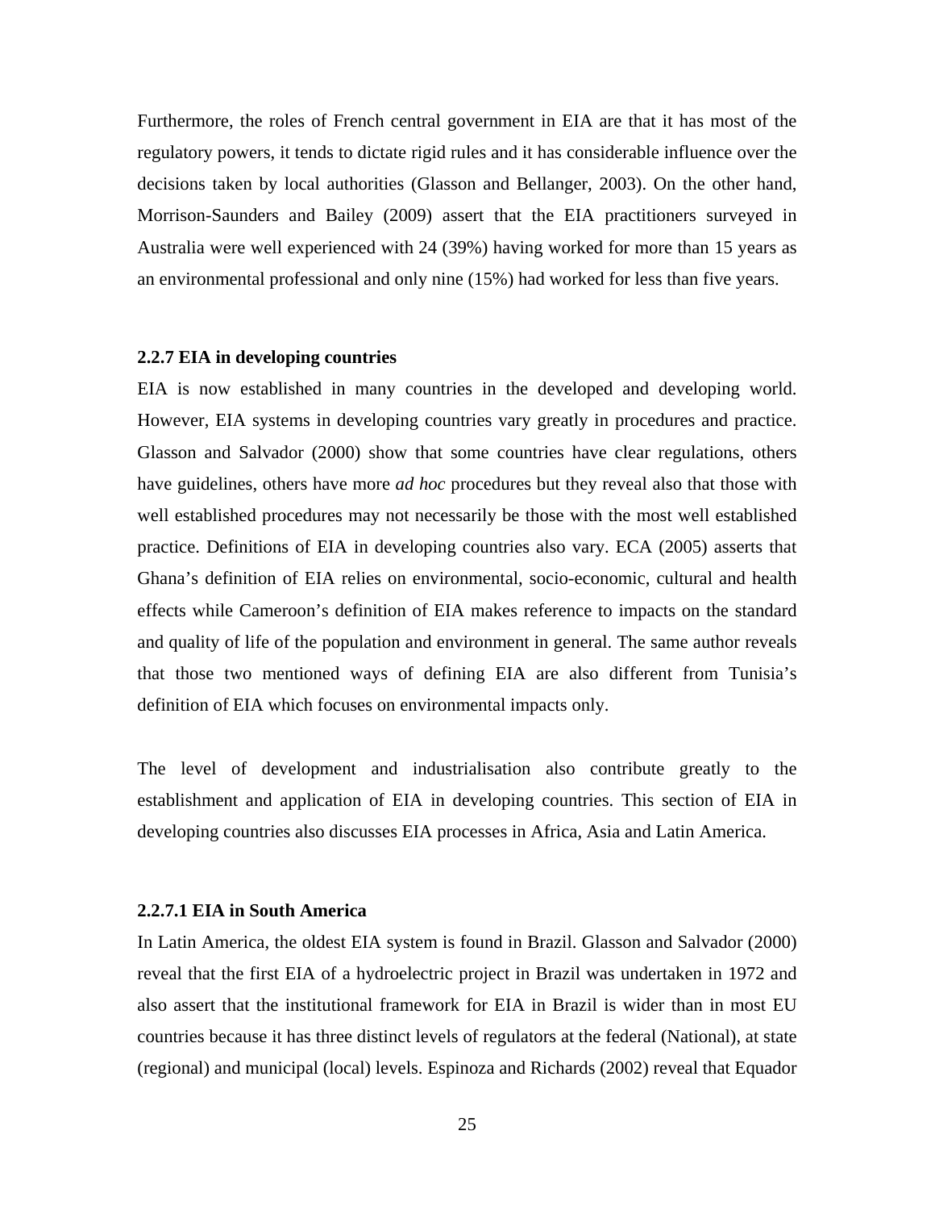Furthermore, the roles of French central government in EIA are that it has most of the regulatory powers, it tends to dictate rigid rules and it has considerable influence over the decisions taken by local authorities (Glasson and Bellanger, 2003). On the other hand, Morrison-Saunders and Bailey (2009) assert that the EIA practitioners surveyed in Australia were well experienced with 24 (39%) having worked for more than 15 years as an environmental professional and only nine (15%) had worked for less than five years.

### 2.2.7 EIA in developing countries

EIA is now established in many countries in the developed and developing world. However, EIA systems in developing countries vary greatly in procedures and practice. Glasson and Salvador (2000) show that some countries have clear regulations, others have guidelines, others have more *ad hoc* procedures but they reveal also that those with well established procedures may not necessarily be those with the most well established practice. Definitions of EIA in developing countries also vary. ECA (2005) asserts that Ghana's definition of EIA relies on environmental, socio-economic, cultural and health effects while Cameroon's definition of EIA makes reference to impacts on the standard and quality of life of the population and environment in general. The same author reveals that those two mentioned ways of defining EIA are also different from Tunisia's definition of EIA which focuses on environmental impacts only.

The level of development and industrialisation also contribute greatly to the establishment and application of EIA in developing countries. This section of EIA in developing countries also discusses EIA processes in Africa, Asia and Latin America.

#### 2.2.7.1 EIA in South America

In Latin America, the oldest EIA system is found in Brazil. Glasson and Salvador (2000) reveal that the first EIA of a hydroelectric project in Brazil was undertaken in 1972 and also assert that the institutional framework for EIA in Brazil is wider than in most EU countries because it has three distinct levels of regulators at the federal (National), at state (regional) and municipal (local) levels. Espinoza and Richards (2002) reveal that Equador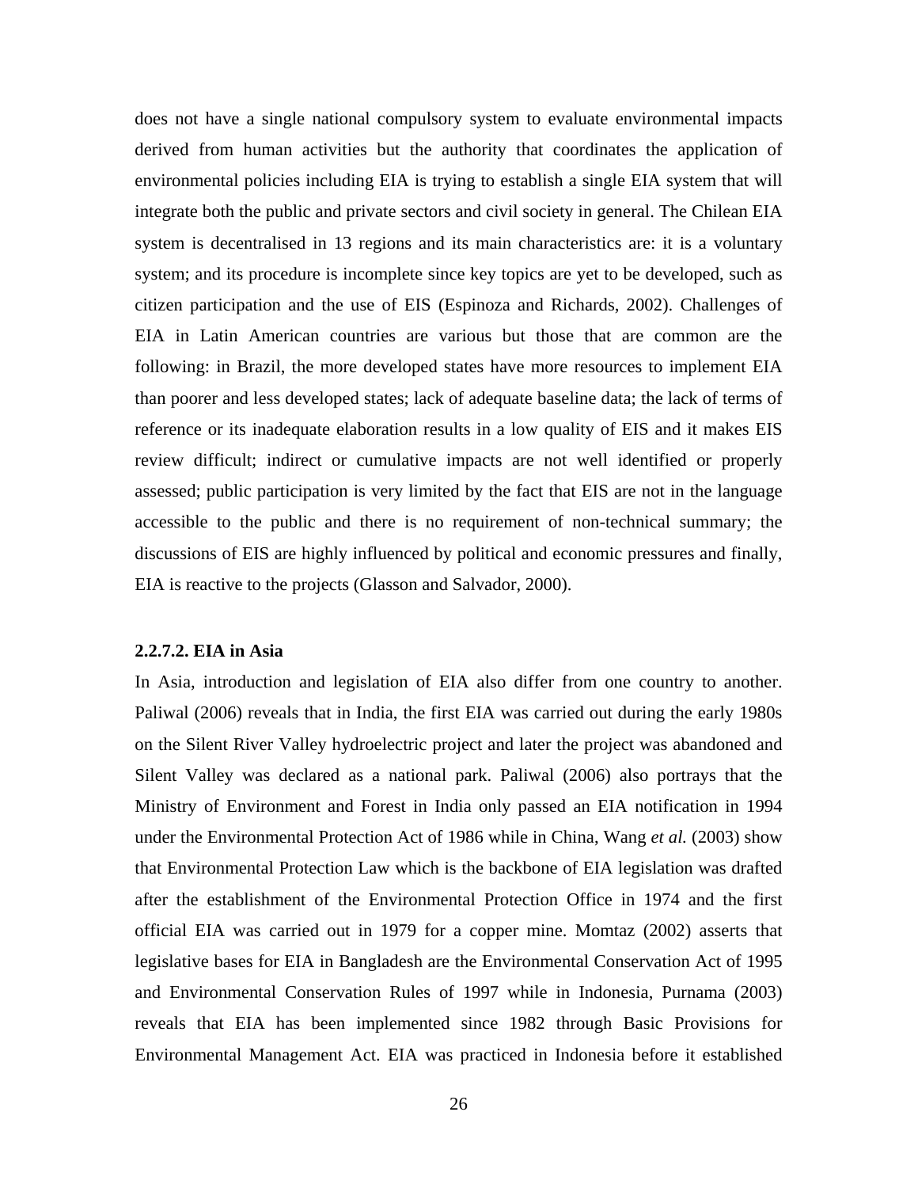does not have a single national compulsory system to evaluate environmental impacts derived from human activities but the authority that coordinates the application of environmental policies including EIA is trying to establish a single EIA system that will integrate both the public and private sectors and civil society in general. The Chilean EIA system is decentralised in 13 regions and its main characteristics are: it is a voluntary system; and its procedure is incomplete since key topics are yet to be developed, such as citizen participation and the use of EIS (Espinoza and Richards, 2002). Challenges of EIA in Latin American countries are various but those that are common are the following: in Brazil, the more developed states have more resources to implement EIA than poorer and less developed states; lack of adequate baseline data; the lack of terms of reference or its inadequate elaboration results in a low quality of EIS and it makes EIS review difficult; indirect or cumulative impacts are not well identified or properly assessed; public participation is very limited by the fact that EIS are not in the language accessible to the public and there is no requirement of non-technical summary; the discussions of EIS are highly influenced by political and economic pressures and finally, EIA is reactive to the projects (Glasson and Salvador, 2000).

#### 2.2.7.2. EIA in Asia

In Asia, introduction and legislation of EIA also differ from one country to another. Paliwal (2006) reveals that in India, the first EIA was carried out during the early 1980s on the Silent River Valley hydroelectric project and later the project was abandoned and Silent Valley was declared as a national park. Paliwal (2006) also portrays that the Ministry of Environment and Forest in India only passed an EIA notification in 1994 under the Environmental Protection Act of 1986 while in China, Wang *et al.* (2003) show that Environmental Protection Law which is the backbone of EIA legislation was drafted after the establishment of the Environmental Protection Office in 1974 and the first official EIA was carried out in 1979 for a copper mine. Momtaz (2002) asserts that legislative bases for EIA in Bangladesh are the Environmental Conservation Act of 1995 and Environmental Conservation Rules of 1997 while in Indonesia, Purnama (2003) reveals that EIA has been implemented since 1982 through Basic Provisions for Environmental Management Act. EIA was practiced in Indonesia before it established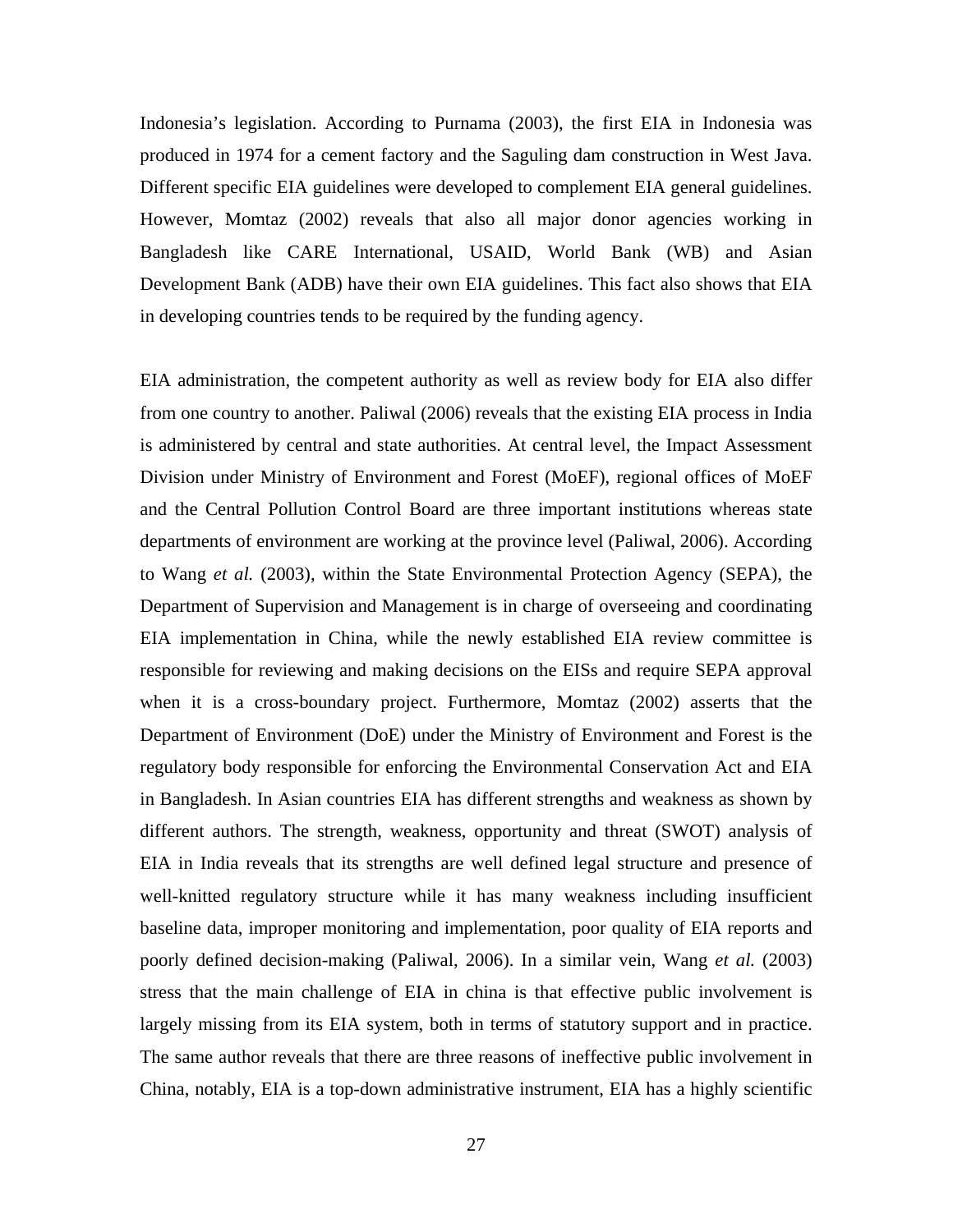Indonesia's legislation. According to Purnama (2003), the first EIA in Indonesia was produced in 1974 for a cement factory and the Saguling dam construction in West Java. Different specific EIA guidelines were developed to complement EIA general guidelines. However, Momtaz (2002) reveals that also all major donor agencies working in Bangladesh like CARE International, USAID, World Bank (WB) and Asian Development Bank (ADB) have their own EIA guidelines. This fact also shows that EIA in developing countries tends to be required by the funding agency.

EIA administration, the competent authority as well as review body for EIA also differ from one country to another. Paliwal (2006) reveals that the existing EIA process in India is administered by central and state authorities. At central level, the Impact Assessment Division under Ministry of Environment and Forest (MoEF), regional offices of MoEF and the Central Pollution Control Board are three important institutions whereas state departments of environment are working at the province level (Paliwal, 2006). According to Wang *et al.* (2003), within the State Environmental Protection Agency (SEPA), the Department of Supervision and Management is in charge of overseeing and coordinating EIA implementation in China, while the newly established EIA review committee is responsible for reviewing and making decisions on the EISs and require SEPA approval when it is a cross-boundary project. Furthermore, Momtaz (2002) asserts that the Department of Environment (DoE) under the Ministry of Environment and Forest is the regulatory body responsible for enforcing the Environmental Conservation Act and EIA in Bangladesh. In Asian countries EIA has different strengths and weakness as shown by different authors. The strength, weakness, opportunity and threat (SWOT) analysis of EIA in India reveals that its strengths are well defined legal structure and presence of well-knitted regulatory structure while it has many weakness including insufficient baseline data, improper monitoring and implementation, poor quality of EIA reports and poorly defined decision-making (Paliwal, 2006). In a similar vein, Wang *et al.* (2003) stress that the main challenge of EIA in china is that effective public involvement is largely missing from its EIA system, both in terms of statutory support and in practice. The same author reveals that there are three reasons of ineffective public involvement in China, notably, EIA is a top-down administrative instrument, EIA has a highly scientific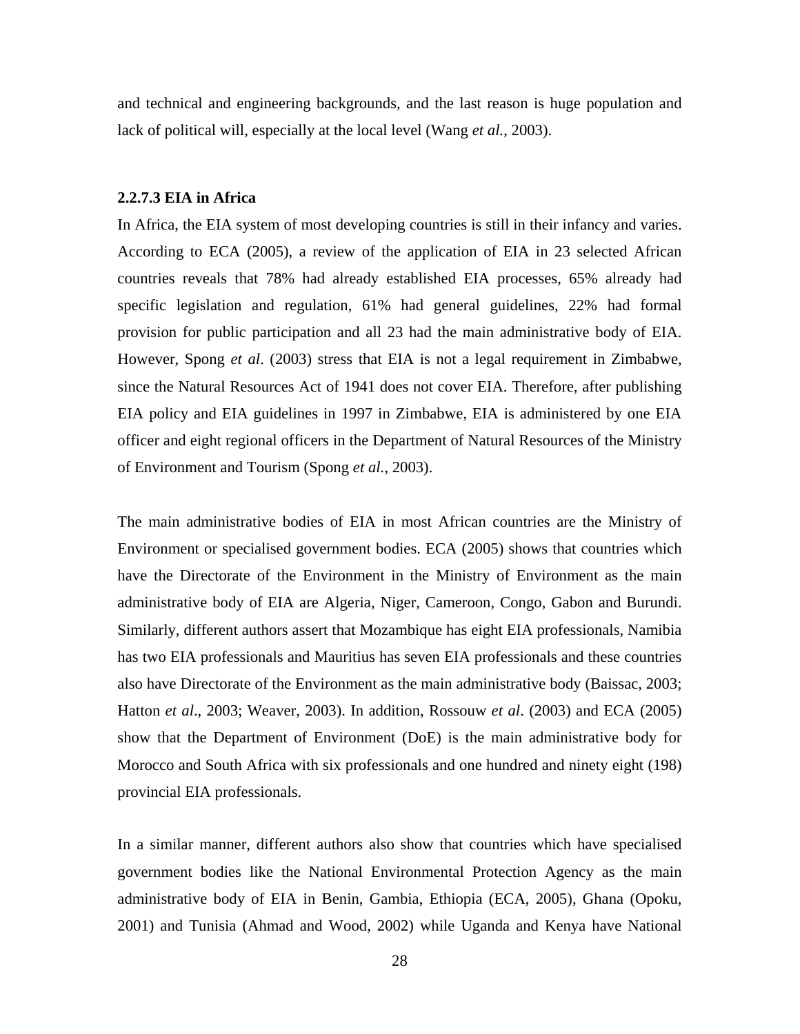and technical and engineering backgrounds, and the last reason is huge population and lack of political will, especially at the local level (Wang *et al.*, 2003).

#### 2.2.7.3 EIA in Africa

In Africa, the EIA system of most developing countries is still in their infancy and varies. According to ECA (2005), a review of the application of EIA in 23 selected African countries reveals that 78% had already established EIA processes, 65% already had specific legislation and regulation, 61% had general guidelines, 22% had formal provision for public participation and all 23 had the main administrative body of EIA. However, Spong *et al*. (2003) stress that EIA is not a legal requirement in Zimbabwe, since the Natural Resources Act of 1941 does not cover EIA. Therefore, after publishing EIA policy and EIA guidelines in 1997 in Zimbabwe, EIA is administered by one EIA officer and eight regional officers in the Department of Natural Resources of the Ministry of Environment and Tourism (Spong *et al.*, 2003).

The main administrative bodies of EIA in most African countries are the Ministry of Environment or specialised government bodies. ECA (2005) shows that countries which have the Directorate of the Environment in the Ministry of Environment as the main administrative body of EIA are Algeria, Niger, Cameroon, Congo, Gabon and Burundi. Similarly, different authors assert that Mozambique has eight EIA professionals, Namibia has two EIA professionals and Mauritius has seven EIA professionals and these countries also have Directorate of the Environment as the main administrative body (Baissac, 2003; Hatton *et al*., 2003; Weaver, 2003). In addition, Rossouw *et al*. (2003) and ECA (2005) show that the Department of Environment (DoE) is the main administrative body for Morocco and South Africa with six professionals and one hundred and ninety eight (198) provincial EIA professionals.

In a similar manner, different authors also show that countries which have specialised government bodies like the National Environmental Protection Agency as the main administrative body of EIA in Benin, Gambia, Ethiopia (ECA, 2005), Ghana (Opoku, 2001) and Tunisia (Ahmad and Wood, 2002) while Uganda and Kenya have National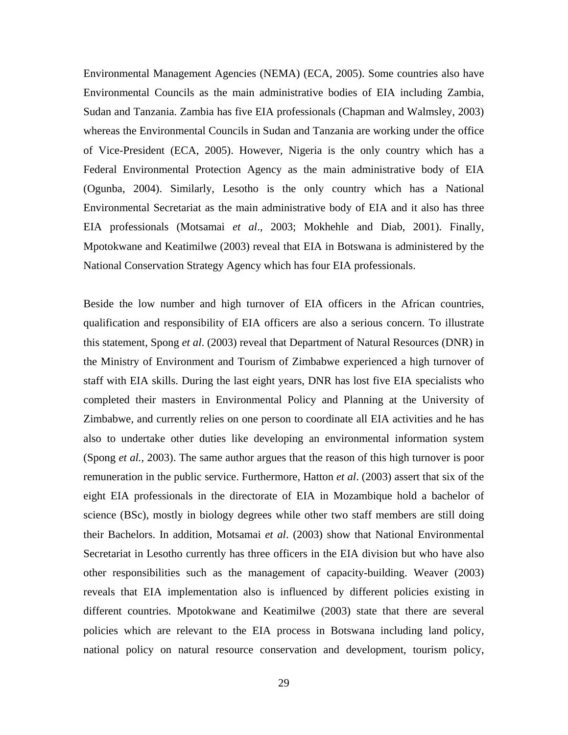Environmental Management Agencies (NEMA) (ECA, 2005). Some countries also have Environmental Councils as the main administrative bodies of EIA including Zambia, Sudan and Tanzania. Zambia has five EIA professionals (Chapman and Walmsley, 2003) whereas the Environmental Councils in Sudan and Tanzania are working under the office of Vice-President (ECA, 2005). However, Nigeria is the only country which has a Federal Environmental Protection Agency as the main administrative body of EIA (Ogunba, 2004). Similarly, Lesotho is the only country which has a National Environmental Secretariat as the main administrative body of EIA and it also has three EIA professionals (Motsamai *et al*., 2003; Mokhehle and Diab, 2001). Finally, Mpotokwane and Keatimilwe (2003) reveal that EIA in Botswana is administered by the National Conservation Strategy Agency which has four EIA professionals.

Beside the low number and high turnover of EIA officers in the African countries, qualification and responsibility of EIA officers are also a serious concern. To illustrate this statement, Spong *et al*. (2003) reveal that Department of Natural Resources (DNR) in the Ministry of Environment and Tourism of Zimbabwe experienced a high turnover of staff with EIA skills. During the last eight years, DNR has lost five EIA specialists who completed their masters in Environmental Policy and Planning at the University of Zimbabwe, and currently relies on one person to coordinate all EIA activities and he has also to undertake other duties like developing an environmental information system (Spong *et al.*, 2003). The same author argues that the reason of this high turnover is poor remuneration in the public service. Furthermore, Hatton *et al*. (2003) assert that six of the eight EIA professionals in the directorate of EIA in Mozambique hold a bachelor of science (BSc), mostly in biology degrees while other two staff members are still doing their Bachelors. In addition, Motsamai *et al*. (2003) show that National Environmental Secretariat in Lesotho currently has three officers in the EIA division but who have also other responsibilities such as the management of capacity-building. Weaver (2003) reveals that EIA implementation also is influenced by different policies existing in different countries. Mpotokwane and Keatimilwe (2003) state that there are several policies which are relevant to the EIA process in Botswana including land policy, national policy on natural resource conservation and development, tourism policy,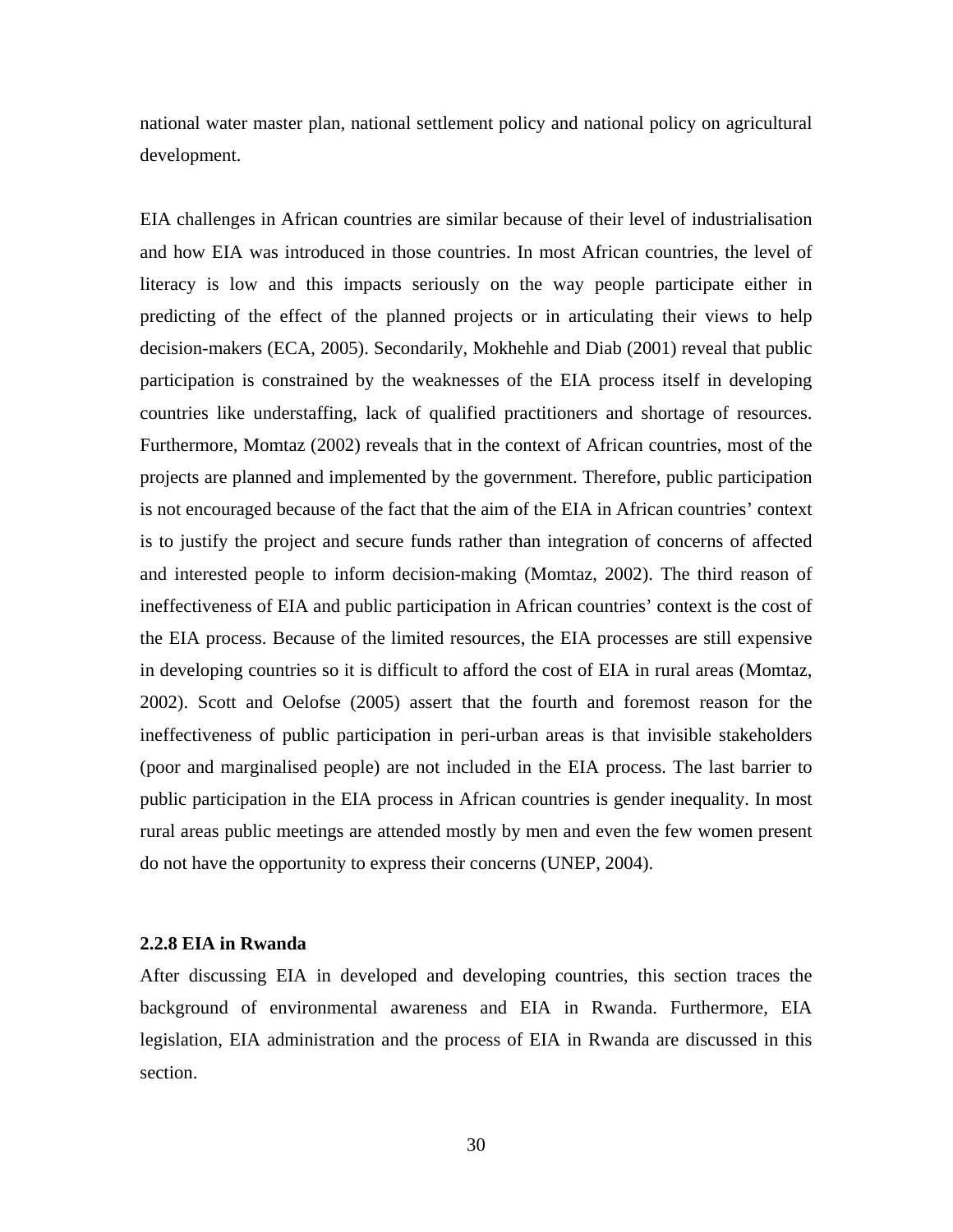national water master plan, national settlement policy and national policy on agricultural development.

EIA challenges in African countries are similar because of their level of industrialisation and how EIA was introduced in those countries. In most African countries, the level of literacy is low and this impacts seriously on the way people participate either in predicting of the effect of the planned projects or in articulating their views to help decision-makers (ECA, 2005). Secondarily, Mokhehle and Diab (2001) reveal that public participation is constrained by the weaknesses of the EIA process itself in developing countries like understaffing, lack of qualified practitioners and shortage of resources. Furthermore, Momtaz (2002) reveals that in the context of African countries, most of the projects are planned and implemented by the government. Therefore, public participation is not encouraged because of the fact that the aim of the EIA in African countries' context is to justify the project and secure funds rather than integration of concerns of affected and interested people to inform decision-making (Momtaz, 2002). The third reason of ineffectiveness of EIA and public participation in African countries' context is the cost of the EIA process. Because of the limited resources, the EIA processes are still expensive in developing countries so it is difficult to afford the cost of EIA in rural areas (Momtaz, 2002). Scott and Oelofse (2005) assert that the fourth and foremost reason for the ineffectiveness of public participation in peri-urban areas is that invisible stakeholders (poor and marginalised people) are not included in the EIA process. The last barrier to public participation in the EIA process in African countries is gender inequality. In most rural areas public meetings are attended mostly by men and even the few women present do not have the opportunity to express their concerns (UNEP, 2004).

### 2.2.8 EIA in Rwanda

After discussing EIA in developed and developing countries, this section traces the background of environmental awareness and EIA in Rwanda. Furthermore, EIA legislation, EIA administration and the process of EIA in Rwanda are discussed in this section.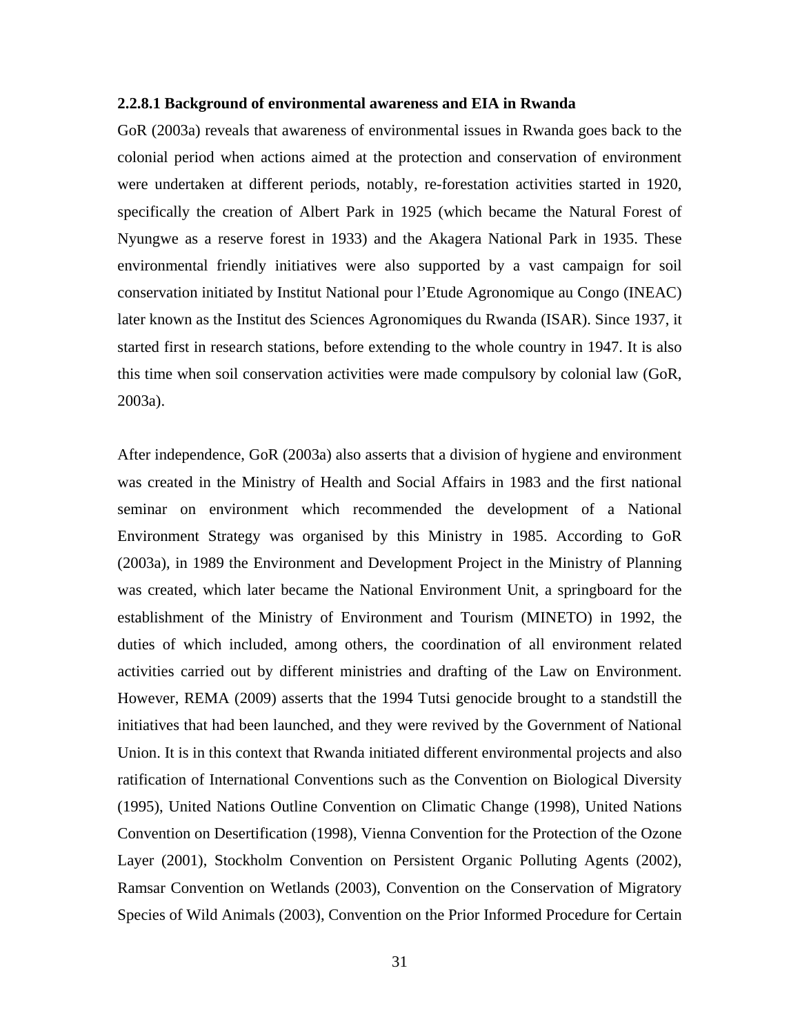#### 2.2.8.1 Background of environmental awareness and EIA in Rwanda

GoR (2003a) reveals that awareness of environmental issues in Rwanda goes back to the colonial period when actions aimed at the protection and conservation of environment were undertaken at different periods, notably, re-forestation activities started in 1920, specifically the creation of Albert Park in 1925 (which became the Natural Forest of Nyungwe as a reserve forest in 1933) and the Akagera National Park in 1935. These environmental friendly initiatives were also supported by a vast campaign for soil conservation initiated by Institut National pour l'Etude Agronomique au Congo (INEAC) later known as the Institut des Sciences Agronomiques du Rwanda (ISAR). Since 1937, it started first in research stations, before extending to the whole country in 1947. It is also this time when soil conservation activities were made compulsory by colonial law (GoR, 2003a).

After independence, GoR (2003a) also asserts that a division of hygiene and environment was created in the Ministry of Health and Social Affairs in 1983 and the first national seminar on environment which recommended the development of a National Environment Strategy was organised by this Ministry in 1985. According to GoR (2003a), in 1989 the Environment and Development Project in the Ministry of Planning was created, which later became the National Environment Unit, a springboard for the establishment of the Ministry of Environment and Tourism (MINETO) in 1992, the duties of which included, among others, the coordination of all environment related activities carried out by different ministries and drafting of the Law on Environment. However, REMA (2009) asserts that the 1994 Tutsi genocide brought to a standstill the initiatives that had been launched, and they were revived by the Government of National Union. It is in this context that Rwanda initiated different environmental projects and also ratification of International Conventions such as the Convention on Biological Diversity (1995), United Nations Outline Convention on Climatic Change (1998), United Nations Convention on Desertification (1998), Vienna Convention for the Protection of the Ozone Layer (2001), Stockholm Convention on Persistent Organic Polluting Agents (2002), Ramsar Convention on Wetlands (2003), Convention on the Conservation of Migratory Species of Wild Animals (2003), Convention on the Prior Informed Procedure for Certain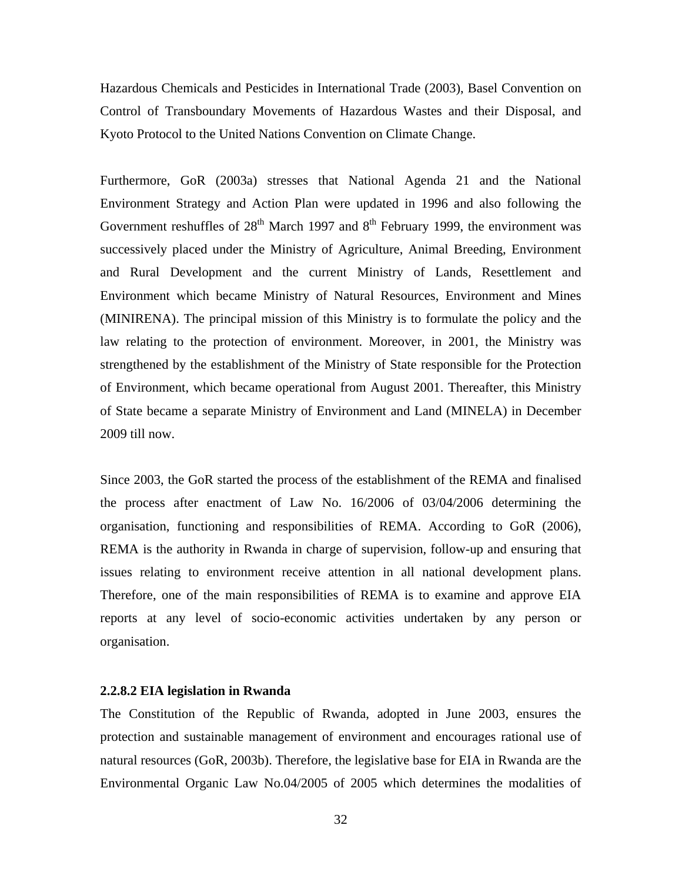Hazardous Chemicals and Pesticides in International Trade (2003), Basel Convention on Control of Transboundary Movements of Hazardous Wastes and their Disposal, and Kyoto Protocol to the United Nations Convention on Climate Change.

Furthermore, GoR (2003a) stresses that National Agenda 21 and the National Environment Strategy and Action Plan were updated in 1996 and also following the Government reshuffles of 28th March 1997 and 8th February 1999, the environment was successively placed under the Ministry of Agriculture, Animal Breeding, Environment and Rural Development and the current Ministry of Lands, Resettlement and Environment which became Ministry of Natural Resources, Environment and Mines (MINIRENA). The principal mission of this Ministry is to formulate the policy and the law relating to the protection of environment. Moreover, in 2001, the Ministry was strengthened by the establishment of the Ministry of State responsible for the Protection of Environment, which became operational from August 2001. Thereafter, this Ministry of State became a separate Ministry of Environment and Land (MINELA) in December 2009 till now.

Since 2003, the GoR started the process of the establishment of the REMA and finalised the process after enactment of Law No. 16/2006 of 03/04/2006 determining the organisation, functioning and responsibilities of REMA. According to GoR (2006), REMA is the authority in Rwanda in charge of supervision, follow-up and ensuring that issues relating to environment receive attention in all national development plans. Therefore, one of the main responsibilities of REMA is to examine and approve EIA reports at any level of socio-economic activities undertaken by any person or organisation.

#### 2.2.8.2 EIA legislation in Rwanda

The Constitution of the Republic of Rwanda, adopted in June 2003, ensures the protection and sustainable management of environment and encourages rational use of natural resources (GoR, 2003b). Therefore, the legislative base for EIA in Rwanda are the Environmental Organic Law No.04/2005 of 2005 which determines the modalities of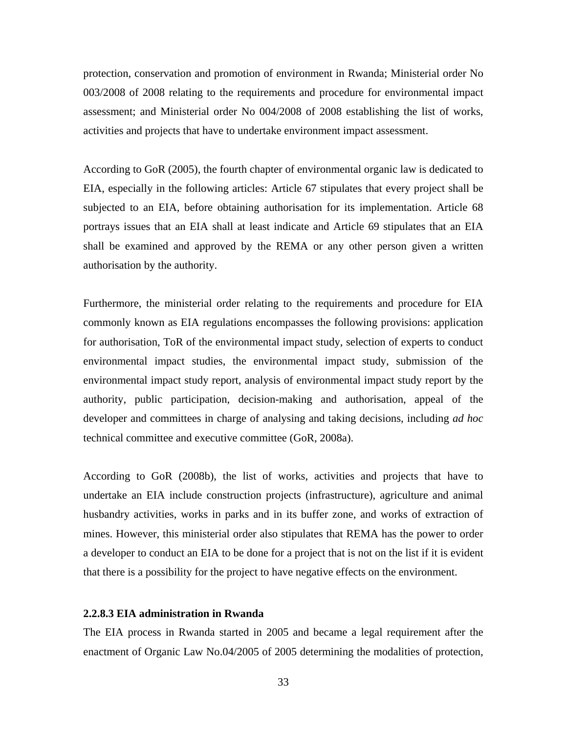protection, conservation and promotion of environment in Rwanda; Ministerial order No 003/2008 of 2008 relating to the requirements and procedure for environmental impact assessment; and Ministerial order No 004/2008 of 2008 establishing the list of works, activities and projects that have to undertake environment impact assessment.

According to GoR (2005), the fourth chapter of environmental organic law is dedicated to EIA, especially in the following articles: Article 67 stipulates that every project shall be subjected to an EIA, before obtaining authorisation for its implementation. Article 68 portrays issues that an EIA shall at least indicate and Article 69 stipulates that an EIA shall be examined and approved by the REMA or any other person given a written authorisation by the authority.

Furthermore, the ministerial order relating to the requirements and procedure for EIA commonly known as EIA regulations encompasses the following provisions: application for authorisation, ToR of the environmental impact study, selection of experts to conduct environmental impact studies, the environmental impact study, submission of the environmental impact study report, analysis of environmental impact study report by the authority, public participation, decision-making and authorisation, appeal of the developer and committees in charge of analysing and taking decisions, including *ad hoc* technical committee and executive committee (GoR, 2008a).

According to GoR (2008b), the list of works, activities and projects that have to undertake an EIA include construction projects (infrastructure), agriculture and animal husbandry activities, works in parks and in its buffer zone, and works of extraction of mines. However, this ministerial order also stipulates that REMA has the power to order a developer to conduct an EIA to be done for a project that is not on the list if it is evident that there is a possibility for the project to have negative effects on the environment.

#### 2.2.8.3 EIA administration in Rwanda

The EIA process in Rwanda started in 2005 and became a legal requirement after the enactment of Organic Law No.04/2005 of 2005 determining the modalities of protection,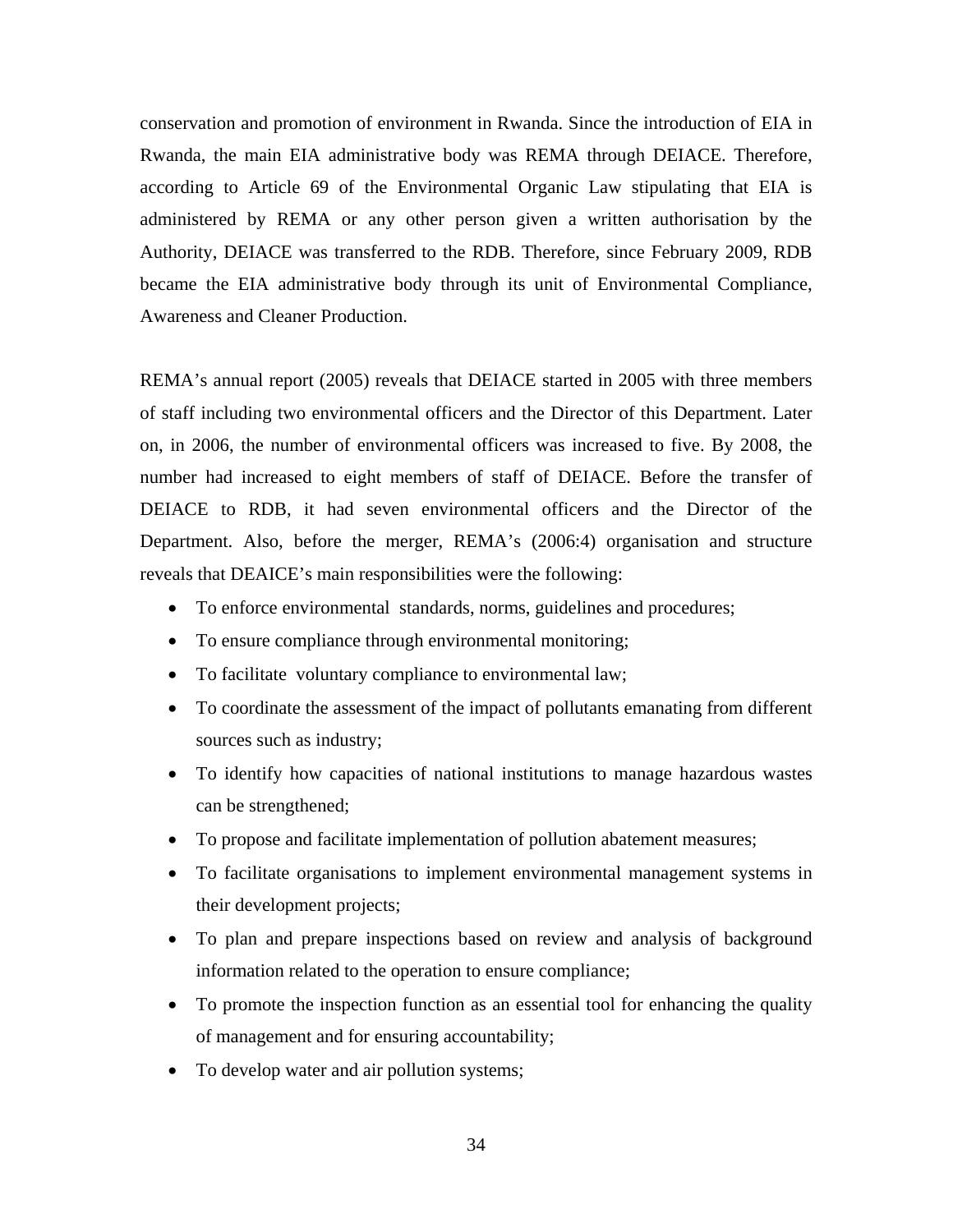conservation and promotion of environment in Rwanda. Since the introduction of EIA in Rwanda, the main EIA administrative body was REMA through DEIACE. Therefore, according to Article 69 of the Environmental Organic Law stipulating that EIA is administered by REMA or any other person given a written authorisation by the Authority, DEIACE was transferred to the RDB. Therefore, since February 2009, RDB became the EIA administrative body through its unit of Environmental Compliance, Awareness and Cleaner Production.

REMA's annual report (2005) reveals that DEIACE started in 2005 with three members of staff including two environmental officers and the Director of this Department. Later on, in 2006, the number of environmental officers was increased to five. By 2008, the number had increased to eight members of staff of DEIACE. Before the transfer of DEIACE to RDB, it had seven environmental officers and the Director of the Department. Also, before the merger, REMA's (2006:4) organisation and structure reveals that DEAICE's main responsibilities were the following:

- To enforce environmental standards, norms, guidelines and procedures;
- To ensure compliance through environmental monitoring;
- To facilitate voluntary compliance to environmental law;
- To coordinate the assessment of the impact of pollutants emanating from different sources such as industry;
- To identify how capacities of national institutions to manage hazardous wastes can be strengthened;
- To propose and facilitate implementation of pollution abatement measures;
- To facilitate organisations to implement environmental management systems in their development projects;
- To plan and prepare inspections based on review and analysis of background information related to the operation to ensure compliance;
- To promote the inspection function as an essential tool for enhancing the quality of management and for ensuring accountability;
- To develop water and air pollution systems;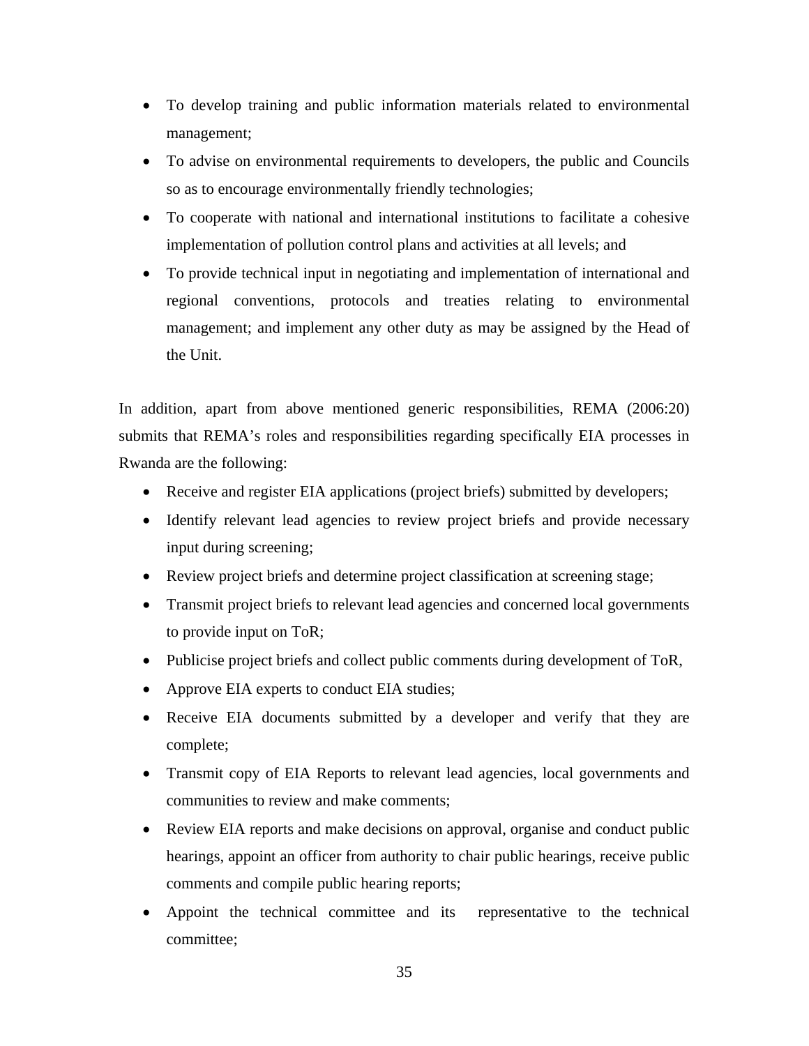- To develop training and public information materials related to environmental management;
- To advise on environmental requirements to developers, the public and Councils so as to encourage environmentally friendly technologies;
- To cooperate with national and international institutions to facilitate a cohesive implementation of pollution control plans and activities at all levels; and
- To provide technical input in negotiating and implementation of international and regional conventions, protocols and treaties relating to environmental management; and implement any other duty as may be assigned by the Head of the Unit.

In addition, apart from above mentioned generic responsibilities, REMA (2006:20) submits that REMA's roles and responsibilities regarding specifically EIA processes in Rwanda are the following:

- Receive and register EIA applications (project briefs) submitted by developers;
- Identify relevant lead agencies to review project briefs and provide necessary input during screening;
- Review project briefs and determine project classification at screening stage;
- Transmit project briefs to relevant lead agencies and concerned local governments to provide input on ToR;
- Publicise project briefs and collect public comments during development of ToR,
- Approve EIA experts to conduct EIA studies;
- Receive EIA documents submitted by a developer and verify that they are complete;
- Transmit copy of EIA Reports to relevant lead agencies, local governments and communities to review and make comments;
- Review EIA reports and make decisions on approval, organise and conduct public hearings, appoint an officer from authority to chair public hearings, receive public comments and compile public hearing reports;
- Appoint the technical committee and its representative to the technical committee;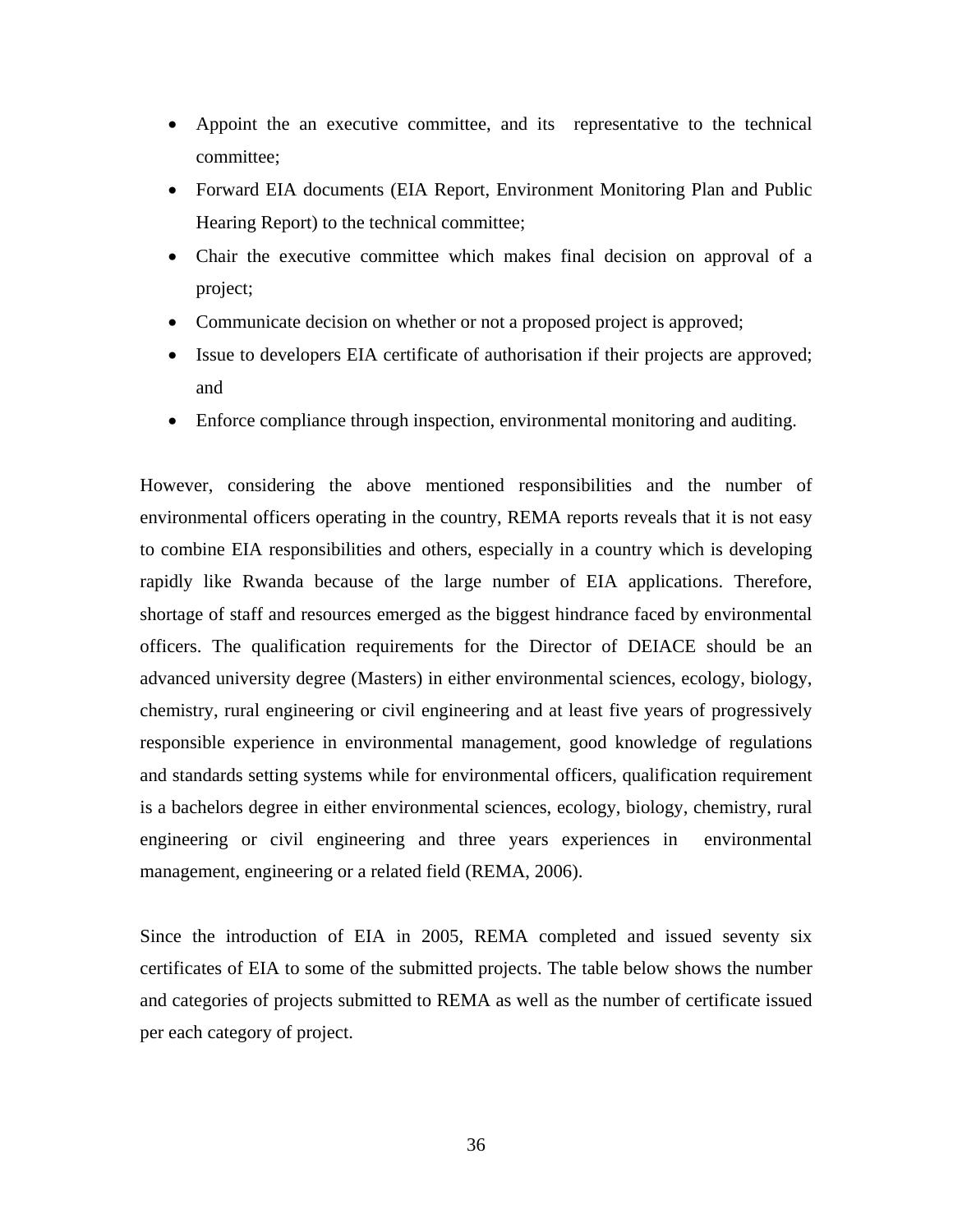- Appoint the an executive committee, and its representative to the technical committee;
- Forward EIA documents (EIA Report, Environment Monitoring Plan and Public Hearing Report) to the technical committee;
- Chair the executive committee which makes final decision on approval of a project;
- Communicate decision on whether or not a proposed project is approved;
- Issue to developers EIA certificate of authorisation if their projects are approved; and
- Enforce compliance through inspection, environmental monitoring and auditing.

However, considering the above mentioned responsibilities and the number of environmental officers operating in the country, REMA reports reveals that it is not easy to combine EIA responsibilities and others, especially in a country which is developing rapidly like Rwanda because of the large number of EIA applications. Therefore, shortage of staff and resources emerged as the biggest hindrance faced by environmental officers. The qualification requirements for the Director of DEIACE should be an advanced university degree (Masters) in either environmental sciences, ecology, biology, chemistry, rural engineering or civil engineering and at least five years of progressively responsible experience in environmental management, good knowledge of regulations and standards setting systems while for environmental officers, qualification requirement is a bachelors degree in either environmental sciences, ecology, biology, chemistry, rural engineering or civil engineering and three years experiences in environmental management, engineering or a related field (REMA, 2006).

Since the introduction of EIA in 2005, REMA completed and issued seventy six certificates of EIA to some of the submitted projects. The table below shows the number and categories of projects submitted to REMA as well as the number of certificate issued per each category of project.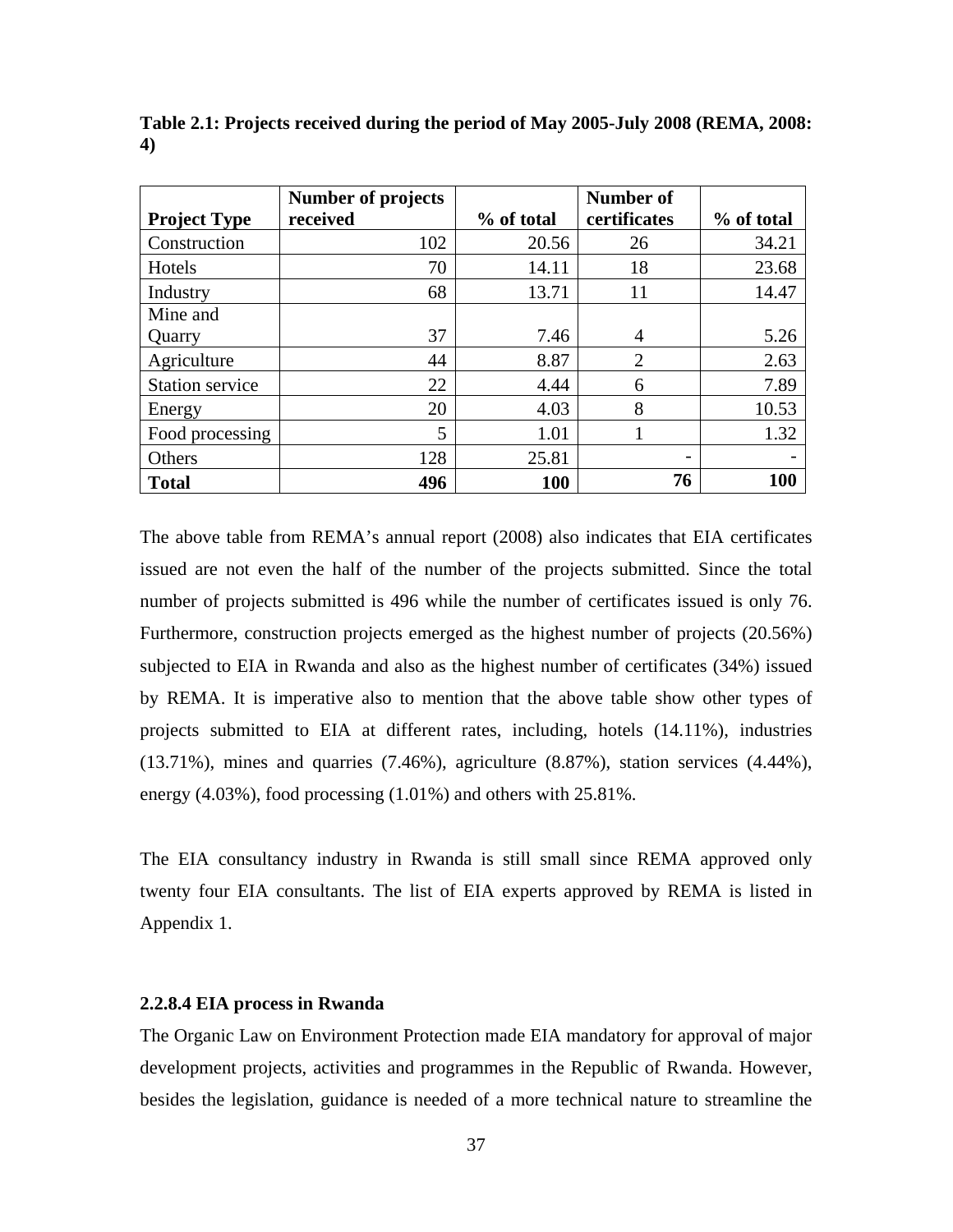**Table 2.1: Projects received during the period of May 2005-July 2008 (REMA, 2008: 4)**

| Project Type | Number of projects received | % of total | Number of certificates | % of total |
|---|---|---|---|---|
| Construction | 102 | 20.56 | 26 | 34.21 |
| Hotels | 70 | 14.11 | 18 | 23.68 |
| Industry | 68 | 13.71 | 11 | 14.47 |
| Mine and Quarry | 37 | 7.46 | 4 | 5.26 |
| Agriculture | 44 | 8.87 | 2 | 2.63 |
| Station service | 22 | 4.44 | 6 | 7.89 |
| Energy | 20 | 4.03 | 8 | 10.53 |
| Food processing | 5 | 1.01 | 1 | 1.32 |
| Others | 128 | 25.81 | - | - |
| **Total** | **496** | **100** | **76** | **100** |

The above table from REMA's annual report (2008) also indicates that EIA certificates issued are not even the half of the number of the projects submitted. Since the total number of projects submitted is 496 while the number of certificates issued is only 76. Furthermore, construction projects emerged as the highest number of projects (20.56%) subjected to EIA in Rwanda and also as the highest number of certificates (34%) issued by REMA. It is imperative also to mention that the above table show other types of projects submitted to EIA at different rates, including, hotels (14.11%), industries (13.71%), mines and quarries (7.46%), agriculture (8.87%), station services (4.44%), energy (4.03%), food processing (1.01%) and others with 25.81%.

The EIA consultancy industry in Rwanda is still small since REMA approved only twenty four EIA consultants. The list of EIA experts approved by REMA is listed in Appendix 1.

#### 2.2.8.4 EIA process in Rwanda

The Organic Law on Environment Protection made EIA mandatory for approval of major development projects, activities and programmes in the Republic of Rwanda. However, besides the legislation, guidance is needed of a more technical nature to streamline the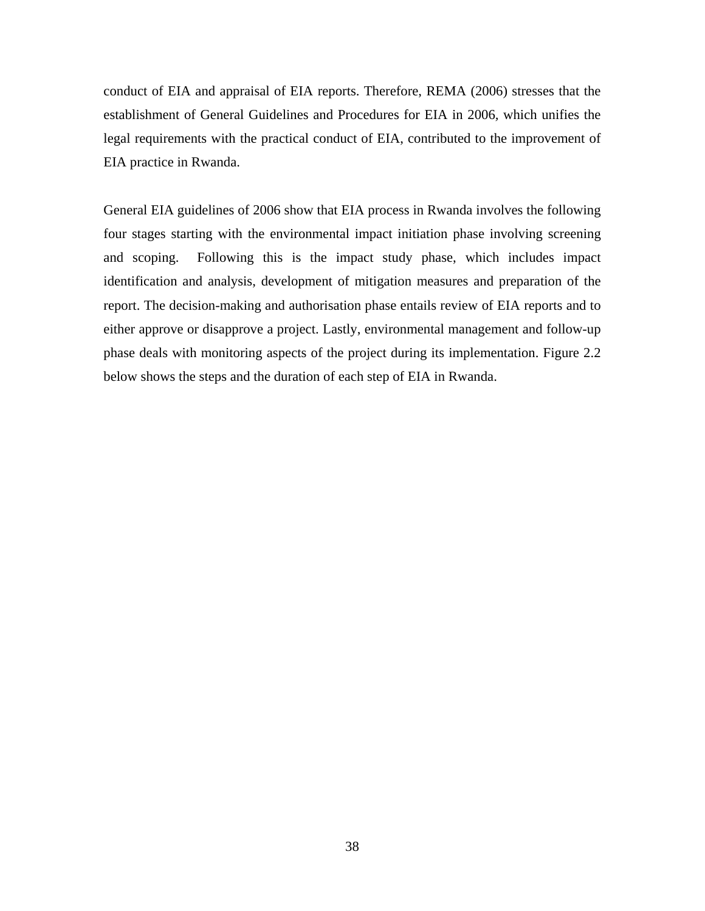conduct of EIA and appraisal of EIA reports. Therefore, REMA (2006) stresses that the establishment of General Guidelines and Procedures for EIA in 2006, which unifies the legal requirements with the practical conduct of EIA, contributed to the improvement of EIA practice in Rwanda.

General EIA guidelines of 2006 show that EIA process in Rwanda involves the following four stages starting with the environmental impact initiation phase involving screening and scoping. Following this is the impact study phase, which includes impact identification and analysis, development of mitigation measures and preparation of the report. The decision-making and authorisation phase entails review of EIA reports and to either approve or disapprove a project. Lastly, environmental management and follow-up phase deals with monitoring aspects of the project during its implementation. Figure 2.2 below shows the steps and the duration of each step of EIA in Rwanda.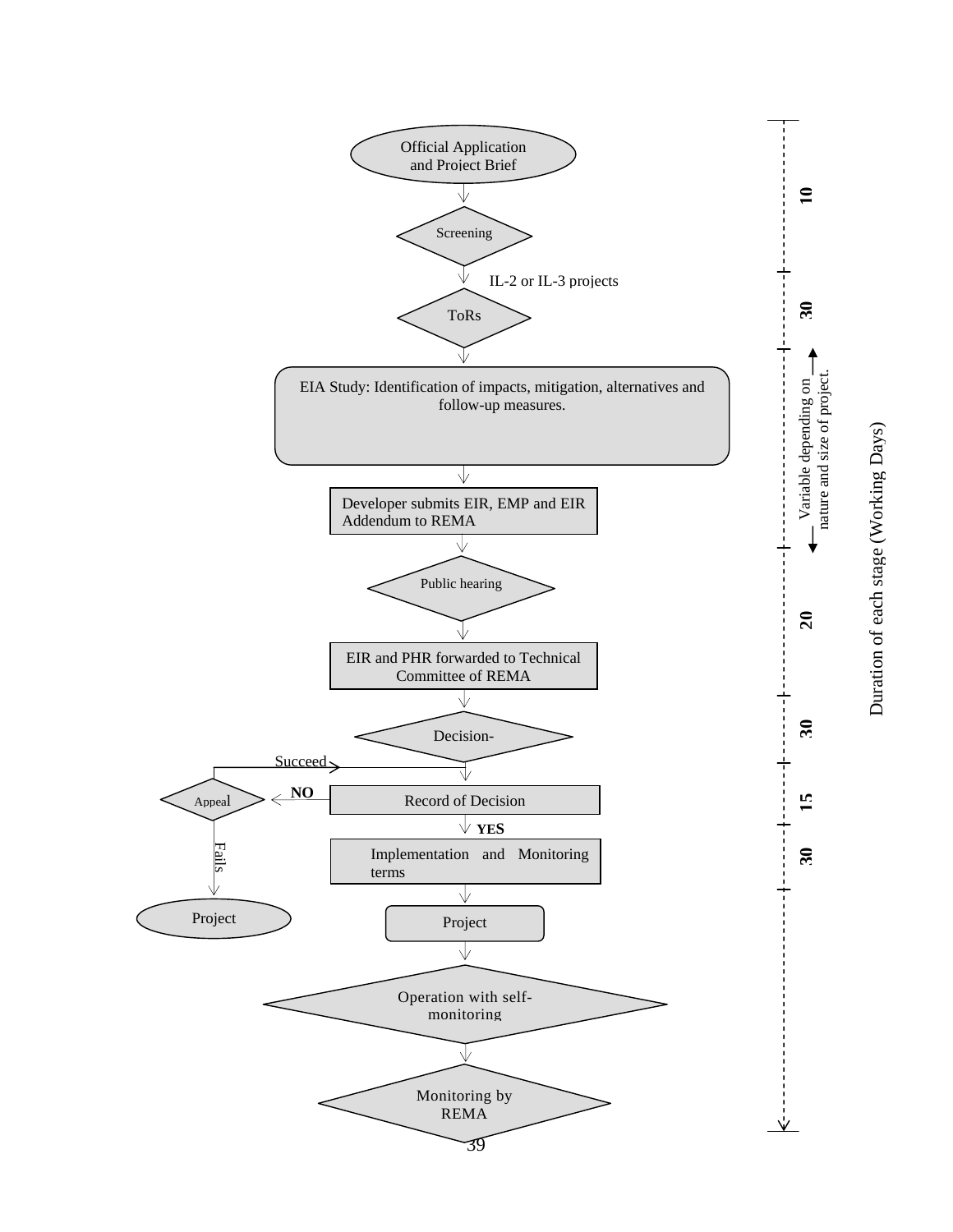Official Application and Project Brief

↓

Screening

↓ IL-2 or IL-3 projects

ToRs

↓

EIA Study: Identification of impacts, mitigation, alternatives and follow-up measures.

↓

Developer submits EIR, EMP and EIR Addendum to REMA

↓

Public hearing

↓

EIR and PHR forwarded to Technical Committee of REMA

↓

Decision-

↓

Record of Decision

- **NO** → Appeal
  - Succeed → Record of Decision
  - Fails → Project
- **YES** → Implementation and Monitoring terms

↓

Project

↓

Operation with self-monitoring

↓

Monitoring by REMA

Duration of each stage (Working Days)

| Stage | Duration |
| --- | --- |
| Official Application and Project Brief / Screening | 10 |
| ToRs | 30 |
| EIA Study / Developer submits EIR, EMP and EIR Addendum to REMA | Variable depending on nature and size of project. |
| Public hearing / EIR and PHR forwarded to Technical Committee of REMA | 20 |
| Decision | 30 |
| Record of Decision | 15 |
| Implementation and Monitoring terms | 30 |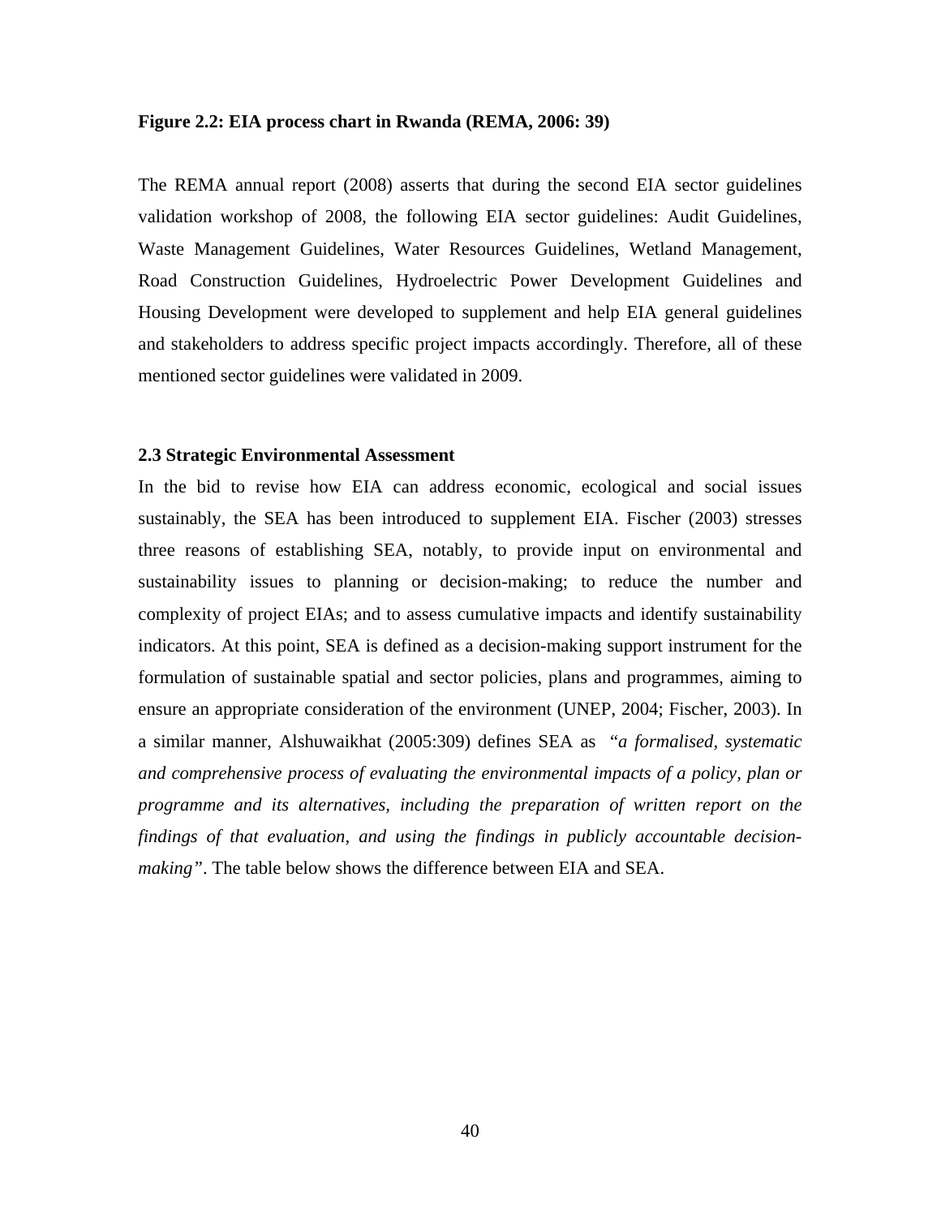**Figure 2.2: EIA process chart in Rwanda (REMA, 2006: 39)**

The REMA annual report (2008) asserts that during the second EIA sector guidelines validation workshop of 2008, the following EIA sector guidelines: Audit Guidelines, Waste Management Guidelines, Water Resources Guidelines, Wetland Management, Road Construction Guidelines, Hydroelectric Power Development Guidelines and Housing Development were developed to supplement and help EIA general guidelines and stakeholders to address specific project impacts accordingly. Therefore, all of these mentioned sector guidelines were validated in 2009.

### 2.3 Strategic Environmental Assessment

In the bid to revise how EIA can address economic, ecological and social issues sustainably, the SEA has been introduced to supplement EIA. Fischer (2003) stresses three reasons of establishing SEA, notably, to provide input on environmental and sustainability issues to planning or decision-making; to reduce the number and complexity of project EIAs; and to assess cumulative impacts and identify sustainability indicators. At this point, SEA is defined as a decision-making support instrument for the formulation of sustainable spatial and sector policies, plans and programmes, aiming to ensure an appropriate consideration of the environment (UNEP, 2004; Fischer, 2003). In a similar manner, Alshuwaikhat (2005:309) defines SEA as *"a formalised, systematic and comprehensive process of evaluating the environmental impacts of a policy, plan or programme and its alternatives, including the preparation of written report on the findings of that evaluation, and using the findings in publicly accountable decision-making"*. The table below shows the difference between EIA and SEA.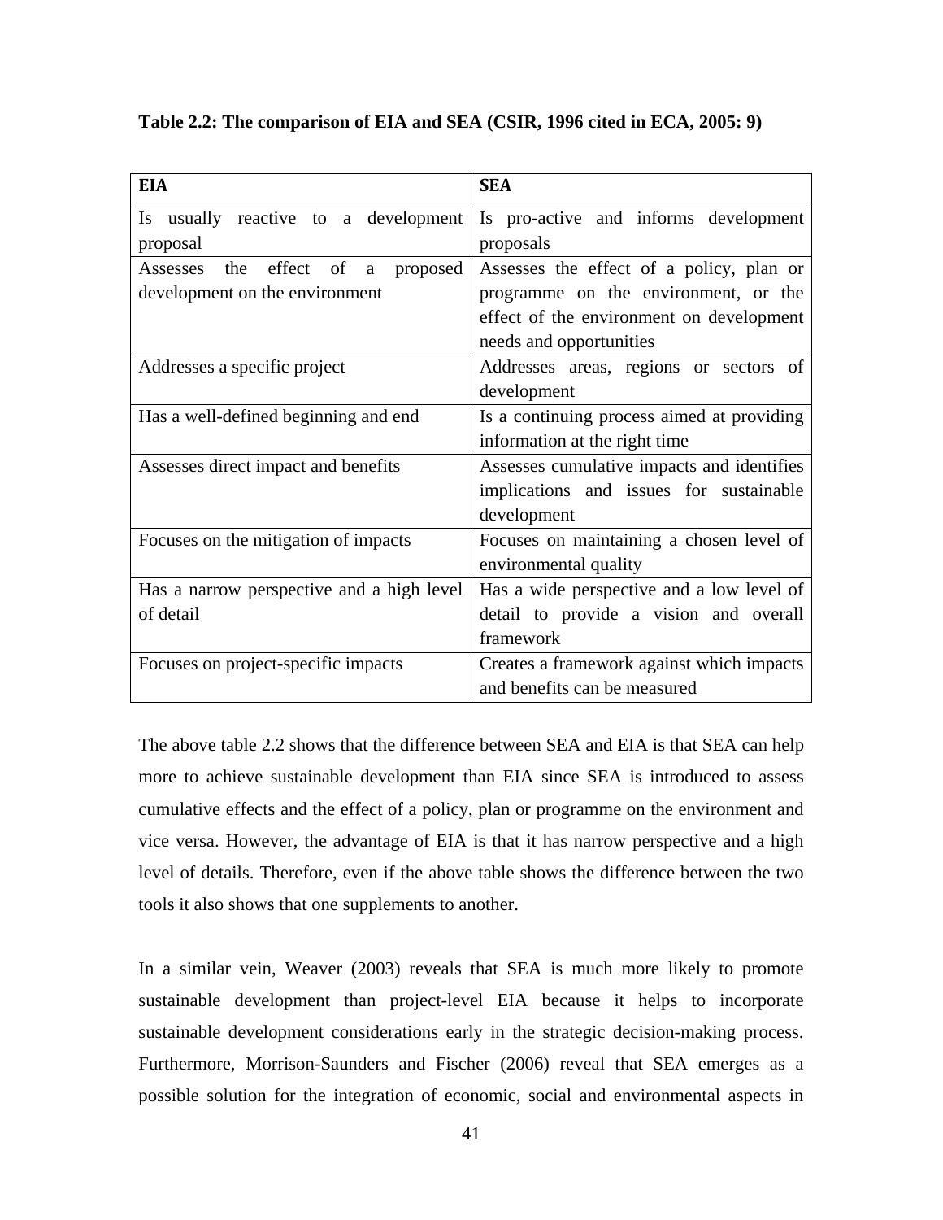**Table 2.2: The comparison of EIA and SEA (CSIR, 1996 cited in ECA, 2005: 9)**

| EIA | SEA |
|---|---|
| Is usually reactive to a development proposal | Is pro-active and informs development proposals |
| Assesses the effect of a proposed development on the environment | Assesses the effect of a policy, plan or programme on the environment, or the effect of the environment on development needs and opportunities |
| Addresses a specific project | Addresses areas, regions or sectors of development |
| Has a well-defined beginning and end | Is a continuing process aimed at providing information at the right time |
| Assesses direct impact and benefits | Assesses cumulative impacts and identifies implications and issues for sustainable development |
| Focuses on the mitigation of impacts | Focuses on maintaining a chosen level of environmental quality |
| Has a narrow perspective and a high level of detail | Has a wide perspective and a low level of detail to provide a vision and overall framework |
| Focuses on project-specific impacts | Creates a framework against which impacts and benefits can be measured |

The above table 2.2 shows that the difference between SEA and EIA is that SEA can help more to achieve sustainable development than EIA since SEA is introduced to assess cumulative effects and the effect of a policy, plan or programme on the environment and vice versa. However, the advantage of EIA is that it has narrow perspective and a high level of details. Therefore, even if the above table shows the difference between the two tools it also shows that one supplements to another.

In a similar vein, Weaver (2003) reveals that SEA is much more likely to promote sustainable development than project-level EIA because it helps to incorporate sustainable development considerations early in the strategic decision-making process. Furthermore, Morrison-Saunders and Fischer (2006) reveal that SEA emerges as a possible solution for the integration of economic, social and environmental aspects in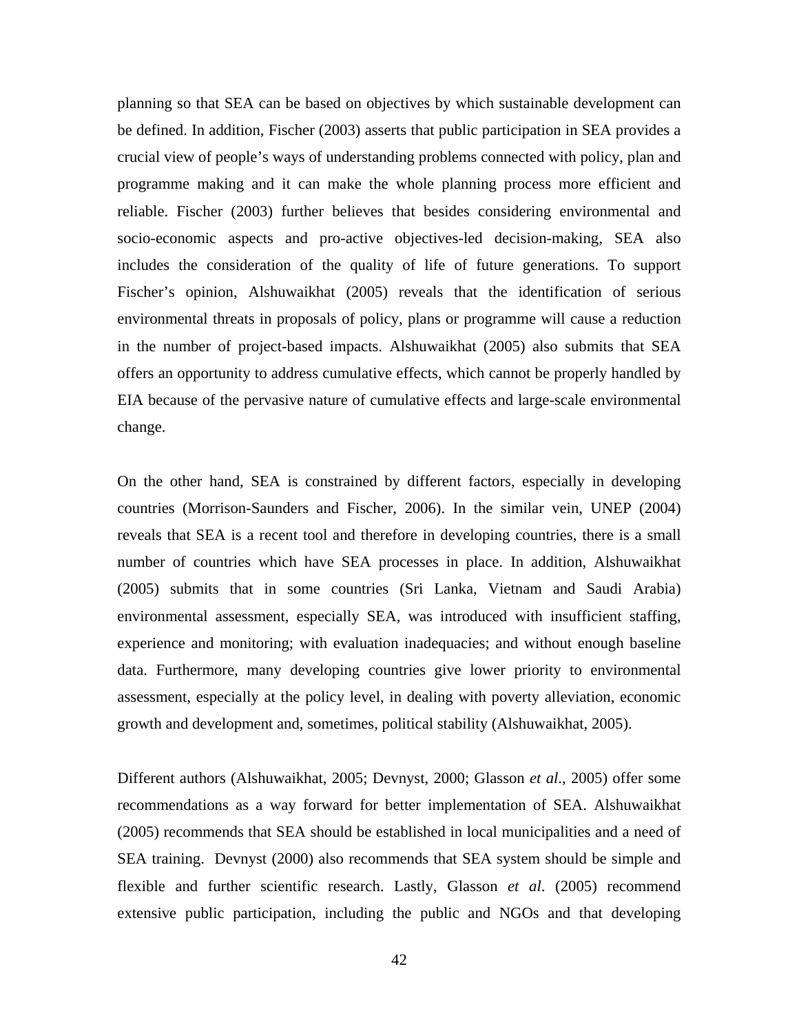planning so that SEA can be based on objectives by which sustainable development can be defined. In addition, Fischer (2003) asserts that public participation in SEA provides a crucial view of people's ways of understanding problems connected with policy, plan and programme making and it can make the whole planning process more efficient and reliable. Fischer (2003) further believes that besides considering environmental and socio-economic aspects and pro-active objectives-led decision-making, SEA also includes the consideration of the quality of life of future generations. To support Fischer's opinion, Alshuwaikhat (2005) reveals that the identification of serious environmental threats in proposals of policy, plans or programme will cause a reduction in the number of project-based impacts. Alshuwaikhat (2005) also submits that SEA offers an opportunity to address cumulative effects, which cannot be properly handled by EIA because of the pervasive nature of cumulative effects and large-scale environmental change.

On the other hand, SEA is constrained by different factors, especially in developing countries (Morrison-Saunders and Fischer, 2006). In the similar vein, UNEP (2004) reveals that SEA is a recent tool and therefore in developing countries, there is a small number of countries which have SEA processes in place. In addition, Alshuwaikhat (2005) submits that in some countries (Sri Lanka, Vietnam and Saudi Arabia) environmental assessment, especially SEA, was introduced with insufficient staffing, experience and monitoring; with evaluation inadequacies; and without enough baseline data. Furthermore, many developing countries give lower priority to environmental assessment, especially at the policy level, in dealing with poverty alleviation, economic growth and development and, sometimes, political stability (Alshuwaikhat, 2005).

Different authors (Alshuwaikhat, 2005; Devnyst, 2000; Glasson *et al*., 2005) offer some recommendations as a way forward for better implementation of SEA. Alshuwaikhat (2005) recommends that SEA should be established in local municipalities and a need of SEA training. Devnyst (2000) also recommends that SEA system should be simple and flexible and further scientific research. Lastly, Glasson *et al*. (2005) recommend extensive public participation, including the public and NGOs and that developing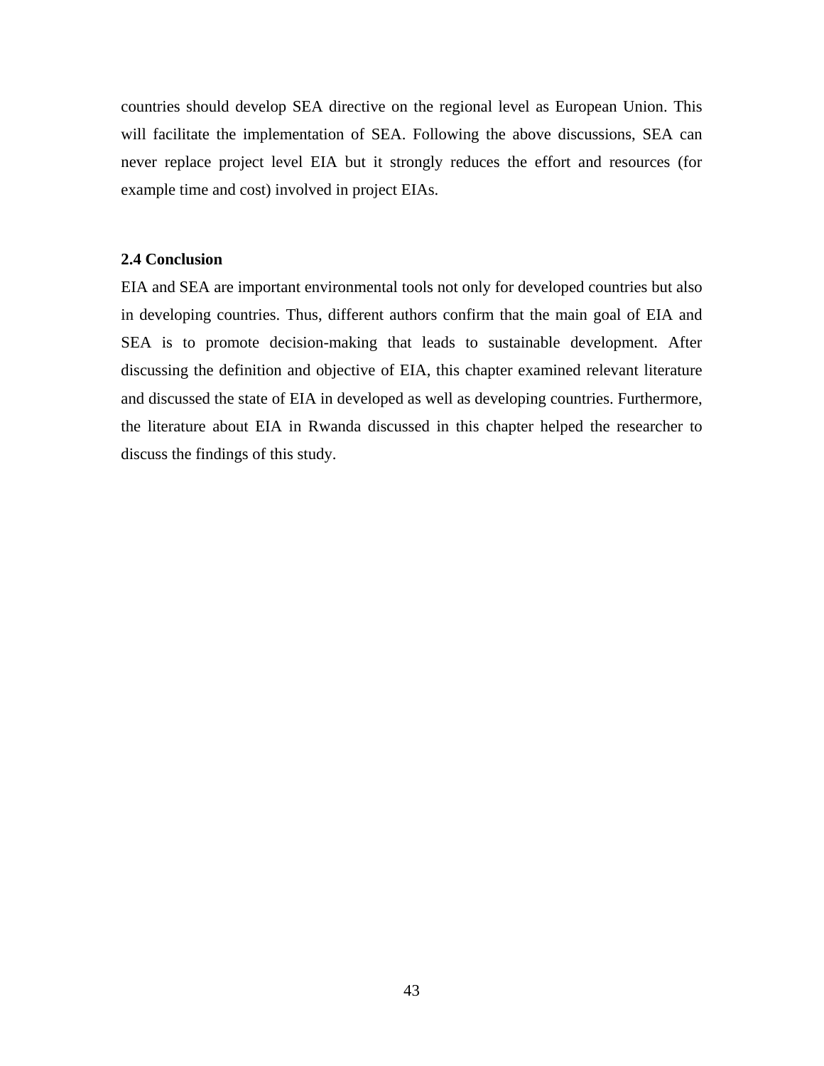countries should develop SEA directive on the regional level as European Union. This will facilitate the implementation of SEA. Following the above discussions, SEA can never replace project level EIA but it strongly reduces the effort and resources (for example time and cost) involved in project EIAs.

### 2.4 Conclusion

EIA and SEA are important environmental tools not only for developed countries but also in developing countries. Thus, different authors confirm that the main goal of EIA and SEA is to promote decision-making that leads to sustainable development. After discussing the definition and objective of EIA, this chapter examined relevant literature and discussed the state of EIA in developed as well as developing countries. Furthermore, the literature about EIA in Rwanda discussed in this chapter helped the researcher to discuss the findings of this study.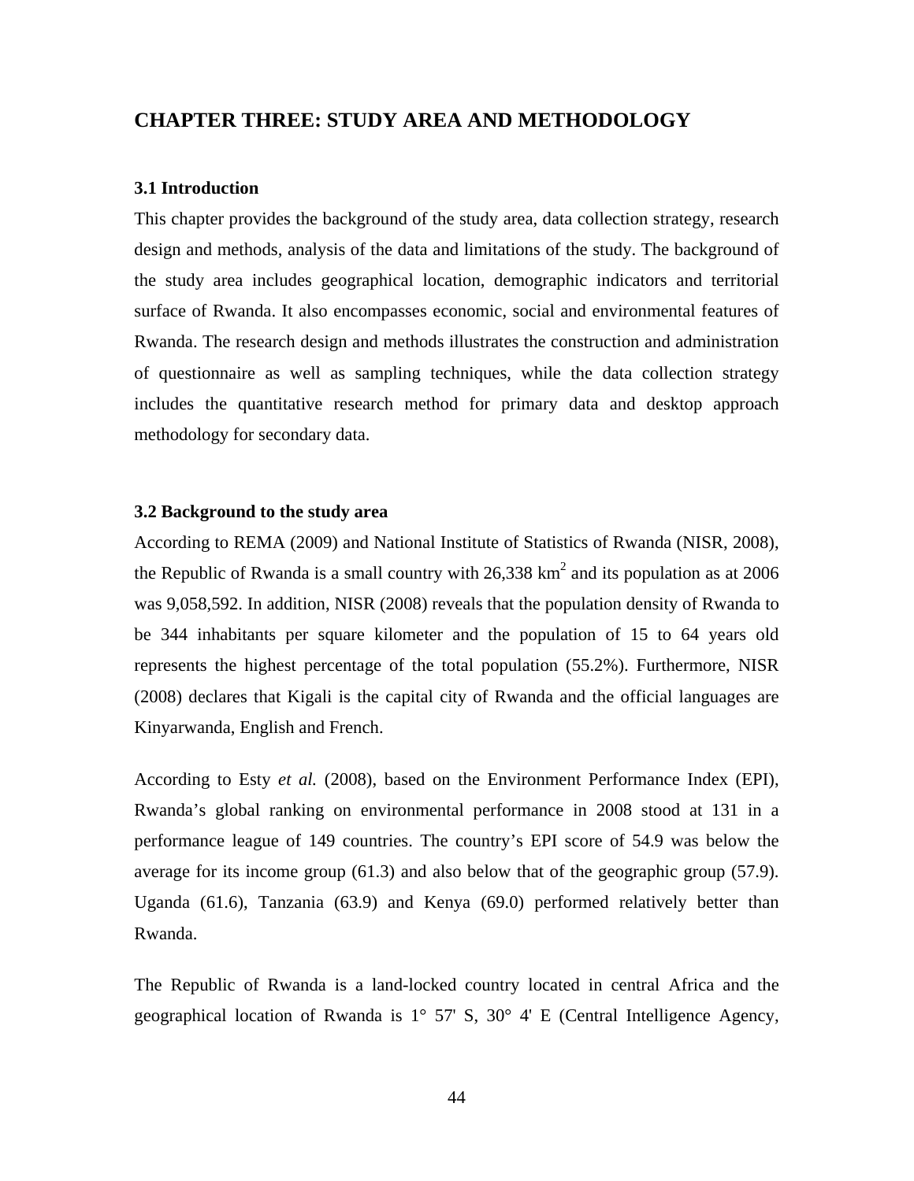## CHAPTER THREE: STUDY AREA AND METHODOLOGY

### 3.1 Introduction

This chapter provides the background of the study area, data collection strategy, research design and methods, analysis of the data and limitations of the study. The background of the study area includes geographical location, demographic indicators and territorial surface of Rwanda. It also encompasses economic, social and environmental features of Rwanda. The research design and methods illustrates the construction and administration of questionnaire as well as sampling techniques, while the data collection strategy includes the quantitative research method for primary data and desktop approach methodology for secondary data.

### 3.2 Background to the study area

According to REMA (2009) and National Institute of Statistics of Rwanda (NISR, 2008), the Republic of Rwanda is a small country with 26,338 $km^2$ and its population as at 2006 was 9,058,592. In addition, NISR (2008) reveals that the population density of Rwanda to be 344 inhabitants per square kilometer and the population of 15 to 64 years old represents the highest percentage of the total population (55.2%). Furthermore, NISR (2008) declares that Kigali is the capital city of Rwanda and the official languages are Kinyarwanda, English and French.

According to Esty *et al.* (2008), based on the Environment Performance Index (EPI), Rwanda's global ranking on environmental performance in 2008 stood at 131 in a performance league of 149 countries. The country's EPI score of 54.9 was below the average for its income group (61.3) and also below that of the geographic group (57.9). Uganda (61.6), Tanzania (63.9) and Kenya (69.0) performed relatively better than Rwanda.

The Republic of Rwanda is a land-locked country located in central Africa and the geographical location of Rwanda is 1° 57' S, 30° 4' E (Central Intelligence Agency,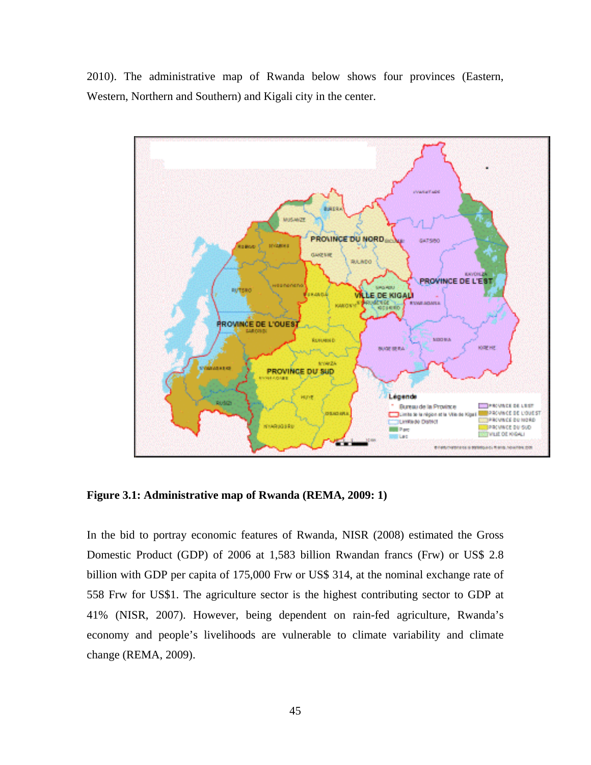2010). The administrative map of Rwanda below shows four provinces (Eastern, Western, Northern and Southern) and Kigali city in the center.

**Figure 3.1: Administrative map of Rwanda (REMA, 2009: 1)**

In the bid to portray economic features of Rwanda, NISR (2008) estimated the Gross Domestic Product (GDP) of 2006 at 1,583 billion Rwandan francs (Frw) or US$ 2.8 billion with GDP per capita of 175,000 Frw or US$ 314, at the nominal exchange rate of 558 Frw for US$1. The agriculture sector is the highest contributing sector to GDP at 41% (NISR, 2007). However, being dependent on rain-fed agriculture, Rwanda's economy and people's livelihoods are vulnerable to climate variability and climate change (REMA, 2009).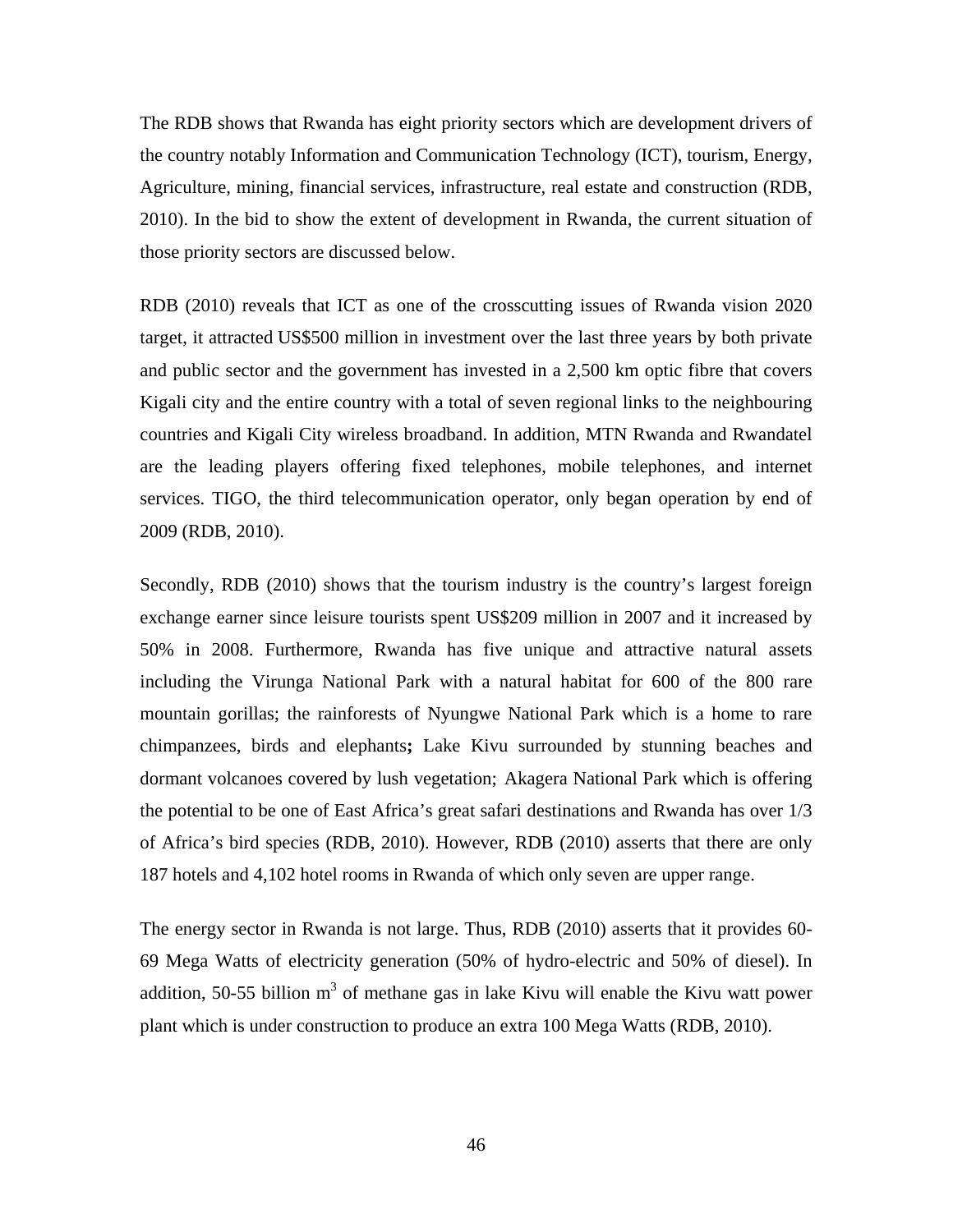The RDB shows that Rwanda has eight priority sectors which are development drivers of the country notably Information and Communication Technology (ICT), tourism, Energy, Agriculture, mining, financial services, infrastructure, real estate and construction (RDB, 2010). In the bid to show the extent of development in Rwanda, the current situation of those priority sectors are discussed below.

RDB (2010) reveals that ICT as one of the crosscutting issues of Rwanda vision 2020 target, it attracted US$500 million in investment over the last three years by both private and public sector and the government has invested in a 2,500 km optic fibre that covers Kigali city and the entire country with a total of seven regional links to the neighbouring countries and Kigali City wireless broadband. In addition, MTN Rwanda and Rwandatel are the leading players offering fixed telephones, mobile telephones, and internet services. TIGO, the third telecommunication operator, only began operation by end of 2009 (RDB, 2010).

Secondly, RDB (2010) shows that the tourism industry is the country's largest foreign exchange earner since leisure tourists spent US$209 million in 2007 and it increased by 50% in 2008. Furthermore, Rwanda has five unique and attractive natural assets including the Virunga National Park with a natural habitat for 600 of the 800 rare mountain gorillas; the rainforests of Nyungwe National Park which is a home to rare chimpanzees, birds and elephants**;** Lake Kivu surrounded by stunning beaches and dormant volcanoes covered by lush vegetation; Akagera National Park which is offering the potential to be one of East Africa's great safari destinations and Rwanda has over 1/3 of Africa's bird species (RDB, 2010). However, RDB (2010) asserts that there are only 187 hotels and 4,102 hotel rooms in Rwanda of which only seven are upper range.

The energy sector in Rwanda is not large. Thus, RDB (2010) asserts that it provides 60-69 Mega Watts of electricity generation (50% of hydro-electric and 50% of diesel). In addition, 50-55 billion $m^3$ of methane gas in lake Kivu will enable the Kivu watt power plant which is under construction to produce an extra 100 Mega Watts (RDB, 2010).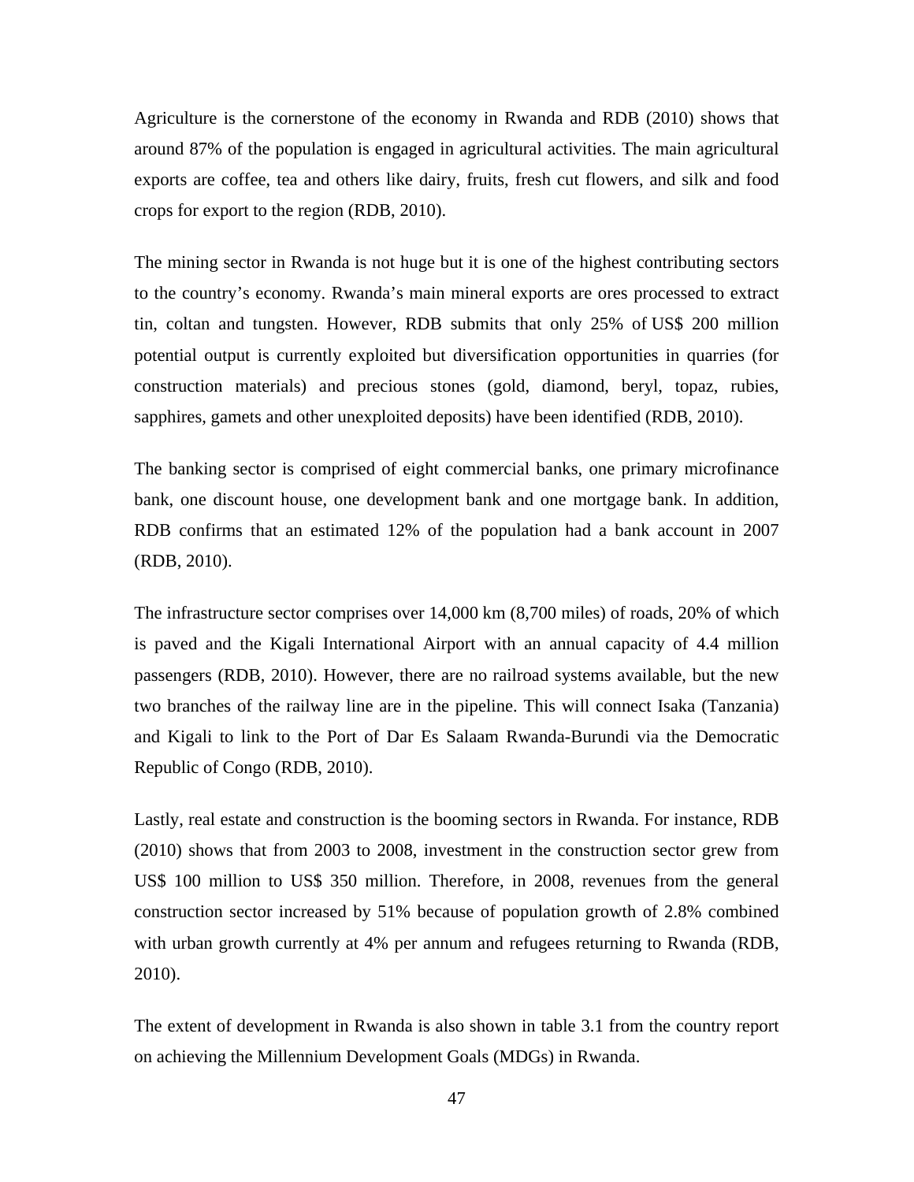Agriculture is the cornerstone of the economy in Rwanda and RDB (2010) shows that around 87% of the population is engaged in agricultural activities. The main agricultural exports are coffee, tea and others like dairy, fruits, fresh cut flowers, and silk and food crops for export to the region (RDB, 2010).

The mining sector in Rwanda is not huge but it is one of the highest contributing sectors to the country's economy. Rwanda's main mineral exports are ores processed to extract tin, coltan and tungsten. However, RDB submits that only 25% of US$ 200 million potential output is currently exploited but diversification opportunities in quarries (for construction materials) and precious stones (gold, diamond, beryl, topaz, rubies, sapphires, gamets and other unexploited deposits) have been identified (RDB, 2010).

The banking sector is comprised of eight commercial banks, one primary microfinance bank, one discount house, one development bank and one mortgage bank. In addition, RDB confirms that an estimated 12% of the population had a bank account in 2007 (RDB, 2010).

The infrastructure sector comprises over 14,000 km (8,700 miles) of roads, 20% of which is paved and the Kigali International Airport with an annual capacity of 4.4 million passengers (RDB, 2010). However, there are no railroad systems available, but the new two branches of the railway line are in the pipeline. This will connect Isaka (Tanzania) and Kigali to link to the Port of Dar Es Salaam Rwanda-Burundi via the Democratic Republic of Congo (RDB, 2010).

Lastly, real estate and construction is the booming sectors in Rwanda. For instance, RDB (2010) shows that from 2003 to 2008, investment in the construction sector grew from US$ 100 million to US$ 350 million. Therefore, in 2008, revenues from the general construction sector increased by 51% because of population growth of 2.8% combined with urban growth currently at 4% per annum and refugees returning to Rwanda (RDB, 2010).

The extent of development in Rwanda is also shown in table 3.1 from the country report on achieving the Millennium Development Goals (MDGs) in Rwanda.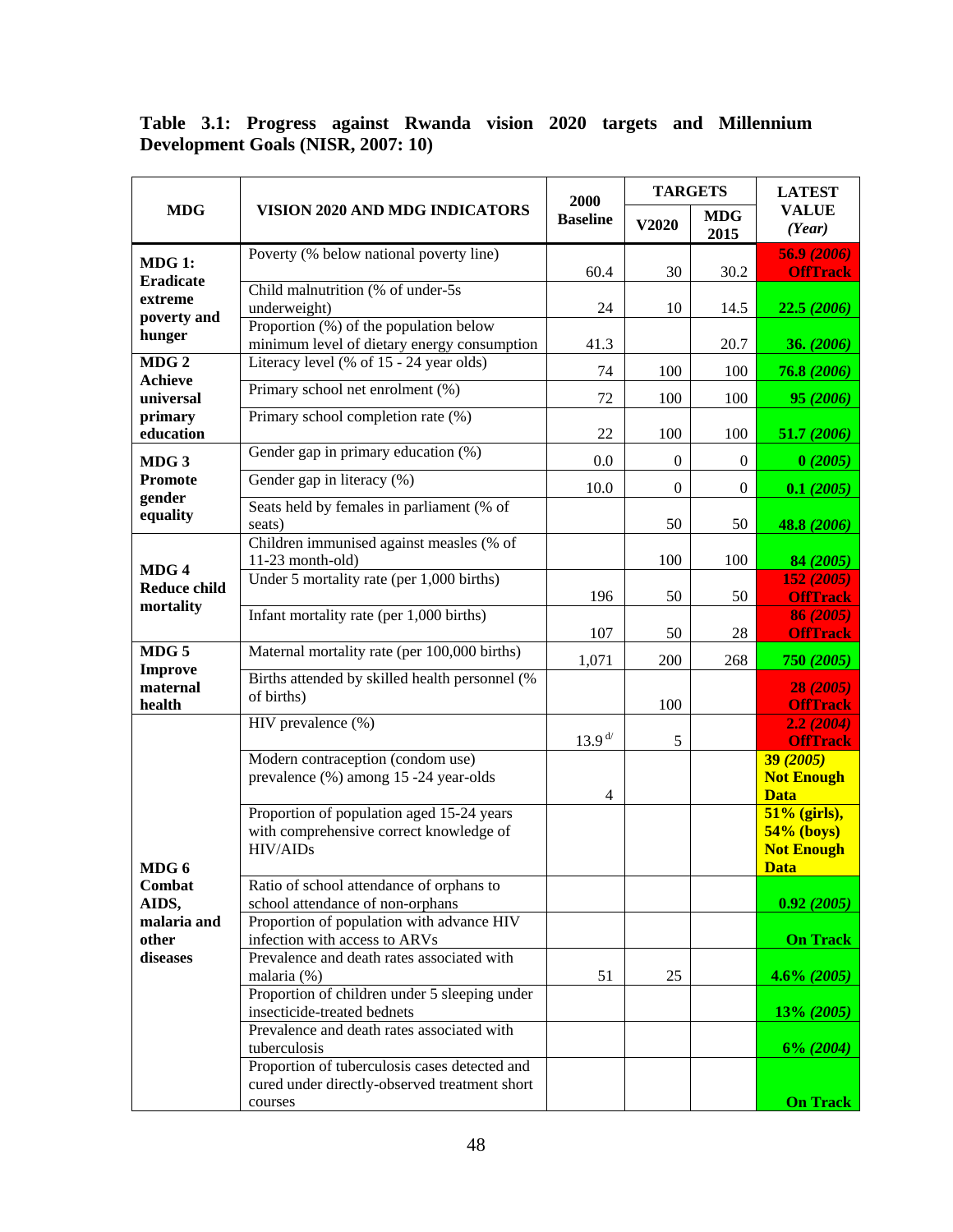**Table 3.1: Progress against Rwanda vision 2020 targets and Millennium Development Goals (NISR, 2007: 10)**

| MDG | VISION 2020 AND MDG INDICATORS | 2000 Baseline | TARGETS | | LATEST VALUE *(Year)* |
|---|---|---|---|---|---|
| | | | V2020 | MDG 2015 | |
| **MDG 1: Eradicate extreme poverty and hunger** | Poverty (% below national poverty line) | 60.4 | 30 | 30.2 | **56.9** ***(2006)*** **OffTrack** |
| | Child malnutrition (% of under-5s underweight) | 24 | 10 | 14.5 | **22.5** ***(2006)*** |
| | Proportion (%) of the population below minimum level of dietary energy consumption | 41.3 | | 20.7 | **36.** ***(2006)*** |
| **MDG 2 Achieve universal primary education** | Literacy level (% of 15 - 24 year olds) | 74 | 100 | 100 | **76.8** ***(2006)*** |
| | Primary school net enrolment (%) | 72 | 100 | 100 | **95** ***(2006)*** |
| | Primary school completion rate (%) | 22 | 100 | 100 | **51.7** ***(2006)*** |
| **MDG 3 Promote gender equality** | Gender gap in primary education (%) | 0.0 | 0 | 0 | **0** ***(2005)*** |
| | Gender gap in literacy (%) | 10.0 | 0 | 0 | **0.1** ***(2005)*** |
| | Seats held by females in parliament (% of seats) | | 50 | 50 | **48.8** ***(2006)*** |
| **MDG 4 Reduce child mortality** | Children immunised against measles (% of 11-23 month-old) | | 100 | 100 | **84** ***(2005)*** |
| | Under 5 mortality rate (per 1,000 births) | 196 | 50 | 50 | **152** ***(2005)*** **OffTrack** |
| | Infant mortality rate (per 1,000 births) | 107 | 50 | 28 | **86** ***(2005)*** **OffTrack** |
| **MDG 5 Improve maternal health** | Maternal mortality rate (per 100,000 births) | 1,071 | 200 | 268 | **750** ***(2005)*** |
| | Births attended by skilled health personnel (% of births) | | 100 | | **28** ***(2005)*** **OffTrack** |
| **MDG 6 Combat AIDS, malaria and other diseases** | HIV prevalence (%) | 13.9 [d/] | 5 | | **2.2** ***(2004)*** **OffTrack** |
| | Modern contraception (condom use) prevalence (%) among 15 -24 year-olds | 4 | | | **39** ***(2005)*** **Not Enough Data** |
| | Proportion of population aged 15-24 years with comprehensive correct knowledge of HIV/AIDs | | | | **51% (girls), 54% (boys) Not Enough Data** |
| | Ratio of school attendance of orphans to school attendance of non-orphans | | | | **0.92** ***(2005)*** |
| | Proportion of population with advance HIV infection with access to ARVs | | | | **On Track** |
| | Prevalence and death rates associated with malaria (%) | 51 | 25 | | **4.6%** ***(2005)*** |
| | Proportion of children under 5 sleeping under insecticide-treated bednets | | | | **13%** ***(2005)*** |
| | Prevalence and death rates associated with tuberculosis | | | | **6%** ***(2004)*** |
| | Proportion of tuberculosis cases detected and cured under directly-observed treatment short courses | | | | **On Track** |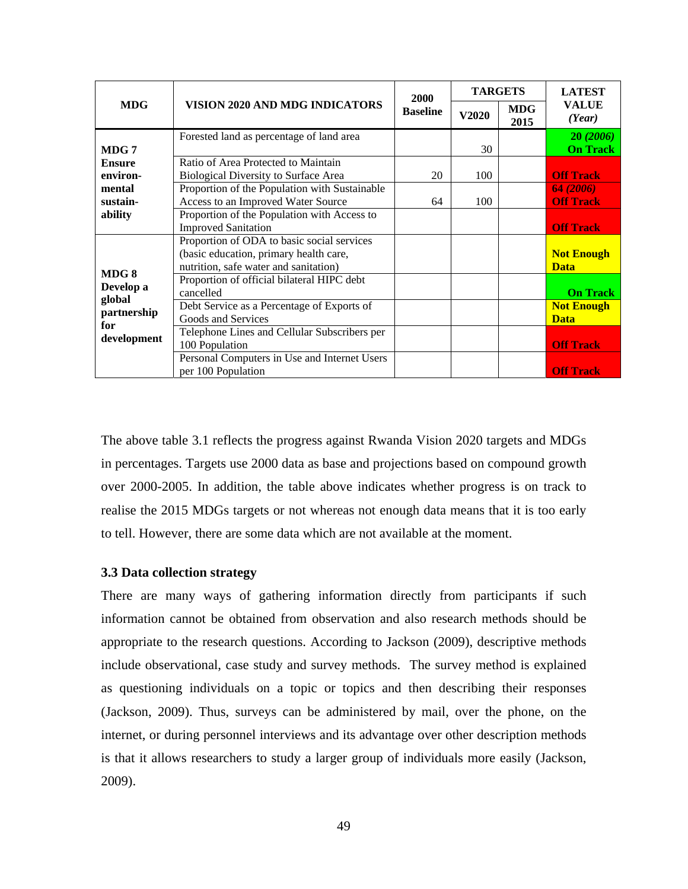| MDG | VISION 2020 AND MDG INDICATORS | 2000 Baseline | TARGETS | | LATEST VALUE *(Year)* |
|---|---|---|---|---|---|
| | | | V2020 | MDG 2015 | |
| **MDG 7 Ensure environ-mental sustain-ability** | Forested land as percentage of land area | | 30 | | **20 *(2006)* On Track** |
| | Ratio of Area Protected to Maintain Biological Diversity to Surface Area | 20 | 100 | | **Off Track** |
| | Proportion of the Population with Sustainable Access to an Improved Water Source | 64 | 100 | | **64 *(2006)* Off Track** |
| | Proportion of the Population with Access to Improved Sanitation | | | | **Off Track** |
| **MDG 8 Develop a global partnership for development** | Proportion of ODA to basic social services (basic education, primary health care, nutrition, safe water and sanitation) | | | | **Not Enough Data** |
| | Proportion of official bilateral HIPC debt cancelled | | | | **On Track** |
| | Debt Service as a Percentage of Exports of Goods and Services | | | | **Not Enough Data** |
| | Telephone Lines and Cellular Subscribers per 100 Population | | | | **Off Track** |
| | Personal Computers in Use and Internet Users per 100 Population | | | | **Off Track** |

The above table 3.1 reflects the progress against Rwanda Vision 2020 targets and MDGs in percentages. Targets use 2000 data as base and projections based on compound growth over 2000-2005. In addition, the table above indicates whether progress is on track to realise the 2015 MDGs targets or not whereas not enough data means that it is too early to tell. However, there are some data which are not available at the moment.

### 3.3 Data collection strategy

There are many ways of gathering information directly from participants if such information cannot be obtained from observation and also research methods should be appropriate to the research questions. According to Jackson (2009), descriptive methods include observational, case study and survey methods. The survey method is explained as questioning individuals on a topic or topics and then describing their responses (Jackson, 2009). Thus, surveys can be administered by mail, over the phone, on the internet, or during personnel interviews and its advantage over other description methods is that it allows researchers to study a larger group of individuals more easily (Jackson, 2009).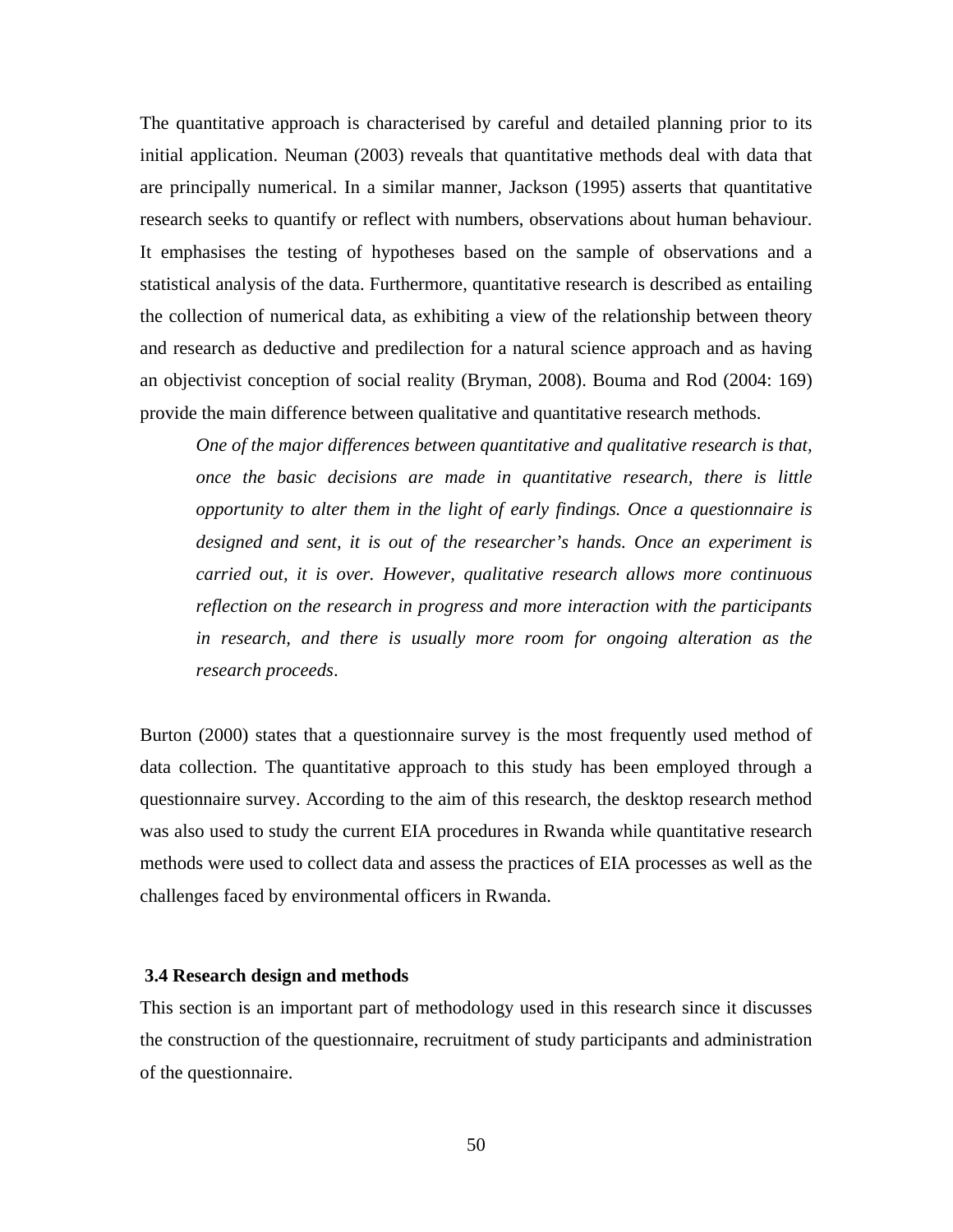The quantitative approach is characterised by careful and detailed planning prior to its initial application. Neuman (2003) reveals that quantitative methods deal with data that are principally numerical. In a similar manner, Jackson (1995) asserts that quantitative research seeks to quantify or reflect with numbers, observations about human behaviour. It emphasises the testing of hypotheses based on the sample of observations and a statistical analysis of the data. Furthermore, quantitative research is described as entailing the collection of numerical data, as exhibiting a view of the relationship between theory and research as deductive and predilection for a natural science approach and as having an objectivist conception of social reality (Bryman, 2008). Bouma and Rod (2004: 169) provide the main difference between qualitative and quantitative research methods.

> *One of the major differences between quantitative and qualitative research is that, once the basic decisions are made in quantitative research, there is little opportunity to alter them in the light of early findings. Once a questionnaire is designed and sent, it is out of the researcher's hands. Once an experiment is carried out, it is over. However, qualitative research allows more continuous reflection on the research in progress and more interaction with the participants in research, and there is usually more room for ongoing alteration as the research proceeds*.

Burton (2000) states that a questionnaire survey is the most frequently used method of data collection. The quantitative approach to this study has been employed through a questionnaire survey. According to the aim of this research, the desktop research method was also used to study the current EIA procedures in Rwanda while quantitative research methods were used to collect data and assess the practices of EIA processes as well as the challenges faced by environmental officers in Rwanda.

### 3.4 Research design and methods

This section is an important part of methodology used in this research since it discusses the construction of the questionnaire, recruitment of study participants and administration of the questionnaire.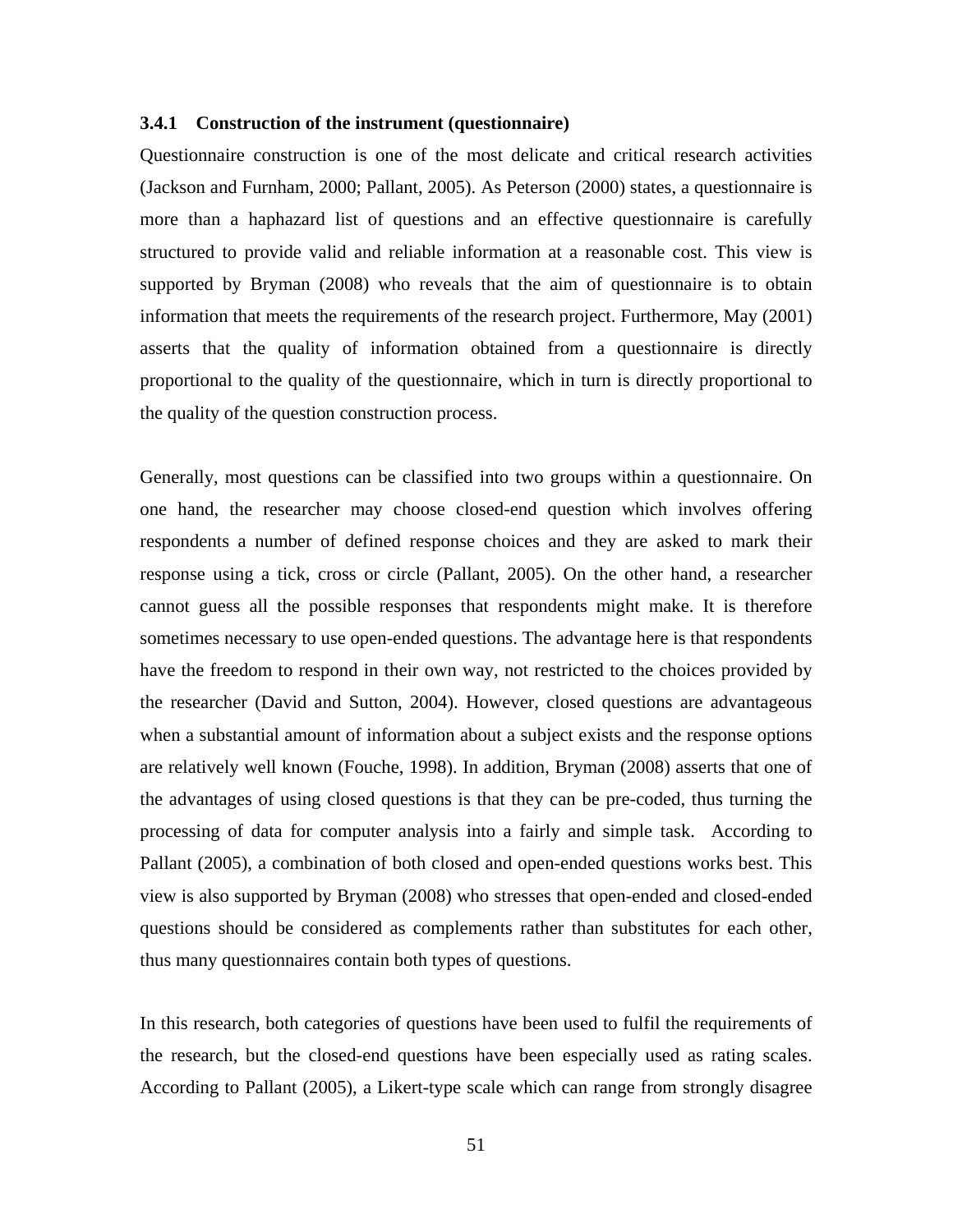### 3.4.1 Construction of the instrument (questionnaire)

Questionnaire construction is one of the most delicate and critical research activities (Jackson and Furnham, 2000; Pallant, 2005). As Peterson (2000) states, a questionnaire is more than a haphazard list of questions and an effective questionnaire is carefully structured to provide valid and reliable information at a reasonable cost. This view is supported by Bryman (2008) who reveals that the aim of questionnaire is to obtain information that meets the requirements of the research project. Furthermore, May (2001) asserts that the quality of information obtained from a questionnaire is directly proportional to the quality of the questionnaire, which in turn is directly proportional to the quality of the question construction process.

Generally, most questions can be classified into two groups within a questionnaire. On one hand, the researcher may choose closed-end question which involves offering respondents a number of defined response choices and they are asked to mark their response using a tick, cross or circle (Pallant, 2005). On the other hand, a researcher cannot guess all the possible responses that respondents might make. It is therefore sometimes necessary to use open-ended questions. The advantage here is that respondents have the freedom to respond in their own way, not restricted to the choices provided by the researcher (David and Sutton, 2004). However, closed questions are advantageous when a substantial amount of information about a subject exists and the response options are relatively well known (Fouche, 1998). In addition, Bryman (2008) asserts that one of the advantages of using closed questions is that they can be pre-coded, thus turning the processing of data for computer analysis into a fairly and simple task. According to Pallant (2005), a combination of both closed and open-ended questions works best. This view is also supported by Bryman (2008) who stresses that open-ended and closed-ended questions should be considered as complements rather than substitutes for each other, thus many questionnaires contain both types of questions.

In this research, both categories of questions have been used to fulfil the requirements of the research, but the closed-end questions have been especially used as rating scales. According to Pallant (2005), a Likert-type scale which can range from strongly disagree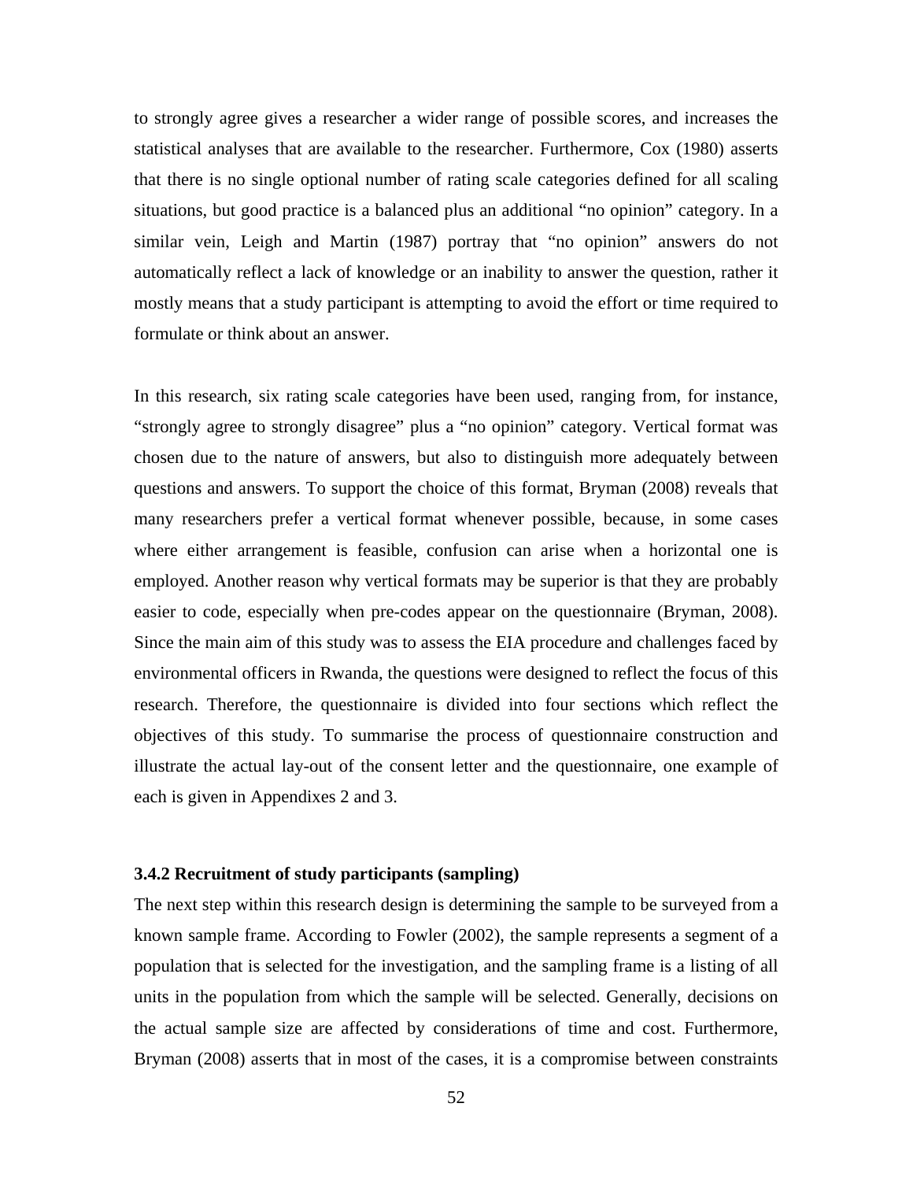to strongly agree gives a researcher a wider range of possible scores, and increases the statistical analyses that are available to the researcher. Furthermore, Cox (1980) asserts that there is no single optional number of rating scale categories defined for all scaling situations, but good practice is a balanced plus an additional “no opinion” category. In a similar vein, Leigh and Martin (1987) portray that “no opinion” answers do not automatically reflect a lack of knowledge or an inability to answer the question, rather it mostly means that a study participant is attempting to avoid the effort or time required to formulate or think about an answer.

In this research, six rating scale categories have been used, ranging from, for instance, “strongly agree to strongly disagree” plus a “no opinion” category. Vertical format was chosen due to the nature of answers, but also to distinguish more adequately between questions and answers. To support the choice of this format, Bryman (2008) reveals that many researchers prefer a vertical format whenever possible, because, in some cases where either arrangement is feasible, confusion can arise when a horizontal one is employed. Another reason why vertical formats may be superior is that they are probably easier to code, especially when pre-codes appear on the questionnaire (Bryman, 2008). Since the main aim of this study was to assess the EIA procedure and challenges faced by environmental officers in Rwanda, the questions were designed to reflect the focus of this research. Therefore, the questionnaire is divided into four sections which reflect the objectives of this study. To summarise the process of questionnaire construction and illustrate the actual lay-out of the consent letter and the questionnaire, one example of each is given in Appendixes 2 and 3.

### 3.4.2 Recruitment of study participants (sampling)

The next step within this research design is determining the sample to be surveyed from a known sample frame. According to Fowler (2002), the sample represents a segment of a population that is selected for the investigation, and the sampling frame is a listing of all units in the population from which the sample will be selected. Generally, decisions on the actual sample size are affected by considerations of time and cost. Furthermore, Bryman (2008) asserts that in most of the cases, it is a compromise between constraints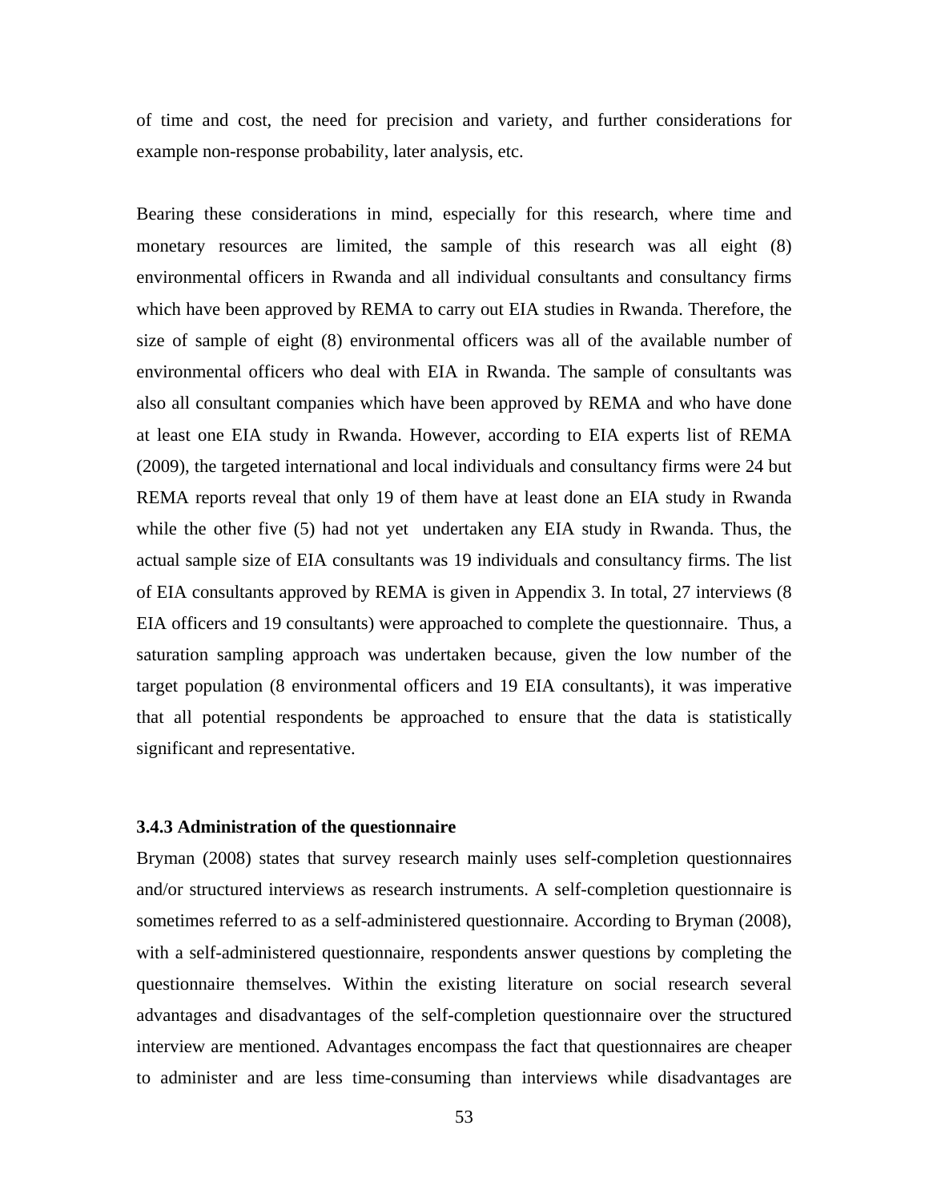of time and cost, the need for precision and variety, and further considerations for example non-response probability, later analysis, etc.

Bearing these considerations in mind, especially for this research, where time and monetary resources are limited, the sample of this research was all eight (8) environmental officers in Rwanda and all individual consultants and consultancy firms which have been approved by REMA to carry out EIA studies in Rwanda. Therefore, the size of sample of eight (8) environmental officers was all of the available number of environmental officers who deal with EIA in Rwanda. The sample of consultants was also all consultant companies which have been approved by REMA and who have done at least one EIA study in Rwanda. However, according to EIA experts list of REMA (2009), the targeted international and local individuals and consultancy firms were 24 but REMA reports reveal that only 19 of them have at least done an EIA study in Rwanda while the other five (5) had not yet undertaken any EIA study in Rwanda. Thus, the actual sample size of EIA consultants was 19 individuals and consultancy firms. The list of EIA consultants approved by REMA is given in Appendix 3. In total, 27 interviews (8 EIA officers and 19 consultants) were approached to complete the questionnaire. Thus, a saturation sampling approach was undertaken because, given the low number of the target population (8 environmental officers and 19 EIA consultants), it was imperative that all potential respondents be approached to ensure that the data is statistically significant and representative.

### 3.4.3 Administration of the questionnaire

Bryman (2008) states that survey research mainly uses self-completion questionnaires and/or structured interviews as research instruments. A self-completion questionnaire is sometimes referred to as a self-administered questionnaire. According to Bryman (2008), with a self-administered questionnaire, respondents answer questions by completing the questionnaire themselves. Within the existing literature on social research several advantages and disadvantages of the self-completion questionnaire over the structured interview are mentioned. Advantages encompass the fact that questionnaires are cheaper to administer and are less time-consuming than interviews while disadvantages are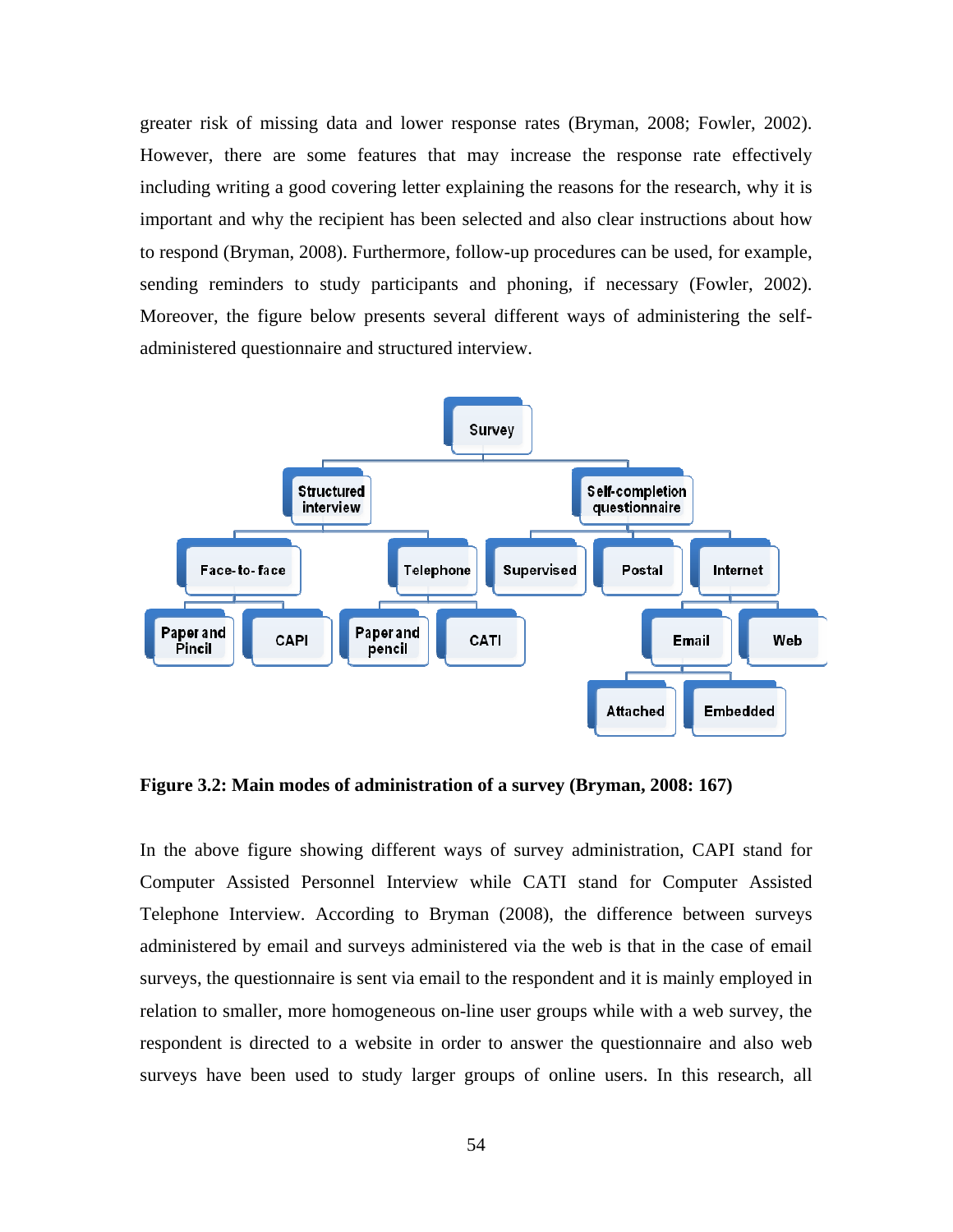greater risk of missing data and lower response rates (Bryman, 2008; Fowler, 2002). However, there are some features that may increase the response rate effectively including writing a good covering letter explaining the reasons for the research, why it is important and why the recipient has been selected and also clear instructions about how to respond (Bryman, 2008). Furthermore, follow-up procedures can be used, for example, sending reminders to study participants and phoning, if necessary (Fowler, 2002). Moreover, the figure below presents several different ways of administering the self-administered questionnaire and structured interview.

- Survey
  - Structured interview
    - Face-to-face
      - Paper and Pincil
      - CAPI
    - Telephone
      - Paper and pencil
      - CATI
  - Self-completion questionnaire
    - Supervised
    - Postal
    - Internet
      - Email
        - Attached
        - Embedded
      - Web

**Figure 3.2: Main modes of administration of a survey (Bryman, 2008: 167)**

In the above figure showing different ways of survey administration, CAPI stand for Computer Assisted Personnel Interview while CATI stand for Computer Assisted Telephone Interview. According to Bryman (2008), the difference between surveys administered by email and surveys administered via the web is that in the case of email surveys, the questionnaire is sent via email to the respondent and it is mainly employed in relation to smaller, more homogeneous on-line user groups while with a web survey, the respondent is directed to a website in order to answer the questionnaire and also web surveys have been used to study larger groups of online users. In this research, all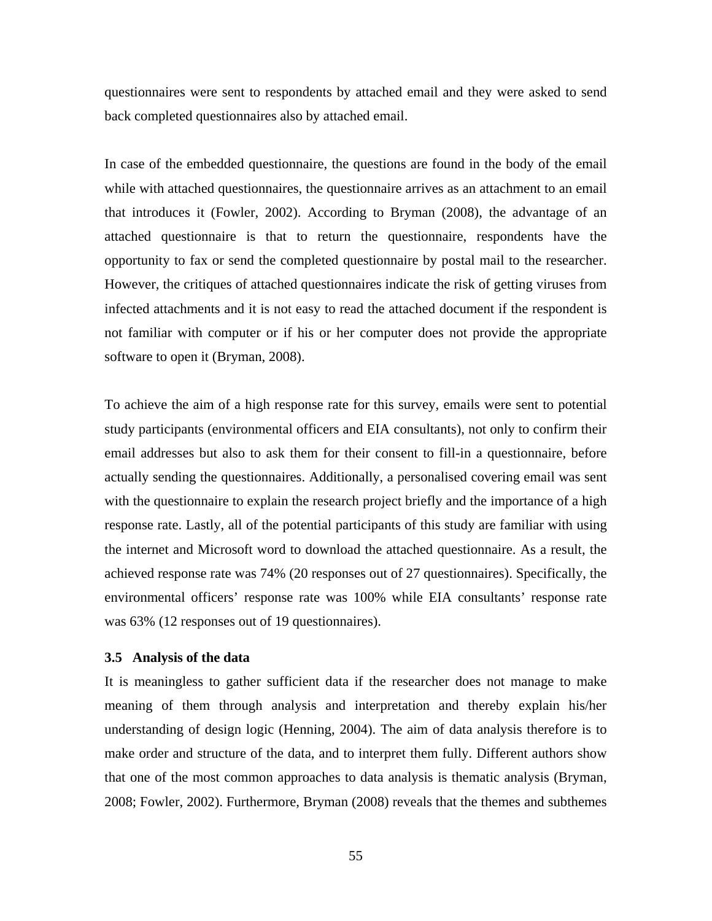questionnaires were sent to respondents by attached email and they were asked to send back completed questionnaires also by attached email.

In case of the embedded questionnaire, the questions are found in the body of the email while with attached questionnaires, the questionnaire arrives as an attachment to an email that introduces it (Fowler, 2002). According to Bryman (2008), the advantage of an attached questionnaire is that to return the questionnaire, respondents have the opportunity to fax or send the completed questionnaire by postal mail to the researcher. However, the critiques of attached questionnaires indicate the risk of getting viruses from infected attachments and it is not easy to read the attached document if the respondent is not familiar with computer or if his or her computer does not provide the appropriate software to open it (Bryman, 2008).

To achieve the aim of a high response rate for this survey, emails were sent to potential study participants (environmental officers and EIA consultants), not only to confirm their email addresses but also to ask them for their consent to fill-in a questionnaire, before actually sending the questionnaires. Additionally, a personalised covering email was sent with the questionnaire to explain the research project briefly and the importance of a high response rate. Lastly, all of the potential participants of this study are familiar with using the internet and Microsoft word to download the attached questionnaire. As a result, the achieved response rate was 74% (20 responses out of 27 questionnaires). Specifically, the environmental officers' response rate was 100% while EIA consultants' response rate was 63% (12 responses out of 19 questionnaires).

### 3.5 Analysis of the data

It is meaningless to gather sufficient data if the researcher does not manage to make meaning of them through analysis and interpretation and thereby explain his/her understanding of design logic (Henning, 2004). The aim of data analysis therefore is to make order and structure of the data, and to interpret them fully. Different authors show that one of the most common approaches to data analysis is thematic analysis (Bryman, 2008; Fowler, 2002). Furthermore, Bryman (2008) reveals that the themes and subthemes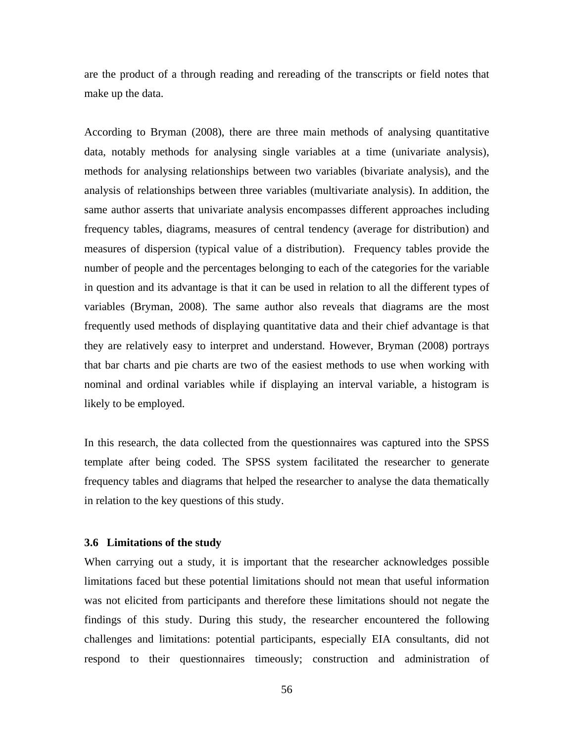are the product of a through reading and rereading of the transcripts or field notes that make up the data.

According to Bryman (2008), there are three main methods of analysing quantitative data, notably methods for analysing single variables at a time (univariate analysis), methods for analysing relationships between two variables (bivariate analysis), and the analysis of relationships between three variables (multivariate analysis). In addition, the same author asserts that univariate analysis encompasses different approaches including frequency tables, diagrams, measures of central tendency (average for distribution) and measures of dispersion (typical value of a distribution). Frequency tables provide the number of people and the percentages belonging to each of the categories for the variable in question and its advantage is that it can be used in relation to all the different types of variables (Bryman, 2008). The same author also reveals that diagrams are the most frequently used methods of displaying quantitative data and their chief advantage is that they are relatively easy to interpret and understand. However, Bryman (2008) portrays that bar charts and pie charts are two of the easiest methods to use when working with nominal and ordinal variables while if displaying an interval variable, a histogram is likely to be employed.

In this research, the data collected from the questionnaires was captured into the SPSS template after being coded. The SPSS system facilitated the researcher to generate frequency tables and diagrams that helped the researcher to analyse the data thematically in relation to the key questions of this study.

### 3.6 Limitations of the study

When carrying out a study, it is important that the researcher acknowledges possible limitations faced but these potential limitations should not mean that useful information was not elicited from participants and therefore these limitations should not negate the findings of this study. During this study, the researcher encountered the following challenges and limitations: potential participants, especially EIA consultants, did not respond to their questionnaires timeously; construction and administration of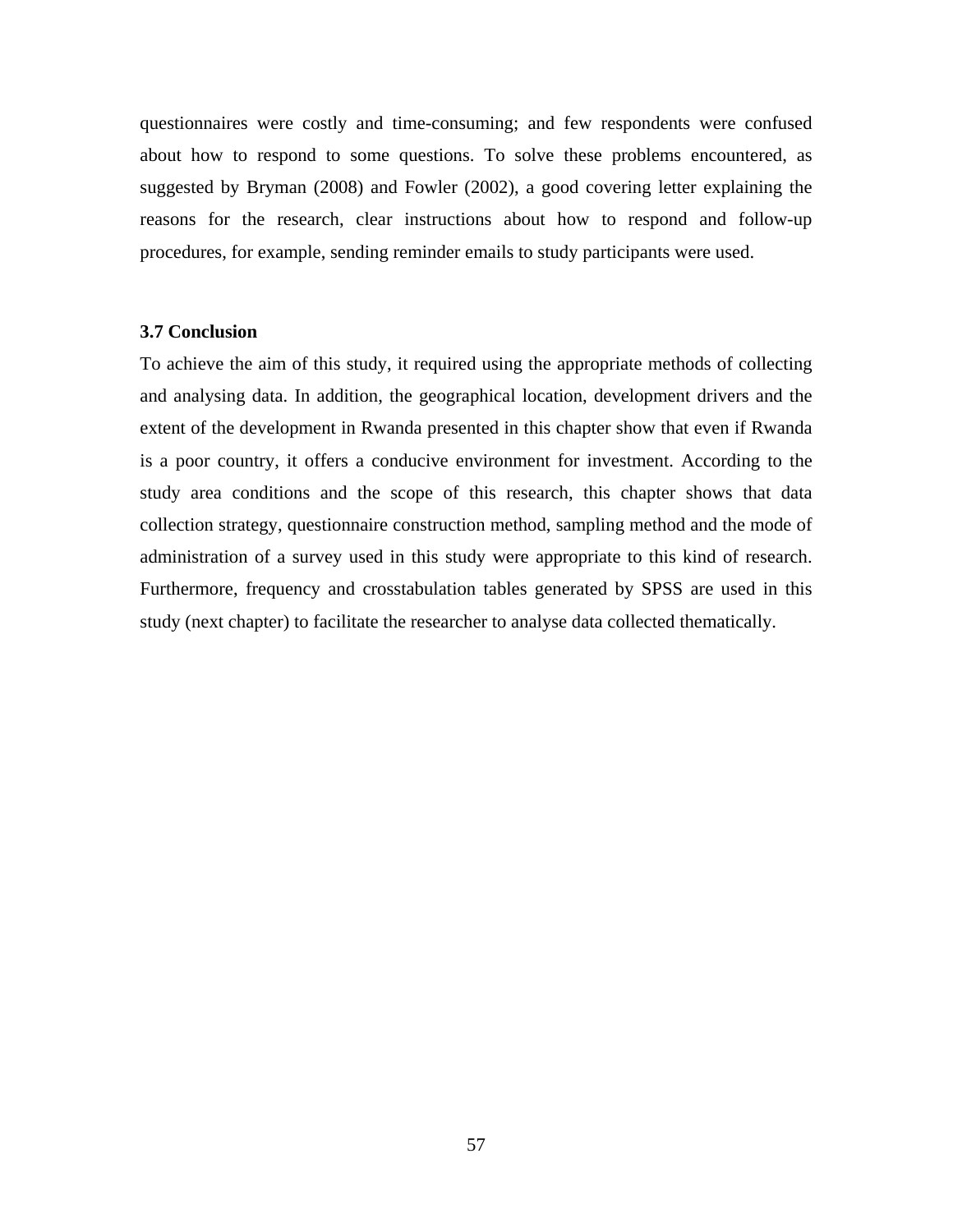questionnaires were costly and time-consuming; and few respondents were confused about how to respond to some questions. To solve these problems encountered, as suggested by Bryman (2008) and Fowler (2002), a good covering letter explaining the reasons for the research, clear instructions about how to respond and follow-up procedures, for example, sending reminder emails to study participants were used.

### 3.7 Conclusion

To achieve the aim of this study, it required using the appropriate methods of collecting and analysing data. In addition, the geographical location, development drivers and the extent of the development in Rwanda presented in this chapter show that even if Rwanda is a poor country, it offers a conducive environment for investment. According to the study area conditions and the scope of this research, this chapter shows that data collection strategy, questionnaire construction method, sampling method and the mode of administration of a survey used in this study were appropriate to this kind of research. Furthermore, frequency and crosstabulation tables generated by SPSS are used in this study (next chapter) to facilitate the researcher to analyse data collected thematically.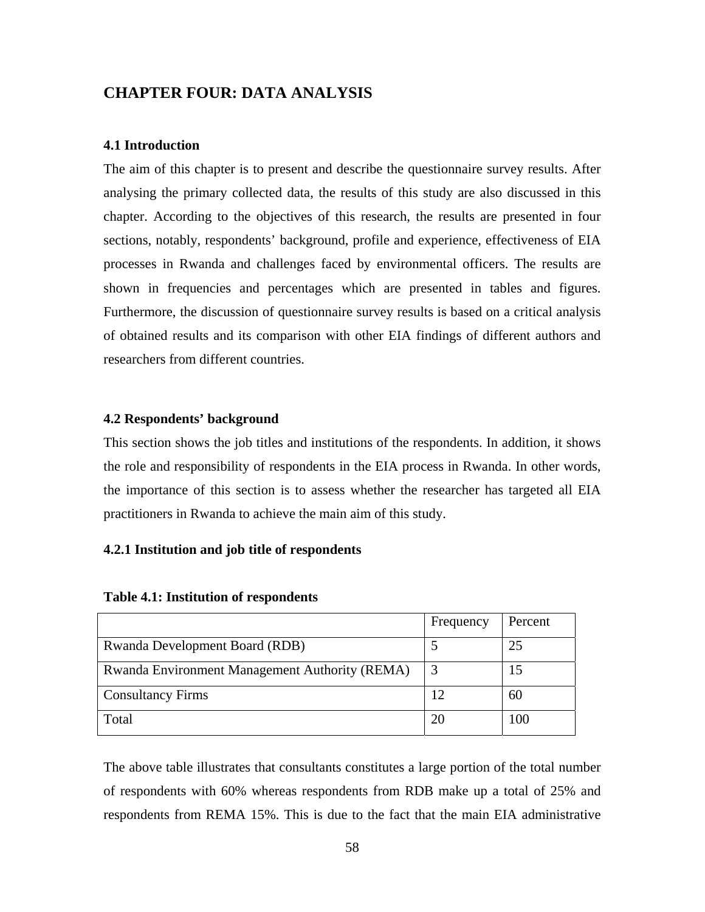# CHAPTER FOUR: DATA ANALYSIS

## 4.1 Introduction

The aim of this chapter is to present and describe the questionnaire survey results. After analysing the primary collected data, the results of this study are also discussed in this chapter. According to the objectives of this research, the results are presented in four sections, notably, respondents' background, profile and experience, effectiveness of EIA processes in Rwanda and challenges faced by environmental officers. The results are shown in frequencies and percentages which are presented in tables and figures. Furthermore, the discussion of questionnaire survey results is based on a critical analysis of obtained results and its comparison with other EIA findings of different authors and researchers from different countries.

## 4.2 Respondents' background

This section shows the job titles and institutions of the respondents. In addition, it shows the role and responsibility of respondents in the EIA process in Rwanda. In other words, the importance of this section is to assess whether the researcher has targeted all EIA practitioners in Rwanda to achieve the main aim of this study.

### 4.2.1 Institution and job title of respondents

**Table 4.1: Institution of respondents**

| | Frequency | Percent |
|---|---|---|
| Rwanda Development Board (RDB) | 5 | 25 |
| Rwanda Environment Management Authority (REMA) | 3 | 15 |
| Consultancy Firms | 12 | 60 |
| Total | 20 | 100 |

The above table illustrates that consultants constitutes a large portion of the total number of respondents with 60% whereas respondents from RDB make up a total of 25% and respondents from REMA 15%. This is due to the fact that the main EIA administrative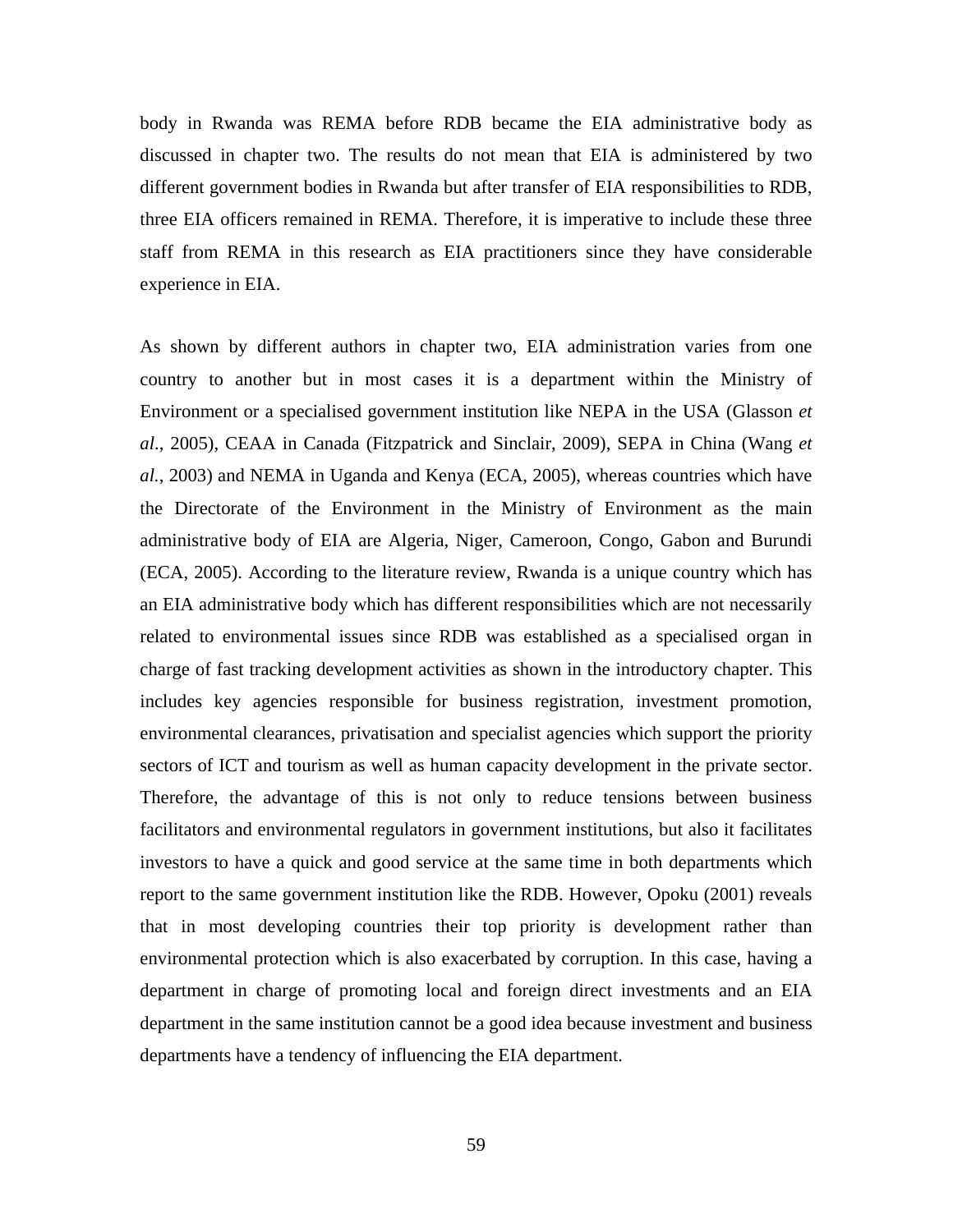body in Rwanda was REMA before RDB became the EIA administrative body as discussed in chapter two. The results do not mean that EIA is administered by two different government bodies in Rwanda but after transfer of EIA responsibilities to RDB, three EIA officers remained in REMA. Therefore, it is imperative to include these three staff from REMA in this research as EIA practitioners since they have considerable experience in EIA.

As shown by different authors in chapter two, EIA administration varies from one country to another but in most cases it is a department within the Ministry of Environment or a specialised government institution like NEPA in the USA (Glasson *et al*., 2005), CEAA in Canada (Fitzpatrick and Sinclair, 2009), SEPA in China (Wang *et al.*, 2003) and NEMA in Uganda and Kenya (ECA, 2005), whereas countries which have the Directorate of the Environment in the Ministry of Environment as the main administrative body of EIA are Algeria, Niger, Cameroon, Congo, Gabon and Burundi (ECA, 2005). According to the literature review, Rwanda is a unique country which has an EIA administrative body which has different responsibilities which are not necessarily related to environmental issues since RDB was established as a specialised organ in charge of fast tracking development activities as shown in the introductory chapter. This includes key agencies responsible for business registration, investment promotion, environmental clearances, privatisation and specialist agencies which support the priority sectors of ICT and tourism as well as human capacity development in the private sector. Therefore, the advantage of this is not only to reduce tensions between business facilitators and environmental regulators in government institutions, but also it facilitates investors to have a quick and good service at the same time in both departments which report to the same government institution like the RDB. However, Opoku (2001) reveals that in most developing countries their top priority is development rather than environmental protection which is also exacerbated by corruption. In this case, having a department in charge of promoting local and foreign direct investments and an EIA department in the same institution cannot be a good idea because investment and business departments have a tendency of influencing the EIA department.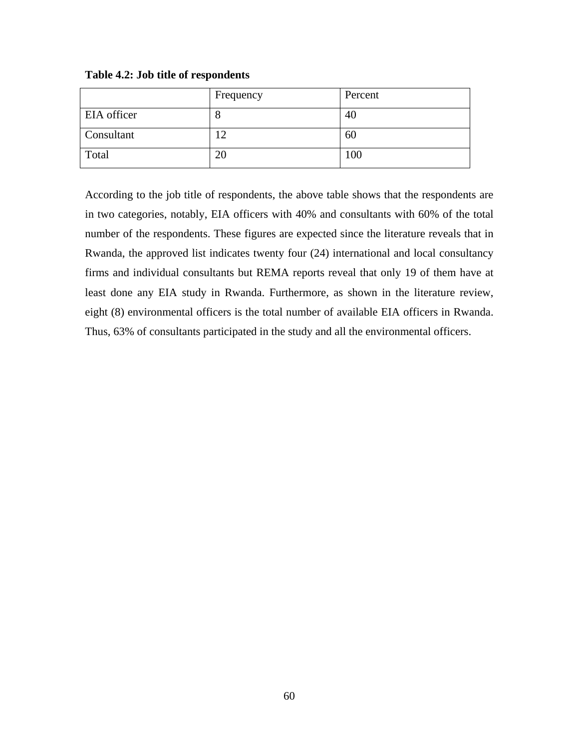**Table 4.2: Job title of respondents**

| | Frequency | Percent |
|---|---|---|
| EIA officer | 8 | 40 |
| Consultant | 12 | 60 |
| Total | 20 | 100 |

According to the job title of respondents, the above table shows that the respondents are in two categories, notably, EIA officers with 40% and consultants with 60% of the total number of the respondents. These figures are expected since the literature reveals that in Rwanda, the approved list indicates twenty four (24) international and local consultancy firms and individual consultants but REMA reports reveal that only 19 of them have at least done any EIA study in Rwanda. Furthermore, as shown in the literature review, eight (8) environmental officers is the total number of available EIA officers in Rwanda. Thus, 63% of consultants participated in the study and all the environmental officers.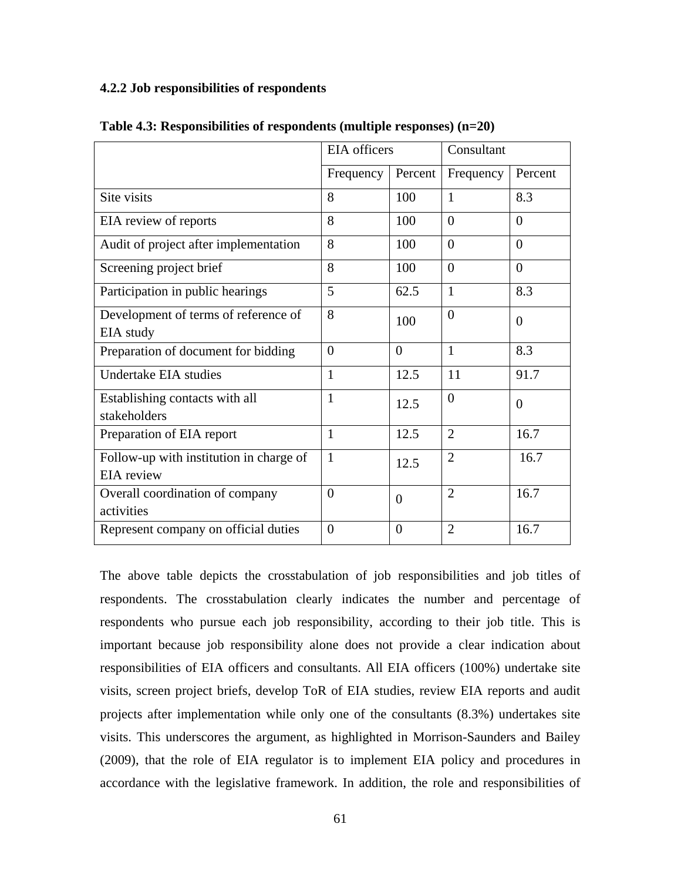### 4.2.2 Job responsibilities of respondents

**Table 4.3: Responsibilities of respondents (multiple responses) (n=20)**

| | EIA officers | | Consultant | |
|---|---|---|---|---|
| | Frequency | Percent | Frequency | Percent |
| Site visits | 8 | 100 | 1 | 8.3 |
| EIA review of reports | 8 | 100 | 0 | 0 |
| Audit of project after implementation | 8 | 100 | 0 | 0 |
| Screening project brief | 8 | 100 | 0 | 0 |
| Participation in public hearings | 5 | 62.5 | 1 | 8.3 |
| Development of terms of reference of EIA study | 8 | 100 | 0 | 0 |
| Preparation of document for bidding | 0 | 0 | 1 | 8.3 |
| Undertake EIA studies | 1 | 12.5 | 11 | 91.7 |
| Establishing contacts with all stakeholders | 1 | 12.5 | 0 | 0 |
| Preparation of EIA report | 1 | 12.5 | 2 | 16.7 |
| Follow-up with institution in charge of EIA review | 1 | 12.5 | 2 | 16.7 |
| Overall coordination of company activities | 0 | 0 | 2 | 16.7 |
| Represent company on official duties | 0 | 0 | 2 | 16.7 |

The above table depicts the crosstabulation of job responsibilities and job titles of respondents. The crosstabulation clearly indicates the number and percentage of respondents who pursue each job responsibility, according to their job title. This is important because job responsibility alone does not provide a clear indication about responsibilities of EIA officers and consultants. All EIA officers (100%) undertake site visits, screen project briefs, develop ToR of EIA studies, review EIA reports and audit projects after implementation while only one of the consultants (8.3%) undertakes site visits. This underscores the argument, as highlighted in Morrison-Saunders and Bailey (2009), that the role of EIA regulator is to implement EIA policy and procedures in accordance with the legislative framework. In addition, the role and responsibilities of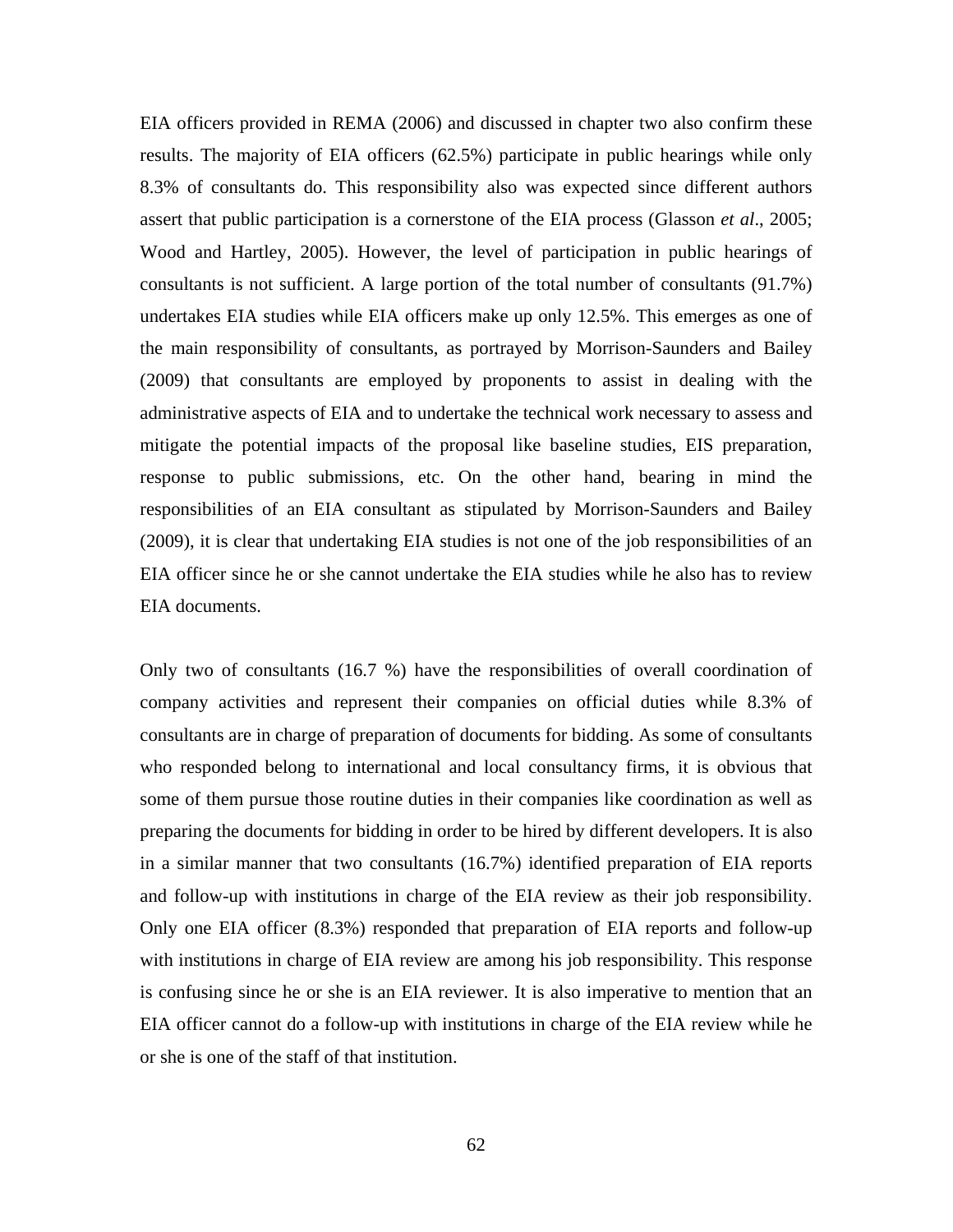EIA officers provided in REMA (2006) and discussed in chapter two also confirm these results. The majority of EIA officers (62.5%) participate in public hearings while only 8.3% of consultants do. This responsibility also was expected since different authors assert that public participation is a cornerstone of the EIA process (Glasson *et al*., 2005; Wood and Hartley, 2005). However, the level of participation in public hearings of consultants is not sufficient. A large portion of the total number of consultants (91.7%) undertakes EIA studies while EIA officers make up only 12.5%. This emerges as one of the main responsibility of consultants, as portrayed by Morrison-Saunders and Bailey (2009) that consultants are employed by proponents to assist in dealing with the administrative aspects of EIA and to undertake the technical work necessary to assess and mitigate the potential impacts of the proposal like baseline studies, EIS preparation, response to public submissions, etc. On the other hand, bearing in mind the responsibilities of an EIA consultant as stipulated by Morrison-Saunders and Bailey (2009), it is clear that undertaking EIA studies is not one of the job responsibilities of an EIA officer since he or she cannot undertake the EIA studies while he also has to review EIA documents.

Only two of consultants (16.7 %) have the responsibilities of overall coordination of company activities and represent their companies on official duties while 8.3% of consultants are in charge of preparation of documents for bidding. As some of consultants who responded belong to international and local consultancy firms, it is obvious that some of them pursue those routine duties in their companies like coordination as well as preparing the documents for bidding in order to be hired by different developers. It is also in a similar manner that two consultants (16.7%) identified preparation of EIA reports and follow-up with institutions in charge of the EIA review as their job responsibility. Only one EIA officer (8.3%) responded that preparation of EIA reports and follow-up with institutions in charge of EIA review are among his job responsibility. This response is confusing since he or she is an EIA reviewer. It is also imperative to mention that an EIA officer cannot do a follow-up with institutions in charge of the EIA review while he or she is one of the staff of that institution.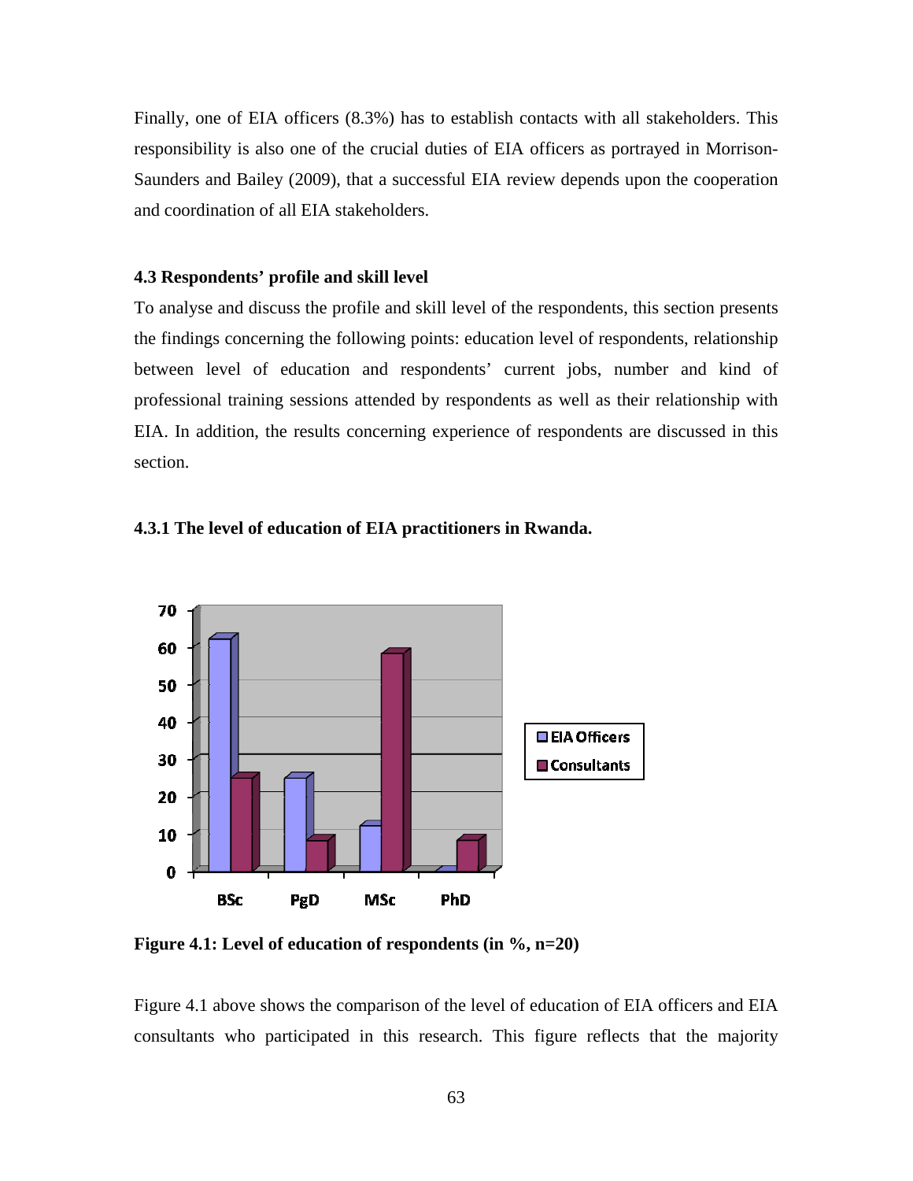Finally, one of EIA officers (8.3%) has to establish contacts with all stakeholders. This responsibility is also one of the crucial duties of EIA officers as portrayed in Morrison-Saunders and Bailey (2009), that a successful EIA review depends upon the cooperation and coordination of all EIA stakeholders.

### 4.3 Respondents' profile and skill level

To analyse and discuss the profile and skill level of the respondents, this section presents the findings concerning the following points: education level of respondents, relationship between level of education and respondents' current jobs, number and kind of professional training sessions attended by respondents as well as their relationship with EIA. In addition, the results concerning experience of respondents are discussed in this section.

#### 4.3.1 The level of education of EIA practitioners in Rwanda.

**Figure 4.1: Level of education of respondents (in %, n=20)**

Figure 4.1 above shows the comparison of the level of education of EIA officers and EIA consultants who participated in this research. This figure reflects that the majority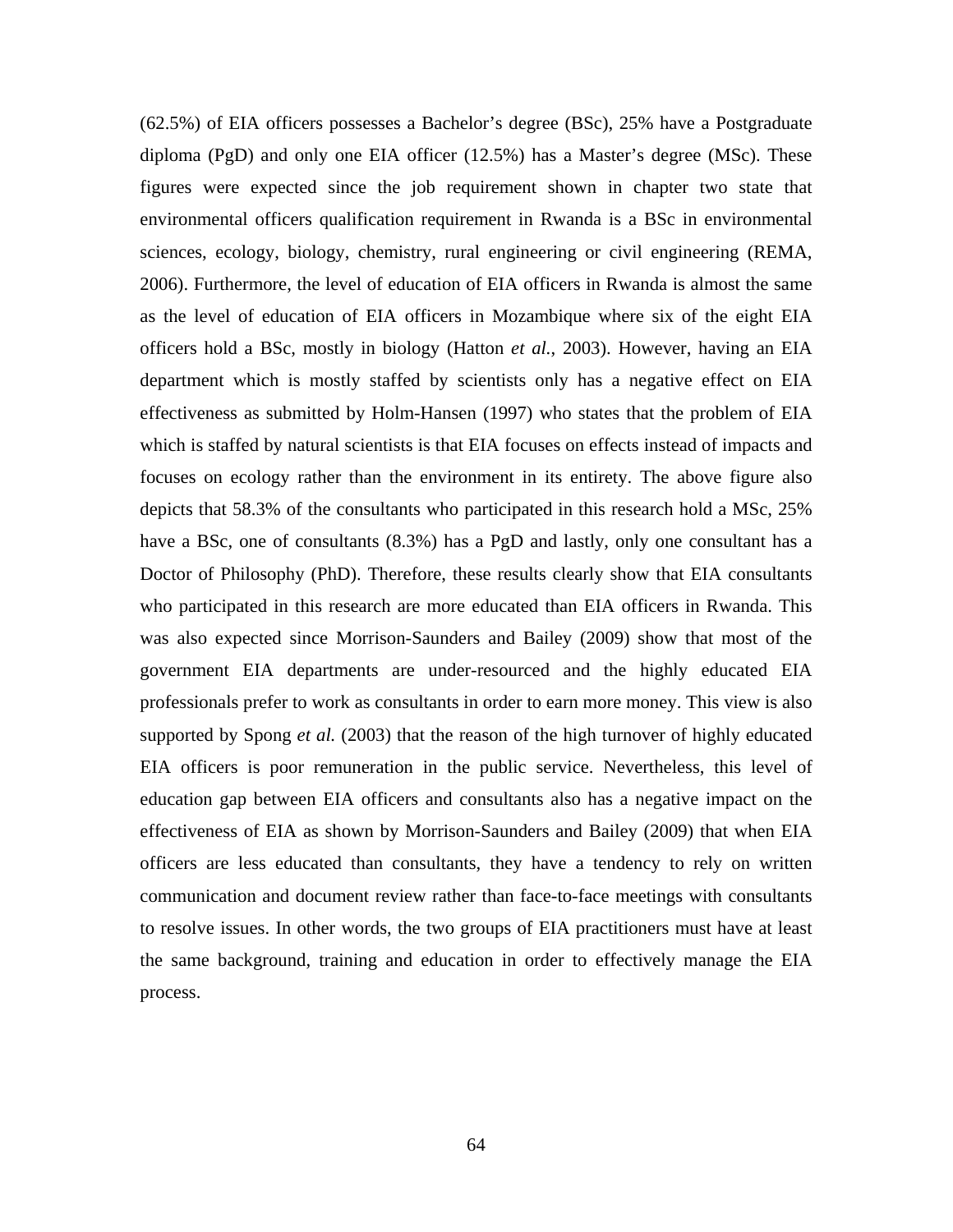(62.5%) of EIA officers possesses a Bachelor's degree (BSc), 25% have a Postgraduate diploma (PgD) and only one EIA officer (12.5%) has a Master's degree (MSc). These figures were expected since the job requirement shown in chapter two state that environmental officers qualification requirement in Rwanda is a BSc in environmental sciences, ecology, biology, chemistry, rural engineering or civil engineering (REMA, 2006). Furthermore, the level of education of EIA officers in Rwanda is almost the same as the level of education of EIA officers in Mozambique where six of the eight EIA officers hold a BSc, mostly in biology (Hatton *et al.*, 2003). However, having an EIA department which is mostly staffed by scientists only has a negative effect on EIA effectiveness as submitted by Holm-Hansen (1997) who states that the problem of EIA which is staffed by natural scientists is that EIA focuses on effects instead of impacts and focuses on ecology rather than the environment in its entirety. The above figure also depicts that 58.3% of the consultants who participated in this research hold a MSc, 25% have a BSc, one of consultants (8.3%) has a PgD and lastly, only one consultant has a Doctor of Philosophy (PhD). Therefore, these results clearly show that EIA consultants who participated in this research are more educated than EIA officers in Rwanda. This was also expected since Morrison-Saunders and Bailey (2009) show that most of the government EIA departments are under-resourced and the highly educated EIA professionals prefer to work as consultants in order to earn more money. This view is also supported by Spong *et al.* (2003) that the reason of the high turnover of highly educated EIA officers is poor remuneration in the public service. Nevertheless, this level of education gap between EIA officers and consultants also has a negative impact on the effectiveness of EIA as shown by Morrison-Saunders and Bailey (2009) that when EIA officers are less educated than consultants, they have a tendency to rely on written communication and document review rather than face-to-face meetings with consultants to resolve issues. In other words, the two groups of EIA practitioners must have at least the same background, training and education in order to effectively manage the EIA process.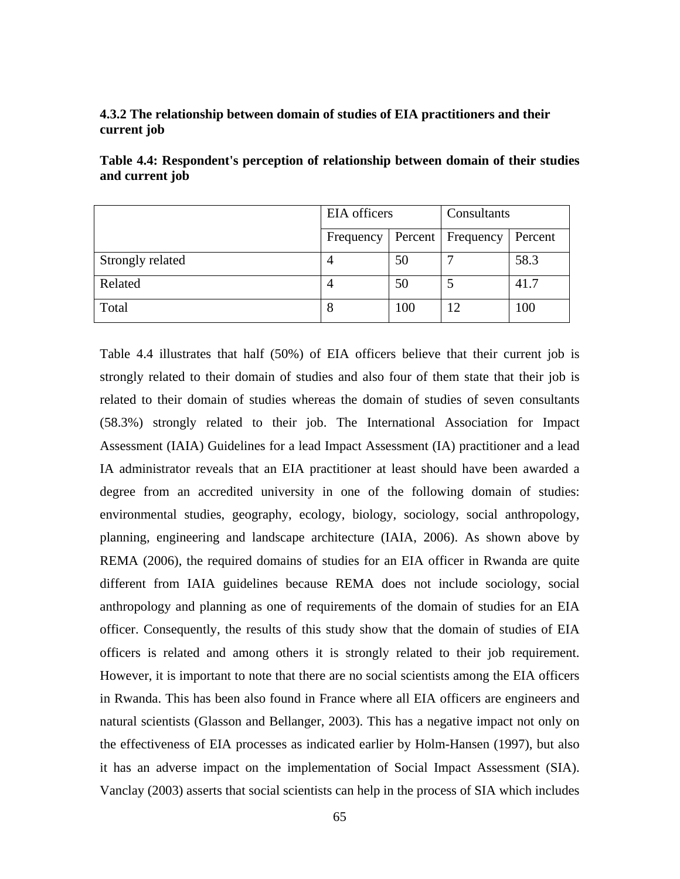### 4.3.2 The relationship between domain of studies of EIA practitioners and their current job

**Table 4.4: Respondent's perception of relationship between domain of their studies and current job**

| | EIA officers | | Consultants | |
|---|---|---|---|---|
| | Frequency | Percent | Frequency | Percent |
| Strongly related | 4 | 50 | 7 | 58.3 |
| Related | 4 | 50 | 5 | 41.7 |
| Total | 8 | 100 | 12 | 100 |

Table 4.4 illustrates that half (50%) of EIA officers believe that their current job is strongly related to their domain of studies and also four of them state that their job is related to their domain of studies whereas the domain of studies of seven consultants (58.3%) strongly related to their job. The International Association for Impact Assessment (IAIA) Guidelines for a lead Impact Assessment (IA) practitioner and a lead IA administrator reveals that an EIA practitioner at least should have been awarded a degree from an accredited university in one of the following domain of studies: environmental studies, geography, ecology, biology, sociology, social anthropology, planning, engineering and landscape architecture (IAIA, 2006). As shown above by REMA (2006), the required domains of studies for an EIA officer in Rwanda are quite different from IAIA guidelines because REMA does not include sociology, social anthropology and planning as one of requirements of the domain of studies for an EIA officer. Consequently, the results of this study show that the domain of studies of EIA officers is related and among others it is strongly related to their job requirement. However, it is important to note that there are no social scientists among the EIA officers in Rwanda. This has been also found in France where all EIA officers are engineers and natural scientists (Glasson and Bellanger, 2003). This has a negative impact not only on the effectiveness of EIA processes as indicated earlier by Holm-Hansen (1997), but also it has an adverse impact on the implementation of Social Impact Assessment (SIA). Vanclay (2003) asserts that social scientists can help in the process of SIA which includes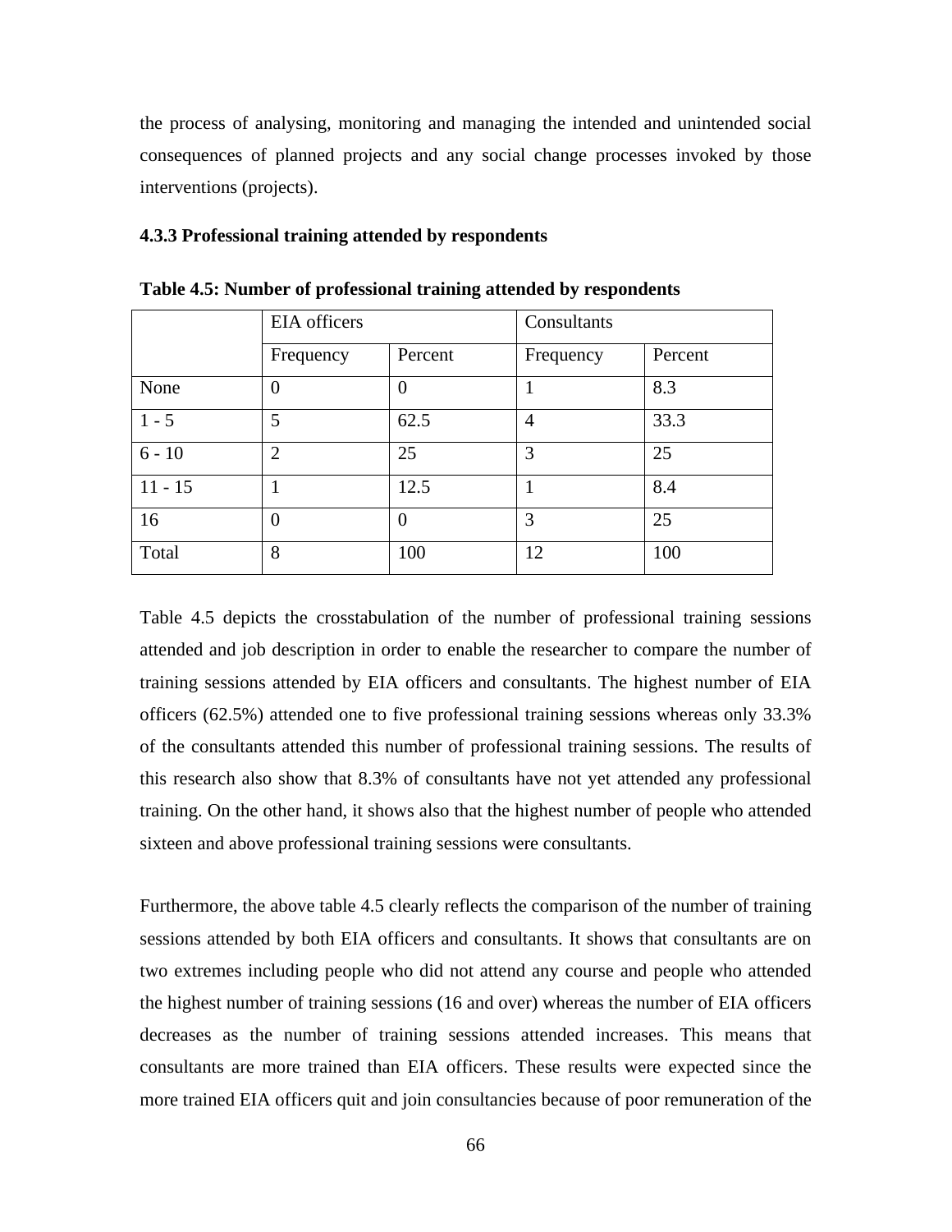the process of analysing, monitoring and managing the intended and unintended social consequences of planned projects and any social change processes invoked by those interventions (projects).

### 4.3.3 Professional training attended by respondents

**Table 4.5: Number of professional training attended by respondents**

| | EIA officers | | Consultants | |
|---|---|---|---|---|
| | Frequency | Percent | Frequency | Percent |
| None | 0 | 0 | 1 | 8.3 |
| 1 - 5 | 5 | 62.5 | 4 | 33.3 |
| 6 - 10 | 2 | 25 | 3 | 25 |
| 11 - 15 | 1 | 12.5 | 1 | 8.4 |
| 16 | 0 | 0 | 3 | 25 |
| Total | 8 | 100 | 12 | 100 |

Table 4.5 depicts the crosstabulation of the number of professional training sessions attended and job description in order to enable the researcher to compare the number of training sessions attended by EIA officers and consultants. The highest number of EIA officers (62.5%) attended one to five professional training sessions whereas only 33.3% of the consultants attended this number of professional training sessions. The results of this research also show that 8.3% of consultants have not yet attended any professional training. On the other hand, it shows also that the highest number of people who attended sixteen and above professional training sessions were consultants.

Furthermore, the above table 4.5 clearly reflects the comparison of the number of training sessions attended by both EIA officers and consultants. It shows that consultants are on two extremes including people who did not attend any course and people who attended the highest number of training sessions (16 and over) whereas the number of EIA officers decreases as the number of training sessions attended increases. This means that consultants are more trained than EIA officers. These results were expected since the more trained EIA officers quit and join consultancies because of poor remuneration of the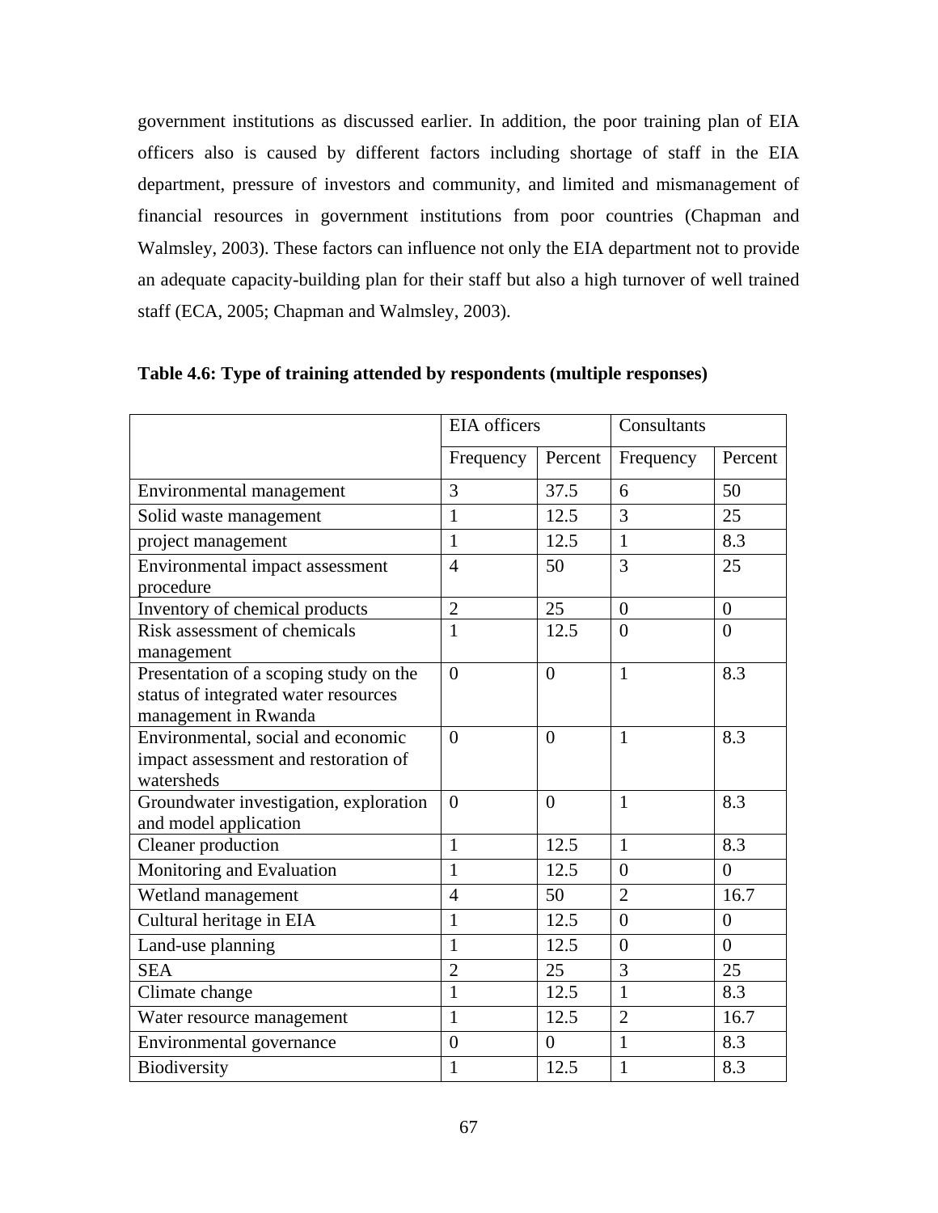government institutions as discussed earlier. In addition, the poor training plan of EIA officers also is caused by different factors including shortage of staff in the EIA department, pressure of investors and community, and limited and mismanagement of financial resources in government institutions from poor countries (Chapman and Walmsley, 2003). These factors can influence not only the EIA department not to provide an adequate capacity-building plan for their staff but also a high turnover of well trained staff (ECA, 2005; Chapman and Walmsley, 2003).

**Table 4.6: Type of training attended by respondents (multiple responses)**

| | EIA officers | | Consultants | |
|---|---|---|---|---|
| | Frequency | Percent | Frequency | Percent |
| Environmental management | 3 | 37.5 | 6 | 50 |
| Solid waste management | 1 | 12.5 | 3 | 25 |
| project management | 1 | 12.5 | 1 | 8.3 |
| Environmental impact assessment procedure | 4 | 50 | 3 | 25 |
| Inventory of chemical products | 2 | 25 | 0 | 0 |
| Risk assessment of chemicals management | 1 | 12.5 | 0 | 0 |
| Presentation of a scoping study on the status of integrated water resources management in Rwanda | 0 | 0 | 1 | 8.3 |
| Environmental, social and economic impact assessment and restoration of watersheds | 0 | 0 | 1 | 8.3 |
| Groundwater investigation, exploration and model application | 0 | 0 | 1 | 8.3 |
| Cleaner production | 1 | 12.5 | 1 | 8.3 |
| Monitoring and Evaluation | 1 | 12.5 | 0 | 0 |
| Wetland management | 4 | 50 | 2 | 16.7 |
| Cultural heritage in EIA | 1 | 12.5 | 0 | 0 |
| Land-use planning | 1 | 12.5 | 0 | 0 |
| SEA | 2 | 25 | 3 | 25 |
| Climate change | 1 | 12.5 | 1 | 8.3 |
| Water resource management | 1 | 12.5 | 2 | 16.7 |
| Environmental governance | 0 | 0 | 1 | 8.3 |
| Biodiversity | 1 | 12.5 | 1 | 8.3 |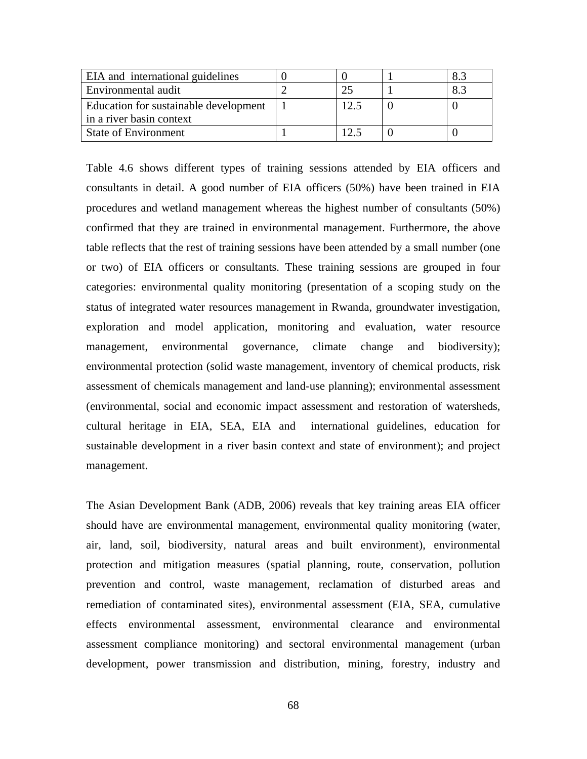| | | | | |
|---|---|---|---|---|
| EIA and international guidelines | 0 | 0 | 1 | 8.3 |
| Environmental audit | 2 | 25 | 1 | 8.3 |
| Education for sustainable development in a river basin context | 1 | 12.5 | 0 | 0 |
| State of Environment | 1 | 12.5 | 0 | 0 |

Table 4.6 shows different types of training sessions attended by EIA officers and consultants in detail. A good number of EIA officers (50%) have been trained in EIA procedures and wetland management whereas the highest number of consultants (50%) confirmed that they are trained in environmental management. Furthermore, the above table reflects that the rest of training sessions have been attended by a small number (one or two) of EIA officers or consultants. These training sessions are grouped in four categories: environmental quality monitoring (presentation of a scoping study on the status of integrated water resources management in Rwanda, groundwater investigation, exploration and model application, monitoring and evaluation, water resource management, environmental governance, climate change and biodiversity); environmental protection (solid waste management, inventory of chemical products, risk assessment of chemicals management and land-use planning); environmental assessment (environmental, social and economic impact assessment and restoration of watersheds, cultural heritage in EIA, SEA, EIA and international guidelines, education for sustainable development in a river basin context and state of environment); and project management.

The Asian Development Bank (ADB, 2006) reveals that key training areas EIA officer should have are environmental management, environmental quality monitoring (water, air, land, soil, biodiversity, natural areas and built environment), environmental protection and mitigation measures (spatial planning, route, conservation, pollution prevention and control, waste management, reclamation of disturbed areas and remediation of contaminated sites), environmental assessment (EIA, SEA, cumulative effects environmental assessment, environmental clearance and environmental assessment compliance monitoring) and sectoral environmental management (urban development, power transmission and distribution, mining, forestry, industry and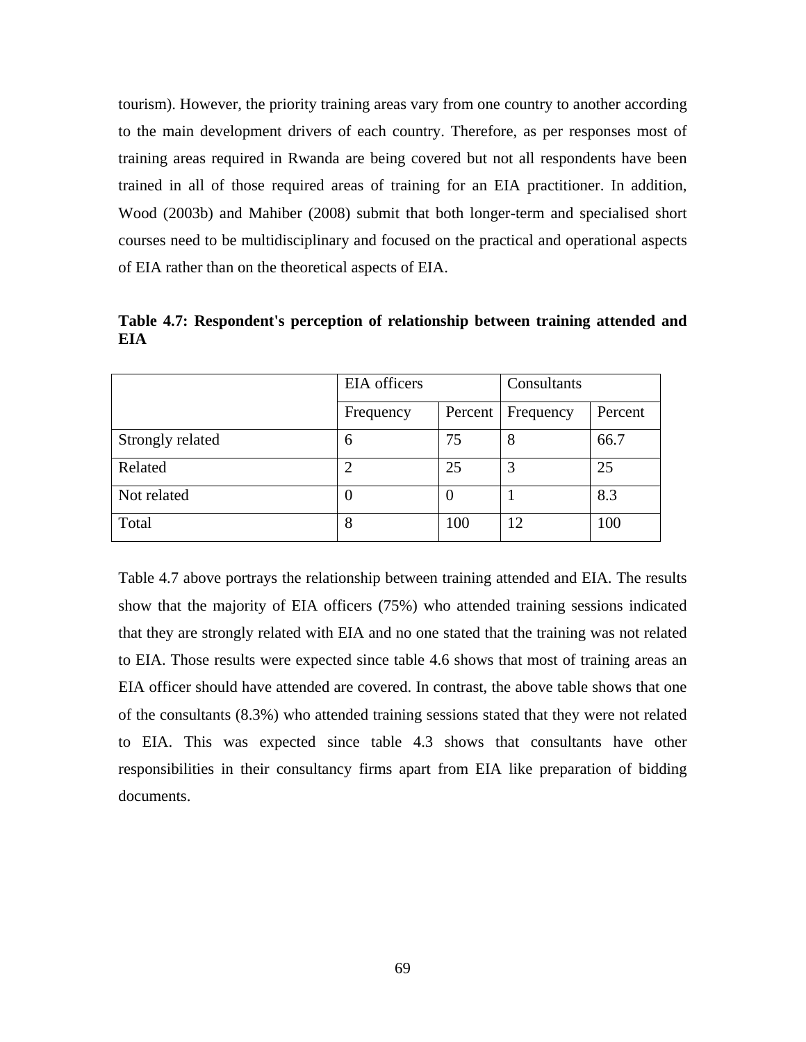tourism). However, the priority training areas vary from one country to another according to the main development drivers of each country. Therefore, as per responses most of training areas required in Rwanda are being covered but not all respondents have been trained in all of those required areas of training for an EIA practitioner. In addition, Wood (2003b) and Mahiber (2008) submit that both longer-term and specialised short courses need to be multidisciplinary and focused on the practical and operational aspects of EIA rather than on the theoretical aspects of EIA.

**Table 4.7: Respondent's perception of relationship between training attended and EIA**

| | EIA officers | | Consultants | |
|---|---|---|---|---|
| | Frequency | Percent | Frequency | Percent |
| Strongly related | 6 | 75 | 8 | 66.7 |
| Related | 2 | 25 | 3 | 25 |
| Not related | 0 | 0 | 1 | 8.3 |
| Total | 8 | 100 | 12 | 100 |

Table 4.7 above portrays the relationship between training attended and EIA. The results show that the majority of EIA officers (75%) who attended training sessions indicated that they are strongly related with EIA and no one stated that the training was not related to EIA. Those results were expected since table 4.6 shows that most of training areas an EIA officer should have attended are covered. In contrast, the above table shows that one of the consultants (8.3%) who attended training sessions stated that they were not related to EIA. This was expected since table 4.3 shows that consultants have other responsibilities in their consultancy firms apart from EIA like preparation of bidding documents.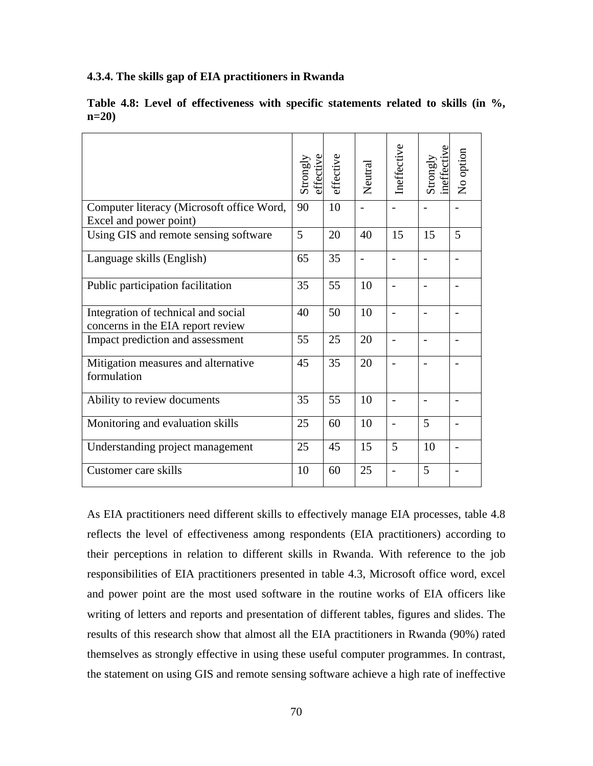#### 4.3.4. The skills gap of EIA practitioners in Rwanda

**Table 4.8: Level of effectiveness with specific statements related to skills (in %, n=20)**

| | Strongly effective | effective | Neutral | Ineffective | Strongly ineffective | No option |
|---|---|---|---|---|---|---|
| Computer literacy (Microsoft office Word, Excel and power point) | 90 | 10 | - | - | - | - |
| Using GIS and remote sensing software | 5 | 20 | 40 | 15 | 15 | 5 |
| Language skills (English) | 65 | 35 | - | - | - | - |
| Public participation facilitation | 35 | 55 | 10 | - | - | - |
| Integration of technical and social concerns in the EIA report review | 40 | 50 | 10 | - | - | - |
| Impact prediction and assessment | 55 | 25 | 20 | - | - | - |
| Mitigation measures and alternative formulation | 45 | 35 | 20 | - | - | - |
| Ability to review documents | 35 | 55 | 10 | - | - | - |
| Monitoring and evaluation skills | 25 | 60 | 10 | - | 5 | - |
| Understanding project management | 25 | 45 | 15 | 5 | 10 | - |
| Customer care skills | 10 | 60 | 25 | - | 5 | - |

As EIA practitioners need different skills to effectively manage EIA processes, table 4.8 reflects the level of effectiveness among respondents (EIA practitioners) according to their perceptions in relation to different skills in Rwanda. With reference to the job responsibilities of EIA practitioners presented in table 4.3, Microsoft office word, excel and power point are the most used software in the routine works of EIA officers like writing of letters and reports and presentation of different tables, figures and slides. The results of this research show that almost all the EIA practitioners in Rwanda (90%) rated themselves as strongly effective in using these useful computer programmes. In contrast, the statement on using GIS and remote sensing software achieve a high rate of ineffective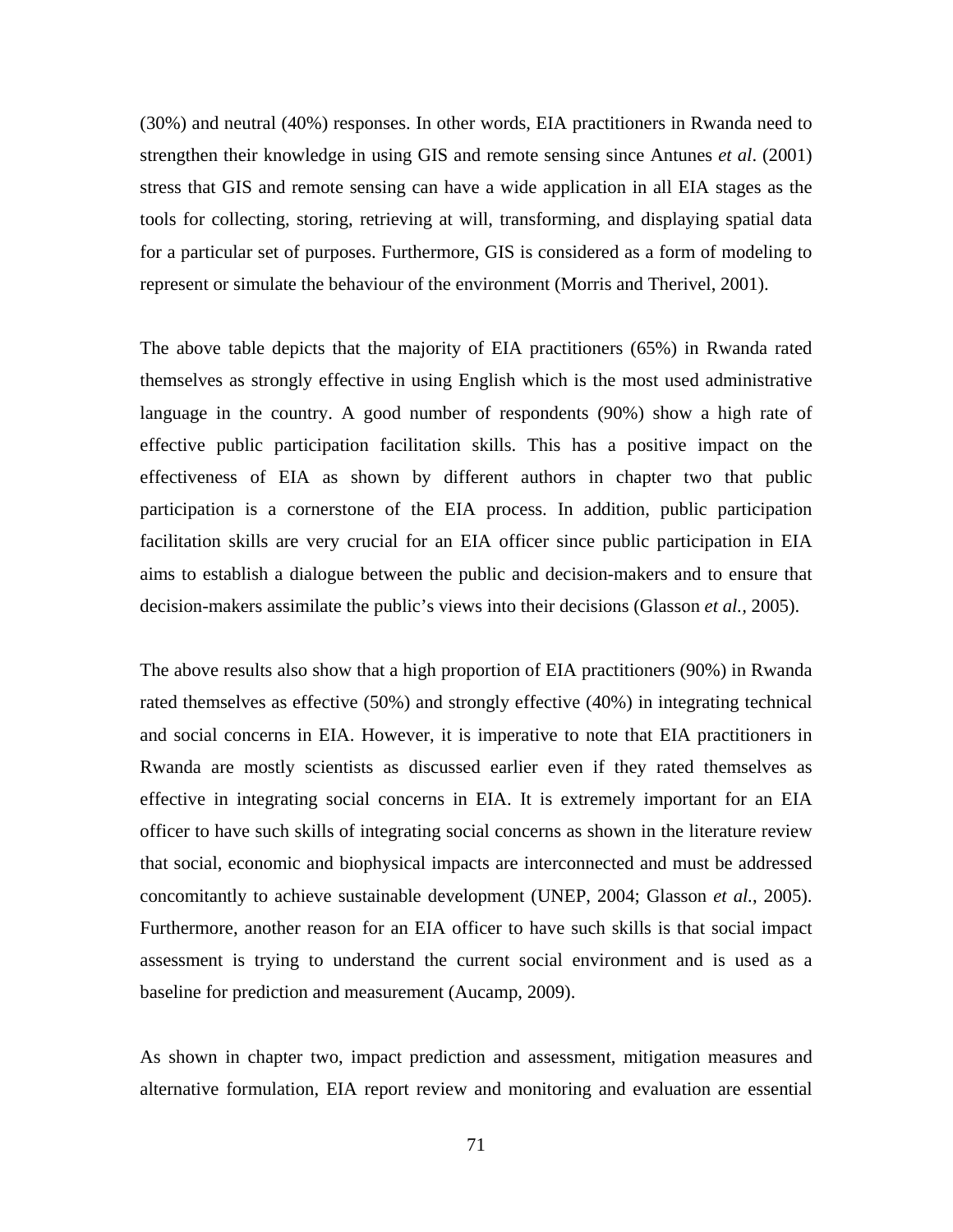(30%) and neutral (40%) responses. In other words, EIA practitioners in Rwanda need to strengthen their knowledge in using GIS and remote sensing since Antunes *et al*. (2001) stress that GIS and remote sensing can have a wide application in all EIA stages as the tools for collecting, storing, retrieving at will, transforming, and displaying spatial data for a particular set of purposes. Furthermore, GIS is considered as a form of modeling to represent or simulate the behaviour of the environment (Morris and Therivel, 2001).

The above table depicts that the majority of EIA practitioners (65%) in Rwanda rated themselves as strongly effective in using English which is the most used administrative language in the country. A good number of respondents (90%) show a high rate of effective public participation facilitation skills. This has a positive impact on the effectiveness of EIA as shown by different authors in chapter two that public participation is a cornerstone of the EIA process. In addition, public participation facilitation skills are very crucial for an EIA officer since public participation in EIA aims to establish a dialogue between the public and decision-makers and to ensure that decision-makers assimilate the public's views into their decisions (Glasson *et al.*, 2005).

The above results also show that a high proportion of EIA practitioners (90%) in Rwanda rated themselves as effective (50%) and strongly effective (40%) in integrating technical and social concerns in EIA. However, it is imperative to note that EIA practitioners in Rwanda are mostly scientists as discussed earlier even if they rated themselves as effective in integrating social concerns in EIA. It is extremely important for an EIA officer to have such skills of integrating social concerns as shown in the literature review that social, economic and biophysical impacts are interconnected and must be addressed concomitantly to achieve sustainable development (UNEP, 2004; Glasson *et al.*, 2005). Furthermore, another reason for an EIA officer to have such skills is that social impact assessment is trying to understand the current social environment and is used as a baseline for prediction and measurement (Aucamp, 2009).

As shown in chapter two, impact prediction and assessment, mitigation measures and alternative formulation, EIA report review and monitoring and evaluation are essential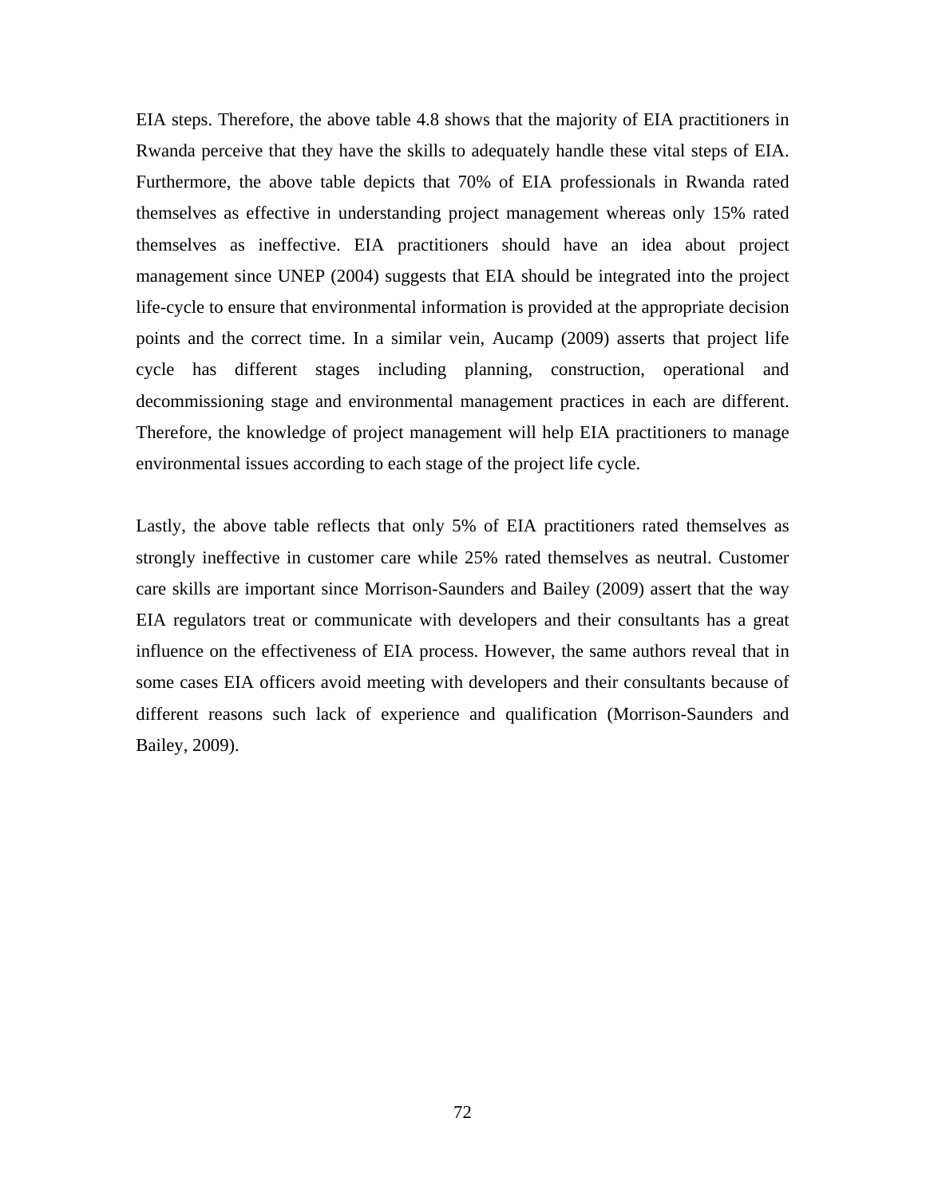EIA steps. Therefore, the above table 4.8 shows that the majority of EIA practitioners in Rwanda perceive that they have the skills to adequately handle these vital steps of EIA. Furthermore, the above table depicts that 70% of EIA professionals in Rwanda rated themselves as effective in understanding project management whereas only 15% rated themselves as ineffective. EIA practitioners should have an idea about project management since UNEP (2004) suggests that EIA should be integrated into the project life-cycle to ensure that environmental information is provided at the appropriate decision points and the correct time. In a similar vein, Aucamp (2009) asserts that project life cycle has different stages including planning, construction, operational and decommissioning stage and environmental management practices in each are different. Therefore, the knowledge of project management will help EIA practitioners to manage environmental issues according to each stage of the project life cycle.

Lastly, the above table reflects that only 5% of EIA practitioners rated themselves as strongly ineffective in customer care while 25% rated themselves as neutral. Customer care skills are important since Morrison-Saunders and Bailey (2009) assert that the way EIA regulators treat or communicate with developers and their consultants has a great influence on the effectiveness of EIA process. However, the same authors reveal that in some cases EIA officers avoid meeting with developers and their consultants because of different reasons such lack of experience and qualification (Morrison-Saunders and Bailey, 2009).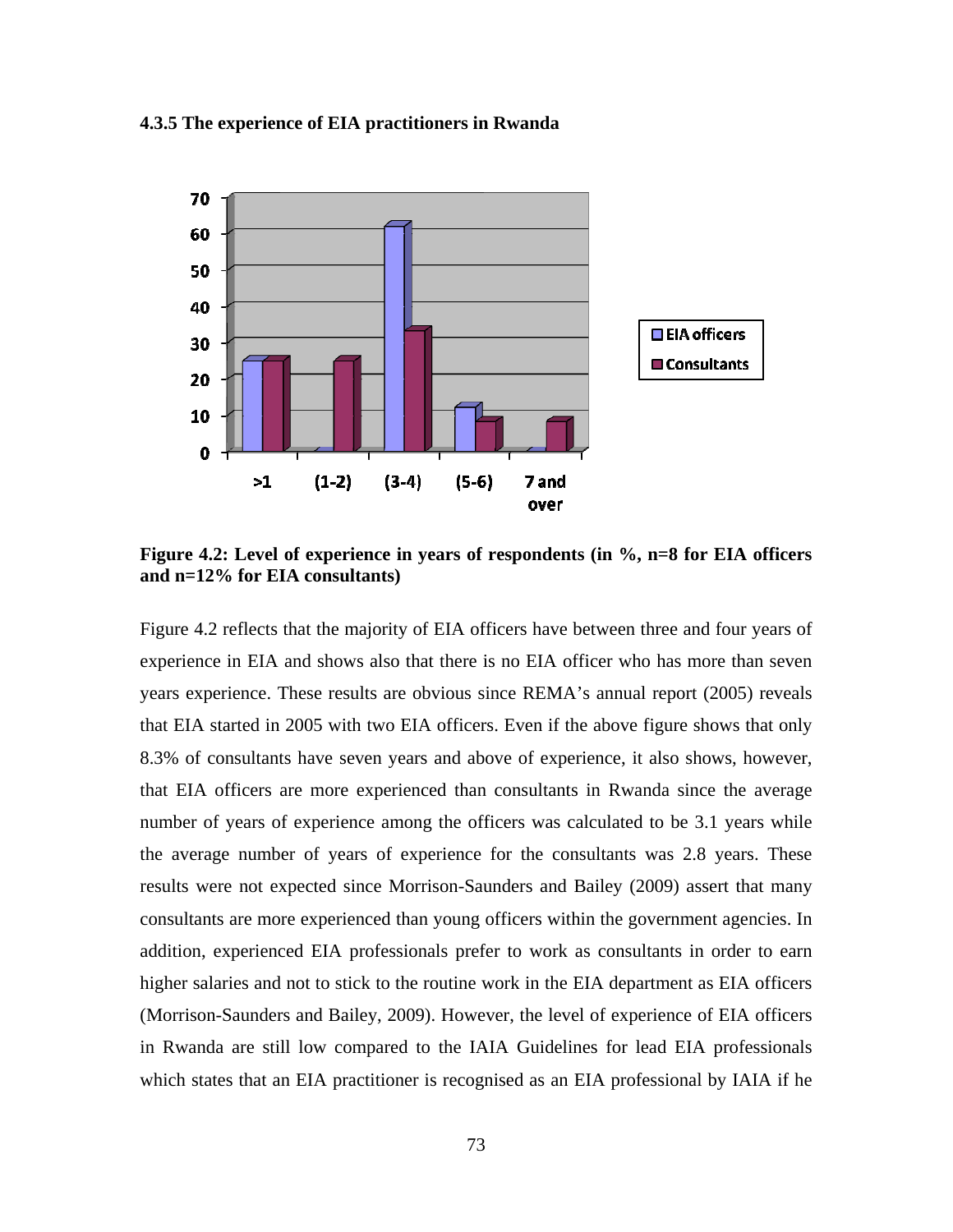### 4.3.5 The experience of EIA practitioners in Rwanda

**Figure 4.2: Level of experience in years of respondents (in %, n=8 for EIA officers and n=12% for EIA consultants)**

Figure 4.2 reflects that the majority of EIA officers have between three and four years of experience in EIA and shows also that there is no EIA officer who has more than seven years experience. These results are obvious since REMA's annual report (2005) reveals that EIA started in 2005 with two EIA officers. Even if the above figure shows that only 8.3% of consultants have seven years and above of experience, it also shows, however, that EIA officers are more experienced than consultants in Rwanda since the average number of years of experience among the officers was calculated to be 3.1 years while the average number of years of experience for the consultants was 2.8 years. These results were not expected since Morrison-Saunders and Bailey (2009) assert that many consultants are more experienced than young officers within the government agencies. In addition, experienced EIA professionals prefer to work as consultants in order to earn higher salaries and not to stick to the routine work in the EIA department as EIA officers (Morrison-Saunders and Bailey, 2009). However, the level of experience of EIA officers in Rwanda are still low compared to the IAIA Guidelines for lead EIA professionals which states that an EIA practitioner is recognised as an EIA professional by IAIA if he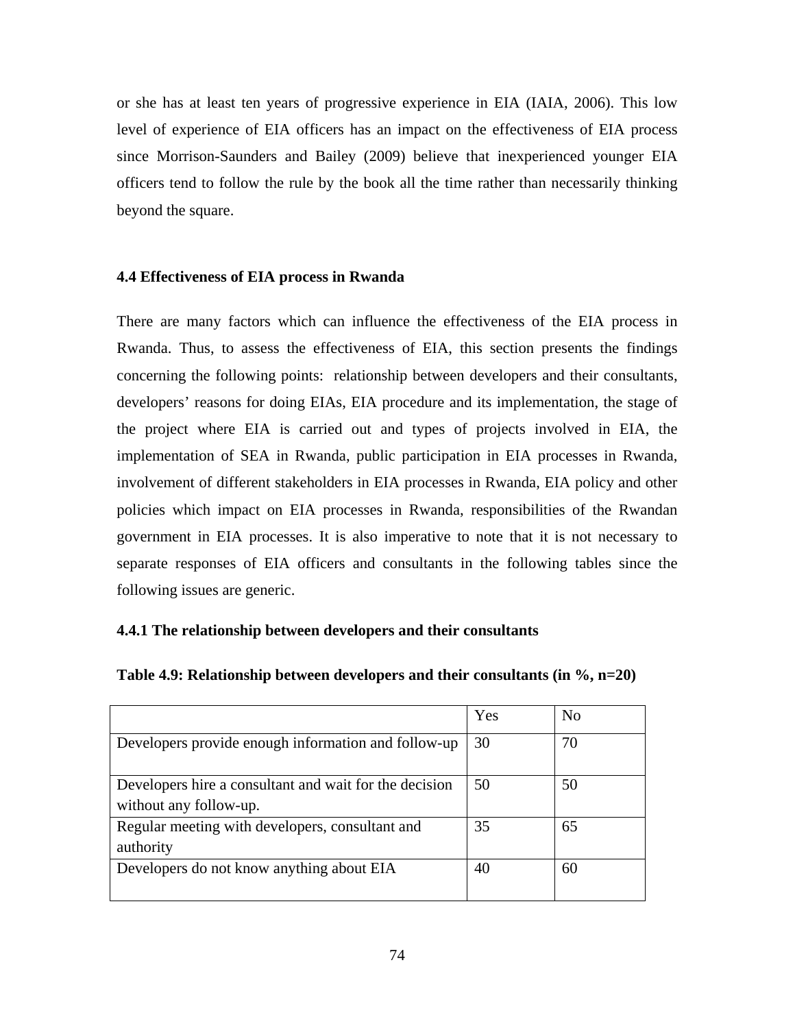or she has at least ten years of progressive experience in EIA (IAIA, 2006). This low level of experience of EIA officers has an impact on the effectiveness of EIA process since Morrison-Saunders and Bailey (2009) believe that inexperienced younger EIA officers tend to follow the rule by the book all the time rather than necessarily thinking beyond the square.

### 4.4 Effectiveness of EIA process in Rwanda

There are many factors which can influence the effectiveness of the EIA process in Rwanda. Thus, to assess the effectiveness of EIA, this section presents the findings concerning the following points: relationship between developers and their consultants, developers' reasons for doing EIAs, EIA procedure and its implementation, the stage of the project where EIA is carried out and types of projects involved in EIA, the implementation of SEA in Rwanda, public participation in EIA processes in Rwanda, involvement of different stakeholders in EIA processes in Rwanda, EIA policy and other policies which impact on EIA processes in Rwanda, responsibilities of the Rwandan government in EIA processes. It is also imperative to note that it is not necessary to separate responses of EIA officers and consultants in the following tables since the following issues are generic.

#### 4.4.1 The relationship between developers and their consultants

**Table 4.9: Relationship between developers and their consultants (in %, n=20)**

| | Yes | No |
|---|---|---|
| Developers provide enough information and follow-up | 30 | 70 |
| Developers hire a consultant and wait for the decision without any follow-up. | 50 | 50 |
| Regular meeting with developers, consultant and authority | 35 | 65 |
| Developers do not know anything about EIA | 40 | 60 |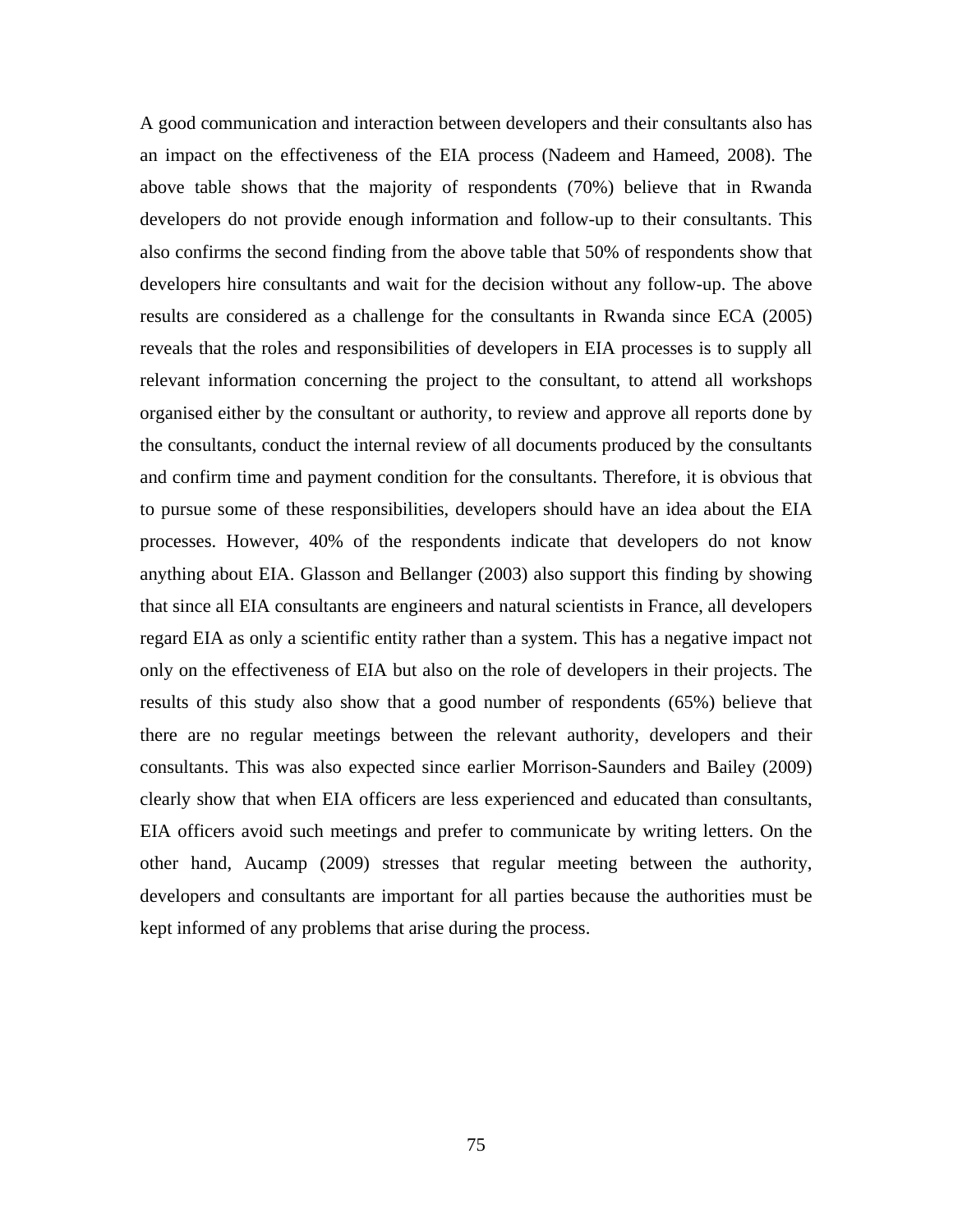A good communication and interaction between developers and their consultants also has an impact on the effectiveness of the EIA process (Nadeem and Hameed, 2008). The above table shows that the majority of respondents (70%) believe that in Rwanda developers do not provide enough information and follow-up to their consultants. This also confirms the second finding from the above table that 50% of respondents show that developers hire consultants and wait for the decision without any follow-up. The above results are considered as a challenge for the consultants in Rwanda since ECA (2005) reveals that the roles and responsibilities of developers in EIA processes is to supply all relevant information concerning the project to the consultant, to attend all workshops organised either by the consultant or authority, to review and approve all reports done by the consultants, conduct the internal review of all documents produced by the consultants and confirm time and payment condition for the consultants. Therefore, it is obvious that to pursue some of these responsibilities, developers should have an idea about the EIA processes. However, 40% of the respondents indicate that developers do not know anything about EIA. Glasson and Bellanger (2003) also support this finding by showing that since all EIA consultants are engineers and natural scientists in France, all developers regard EIA as only a scientific entity rather than a system. This has a negative impact not only on the effectiveness of EIA but also on the role of developers in their projects. The results of this study also show that a good number of respondents (65%) believe that there are no regular meetings between the relevant authority, developers and their consultants. This was also expected since earlier Morrison-Saunders and Bailey (2009) clearly show that when EIA officers are less experienced and educated than consultants, EIA officers avoid such meetings and prefer to communicate by writing letters. On the other hand, Aucamp (2009) stresses that regular meeting between the authority, developers and consultants are important for all parties because the authorities must be kept informed of any problems that arise during the process.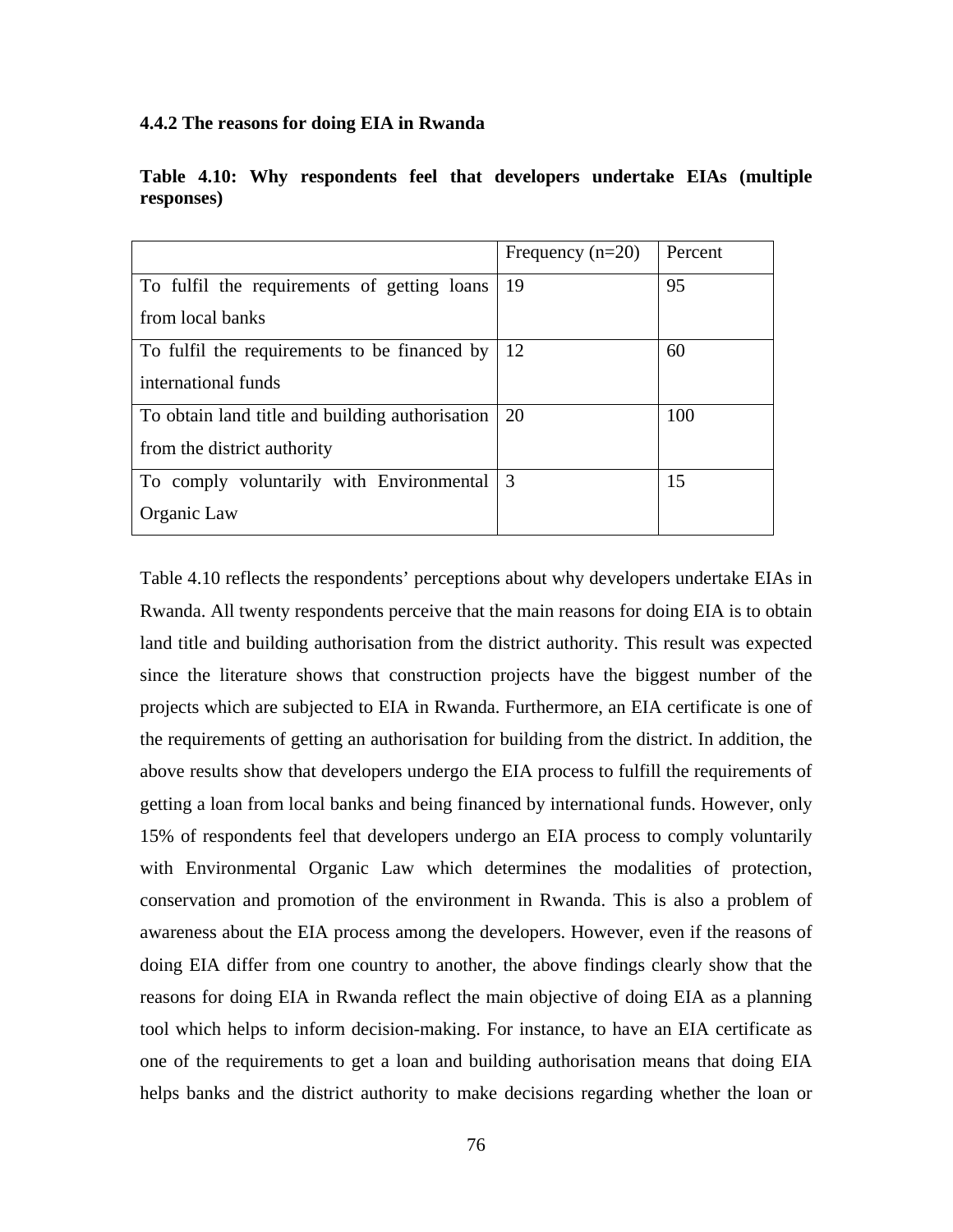#### 4.4.2 The reasons for doing EIA in Rwanda

**Table 4.10: Why respondents feel that developers undertake EIAs (multiple responses)**

| | Frequency (n=20) | Percent |
|---|---|---|
| To fulfil the requirements of getting loans from local banks | 19 | 95 |
| To fulfil the requirements to be financed by international funds | 12 | 60 |
| To obtain land title and building authorisation from the district authority | 20 | 100 |
| To comply voluntarily with Environmental Organic Law | 3 | 15 |

Table 4.10 reflects the respondents' perceptions about why developers undertake EIAs in Rwanda. All twenty respondents perceive that the main reasons for doing EIA is to obtain land title and building authorisation from the district authority. This result was expected since the literature shows that construction projects have the biggest number of the projects which are subjected to EIA in Rwanda. Furthermore, an EIA certificate is one of the requirements of getting an authorisation for building from the district. In addition, the above results show that developers undergo the EIA process to fulfill the requirements of getting a loan from local banks and being financed by international funds. However, only 15% of respondents feel that developers undergo an EIA process to comply voluntarily with Environmental Organic Law which determines the modalities of protection, conservation and promotion of the environment in Rwanda. This is also a problem of awareness about the EIA process among the developers. However, even if the reasons of doing EIA differ from one country to another, the above findings clearly show that the reasons for doing EIA in Rwanda reflect the main objective of doing EIA as a planning tool which helps to inform decision-making. For instance, to have an EIA certificate as one of the requirements to get a loan and building authorisation means that doing EIA helps banks and the district authority to make decisions regarding whether the loan or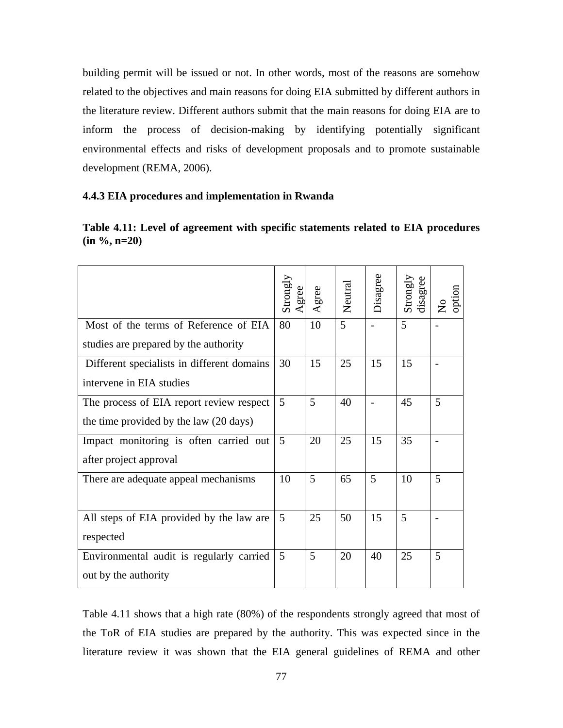building permit will be issued or not. In other words, most of the reasons are somehow related to the objectives and main reasons for doing EIA submitted by different authors in the literature review. Different authors submit that the main reasons for doing EIA are to inform the process of decision-making by identifying potentially significant environmental effects and risks of development proposals and to promote sustainable development (REMA, 2006).

### 4.4.3 EIA procedures and implementation in Rwanda

**Table 4.11: Level of agreement with specific statements related to EIA procedures (in %, n=20)**

| | Strongly Agree | Agree | Neutral | Disagree | Strongly disagree | No option |
|---|---|---|---|---|---|---|
| Most of the terms of Reference of EIA studies are prepared by the authority | 80 | 10 | 5 | - | 5 | - |
| Different specialists in different domains intervene in EIA studies | 30 | 15 | 25 | 15 | 15 | - |
| The process of EIA report review respect the time provided by the law (20 days) | 5 | 5 | 40 | - | 45 | 5 |
| Impact monitoring is often carried out after project approval | 5 | 20 | 25 | 15 | 35 | - |
| There are adequate appeal mechanisms | 10 | 5 | 65 | 5 | 10 | 5 |
| All steps of EIA provided by the law are respected | 5 | 25 | 50 | 15 | 5 | - |
| Environmental audit is regularly carried out by the authority | 5 | 5 | 20 | 40 | 25 | 5 |

Table 4.11 shows that a high rate (80%) of the respondents strongly agreed that most of the ToR of EIA studies are prepared by the authority. This was expected since in the literature review it was shown that the EIA general guidelines of REMA and other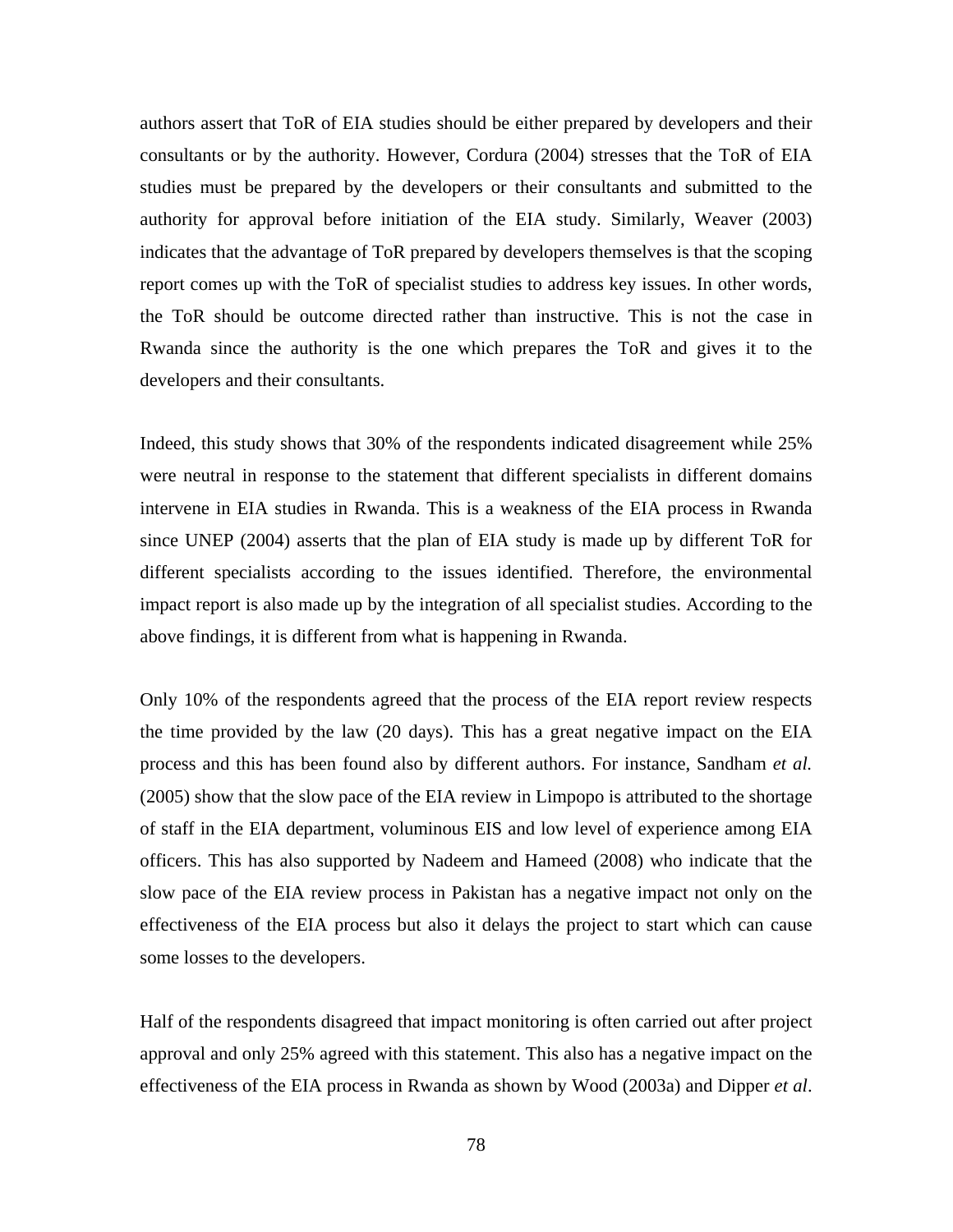authors assert that ToR of EIA studies should be either prepared by developers and their consultants or by the authority. However, Cordura (2004) stresses that the ToR of EIA studies must be prepared by the developers or their consultants and submitted to the authority for approval before initiation of the EIA study. Similarly, Weaver (2003) indicates that the advantage of ToR prepared by developers themselves is that the scoping report comes up with the ToR of specialist studies to address key issues. In other words, the ToR should be outcome directed rather than instructive. This is not the case in Rwanda since the authority is the one which prepares the ToR and gives it to the developers and their consultants.

Indeed, this study shows that 30% of the respondents indicated disagreement while 25% were neutral in response to the statement that different specialists in different domains intervene in EIA studies in Rwanda. This is a weakness of the EIA process in Rwanda since UNEP (2004) asserts that the plan of EIA study is made up by different ToR for different specialists according to the issues identified. Therefore, the environmental impact report is also made up by the integration of all specialist studies. According to the above findings, it is different from what is happening in Rwanda.

Only 10% of the respondents agreed that the process of the EIA report review respects the time provided by the law (20 days). This has a great negative impact on the EIA process and this has been found also by different authors. For instance, Sandham *et al.* (2005) show that the slow pace of the EIA review in Limpopo is attributed to the shortage of staff in the EIA department, voluminous EIS and low level of experience among EIA officers. This has also supported by Nadeem and Hameed (2008) who indicate that the slow pace of the EIA review process in Pakistan has a negative impact not only on the effectiveness of the EIA process but also it delays the project to start which can cause some losses to the developers.

Half of the respondents disagreed that impact monitoring is often carried out after project approval and only 25% agreed with this statement. This also has a negative impact on the effectiveness of the EIA process in Rwanda as shown by Wood (2003a) and Dipper *et al*.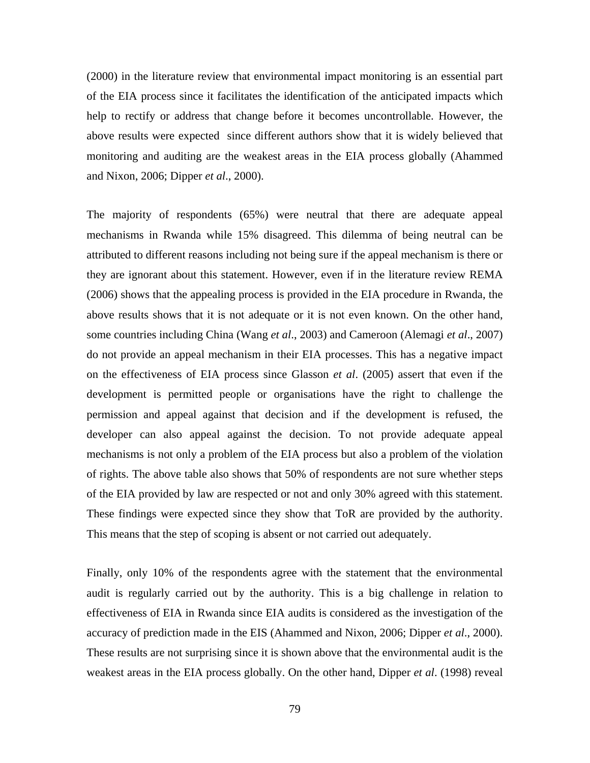(2000) in the literature review that environmental impact monitoring is an essential part of the EIA process since it facilitates the identification of the anticipated impacts which help to rectify or address that change before it becomes uncontrollable. However, the above results were expected since different authors show that it is widely believed that monitoring and auditing are the weakest areas in the EIA process globally (Ahammed and Nixon, 2006; Dipper *et al*., 2000).

The majority of respondents (65%) were neutral that there are adequate appeal mechanisms in Rwanda while 15% disagreed. This dilemma of being neutral can be attributed to different reasons including not being sure if the appeal mechanism is there or they are ignorant about this statement. However, even if in the literature review REMA (2006) shows that the appealing process is provided in the EIA procedure in Rwanda, the above results shows that it is not adequate or it is not even known. On the other hand, some countries including China (Wang *et al*., 2003) and Cameroon (Alemagi *et al*., 2007) do not provide an appeal mechanism in their EIA processes. This has a negative impact on the effectiveness of EIA process since Glasson *et al*. (2005) assert that even if the development is permitted people or organisations have the right to challenge the permission and appeal against that decision and if the development is refused, the developer can also appeal against the decision. To not provide adequate appeal mechanisms is not only a problem of the EIA process but also a problem of the violation of rights. The above table also shows that 50% of respondents are not sure whether steps of the EIA provided by law are respected or not and only 30% agreed with this statement. These findings were expected since they show that ToR are provided by the authority. This means that the step of scoping is absent or not carried out adequately.

Finally, only 10% of the respondents agree with the statement that the environmental audit is regularly carried out by the authority. This is a big challenge in relation to effectiveness of EIA in Rwanda since EIA audits is considered as the investigation of the accuracy of prediction made in the EIS (Ahammed and Nixon, 2006; Dipper *et al*., 2000). These results are not surprising since it is shown above that the environmental audit is the weakest areas in the EIA process globally. On the other hand, Dipper *et al*. (1998) reveal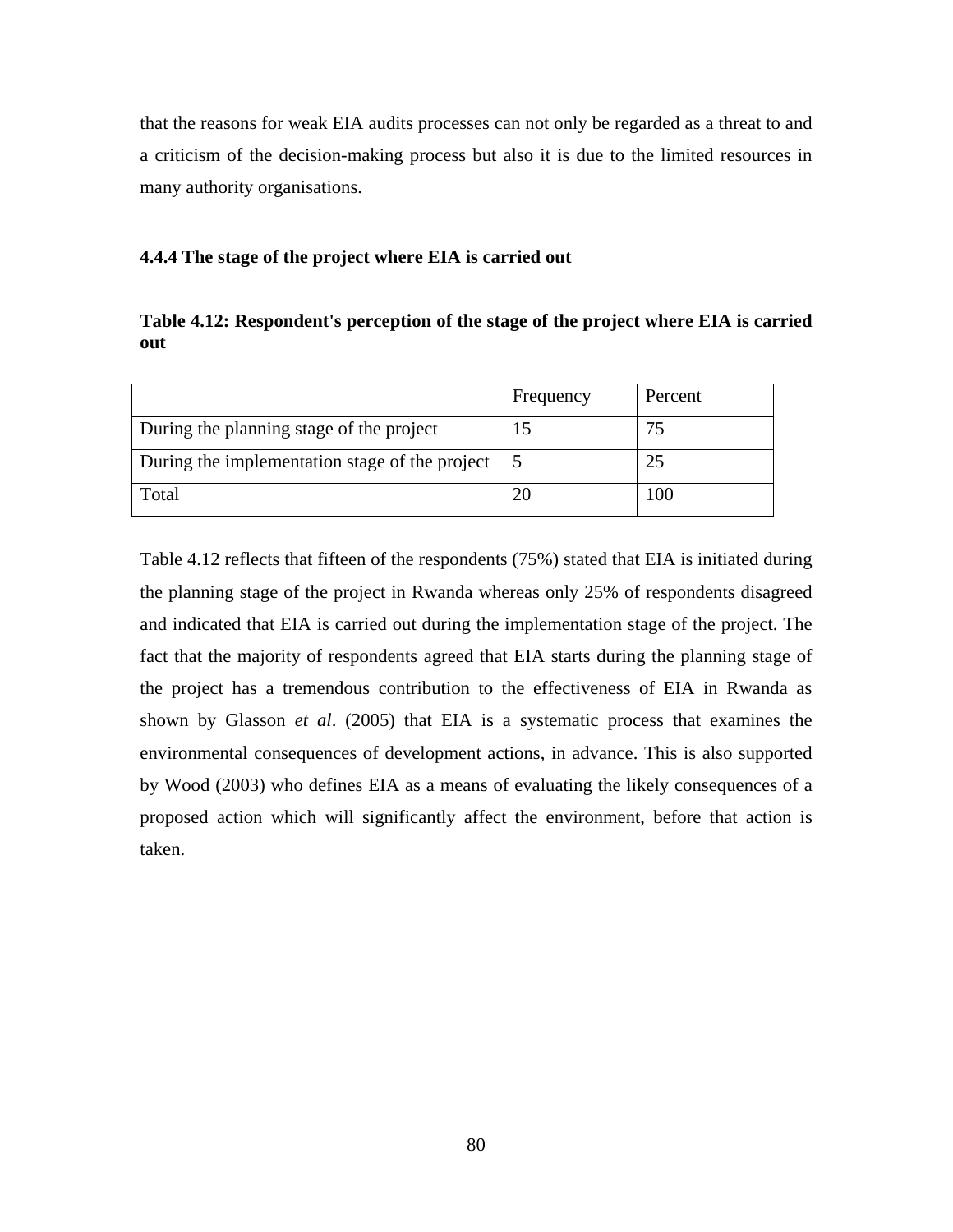that the reasons for weak EIA audits processes can not only be regarded as a threat to and a criticism of the decision-making process but also it is due to the limited resources in many authority organisations.

### 4.4.4 The stage of the project where EIA is carried out

**Table 4.12: Respondent's perception of the stage of the project where EIA is carried out**

| | Frequency | Percent |
|---|---|---|
| During the planning stage of the project | 15 | 75 |
| During the implementation stage of the project | 5 | 25 |
| Total | 20 | 100 |

Table 4.12 reflects that fifteen of the respondents (75%) stated that EIA is initiated during the planning stage of the project in Rwanda whereas only 25% of respondents disagreed and indicated that EIA is carried out during the implementation stage of the project. The fact that the majority of respondents agreed that EIA starts during the planning stage of the project has a tremendous contribution to the effectiveness of EIA in Rwanda as shown by Glasson *et al*. (2005) that EIA is a systematic process that examines the environmental consequences of development actions, in advance. This is also supported by Wood (2003) who defines EIA as a means of evaluating the likely consequences of a proposed action which will significantly affect the environment, before that action is taken.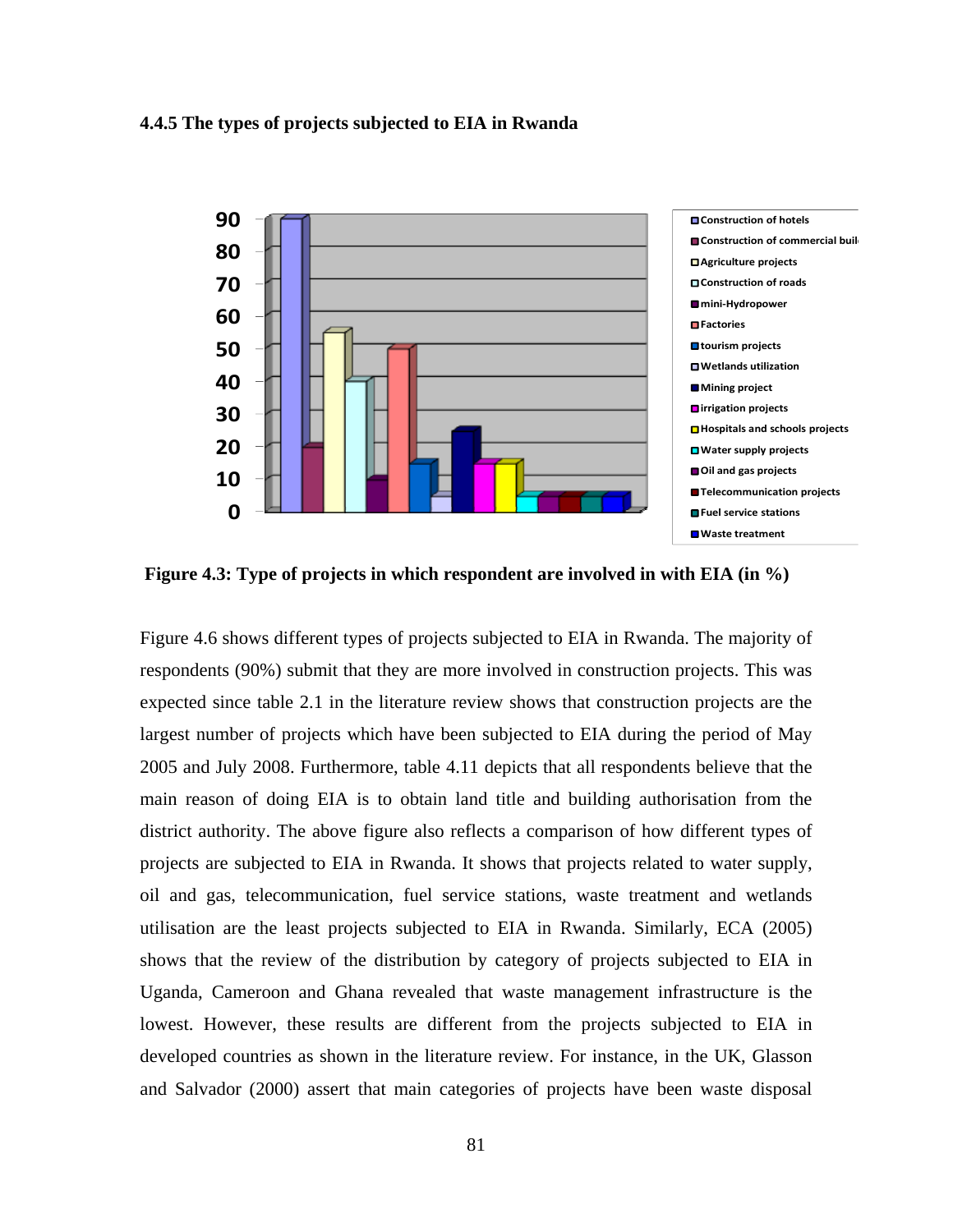### 4.4.5 The types of projects subjected to EIA in Rwanda

**Figure 4.3: Type of projects in which respondent are involved in with EIA (in %)**

Figure 4.6 shows different types of projects subjected to EIA in Rwanda. The majority of respondents (90%) submit that they are more involved in construction projects. This was expected since table 2.1 in the literature review shows that construction projects are the largest number of projects which have been subjected to EIA during the period of May 2005 and July 2008. Furthermore, table 4.11 depicts that all respondents believe that the main reason of doing EIA is to obtain land title and building authorisation from the district authority. The above figure also reflects a comparison of how different types of projects are subjected to EIA in Rwanda. It shows that projects related to water supply, oil and gas, telecommunication, fuel service stations, waste treatment and wetlands utilisation are the least projects subjected to EIA in Rwanda. Similarly, ECA (2005) shows that the review of the distribution by category of projects subjected to EIA in Uganda, Cameroon and Ghana revealed that waste management infrastructure is the lowest. However, these results are different from the projects subjected to EIA in developed countries as shown in the literature review. For instance, in the UK, Glasson and Salvador (2000) assert that main categories of projects have been waste disposal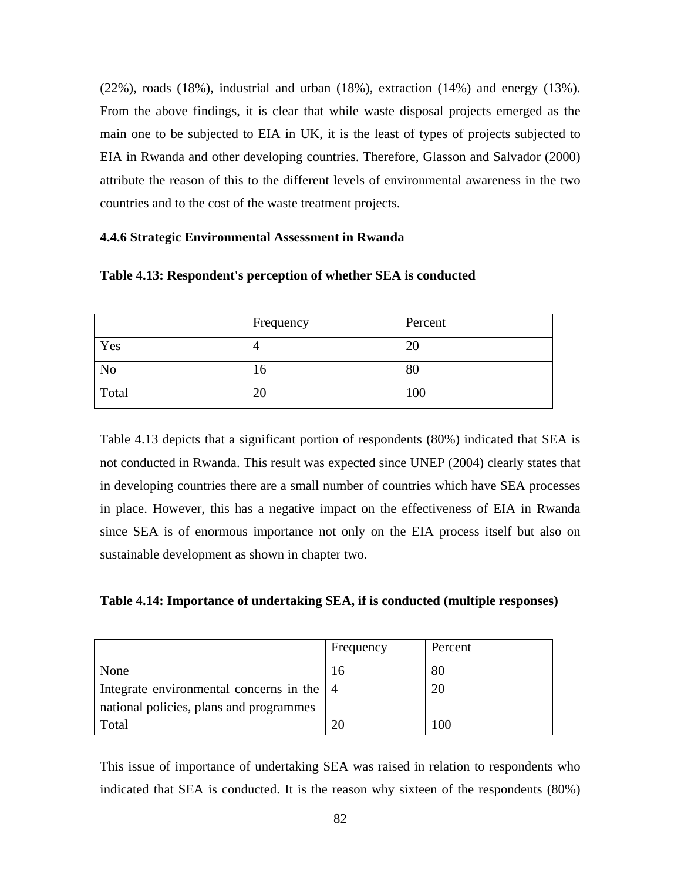(22%), roads (18%), industrial and urban (18%), extraction (14%) and energy (13%). From the above findings, it is clear that while waste disposal projects emerged as the main one to be subjected to EIA in UK, it is the least of types of projects subjected to EIA in Rwanda and other developing countries. Therefore, Glasson and Salvador (2000) attribute the reason of this to the different levels of environmental awareness in the two countries and to the cost of the waste treatment projects.

### 4.4.6 Strategic Environmental Assessment in Rwanda

**Table 4.13: Respondent's perception of whether SEA is conducted**

| | Frequency | Percent |
|---|---|---|
| Yes | 4 | 20 |
| No | 16 | 80 |
| Total | 20 | 100 |

Table 4.13 depicts that a significant portion of respondents (80%) indicated that SEA is not conducted in Rwanda. This result was expected since UNEP (2004) clearly states that in developing countries there are a small number of countries which have SEA processes in place. However, this has a negative impact on the effectiveness of EIA in Rwanda since SEA is of enormous importance not only on the EIA process itself but also on sustainable development as shown in chapter two.

**Table 4.14: Importance of undertaking SEA, if is conducted (multiple responses)**

| | Frequency | Percent |
|---|---|---|
| None | 16 | 80 |
| Integrate environmental concerns in the national policies, plans and programmes | 4 | 20 |
| Total | 20 | 100 |

This issue of importance of undertaking SEA was raised in relation to respondents who indicated that SEA is conducted. It is the reason why sixteen of the respondents (80%)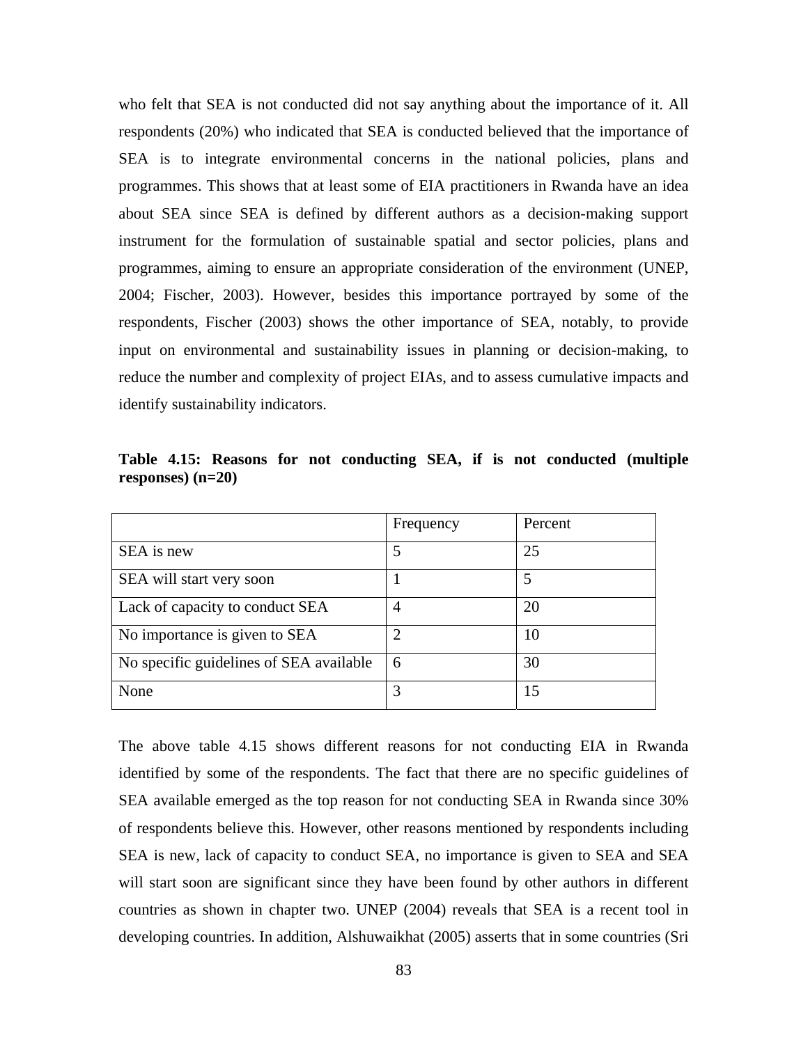who felt that SEA is not conducted did not say anything about the importance of it. All respondents (20%) who indicated that SEA is conducted believed that the importance of SEA is to integrate environmental concerns in the national policies, plans and programmes. This shows that at least some of EIA practitioners in Rwanda have an idea about SEA since SEA is defined by different authors as a decision-making support instrument for the formulation of sustainable spatial and sector policies, plans and programmes, aiming to ensure an appropriate consideration of the environment (UNEP, 2004; Fischer, 2003). However, besides this importance portrayed by some of the respondents, Fischer (2003) shows the other importance of SEA, notably, to provide input on environmental and sustainability issues in planning or decision-making, to reduce the number and complexity of project EIAs, and to assess cumulative impacts and identify sustainability indicators.

**Table 4.15: Reasons for not conducting SEA, if is not conducted (multiple responses) (n=20)**

| | Frequency | Percent |
|---|---|---|
| SEA is new | 5 | 25 |
| SEA will start very soon | 1 | 5 |
| Lack of capacity to conduct SEA | 4 | 20 |
| No importance is given to SEA | 2 | 10 |
| No specific guidelines of SEA available | 6 | 30 |
| None | 3 | 15 |

The above table 4.15 shows different reasons for not conducting EIA in Rwanda identified by some of the respondents. The fact that there are no specific guidelines of SEA available emerged as the top reason for not conducting SEA in Rwanda since 30% of respondents believe this. However, other reasons mentioned by respondents including SEA is new, lack of capacity to conduct SEA, no importance is given to SEA and SEA will start soon are significant since they have been found by other authors in different countries as shown in chapter two. UNEP (2004) reveals that SEA is a recent tool in developing countries. In addition, Alshuwaikhat (2005) asserts that in some countries (Sri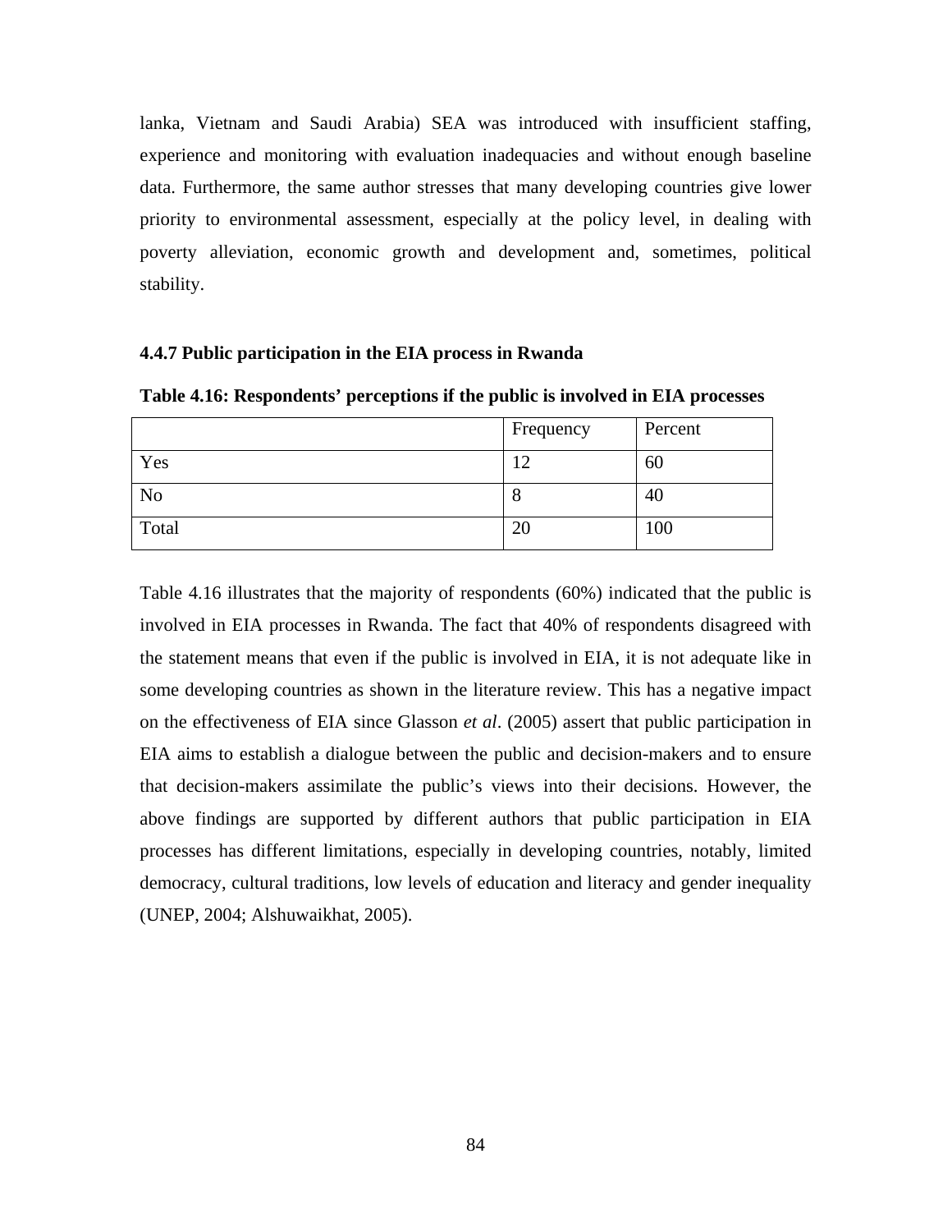lanka, Vietnam and Saudi Arabia) SEA was introduced with insufficient staffing, experience and monitoring with evaluation inadequacies and without enough baseline data. Furthermore, the same author stresses that many developing countries give lower priority to environmental assessment, especially at the policy level, in dealing with poverty alleviation, economic growth and development and, sometimes, political stability.

### 4.4.7 Public participation in the EIA process in Rwanda

**Table 4.16: Respondents' perceptions if the public is involved in EIA processes**

| | Frequency | Percent |
|---|---|---|
| Yes | 12 | 60 |
| No | 8 | 40 |
| Total | 20 | 100 |

Table 4.16 illustrates that the majority of respondents (60%) indicated that the public is involved in EIA processes in Rwanda. The fact that 40% of respondents disagreed with the statement means that even if the public is involved in EIA, it is not adequate like in some developing countries as shown in the literature review. This has a negative impact on the effectiveness of EIA since Glasson *et al*. (2005) assert that public participation in EIA aims to establish a dialogue between the public and decision-makers and to ensure that decision-makers assimilate the public's views into their decisions. However, the above findings are supported by different authors that public participation in EIA processes has different limitations, especially in developing countries, notably, limited democracy, cultural traditions, low levels of education and literacy and gender inequality (UNEP, 2004; Alshuwaikhat, 2005).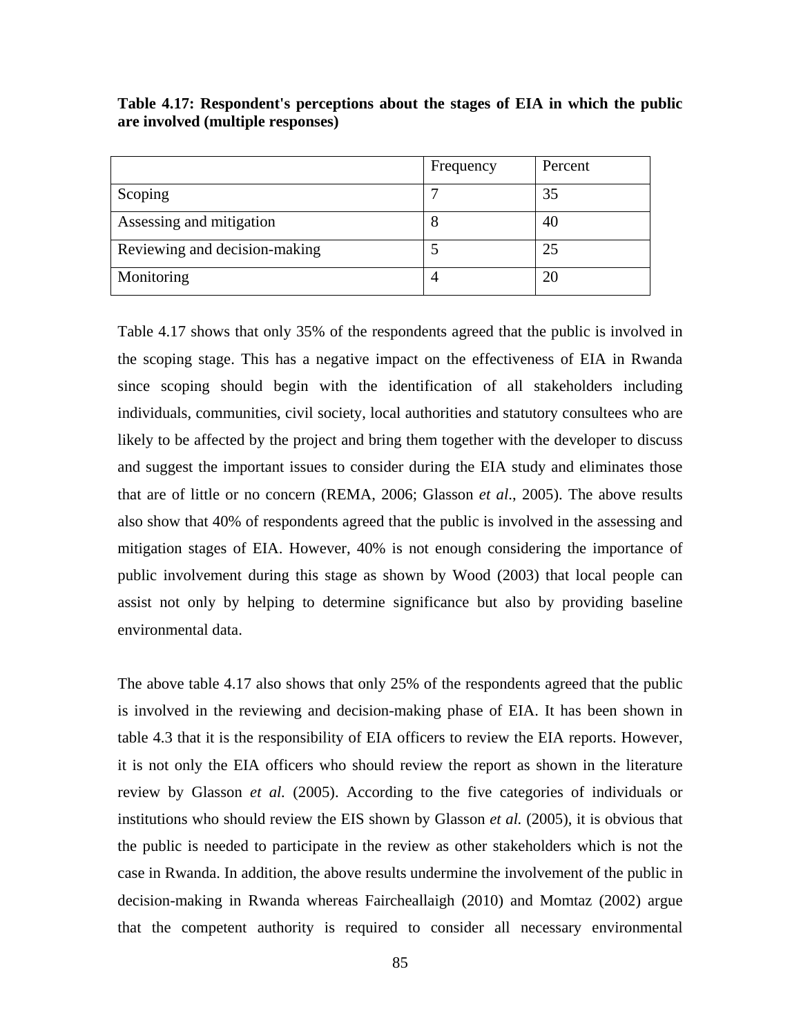**Table 4.17: Respondent's perceptions about the stages of EIA in which the public are involved (multiple responses)**

| | Frequency | Percent |
|---|---|---|
| Scoping | 7 | 35 |
| Assessing and mitigation | 8 | 40 |
| Reviewing and decision-making | 5 | 25 |
| Monitoring | 4 | 20 |

Table 4.17 shows that only 35% of the respondents agreed that the public is involved in the scoping stage. This has a negative impact on the effectiveness of EIA in Rwanda since scoping should begin with the identification of all stakeholders including individuals, communities, civil society, local authorities and statutory consultees who are likely to be affected by the project and bring them together with the developer to discuss and suggest the important issues to consider during the EIA study and eliminates those that are of little or no concern (REMA, 2006; Glasson *et al*., 2005). The above results also show that 40% of respondents agreed that the public is involved in the assessing and mitigation stages of EIA. However, 40% is not enough considering the importance of public involvement during this stage as shown by Wood (2003) that local people can assist not only by helping to determine significance but also by providing baseline environmental data.

The above table 4.17 also shows that only 25% of the respondents agreed that the public is involved in the reviewing and decision-making phase of EIA. It has been shown in table 4.3 that it is the responsibility of EIA officers to review the EIA reports. However, it is not only the EIA officers who should review the report as shown in the literature review by Glasson *et al.* (2005). According to the five categories of individuals or institutions who should review the EIS shown by Glasson *et al.* (2005), it is obvious that the public is needed to participate in the review as other stakeholders which is not the case in Rwanda. In addition, the above results undermine the involvement of the public in decision-making in Rwanda whereas Faircheallaigh (2010) and Momtaz (2002) argue that the competent authority is required to consider all necessary environmental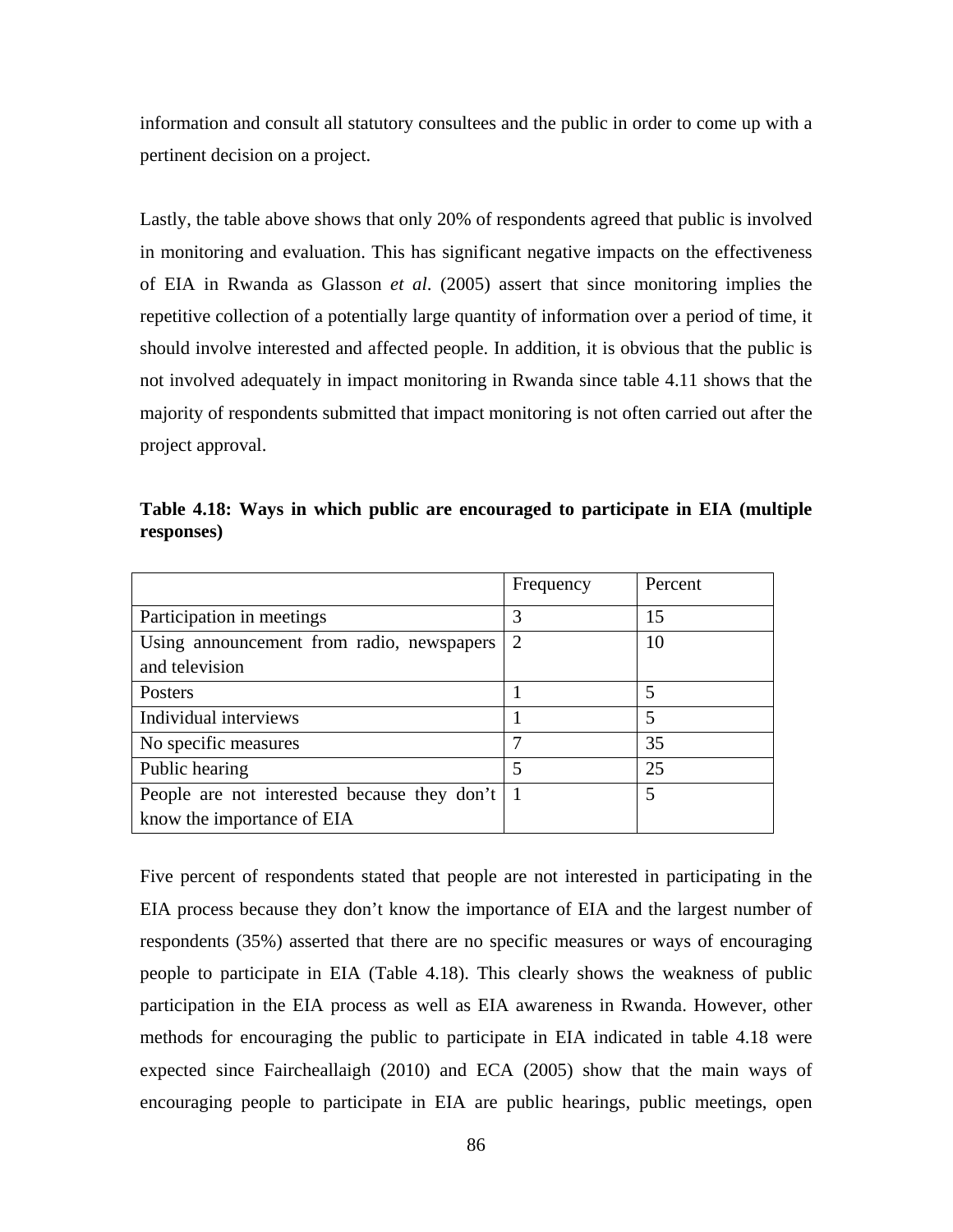information and consult all statutory consultees and the public in order to come up with a pertinent decision on a project.

Lastly, the table above shows that only 20% of respondents agreed that public is involved in monitoring and evaluation. This has significant negative impacts on the effectiveness of EIA in Rwanda as Glasson *et al*. (2005) assert that since monitoring implies the repetitive collection of a potentially large quantity of information over a period of time, it should involve interested and affected people. In addition, it is obvious that the public is not involved adequately in impact monitoring in Rwanda since table 4.11 shows that the majority of respondents submitted that impact monitoring is not often carried out after the project approval.

**Table 4.18: Ways in which public are encouraged to participate in EIA (multiple responses)**

| | Frequency | Percent |
|---|---|---|
| Participation in meetings | 3 | 15 |
| Using announcement from radio, newspapers and television | 2 | 10 |
| Posters | 1 | 5 |
| Individual interviews | 1 | 5 |
| No specific measures | 7 | 35 |
| Public hearing | 5 | 25 |
| People are not interested because they don't know the importance of EIA | 1 | 5 |

Five percent of respondents stated that people are not interested in participating in the EIA process because they don't know the importance of EIA and the largest number of respondents (35%) asserted that there are no specific measures or ways of encouraging people to participate in EIA (Table 4.18). This clearly shows the weakness of public participation in the EIA process as well as EIA awareness in Rwanda. However, other methods for encouraging the public to participate in EIA indicated in table 4.18 were expected since Faircheallaigh (2010) and ECA (2005) show that the main ways of encouraging people to participate in EIA are public hearings, public meetings, open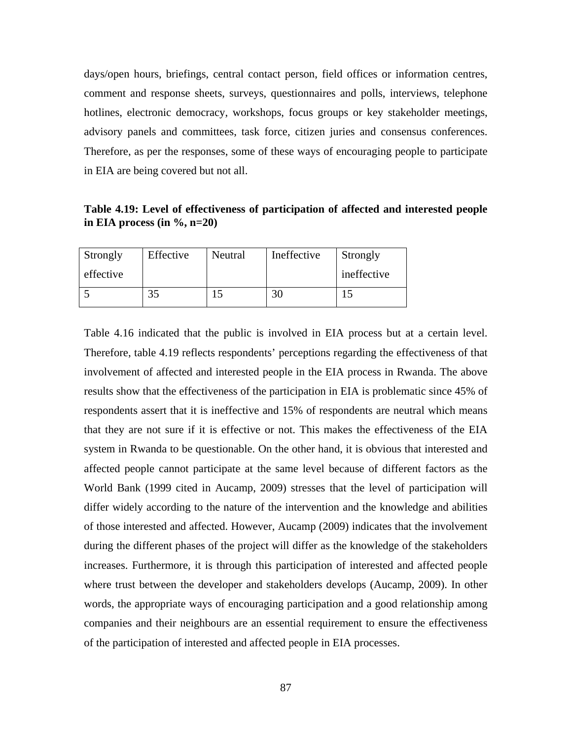days/open hours, briefings, central contact person, field offices or information centres, comment and response sheets, surveys, questionnaires and polls, interviews, telephone hotlines, electronic democracy, workshops, focus groups or key stakeholder meetings, advisory panels and committees, task force, citizen juries and consensus conferences. Therefore, as per the responses, some of these ways of encouraging people to participate in EIA are being covered but not all.

**Table 4.19: Level of effectiveness of participation of affected and interested people in EIA process (in %, n=20)**

| Strongly effective | Effective | Neutral | Ineffective | Strongly ineffective |
|---|---|---|---|---|
| 5 | 35 | 15 | 30 | 15 |

Table 4.16 indicated that the public is involved in EIA process but at a certain level. Therefore, table 4.19 reflects respondents' perceptions regarding the effectiveness of that involvement of affected and interested people in the EIA process in Rwanda. The above results show that the effectiveness of the participation in EIA is problematic since 45% of respondents assert that it is ineffective and 15% of respondents are neutral which means that they are not sure if it is effective or not. This makes the effectiveness of the EIA system in Rwanda to be questionable. On the other hand, it is obvious that interested and affected people cannot participate at the same level because of different factors as the World Bank (1999 cited in Aucamp, 2009) stresses that the level of participation will differ widely according to the nature of the intervention and the knowledge and abilities of those interested and affected. However, Aucamp (2009) indicates that the involvement during the different phases of the project will differ as the knowledge of the stakeholders increases. Furthermore, it is through this participation of interested and affected people where trust between the developer and stakeholders develops (Aucamp, 2009). In other words, the appropriate ways of encouraging participation and a good relationship among companies and their neighbours are an essential requirement to ensure the effectiveness of the participation of interested and affected people in EIA processes.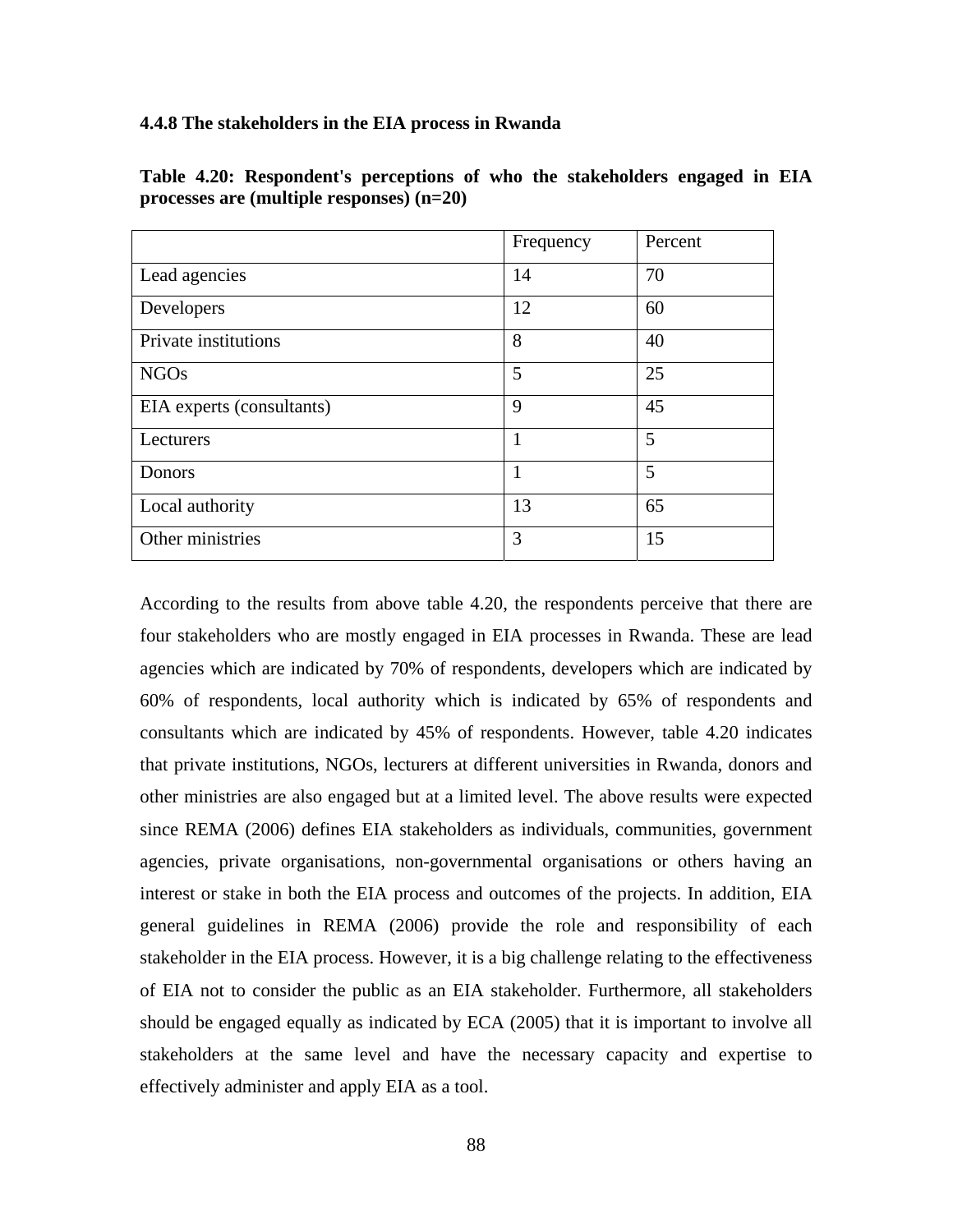### 4.4.8 The stakeholders in the EIA process in Rwanda

**Table 4.20: Respondent's perceptions of who the stakeholders engaged in EIA processes are (multiple responses) (n=20)**

| | Frequency | Percent |
|---|---|---|
| Lead agencies | 14 | 70 |
| Developers | 12 | 60 |
| Private institutions | 8 | 40 |
| NGOs | 5 | 25 |
| EIA experts (consultants) | 9 | 45 |
| Lecturers | 1 | 5 |
| Donors | 1 | 5 |
| Local authority | 13 | 65 |
| Other ministries | 3 | 15 |

According to the results from above table 4.20, the respondents perceive that there are four stakeholders who are mostly engaged in EIA processes in Rwanda. These are lead agencies which are indicated by 70% of respondents, developers which are indicated by 60% of respondents, local authority which is indicated by 65% of respondents and consultants which are indicated by 45% of respondents. However, table 4.20 indicates that private institutions, NGOs, lecturers at different universities in Rwanda, donors and other ministries are also engaged but at a limited level. The above results were expected since REMA (2006) defines EIA stakeholders as individuals, communities, government agencies, private organisations, non-governmental organisations or others having an interest or stake in both the EIA process and outcomes of the projects. In addition, EIA general guidelines in REMA (2006) provide the role and responsibility of each stakeholder in the EIA process. However, it is a big challenge relating to the effectiveness of EIA not to consider the public as an EIA stakeholder. Furthermore, all stakeholders should be engaged equally as indicated by ECA (2005) that it is important to involve all stakeholders at the same level and have the necessary capacity and expertise to effectively administer and apply EIA as a tool.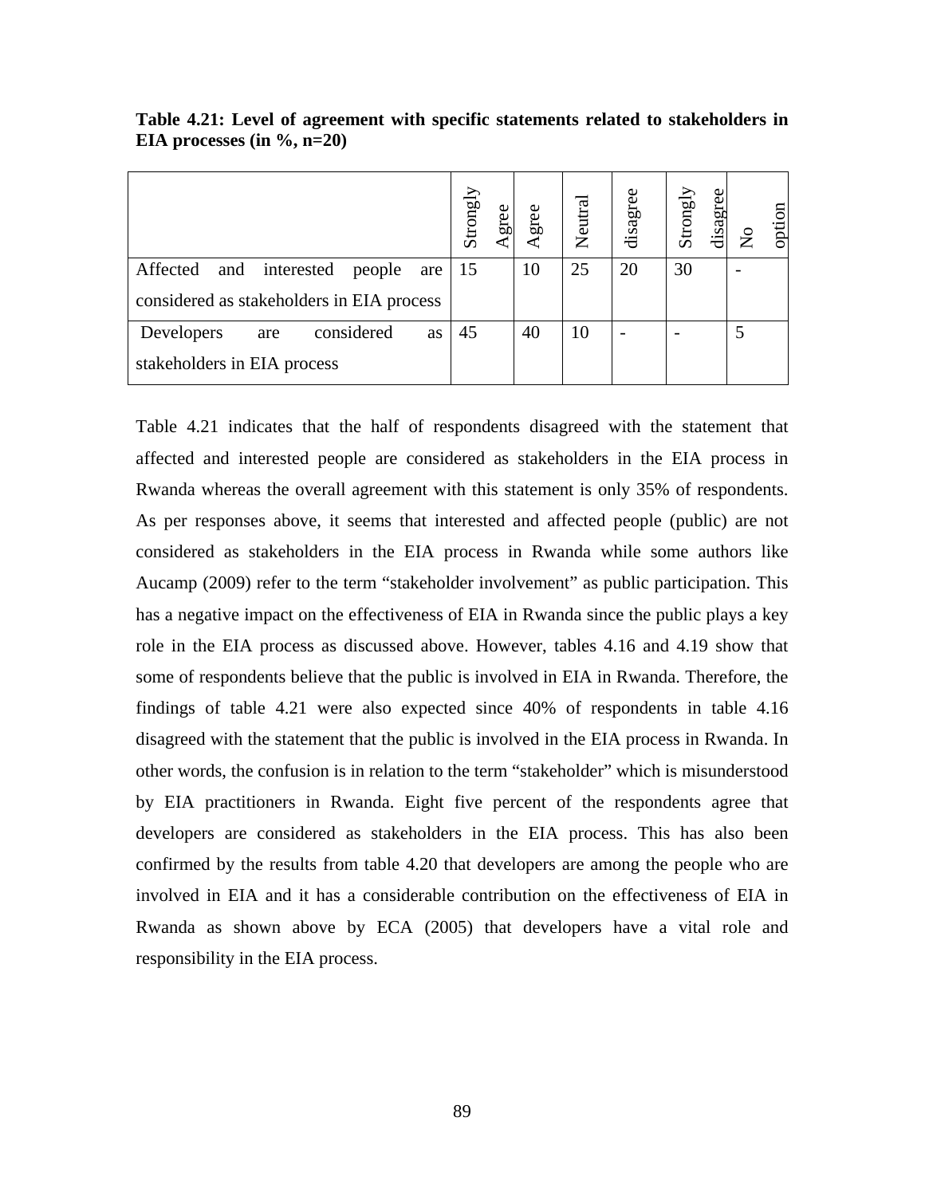**Table 4.21: Level of agreement with specific statements related to stakeholders in EIA processes (in %, n=20)**

| | Strongly Agree | Agree | Neutral | disagree | Strongly disagree | No option |
|---|---|---|---|---|---|---|
| Affected and interested people are considered as stakeholders in EIA process | 15 | 10 | 25 | 20 | 30 | - |
| Developers are considered as stakeholders in EIA process | 45 | 40 | 10 | - | - | 5 |

Table 4.21 indicates that the half of respondents disagreed with the statement that affected and interested people are considered as stakeholders in the EIA process in Rwanda whereas the overall agreement with this statement is only 35% of respondents. As per responses above, it seems that interested and affected people (public) are not considered as stakeholders in the EIA process in Rwanda while some authors like Aucamp (2009) refer to the term "stakeholder involvement" as public participation. This has a negative impact on the effectiveness of EIA in Rwanda since the public plays a key role in the EIA process as discussed above. However, tables 4.16 and 4.19 show that some of respondents believe that the public is involved in EIA in Rwanda. Therefore, the findings of table 4.21 were also expected since 40% of respondents in table 4.16 disagreed with the statement that the public is involved in the EIA process in Rwanda. In other words, the confusion is in relation to the term "stakeholder" which is misunderstood by EIA practitioners in Rwanda. Eight five percent of the respondents agree that developers are considered as stakeholders in the EIA process. This has also been confirmed by the results from table 4.20 that developers are among the people who are involved in EIA and it has a considerable contribution on the effectiveness of EIA in Rwanda as shown above by ECA (2005) that developers have a vital role and responsibility in the EIA process.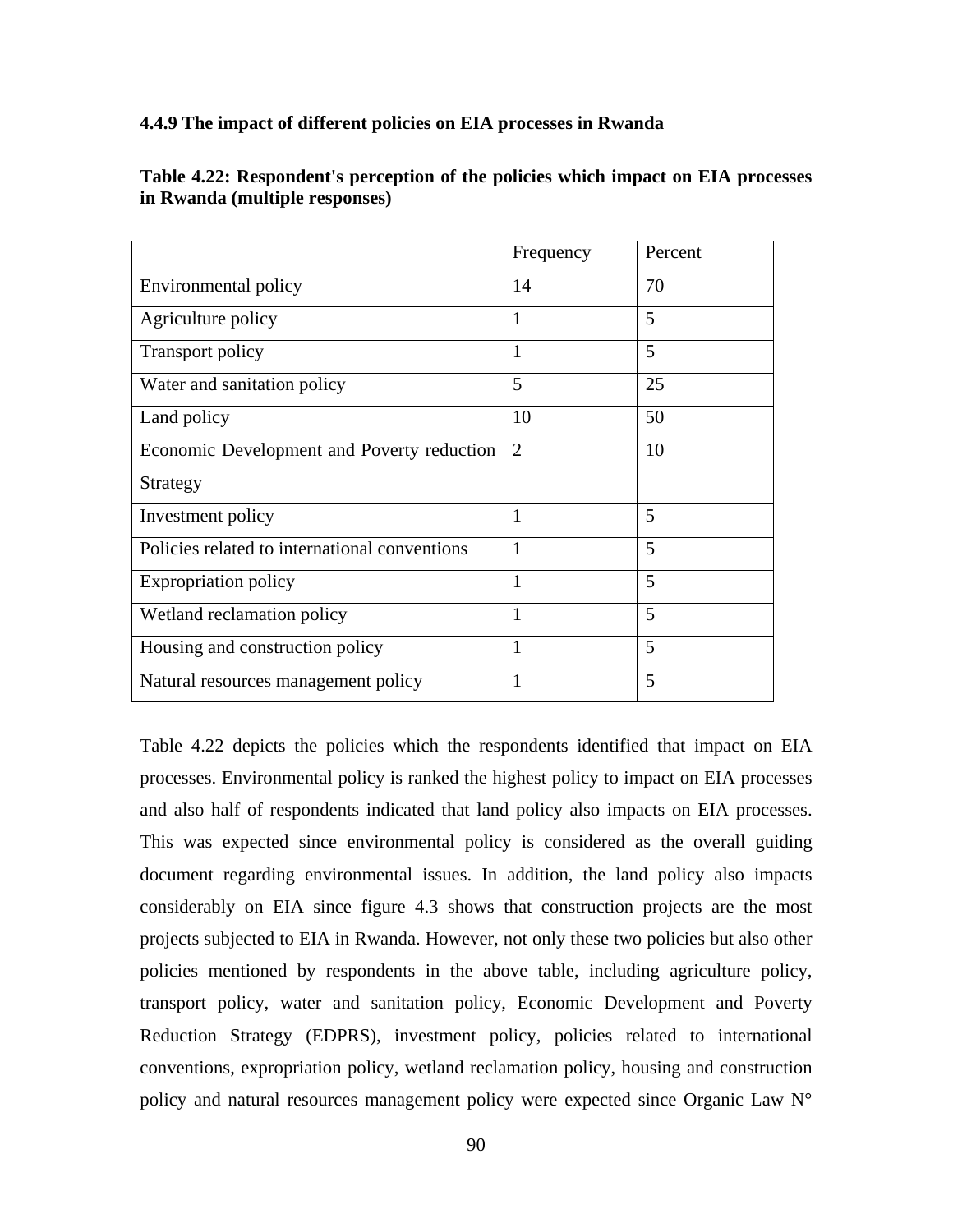### 4.4.9 The impact of different policies on EIA processes in Rwanda

**Table 4.22: Respondent's perception of the policies which impact on EIA processes in Rwanda (multiple responses)**

| | Frequency | Percent |
|---|---|---|
| Environmental policy | 14 | 70 |
| Agriculture policy | 1 | 5 |
| Transport policy | 1 | 5 |
| Water and sanitation policy | 5 | 25 |
| Land policy | 10 | 50 |
| Economic Development and Poverty reduction Strategy | 2 | 10 |
| Investment policy | 1 | 5 |
| Policies related to international conventions | 1 | 5 |
| Expropriation policy | 1 | 5 |
| Wetland reclamation policy | 1 | 5 |
| Housing and construction policy | 1 | 5 |
| Natural resources management policy | 1 | 5 |

Table 4.22 depicts the policies which the respondents identified that impact on EIA processes. Environmental policy is ranked the highest policy to impact on EIA processes and also half of respondents indicated that land policy also impacts on EIA processes. This was expected since environmental policy is considered as the overall guiding document regarding environmental issues. In addition, the land policy also impacts considerably on EIA since figure 4.3 shows that construction projects are the most projects subjected to EIA in Rwanda. However, not only these two policies but also other policies mentioned by respondents in the above table, including agriculture policy, transport policy, water and sanitation policy, Economic Development and Poverty Reduction Strategy (EDPRS), investment policy, policies related to international conventions, expropriation policy, wetland reclamation policy, housing and construction policy and natural resources management policy were expected since Organic Law N°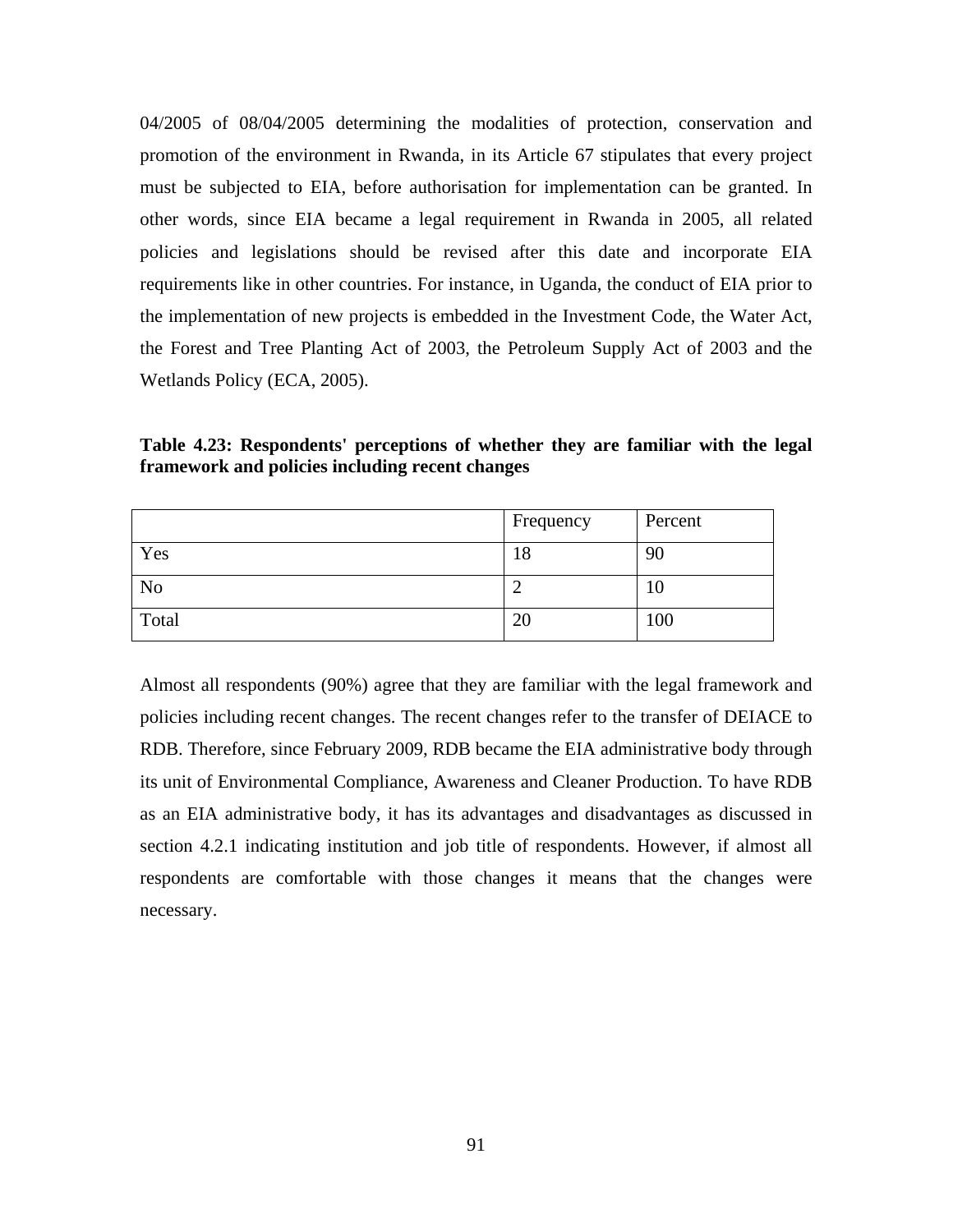04/2005 of 08/04/2005 determining the modalities of protection, conservation and promotion of the environment in Rwanda, in its Article 67 stipulates that every project must be subjected to EIA, before authorisation for implementation can be granted. In other words, since EIA became a legal requirement in Rwanda in 2005, all related policies and legislations should be revised after this date and incorporate EIA requirements like in other countries. For instance, in Uganda, the conduct of EIA prior to the implementation of new projects is embedded in the Investment Code, the Water Act, the Forest and Tree Planting Act of 2003, the Petroleum Supply Act of 2003 and the Wetlands Policy (ECA, 2005).

**Table 4.23: Respondents' perceptions of whether they are familiar with the legal framework and policies including recent changes**

| | Frequency | Percent |
|---|---|---|
| Yes | 18 | 90 |
| No | 2 | 10 |
| Total | 20 | 100 |

Almost all respondents (90%) agree that they are familiar with the legal framework and policies including recent changes. The recent changes refer to the transfer of DEIACE to RDB. Therefore, since February 2009, RDB became the EIA administrative body through its unit of Environmental Compliance, Awareness and Cleaner Production. To have RDB as an EIA administrative body, it has its advantages and disadvantages as discussed in section 4.2.1 indicating institution and job title of respondents. However, if almost all respondents are comfortable with those changes it means that the changes were necessary.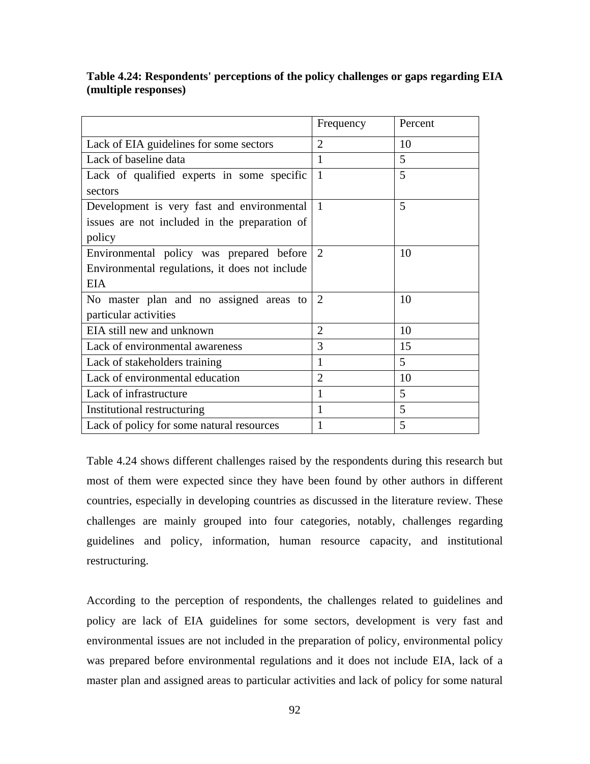**Table 4.24: Respondents' perceptions of the policy challenges or gaps regarding EIA (multiple responses)**

| | Frequency | Percent |
|---|---|---|
| Lack of EIA guidelines for some sectors | 2 | 10 |
| Lack of baseline data | 1 | 5 |
| Lack of qualified experts in some specific sectors | 1 | 5 |
| Development is very fast and environmental issues are not included in the preparation of policy | 1 | 5 |
| Environmental policy was prepared before Environmental regulations, it does not include EIA | 2 | 10 |
| No master plan and no assigned areas to particular activities | 2 | 10 |
| EIA still new and unknown | 2 | 10 |
| Lack of environmental awareness | 3 | 15 |
| Lack of stakeholders training | 1 | 5 |
| Lack of environmental education | 2 | 10 |
| Lack of infrastructure | 1 | 5 |
| Institutional restructuring | 1 | 5 |
| Lack of policy for some natural resources | 1 | 5 |

Table 4.24 shows different challenges raised by the respondents during this research but most of them were expected since they have been found by other authors in different countries, especially in developing countries as discussed in the literature review. These challenges are mainly grouped into four categories, notably, challenges regarding guidelines and policy, information, human resource capacity, and institutional restructuring.

According to the perception of respondents, the challenges related to guidelines and policy are lack of EIA guidelines for some sectors, development is very fast and environmental issues are not included in the preparation of policy, environmental policy was prepared before environmental regulations and it does not include EIA, lack of a master plan and assigned areas to particular activities and lack of policy for some natural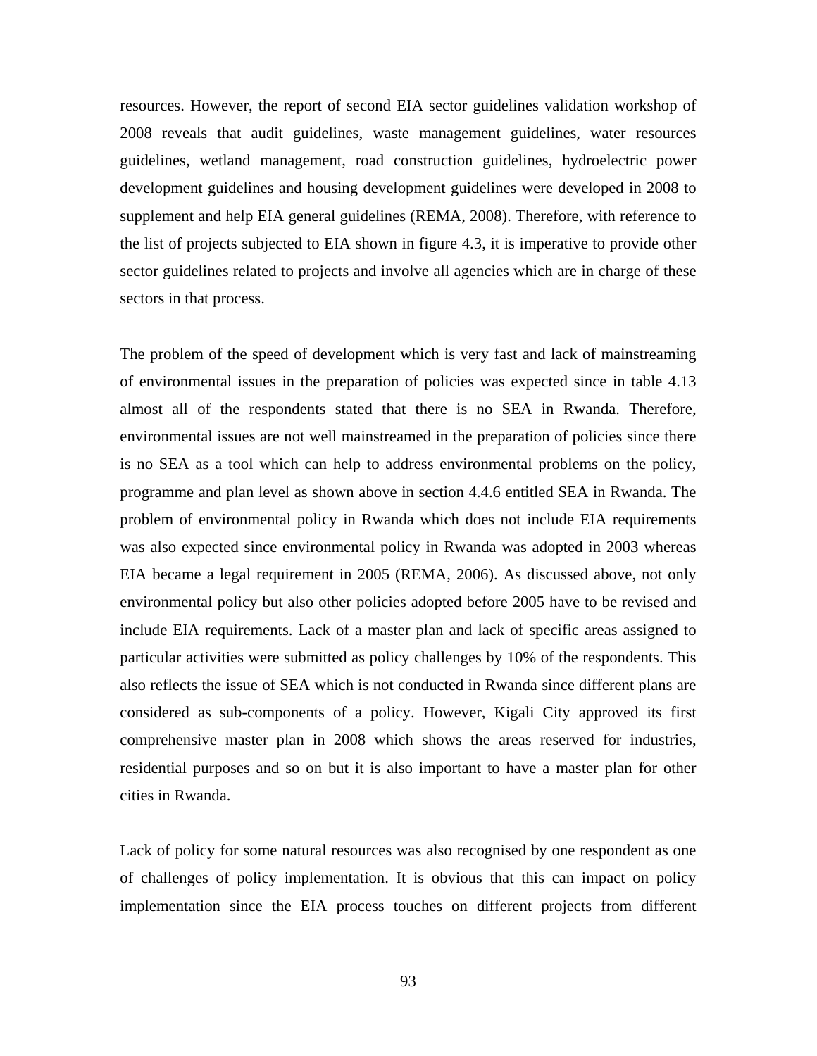resources. However, the report of second EIA sector guidelines validation workshop of 2008 reveals that audit guidelines, waste management guidelines, water resources guidelines, wetland management, road construction guidelines, hydroelectric power development guidelines and housing development guidelines were developed in 2008 to supplement and help EIA general guidelines (REMA, 2008). Therefore, with reference to the list of projects subjected to EIA shown in figure 4.3, it is imperative to provide other sector guidelines related to projects and involve all agencies which are in charge of these sectors in that process.

The problem of the speed of development which is very fast and lack of mainstreaming of environmental issues in the preparation of policies was expected since in table 4.13 almost all of the respondents stated that there is no SEA in Rwanda. Therefore, environmental issues are not well mainstreamed in the preparation of policies since there is no SEA as a tool which can help to address environmental problems on the policy, programme and plan level as shown above in section 4.4.6 entitled SEA in Rwanda. The problem of environmental policy in Rwanda which does not include EIA requirements was also expected since environmental policy in Rwanda was adopted in 2003 whereas EIA became a legal requirement in 2005 (REMA, 2006). As discussed above, not only environmental policy but also other policies adopted before 2005 have to be revised and include EIA requirements. Lack of a master plan and lack of specific areas assigned to particular activities were submitted as policy challenges by 10% of the respondents. This also reflects the issue of SEA which is not conducted in Rwanda since different plans are considered as sub-components of a policy. However, Kigali City approved its first comprehensive master plan in 2008 which shows the areas reserved for industries, residential purposes and so on but it is also important to have a master plan for other cities in Rwanda.

Lack of policy for some natural resources was also recognised by one respondent as one of challenges of policy implementation. It is obvious that this can impact on policy implementation since the EIA process touches on different projects from different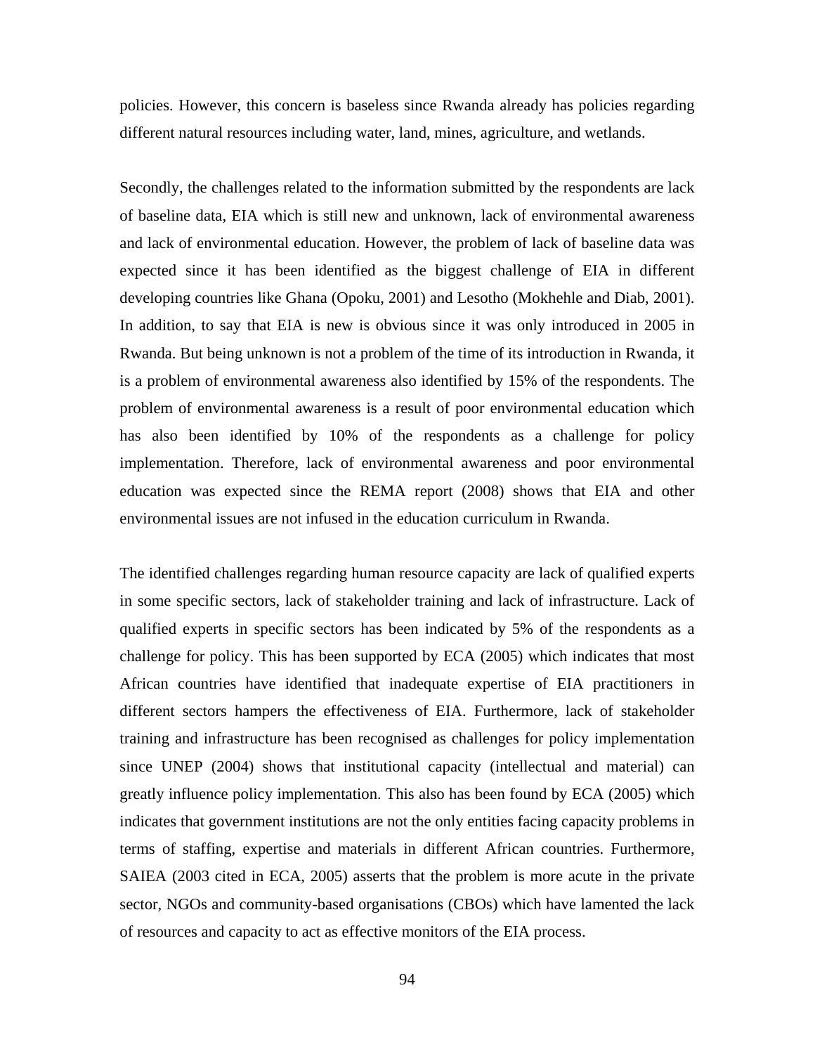policies. However, this concern is baseless since Rwanda already has policies regarding different natural resources including water, land, mines, agriculture, and wetlands.

Secondly, the challenges related to the information submitted by the respondents are lack of baseline data, EIA which is still new and unknown, lack of environmental awareness and lack of environmental education. However, the problem of lack of baseline data was expected since it has been identified as the biggest challenge of EIA in different developing countries like Ghana (Opoku, 2001) and Lesotho (Mokhehle and Diab, 2001). In addition, to say that EIA is new is obvious since it was only introduced in 2005 in Rwanda. But being unknown is not a problem of the time of its introduction in Rwanda, it is a problem of environmental awareness also identified by 15% of the respondents. The problem of environmental awareness is a result of poor environmental education which has also been identified by 10% of the respondents as a challenge for policy implementation. Therefore, lack of environmental awareness and poor environmental education was expected since the REMA report (2008) shows that EIA and other environmental issues are not infused in the education curriculum in Rwanda.

The identified challenges regarding human resource capacity are lack of qualified experts in some specific sectors, lack of stakeholder training and lack of infrastructure. Lack of qualified experts in specific sectors has been indicated by 5% of the respondents as a challenge for policy. This has been supported by ECA (2005) which indicates that most African countries have identified that inadequate expertise of EIA practitioners in different sectors hampers the effectiveness of EIA. Furthermore, lack of stakeholder training and infrastructure has been recognised as challenges for policy implementation since UNEP (2004) shows that institutional capacity (intellectual and material) can greatly influence policy implementation. This also has been found by ECA (2005) which indicates that government institutions are not the only entities facing capacity problems in terms of staffing, expertise and materials in different African countries. Furthermore, SAIEA (2003 cited in ECA, 2005) asserts that the problem is more acute in the private sector, NGOs and community-based organisations (CBOs) which have lamented the lack of resources and capacity to act as effective monitors of the EIA process.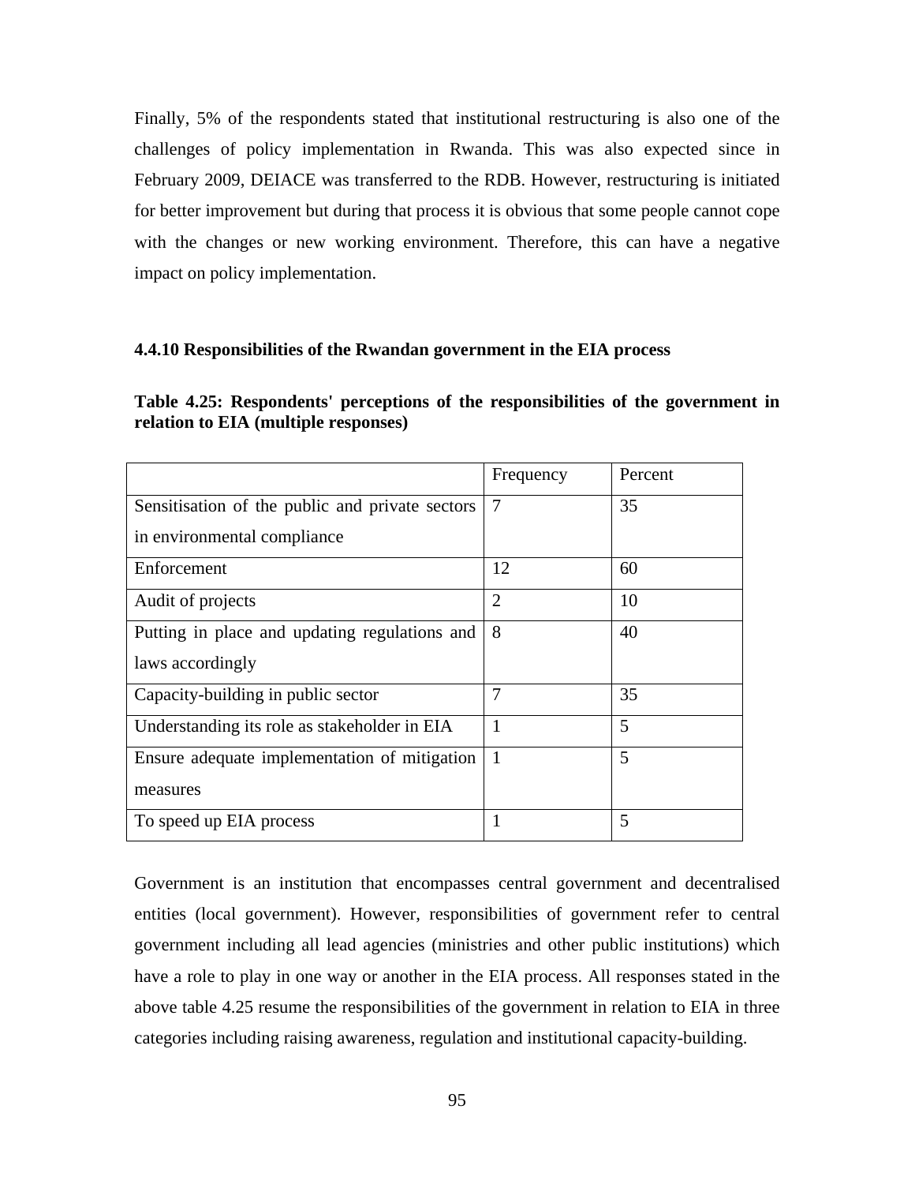Finally, 5% of the respondents stated that institutional restructuring is also one of the challenges of policy implementation in Rwanda. This was also expected since in February 2009, DEIACE was transferred to the RDB. However, restructuring is initiated for better improvement but during that process it is obvious that some people cannot cope with the changes or new working environment. Therefore, this can have a negative impact on policy implementation.

### 4.4.10 Responsibilities of the Rwandan government in the EIA process

**Table 4.25: Respondents' perceptions of the responsibilities of the government in relation to EIA (multiple responses)**

| | Frequency | Percent |
|---|---|---|
| Sensitisation of the public and private sectors in environmental compliance | 7 | 35 |
| Enforcement | 12 | 60 |
| Audit of projects | 2 | 10 |
| Putting in place and updating regulations and laws accordingly | 8 | 40 |
| Capacity-building in public sector | 7 | 35 |
| Understanding its role as stakeholder in EIA | 1 | 5 |
| Ensure adequate implementation of mitigation measures | 1 | 5 |
| To speed up EIA process | 1 | 5 |

Government is an institution that encompasses central government and decentralised entities (local government). However, responsibilities of government refer to central government including all lead agencies (ministries and other public institutions) which have a role to play in one way or another in the EIA process. All responses stated in the above table 4.25 resume the responsibilities of the government in relation to EIA in three categories including raising awareness, regulation and institutional capacity-building.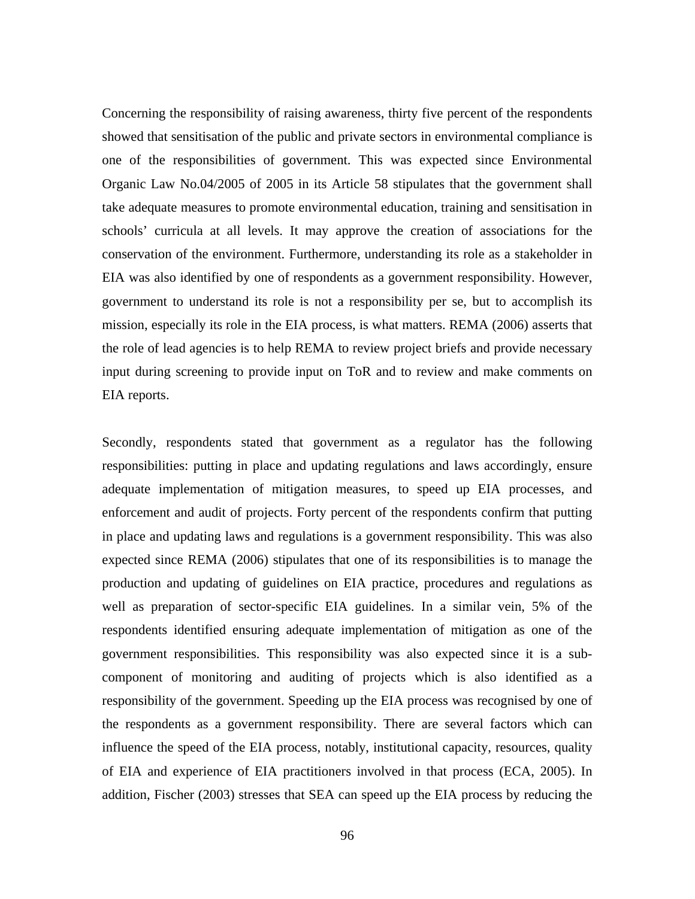Concerning the responsibility of raising awareness, thirty five percent of the respondents showed that sensitisation of the public and private sectors in environmental compliance is one of the responsibilities of government. This was expected since Environmental Organic Law No.04/2005 of 2005 in its Article 58 stipulates that the government shall take adequate measures to promote environmental education, training and sensitisation in schools' curricula at all levels. It may approve the creation of associations for the conservation of the environment. Furthermore, understanding its role as a stakeholder in EIA was also identified by one of respondents as a government responsibility. However, government to understand its role is not a responsibility per se, but to accomplish its mission, especially its role in the EIA process, is what matters. REMA (2006) asserts that the role of lead agencies is to help REMA to review project briefs and provide necessary input during screening to provide input on ToR and to review and make comments on EIA reports.

Secondly, respondents stated that government as a regulator has the following responsibilities: putting in place and updating regulations and laws accordingly, ensure adequate implementation of mitigation measures, to speed up EIA processes, and enforcement and audit of projects. Forty percent of the respondents confirm that putting in place and updating laws and regulations is a government responsibility. This was also expected since REMA (2006) stipulates that one of its responsibilities is to manage the production and updating of guidelines on EIA practice, procedures and regulations as well as preparation of sector-specific EIA guidelines. In a similar vein, 5% of the respondents identified ensuring adequate implementation of mitigation as one of the government responsibilities. This responsibility was also expected since it is a sub-component of monitoring and auditing of projects which is also identified as a responsibility of the government. Speeding up the EIA process was recognised by one of the respondents as a government responsibility. There are several factors which can influence the speed of the EIA process, notably, institutional capacity, resources, quality of EIA and experience of EIA practitioners involved in that process (ECA, 2005). In addition, Fischer (2003) stresses that SEA can speed up the EIA process by reducing the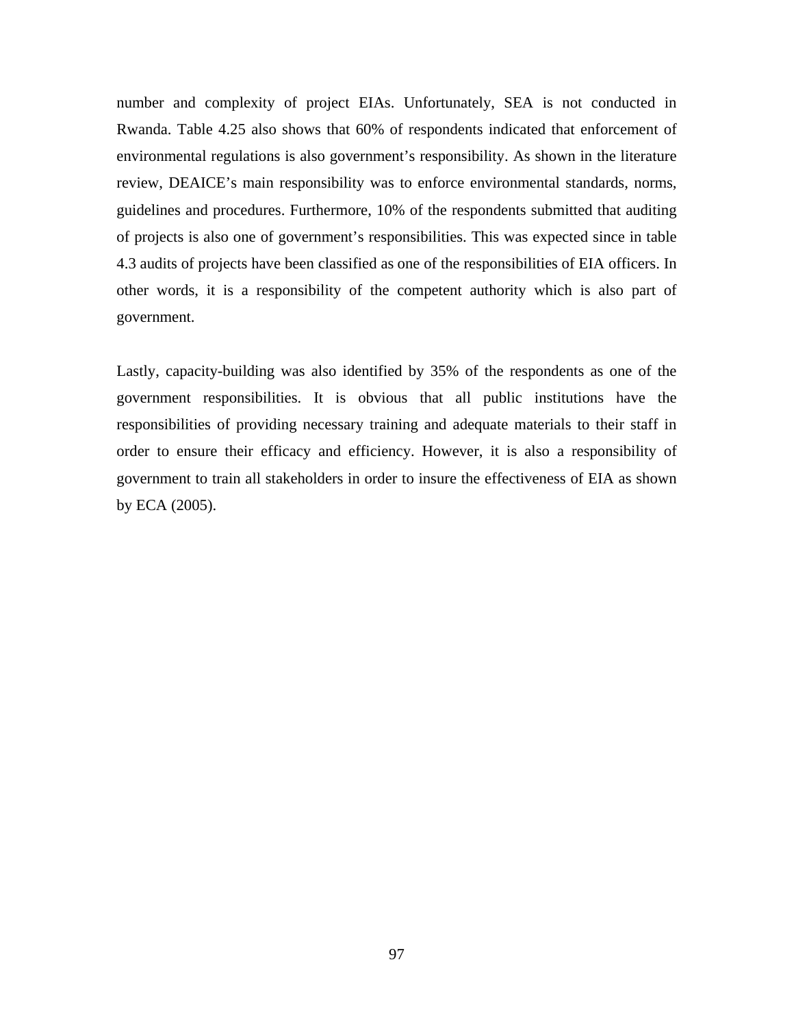number and complexity of project EIAs. Unfortunately, SEA is not conducted in Rwanda. Table 4.25 also shows that 60% of respondents indicated that enforcement of environmental regulations is also government's responsibility. As shown in the literature review, DEAICE's main responsibility was to enforce environmental standards, norms, guidelines and procedures. Furthermore, 10% of the respondents submitted that auditing of projects is also one of government's responsibilities. This was expected since in table 4.3 audits of projects have been classified as one of the responsibilities of EIA officers. In other words, it is a responsibility of the competent authority which is also part of government.

Lastly, capacity-building was also identified by 35% of the respondents as one of the government responsibilities. It is obvious that all public institutions have the responsibilities of providing necessary training and adequate materials to their staff in order to ensure their efficacy and efficiency. However, it is also a responsibility of government to train all stakeholders in order to insure the effectiveness of EIA as shown by ECA (2005).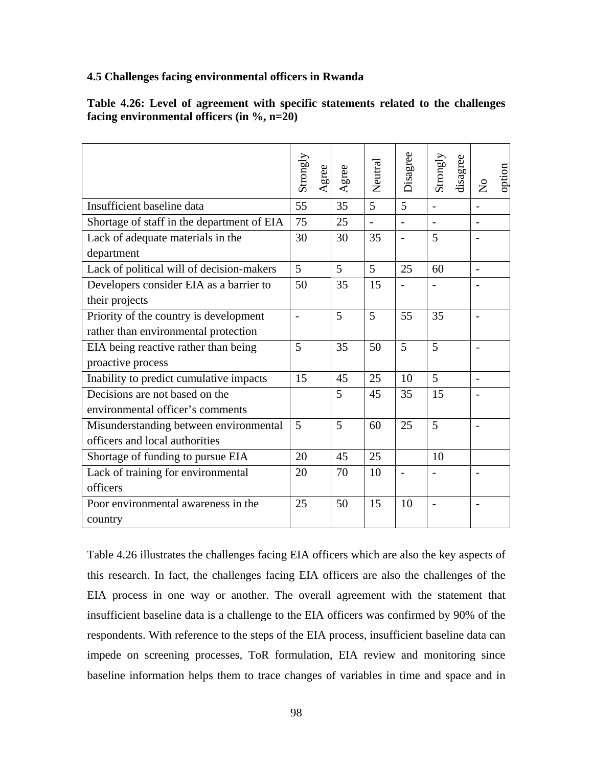### 4.5 Challenges facing environmental officers in Rwanda

**Table 4.26: Level of agreement with specific statements related to the challenges facing environmental officers (in %, n=20)**

| | Strongly Agree | Agree | Neutral | Disagree | Strongly disagree | No option |
|---|---|---|---|---|---|---|
| Insufficient baseline data | 55 | 35 | 5 | 5 | - | - |
| Shortage of staff in the department of EIA | 75 | 25 | - | - | - | - |
| Lack of adequate materials in the department | 30 | 30 | 35 | - | 5 | - |
| Lack of political will of decision-makers | 5 | 5 | 5 | 25 | 60 | - |
| Developers consider EIA as a barrier to their projects | 50 | 35 | 15 | - | - | - |
| Priority of the country is development rather than environmental protection | - | 5 | 5 | 55 | 35 | - |
| EIA being reactive rather than being proactive process | 5 | 35 | 50 | 5 | 5 | - |
| Inability to predict cumulative impacts | 15 | 45 | 25 | 10 | 5 | - |
| Decisions are not based on the environmental officer's comments | | 5 | 45 | 35 | 15 | - |
| Misunderstanding between environmental officers and local authorities | 5 | 5 | 60 | 25 | 5 | - |
| Shortage of funding to pursue EIA | 20 | 45 | 25 | | 10 | |
| Lack of training for environmental officers | 20 | 70 | 10 | - | - | - |
| Poor environmental awareness in the country | 25 | 50 | 15 | 10 | - | - |

Table 4.26 illustrates the challenges facing EIA officers which are also the key aspects of this research. In fact, the challenges facing EIA officers are also the challenges of the EIA process in one way or another. The overall agreement with the statement that insufficient baseline data is a challenge to the EIA officers was confirmed by 90% of the respondents. With reference to the steps of the EIA process, insufficient baseline data can impede on screening processes, ToR formulation, EIA review and monitoring since baseline information helps them to trace changes of variables in time and space and in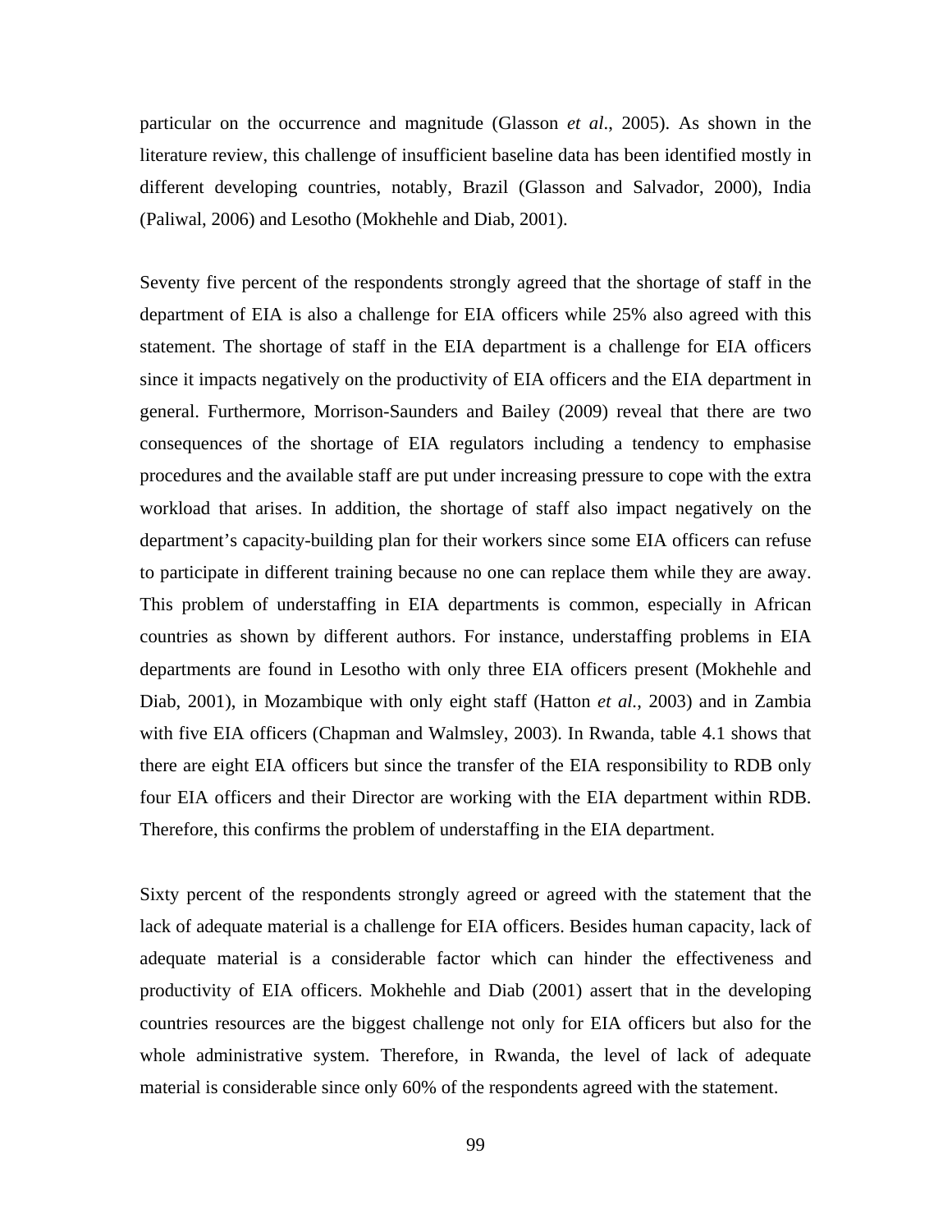particular on the occurrence and magnitude (Glasson *et al*., 2005). As shown in the literature review, this challenge of insufficient baseline data has been identified mostly in different developing countries, notably, Brazil (Glasson and Salvador, 2000), India (Paliwal, 2006) and Lesotho (Mokhehle and Diab, 2001).

Seventy five percent of the respondents strongly agreed that the shortage of staff in the department of EIA is also a challenge for EIA officers while 25% also agreed with this statement. The shortage of staff in the EIA department is a challenge for EIA officers since it impacts negatively on the productivity of EIA officers and the EIA department in general. Furthermore, Morrison-Saunders and Bailey (2009) reveal that there are two consequences of the shortage of EIA regulators including a tendency to emphasise procedures and the available staff are put under increasing pressure to cope with the extra workload that arises. In addition, the shortage of staff also impact negatively on the department's capacity-building plan for their workers since some EIA officers can refuse to participate in different training because no one can replace them while they are away. This problem of understaffing in EIA departments is common, especially in African countries as shown by different authors. For instance, understaffing problems in EIA departments are found in Lesotho with only three EIA officers present (Mokhehle and Diab, 2001), in Mozambique with only eight staff (Hatton *et al.*, 2003) and in Zambia with five EIA officers (Chapman and Walmsley, 2003). In Rwanda, table 4.1 shows that there are eight EIA officers but since the transfer of the EIA responsibility to RDB only four EIA officers and their Director are working with the EIA department within RDB. Therefore, this confirms the problem of understaffing in the EIA department.

Sixty percent of the respondents strongly agreed or agreed with the statement that the lack of adequate material is a challenge for EIA officers. Besides human capacity, lack of adequate material is a considerable factor which can hinder the effectiveness and productivity of EIA officers. Mokhehle and Diab (2001) assert that in the developing countries resources are the biggest challenge not only for EIA officers but also for the whole administrative system. Therefore, in Rwanda, the level of lack of adequate material is considerable since only 60% of the respondents agreed with the statement.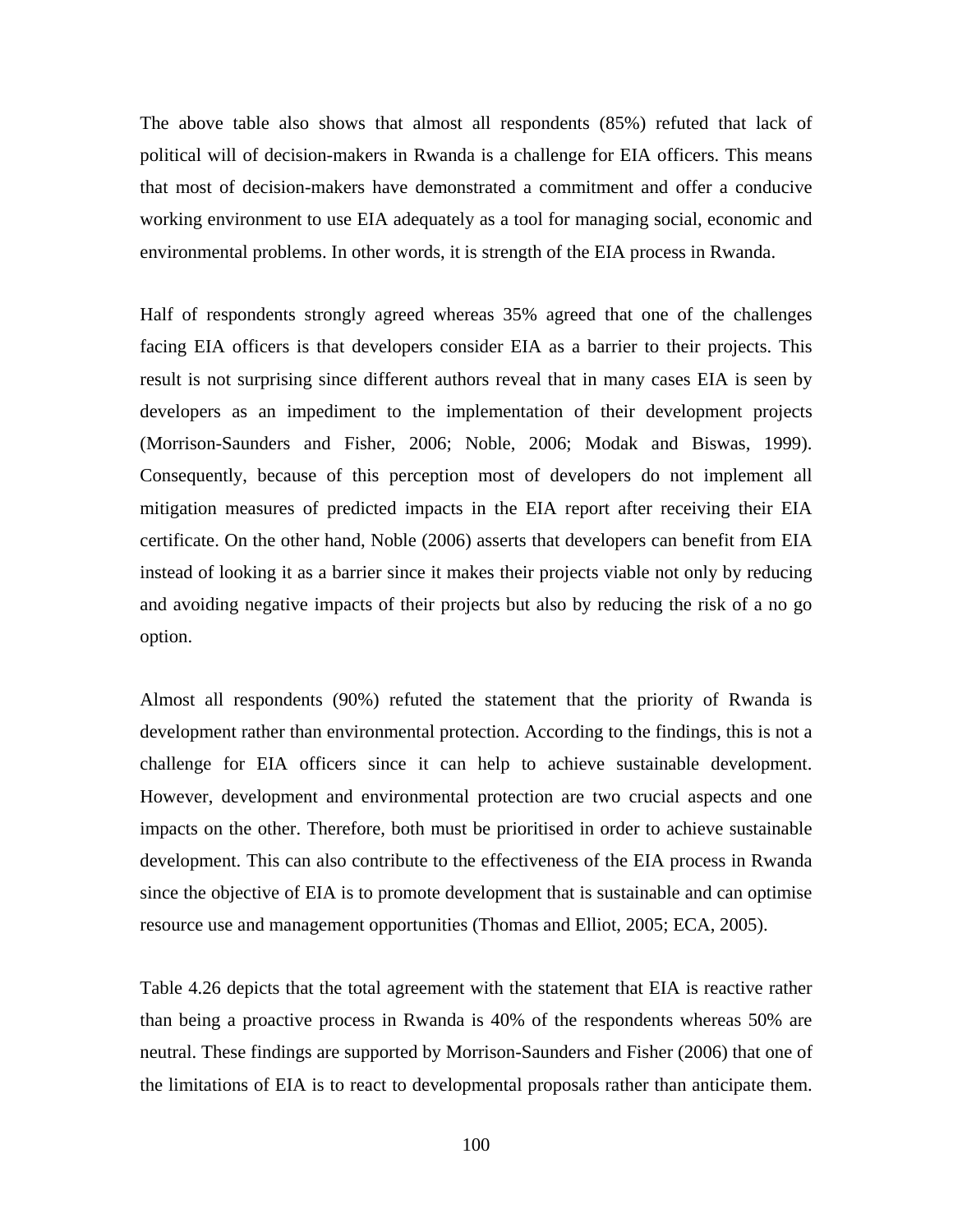The above table also shows that almost all respondents (85%) refuted that lack of political will of decision-makers in Rwanda is a challenge for EIA officers. This means that most of decision-makers have demonstrated a commitment and offer a conducive working environment to use EIA adequately as a tool for managing social, economic and environmental problems. In other words, it is strength of the EIA process in Rwanda.

Half of respondents strongly agreed whereas 35% agreed that one of the challenges facing EIA officers is that developers consider EIA as a barrier to their projects. This result is not surprising since different authors reveal that in many cases EIA is seen by developers as an impediment to the implementation of their development projects (Morrison-Saunders and Fisher, 2006; Noble, 2006; Modak and Biswas, 1999). Consequently, because of this perception most of developers do not implement all mitigation measures of predicted impacts in the EIA report after receiving their EIA certificate. On the other hand, Noble (2006) asserts that developers can benefit from EIA instead of looking it as a barrier since it makes their projects viable not only by reducing and avoiding negative impacts of their projects but also by reducing the risk of a no go option.

Almost all respondents (90%) refuted the statement that the priority of Rwanda is development rather than environmental protection. According to the findings, this is not a challenge for EIA officers since it can help to achieve sustainable development. However, development and environmental protection are two crucial aspects and one impacts on the other. Therefore, both must be prioritised in order to achieve sustainable development. This can also contribute to the effectiveness of the EIA process in Rwanda since the objective of EIA is to promote development that is sustainable and can optimise resource use and management opportunities (Thomas and Elliot, 2005; ECA, 2005).

Table 4.26 depicts that the total agreement with the statement that EIA is reactive rather than being a proactive process in Rwanda is 40% of the respondents whereas 50% are neutral. These findings are supported by Morrison-Saunders and Fisher (2006) that one of the limitations of EIA is to react to developmental proposals rather than anticipate them.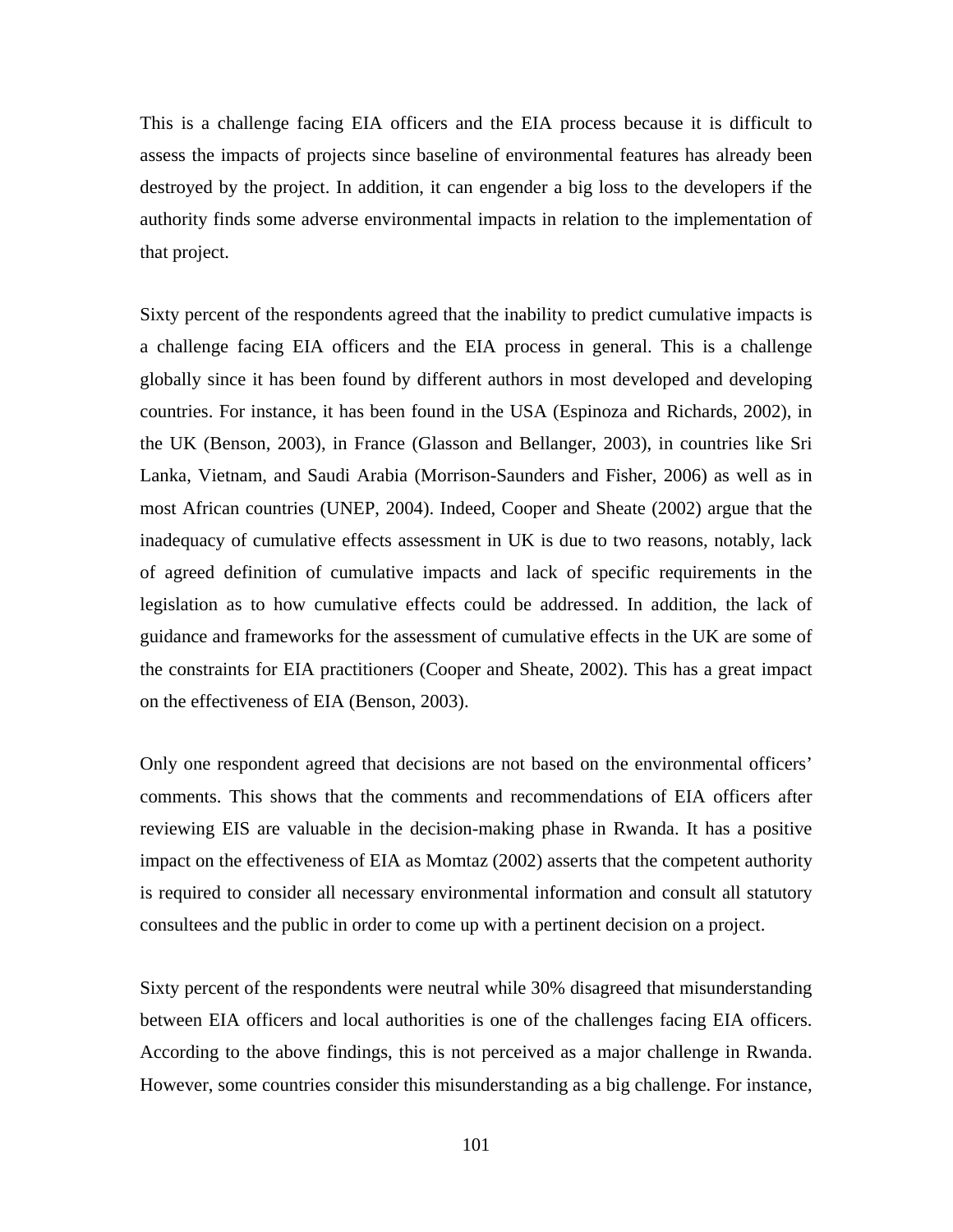This is a challenge facing EIA officers and the EIA process because it is difficult to assess the impacts of projects since baseline of environmental features has already been destroyed by the project. In addition, it can engender a big loss to the developers if the authority finds some adverse environmental impacts in relation to the implementation of that project.

Sixty percent of the respondents agreed that the inability to predict cumulative impacts is a challenge facing EIA officers and the EIA process in general. This is a challenge globally since it has been found by different authors in most developed and developing countries. For instance, it has been found in the USA (Espinoza and Richards, 2002), in the UK (Benson, 2003), in France (Glasson and Bellanger, 2003), in countries like Sri Lanka, Vietnam, and Saudi Arabia (Morrison-Saunders and Fisher, 2006) as well as in most African countries (UNEP, 2004). Indeed, Cooper and Sheate (2002) argue that the inadequacy of cumulative effects assessment in UK is due to two reasons, notably, lack of agreed definition of cumulative impacts and lack of specific requirements in the legislation as to how cumulative effects could be addressed. In addition, the lack of guidance and frameworks for the assessment of cumulative effects in the UK are some of the constraints for EIA practitioners (Cooper and Sheate, 2002). This has a great impact on the effectiveness of EIA (Benson, 2003).

Only one respondent agreed that decisions are not based on the environmental officers' comments. This shows that the comments and recommendations of EIA officers after reviewing EIS are valuable in the decision-making phase in Rwanda. It has a positive impact on the effectiveness of EIA as Momtaz (2002) asserts that the competent authority is required to consider all necessary environmental information and consult all statutory consultees and the public in order to come up with a pertinent decision on a project.

Sixty percent of the respondents were neutral while 30% disagreed that misunderstanding between EIA officers and local authorities is one of the challenges facing EIA officers. According to the above findings, this is not perceived as a major challenge in Rwanda. However, some countries consider this misunderstanding as a big challenge. For instance,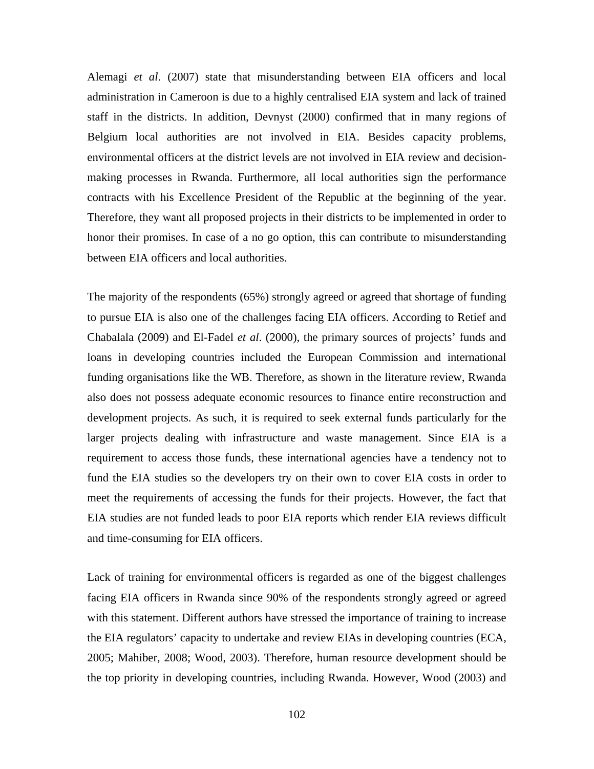Alemagi *et al*. (2007) state that misunderstanding between EIA officers and local administration in Cameroon is due to a highly centralised EIA system and lack of trained staff in the districts. In addition, Devnyst (2000) confirmed that in many regions of Belgium local authorities are not involved in EIA. Besides capacity problems, environmental officers at the district levels are not involved in EIA review and decision-making processes in Rwanda. Furthermore, all local authorities sign the performance contracts with his Excellence President of the Republic at the beginning of the year. Therefore, they want all proposed projects in their districts to be implemented in order to honor their promises. In case of a no go option, this can contribute to misunderstanding between EIA officers and local authorities.

The majority of the respondents (65%) strongly agreed or agreed that shortage of funding to pursue EIA is also one of the challenges facing EIA officers. According to Retief and Chabalala (2009) and El-Fadel *et al*. (2000), the primary sources of projects' funds and loans in developing countries included the European Commission and international funding organisations like the WB. Therefore, as shown in the literature review, Rwanda also does not possess adequate economic resources to finance entire reconstruction and development projects. As such, it is required to seek external funds particularly for the larger projects dealing with infrastructure and waste management. Since EIA is a requirement to access those funds, these international agencies have a tendency not to fund the EIA studies so the developers try on their own to cover EIA costs in order to meet the requirements of accessing the funds for their projects. However, the fact that EIA studies are not funded leads to poor EIA reports which render EIA reviews difficult and time-consuming for EIA officers.

Lack of training for environmental officers is regarded as one of the biggest challenges facing EIA officers in Rwanda since 90% of the respondents strongly agreed or agreed with this statement. Different authors have stressed the importance of training to increase the EIA regulators' capacity to undertake and review EIAs in developing countries (ECA, 2005; Mahiber, 2008; Wood, 2003). Therefore, human resource development should be the top priority in developing countries, including Rwanda. However, Wood (2003) and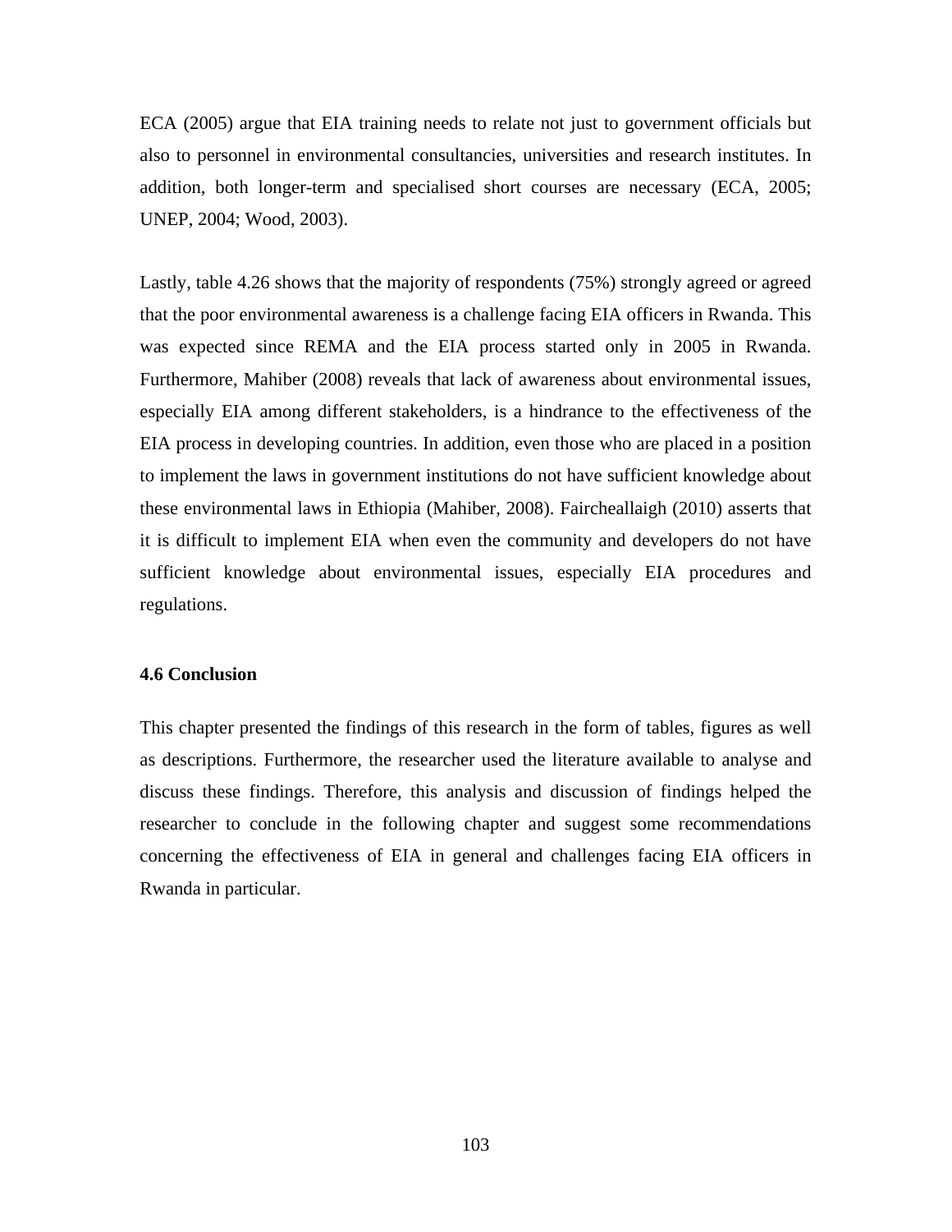ECA (2005) argue that EIA training needs to relate not just to government officials but also to personnel in environmental consultancies, universities and research institutes. In addition, both longer-term and specialised short courses are necessary (ECA, 2005; UNEP, 2004; Wood, 2003).

Lastly, table 4.26 shows that the majority of respondents (75%) strongly agreed or agreed that the poor environmental awareness is a challenge facing EIA officers in Rwanda. This was expected since REMA and the EIA process started only in 2005 in Rwanda. Furthermore, Mahiber (2008) reveals that lack of awareness about environmental issues, especially EIA among different stakeholders, is a hindrance to the effectiveness of the EIA process in developing countries. In addition, even those who are placed in a position to implement the laws in government institutions do not have sufficient knowledge about these environmental laws in Ethiopia (Mahiber, 2008). Faircheallaigh (2010) asserts that it is difficult to implement EIA when even the community and developers do not have sufficient knowledge about environmental issues, especially EIA procedures and regulations.

### 4.6 Conclusion

This chapter presented the findings of this research in the form of tables, figures as well as descriptions. Furthermore, the researcher used the literature available to analyse and discuss these findings. Therefore, this analysis and discussion of findings helped the researcher to conclude in the following chapter and suggest some recommendations concerning the effectiveness of EIA in general and challenges facing EIA officers in Rwanda in particular.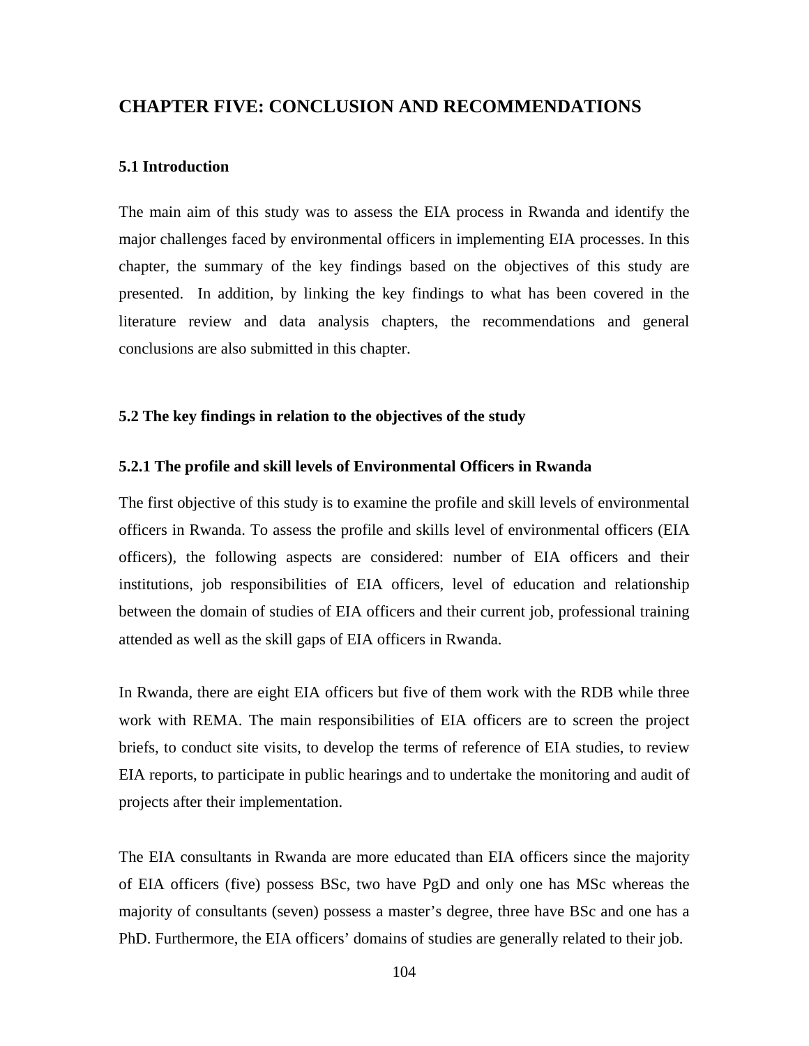# CHAPTER FIVE: CONCLUSION AND RECOMMENDATIONS

## 5.1 Introduction

The main aim of this study was to assess the EIA process in Rwanda and identify the major challenges faced by environmental officers in implementing EIA processes. In this chapter, the summary of the key findings based on the objectives of this study are presented. In addition, by linking the key findings to what has been covered in the literature review and data analysis chapters, the recommendations and general conclusions are also submitted in this chapter.

## 5.2 The key findings in relation to the objectives of the study

### 5.2.1 The profile and skill levels of Environmental Officers in Rwanda

The first objective of this study is to examine the profile and skill levels of environmental officers in Rwanda. To assess the profile and skills level of environmental officers (EIA officers), the following aspects are considered: number of EIA officers and their institutions, job responsibilities of EIA officers, level of education and relationship between the domain of studies of EIA officers and their current job, professional training attended as well as the skill gaps of EIA officers in Rwanda.

In Rwanda, there are eight EIA officers but five of them work with the RDB while three work with REMA. The main responsibilities of EIA officers are to screen the project briefs, to conduct site visits, to develop the terms of reference of EIA studies, to review EIA reports, to participate in public hearings and to undertake the monitoring and audit of projects after their implementation.

The EIA consultants in Rwanda are more educated than EIA officers since the majority of EIA officers (five) possess BSc, two have PgD and only one has MSc whereas the majority of consultants (seven) possess a master's degree, three have BSc and one has a PhD. Furthermore, the EIA officers' domains of studies are generally related to their job.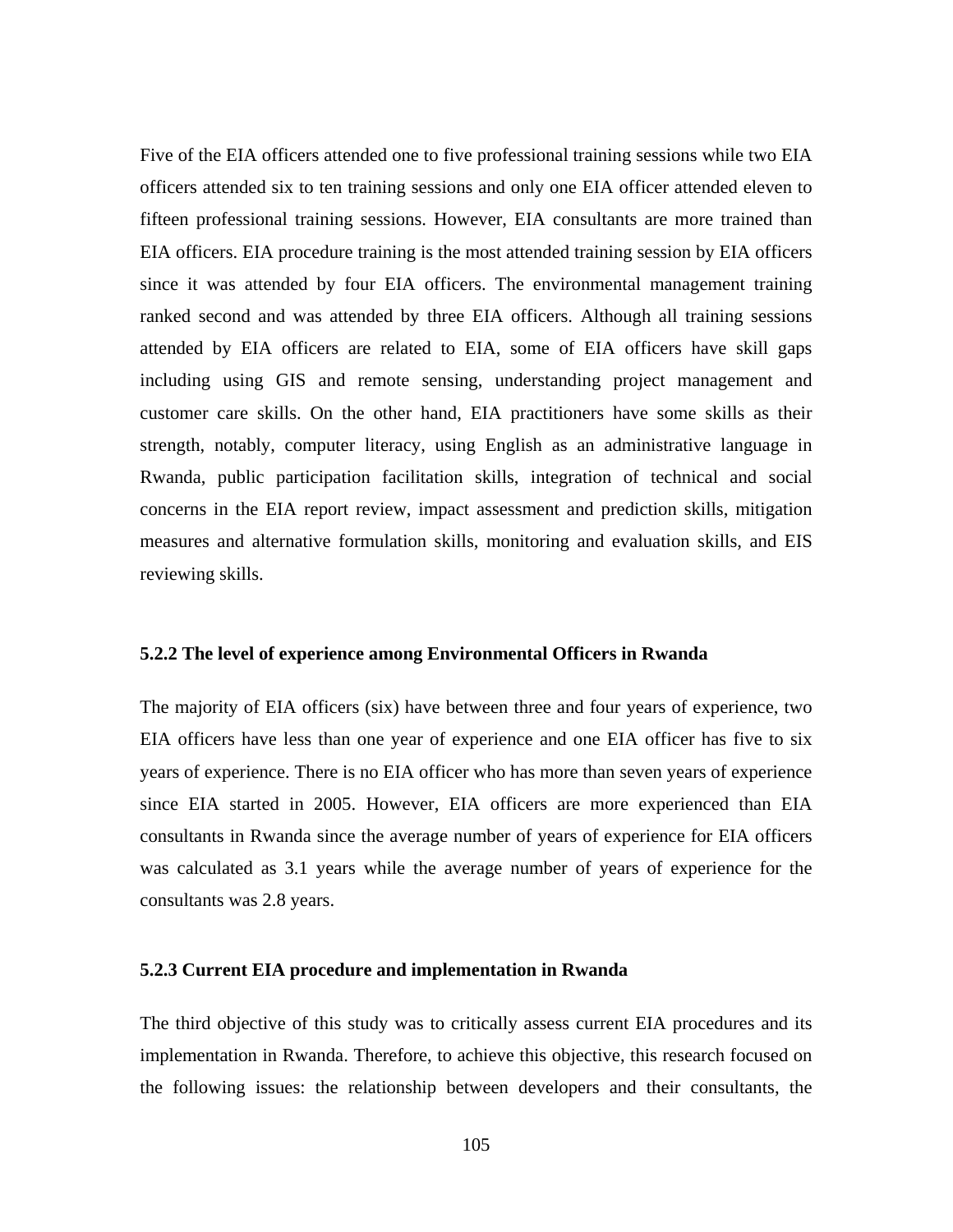Five of the EIA officers attended one to five professional training sessions while two EIA officers attended six to ten training sessions and only one EIA officer attended eleven to fifteen professional training sessions. However, EIA consultants are more trained than EIA officers. EIA procedure training is the most attended training session by EIA officers since it was attended by four EIA officers. The environmental management training ranked second and was attended by three EIA officers. Although all training sessions attended by EIA officers are related to EIA, some of EIA officers have skill gaps including using GIS and remote sensing, understanding project management and customer care skills. On the other hand, EIA practitioners have some skills as their strength, notably, computer literacy, using English as an administrative language in Rwanda, public participation facilitation skills, integration of technical and social concerns in the EIA report review, impact assessment and prediction skills, mitigation measures and alternative formulation skills, monitoring and evaluation skills, and EIS reviewing skills.

### 5.2.2 The level of experience among Environmental Officers in Rwanda

The majority of EIA officers (six) have between three and four years of experience, two EIA officers have less than one year of experience and one EIA officer has five to six years of experience. There is no EIA officer who has more than seven years of experience since EIA started in 2005. However, EIA officers are more experienced than EIA consultants in Rwanda since the average number of years of experience for EIA officers was calculated as 3.1 years while the average number of years of experience for the consultants was 2.8 years.

### 5.2.3 Current EIA procedure and implementation in Rwanda

The third objective of this study was to critically assess current EIA procedures and its implementation in Rwanda. Therefore, to achieve this objective, this research focused on the following issues: the relationship between developers and their consultants, the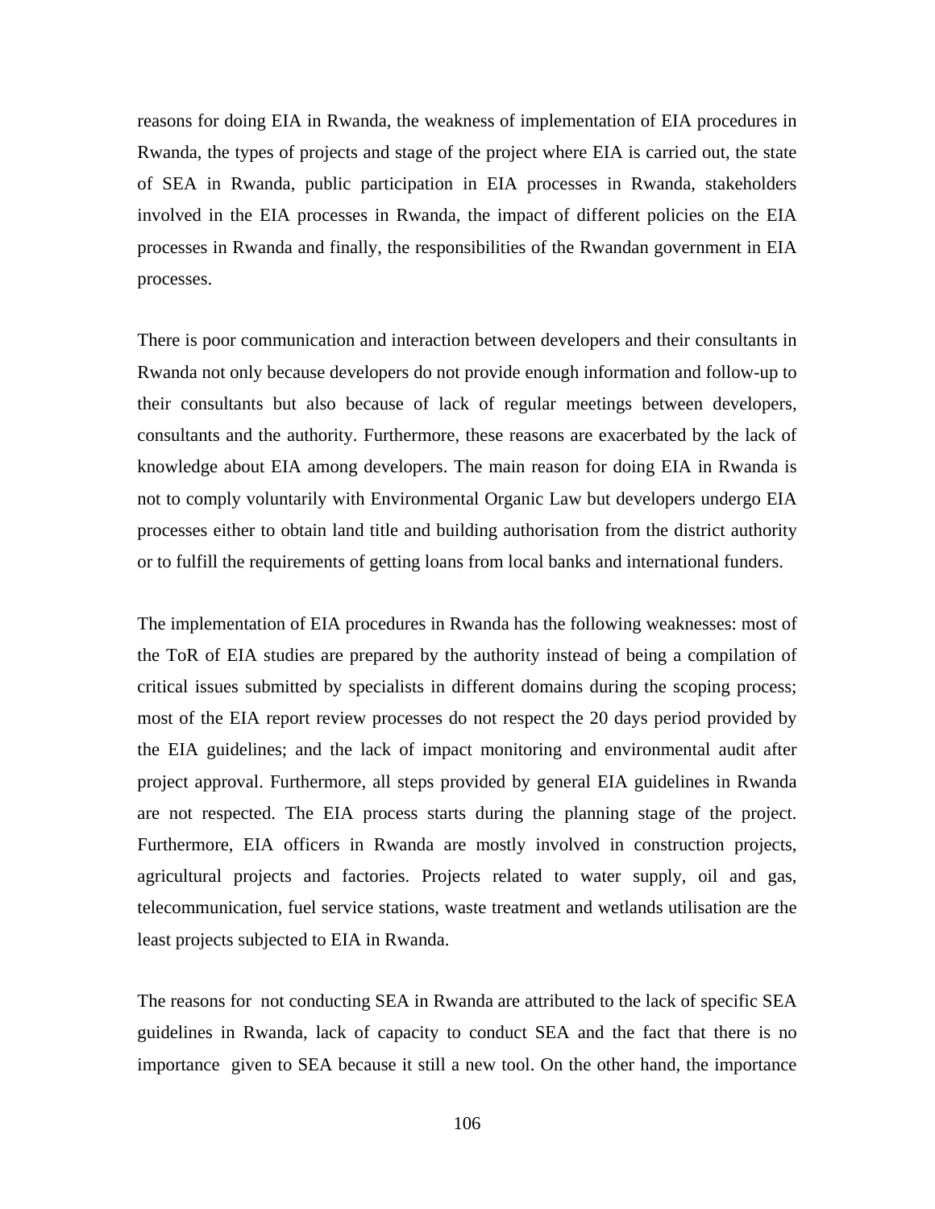reasons for doing EIA in Rwanda, the weakness of implementation of EIA procedures in Rwanda, the types of projects and stage of the project where EIA is carried out, the state of SEA in Rwanda, public participation in EIA processes in Rwanda, stakeholders involved in the EIA processes in Rwanda, the impact of different policies on the EIA processes in Rwanda and finally, the responsibilities of the Rwandan government in EIA processes.

There is poor communication and interaction between developers and their consultants in Rwanda not only because developers do not provide enough information and follow-up to their consultants but also because of lack of regular meetings between developers, consultants and the authority. Furthermore, these reasons are exacerbated by the lack of knowledge about EIA among developers. The main reason for doing EIA in Rwanda is not to comply voluntarily with Environmental Organic Law but developers undergo EIA processes either to obtain land title and building authorisation from the district authority or to fulfill the requirements of getting loans from local banks and international funders.

The implementation of EIA procedures in Rwanda has the following weaknesses: most of the ToR of EIA studies are prepared by the authority instead of being a compilation of critical issues submitted by specialists in different domains during the scoping process; most of the EIA report review processes do not respect the 20 days period provided by the EIA guidelines; and the lack of impact monitoring and environmental audit after project approval. Furthermore, all steps provided by general EIA guidelines in Rwanda are not respected. The EIA process starts during the planning stage of the project. Furthermore, EIA officers in Rwanda are mostly involved in construction projects, agricultural projects and factories. Projects related to water supply, oil and gas, telecommunication, fuel service stations, waste treatment and wetlands utilisation are the least projects subjected to EIA in Rwanda.

The reasons for not conducting SEA in Rwanda are attributed to the lack of specific SEA guidelines in Rwanda, lack of capacity to conduct SEA and the fact that there is no importance given to SEA because it still a new tool. On the other hand, the importance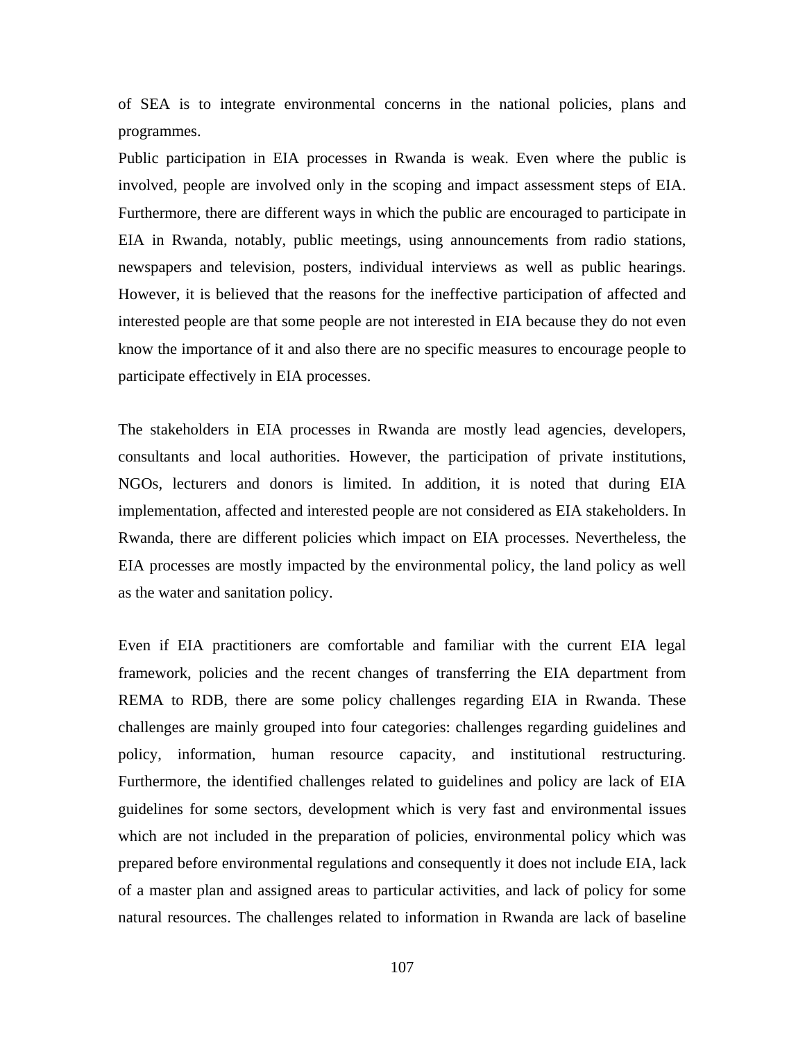of SEA is to integrate environmental concerns in the national policies, plans and programmes.

Public participation in EIA processes in Rwanda is weak. Even where the public is involved, people are involved only in the scoping and impact assessment steps of EIA. Furthermore, there are different ways in which the public are encouraged to participate in EIA in Rwanda, notably, public meetings, using announcements from radio stations, newspapers and television, posters, individual interviews as well as public hearings. However, it is believed that the reasons for the ineffective participation of affected and interested people are that some people are not interested in EIA because they do not even know the importance of it and also there are no specific measures to encourage people to participate effectively in EIA processes.

The stakeholders in EIA processes in Rwanda are mostly lead agencies, developers, consultants and local authorities. However, the participation of private institutions, NGOs, lecturers and donors is limited. In addition, it is noted that during EIA implementation, affected and interested people are not considered as EIA stakeholders. In Rwanda, there are different policies which impact on EIA processes. Nevertheless, the EIA processes are mostly impacted by the environmental policy, the land policy as well as the water and sanitation policy.

Even if EIA practitioners are comfortable and familiar with the current EIA legal framework, policies and the recent changes of transferring the EIA department from REMA to RDB, there are some policy challenges regarding EIA in Rwanda. These challenges are mainly grouped into four categories: challenges regarding guidelines and policy, information, human resource capacity, and institutional restructuring. Furthermore, the identified challenges related to guidelines and policy are lack of EIA guidelines for some sectors, development which is very fast and environmental issues which are not included in the preparation of policies, environmental policy which was prepared before environmental regulations and consequently it does not include EIA, lack of a master plan and assigned areas to particular activities, and lack of policy for some natural resources. The challenges related to information in Rwanda are lack of baseline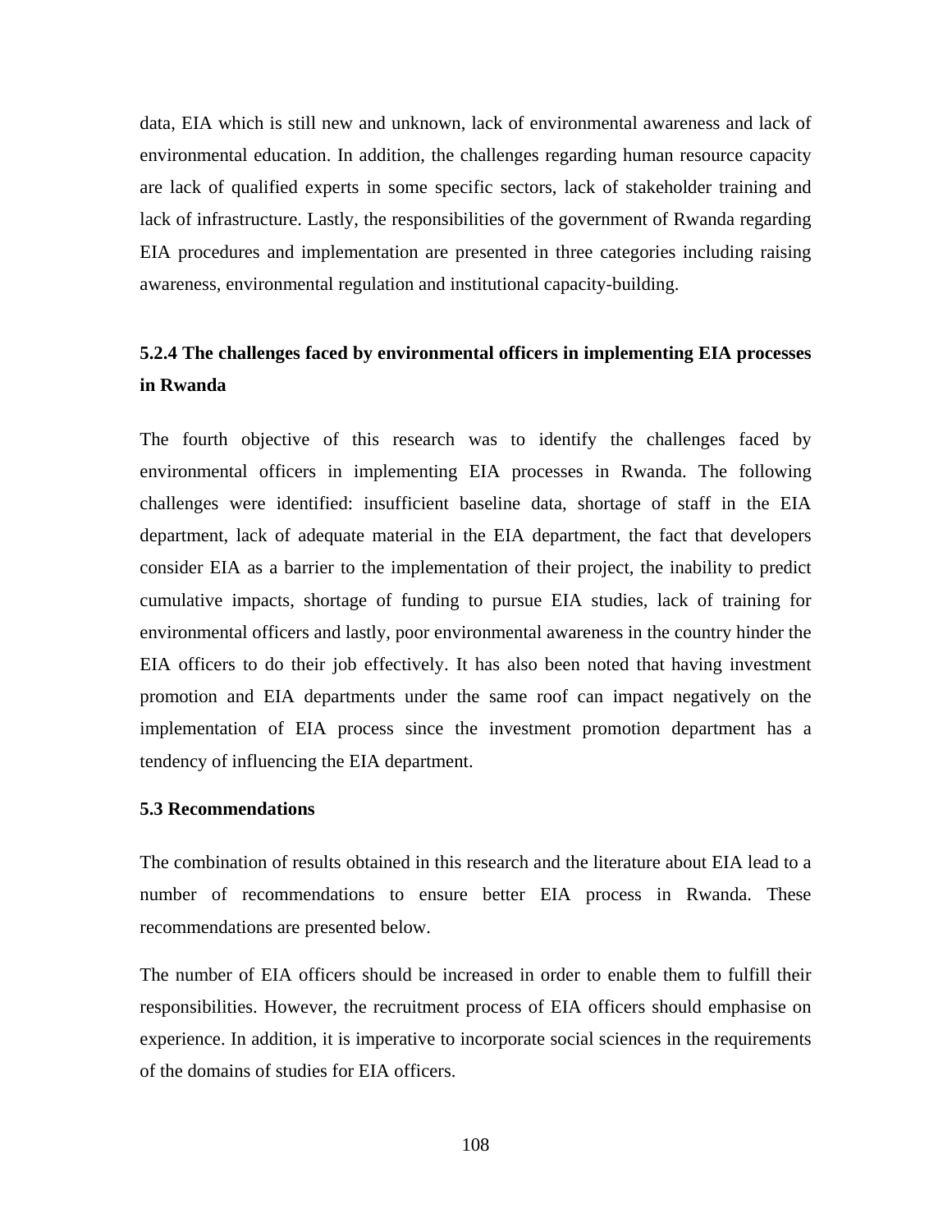data, EIA which is still new and unknown, lack of environmental awareness and lack of environmental education. In addition, the challenges regarding human resource capacity are lack of qualified experts in some specific sectors, lack of stakeholder training and lack of infrastructure. Lastly, the responsibilities of the government of Rwanda regarding EIA procedures and implementation are presented in three categories including raising awareness, environmental regulation and institutional capacity-building.

### 5.2.4 The challenges faced by environmental officers in implementing EIA processes in Rwanda

The fourth objective of this research was to identify the challenges faced by environmental officers in implementing EIA processes in Rwanda. The following challenges were identified: insufficient baseline data, shortage of staff in the EIA department, lack of adequate material in the EIA department, the fact that developers consider EIA as a barrier to the implementation of their project, the inability to predict cumulative impacts, shortage of funding to pursue EIA studies, lack of training for environmental officers and lastly, poor environmental awareness in the country hinder the EIA officers to do their job effectively. It has also been noted that having investment promotion and EIA departments under the same roof can impact negatively on the implementation of EIA process since the investment promotion department has a tendency of influencing the EIA department.

## 5.3 Recommendations

The combination of results obtained in this research and the literature about EIA lead to a number of recommendations to ensure better EIA process in Rwanda. These recommendations are presented below.

The number of EIA officers should be increased in order to enable them to fulfill their responsibilities. However, the recruitment process of EIA officers should emphasise on experience. In addition, it is imperative to incorporate social sciences in the requirements of the domains of studies for EIA officers.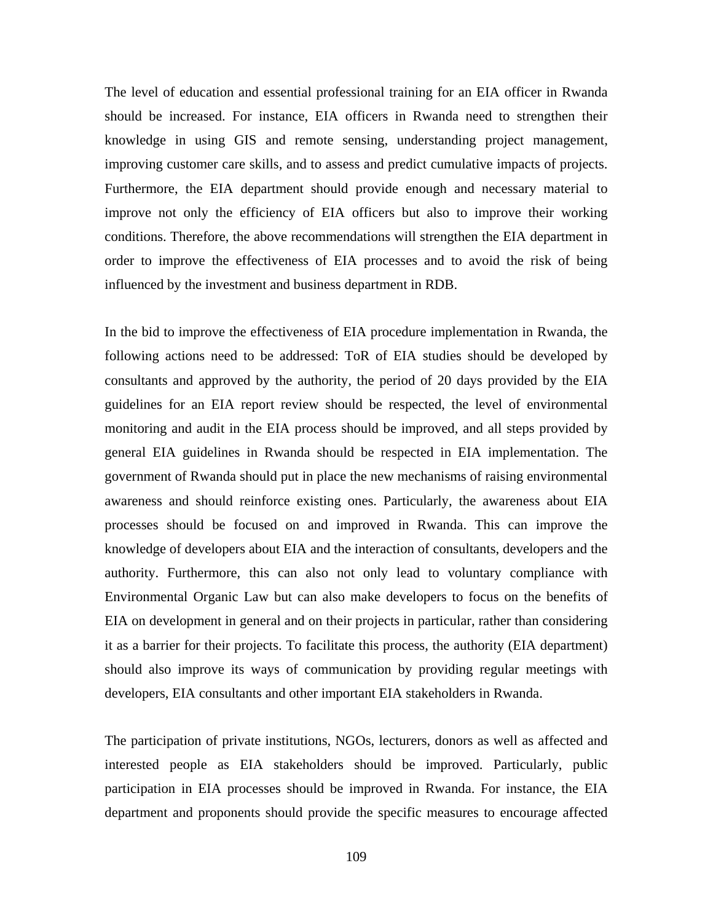The level of education and essential professional training for an EIA officer in Rwanda should be increased. For instance, EIA officers in Rwanda need to strengthen their knowledge in using GIS and remote sensing, understanding project management, improving customer care skills, and to assess and predict cumulative impacts of projects. Furthermore, the EIA department should provide enough and necessary material to improve not only the efficiency of EIA officers but also to improve their working conditions. Therefore, the above recommendations will strengthen the EIA department in order to improve the effectiveness of EIA processes and to avoid the risk of being influenced by the investment and business department in RDB.

In the bid to improve the effectiveness of EIA procedure implementation in Rwanda, the following actions need to be addressed: ToR of EIA studies should be developed by consultants and approved by the authority, the period of 20 days provided by the EIA guidelines for an EIA report review should be respected, the level of environmental monitoring and audit in the EIA process should be improved, and all steps provided by general EIA guidelines in Rwanda should be respected in EIA implementation. The government of Rwanda should put in place the new mechanisms of raising environmental awareness and should reinforce existing ones. Particularly, the awareness about EIA processes should be focused on and improved in Rwanda. This can improve the knowledge of developers about EIA and the interaction of consultants, developers and the authority. Furthermore, this can also not only lead to voluntary compliance with Environmental Organic Law but can also make developers to focus on the benefits of EIA on development in general and on their projects in particular, rather than considering it as a barrier for their projects. To facilitate this process, the authority (EIA department) should also improve its ways of communication by providing regular meetings with developers, EIA consultants and other important EIA stakeholders in Rwanda.

The participation of private institutions, NGOs, lecturers, donors as well as affected and interested people as EIA stakeholders should be improved. Particularly, public participation in EIA processes should be improved in Rwanda. For instance, the EIA department and proponents should provide the specific measures to encourage affected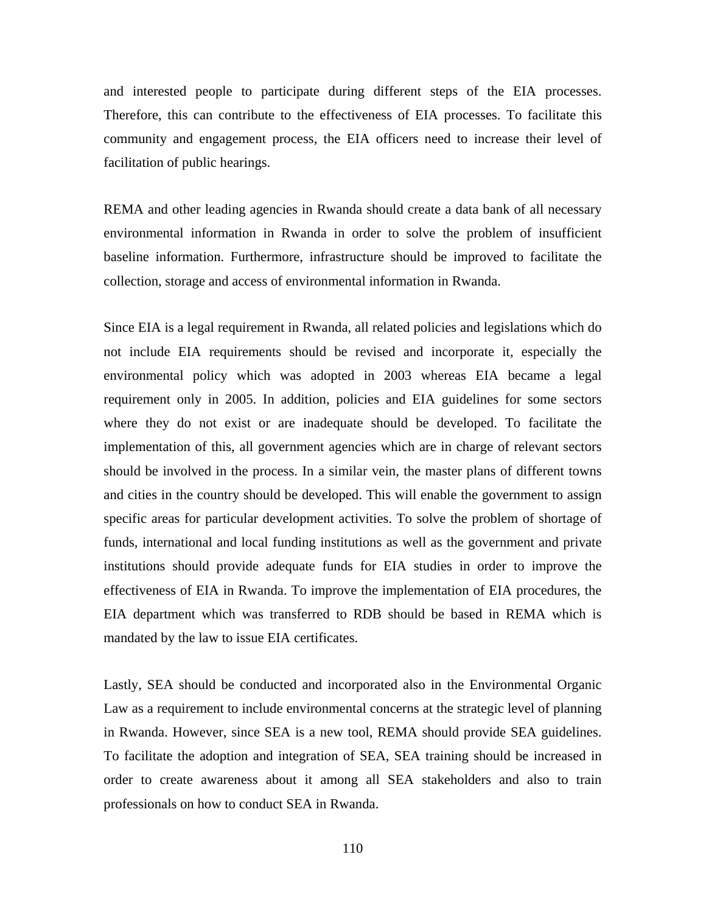and interested people to participate during different steps of the EIA processes. Therefore, this can contribute to the effectiveness of EIA processes. To facilitate this community and engagement process, the EIA officers need to increase their level of facilitation of public hearings.

REMA and other leading agencies in Rwanda should create a data bank of all necessary environmental information in Rwanda in order to solve the problem of insufficient baseline information. Furthermore, infrastructure should be improved to facilitate the collection, storage and access of environmental information in Rwanda.

Since EIA is a legal requirement in Rwanda, all related policies and legislations which do not include EIA requirements should be revised and incorporate it, especially the environmental policy which was adopted in 2003 whereas EIA became a legal requirement only in 2005. In addition, policies and EIA guidelines for some sectors where they do not exist or are inadequate should be developed. To facilitate the implementation of this, all government agencies which are in charge of relevant sectors should be involved in the process. In a similar vein, the master plans of different towns and cities in the country should be developed. This will enable the government to assign specific areas for particular development activities. To solve the problem of shortage of funds, international and local funding institutions as well as the government and private institutions should provide adequate funds for EIA studies in order to improve the effectiveness of EIA in Rwanda. To improve the implementation of EIA procedures, the EIA department which was transferred to RDB should be based in REMA which is mandated by the law to issue EIA certificates.

Lastly, SEA should be conducted and incorporated also in the Environmental Organic Law as a requirement to include environmental concerns at the strategic level of planning in Rwanda. However, since SEA is a new tool, REMA should provide SEA guidelines. To facilitate the adoption and integration of SEA, SEA training should be increased in order to create awareness about it among all SEA stakeholders and also to train professionals on how to conduct SEA in Rwanda.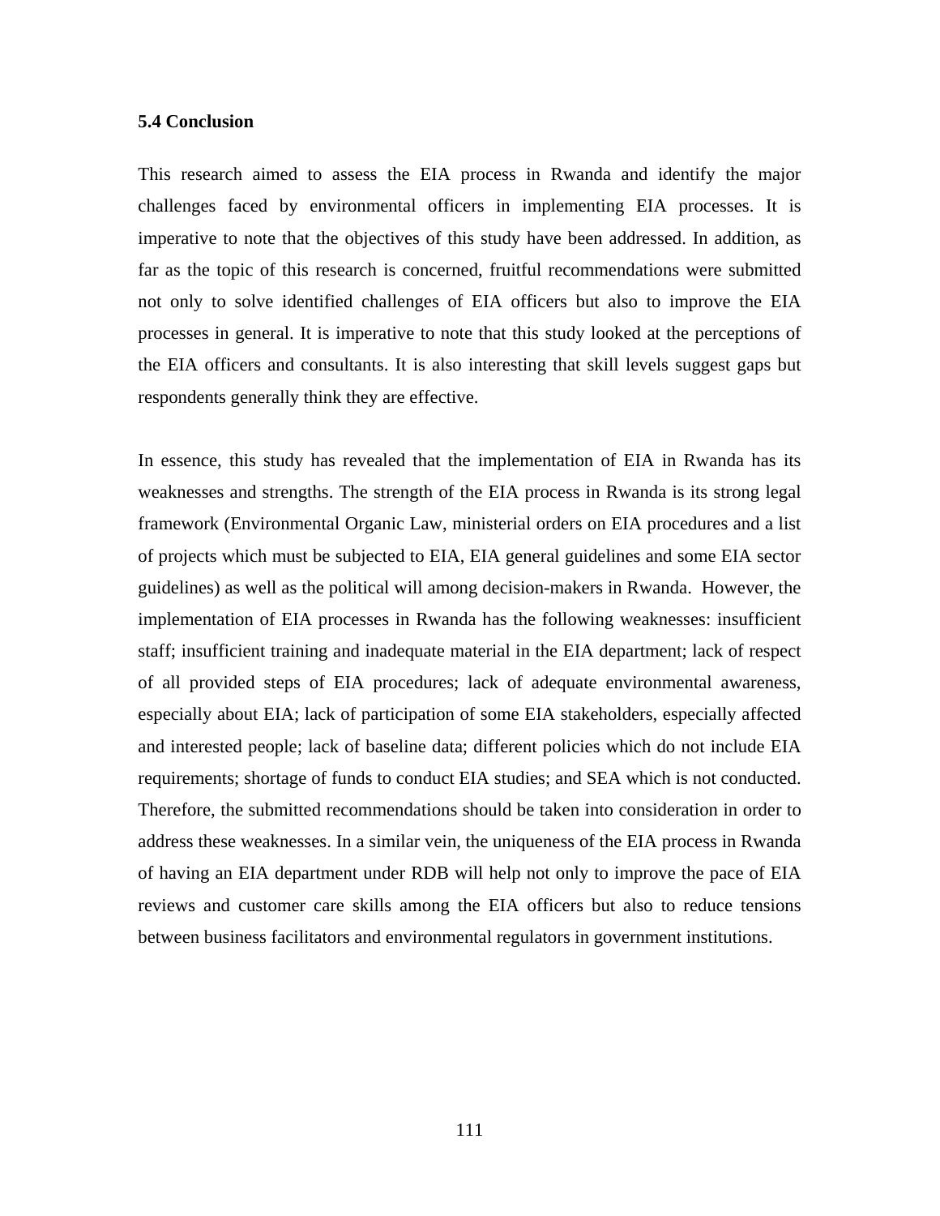### 5.4 Conclusion

This research aimed to assess the EIA process in Rwanda and identify the major challenges faced by environmental officers in implementing EIA processes. It is imperative to note that the objectives of this study have been addressed. In addition, as far as the topic of this research is concerned, fruitful recommendations were submitted not only to solve identified challenges of EIA officers but also to improve the EIA processes in general. It is imperative to note that this study looked at the perceptions of the EIA officers and consultants. It is also interesting that skill levels suggest gaps but respondents generally think they are effective.

In essence, this study has revealed that the implementation of EIA in Rwanda has its weaknesses and strengths. The strength of the EIA process in Rwanda is its strong legal framework (Environmental Organic Law, ministerial orders on EIA procedures and a list of projects which must be subjected to EIA, EIA general guidelines and some EIA sector guidelines) as well as the political will among decision-makers in Rwanda. However, the implementation of EIA processes in Rwanda has the following weaknesses: insufficient staff; insufficient training and inadequate material in the EIA department; lack of respect of all provided steps of EIA procedures; lack of adequate environmental awareness, especially about EIA; lack of participation of some EIA stakeholders, especially affected and interested people; lack of baseline data; different policies which do not include EIA requirements; shortage of funds to conduct EIA studies; and SEA which is not conducted. Therefore, the submitted recommendations should be taken into consideration in order to address these weaknesses. In a similar vein, the uniqueness of the EIA process in Rwanda of having an EIA department under RDB will help not only to improve the pace of EIA reviews and customer care skills among the EIA officers but also to reduce tensions between business facilitators and environmental regulators in government institutions.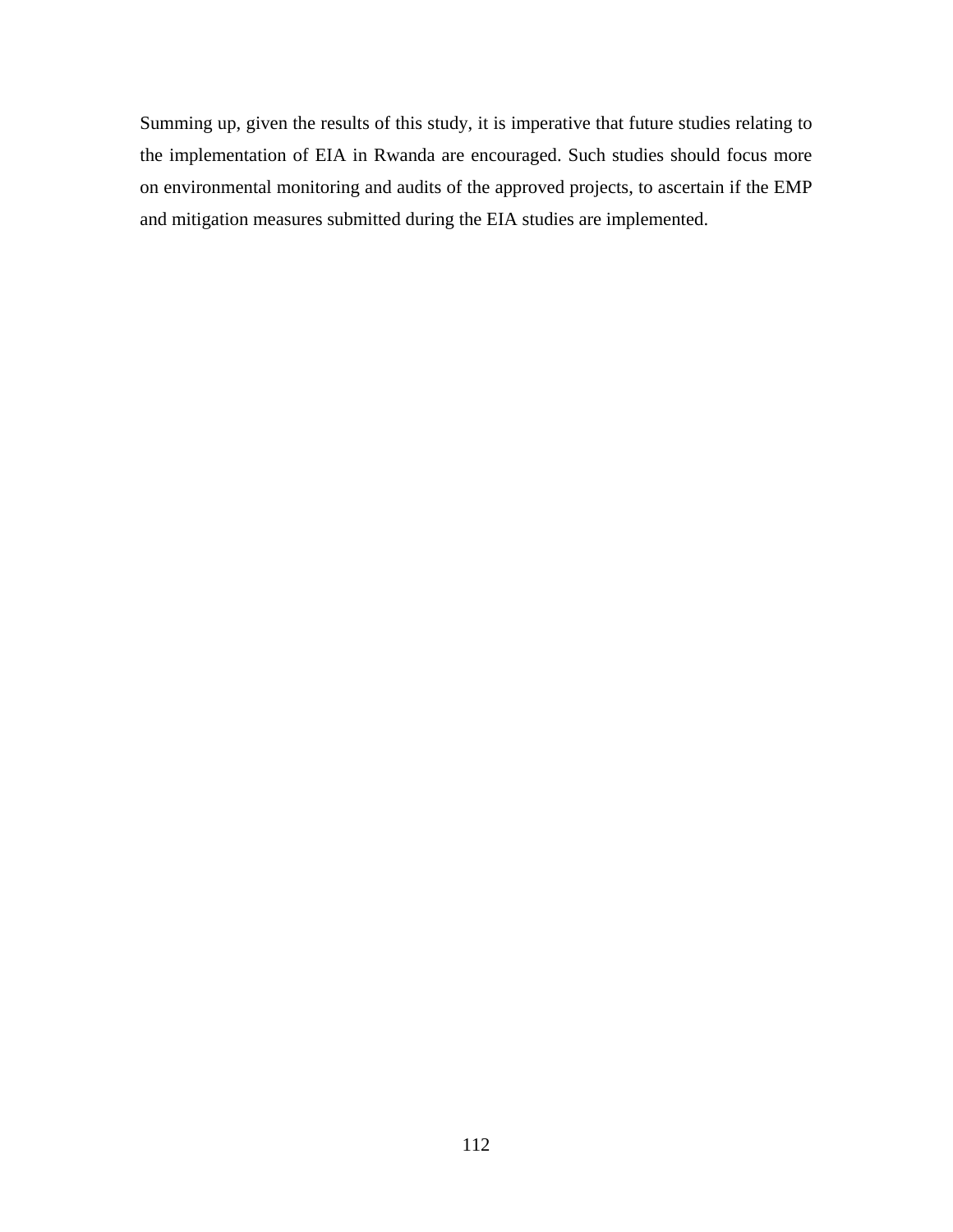Summing up, given the results of this study, it is imperative that future studies relating to the implementation of EIA in Rwanda are encouraged. Such studies should focus more on environmental monitoring and audits of the approved projects, to ascertain if the EMP and mitigation measures submitted during the EIA studies are implemented.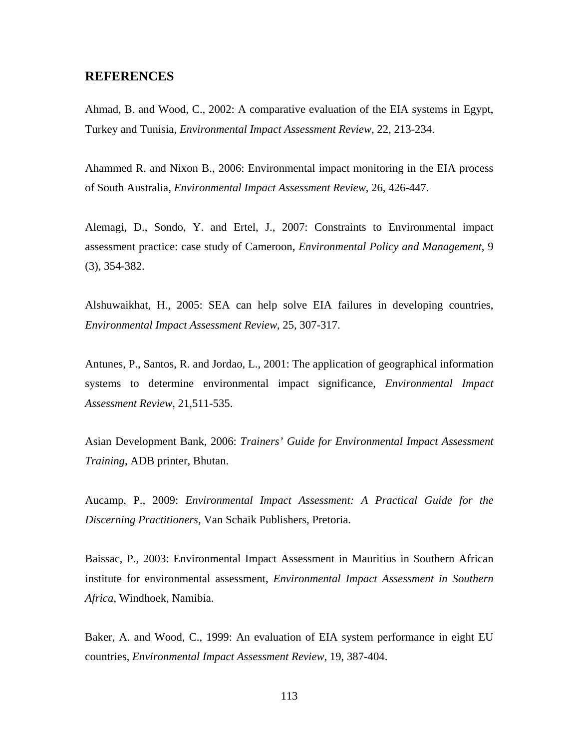## REFERENCES

Ahmad, B. and Wood, C., 2002: A comparative evaluation of the EIA systems in Egypt, Turkey and Tunisia, *Environmental Impact Assessment Review*, 22, 213-234.

Ahammed R. and Nixon B., 2006: Environmental impact monitoring in the EIA process of South Australia, *Environmental Impact Assessment Review*, 26, 426-447.

Alemagi, D., Sondo, Y. and Ertel, J., 2007: Constraints to Environmental impact assessment practice: case study of Cameroon, *Environmental Policy and Management*, 9 (3), 354-382.

Alshuwaikhat, H., 2005: SEA can help solve EIA failures in developing countries, *Environmental Impact Assessment Review*, 25, 307-317.

Antunes, P., Santos, R. and Jordao, L., 2001: The application of geographical information systems to determine environmental impact significance, *Environmental Impact Assessment Review*, 21,511-535.

Asian Development Bank, 2006: *Trainers' Guide for Environmental Impact Assessment Training*, ADB printer, Bhutan.

Aucamp, P., 2009: *Environmental Impact Assessment: A Practical Guide for the Discerning Practitioners*, Van Schaik Publishers, Pretoria.

Baissac, P., 2003: Environmental Impact Assessment in Mauritius in Southern African institute for environmental assessment, *Environmental Impact Assessment in Southern Africa*, Windhoek, Namibia.

Baker, A. and Wood, C., 1999: An evaluation of EIA system performance in eight EU countries, *Environmental Impact Assessment Review*, 19, 387-404.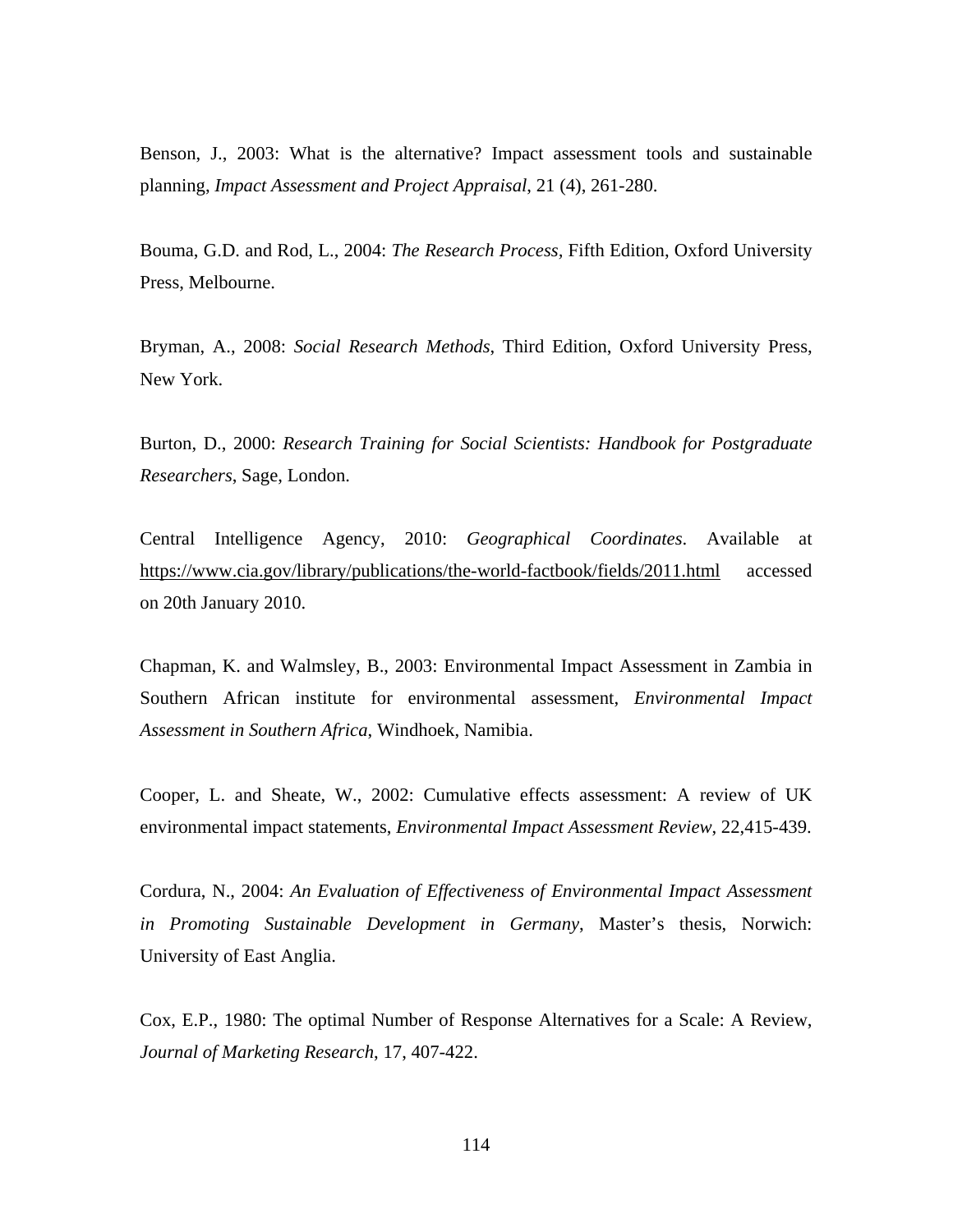Benson, J., 2003: What is the alternative? Impact assessment tools and sustainable planning, *Impact Assessment and Project Appraisal*, 21 (4), 261-280.

Bouma, G.D. and Rod, L., 2004: *The Research Process*, Fifth Edition, Oxford University Press, Melbourne.

Bryman, A., 2008: *Social Research Methods*, Third Edition, Oxford University Press, New York.

Burton, D., 2000: *Research Training for Social Scientists: Handbook for Postgraduate Researchers*, Sage, London.

Central Intelligence Agency, 2010: *Geographical Coordinates*. Available at https://www.cia.gov/library/publications/the-world-factbook/fields/2011.html accessed on 20th January 2010.

Chapman, K. and Walmsley, B., 2003: Environmental Impact Assessment in Zambia in Southern African institute for environmental assessment, *Environmental Impact Assessment in Southern Africa*, Windhoek, Namibia.

Cooper, L. and Sheate, W., 2002: Cumulative effects assessment: A review of UK environmental impact statements, *Environmental Impact Assessment Review*, 22,415-439.

Cordura, N., 2004: *An Evaluation of Effectiveness of Environmental Impact Assessment in Promoting Sustainable Development in Germany*, Master's thesis, Norwich: University of East Anglia.

Cox, E.P., 1980: The optimal Number of Response Alternatives for a Scale: A Review, *Journal of Marketing Research*, 17, 407-422.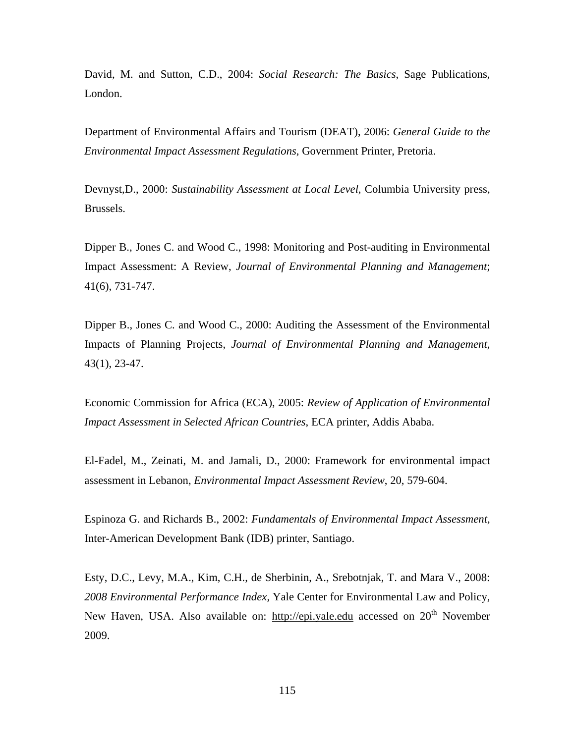David, M. and Sutton, C.D., 2004: *Social Research: The Basics*, Sage Publications, London.

Department of Environmental Affairs and Tourism (DEAT), 2006: *General Guide to the Environmental Impact Assessment Regulations*, Government Printer, Pretoria.

Devnyst,D., 2000: *Sustainability Assessment at Local Level*, Columbia University press, Brussels.

Dipper B., Jones C. and Wood C., 1998: Monitoring and Post-auditing in Environmental Impact Assessment: A Review, *Journal of Environmental Planning and Management*; 41(6), 731-747.

Dipper B., Jones C. and Wood C., 2000: Auditing the Assessment of the Environmental Impacts of Planning Projects, *Journal of Environmental Planning and Management*, 43(1), 23-47.

Economic Commission for Africa (ECA), 2005: *Review of Application of Environmental Impact Assessment in Selected African Countries*, ECA printer, Addis Ababa.

El-Fadel, M., Zeinati, M. and Jamali, D., 2000: Framework for environmental impact assessment in Lebanon, *Environmental Impact Assessment Review*, 20, 579-604.

Espinoza G. and Richards B., 2002: *Fundamentals of Environmental Impact Assessment,* Inter-American Development Bank (IDB) printer, Santiago.

Esty, D.C., Levy, M.A., Kim, C.H., de Sherbinin, A., Srebotnjak, T. and Mara V., 2008: *2008 Environmental Performance Index,* Yale Center for Environmental Law and Policy, New Haven, USA. Also available on: http://epi.yale.edu accessed on 20th November 2009.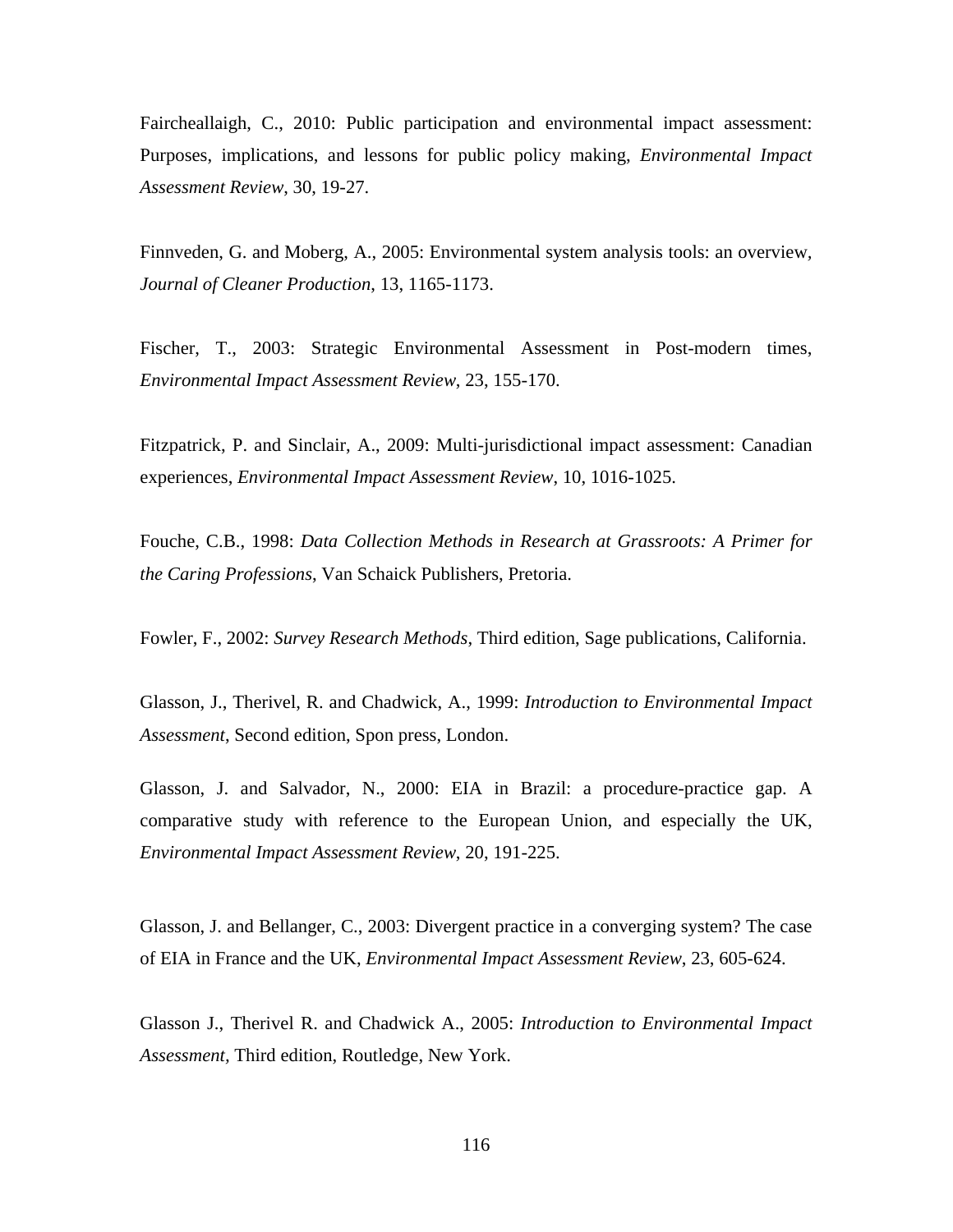Faircheallaigh, C., 2010: Public participation and environmental impact assessment: Purposes, implications, and lessons for public policy making, *Environmental Impact Assessment Review*, 30, 19-27.

Finnveden, G. and Moberg, A., 2005: Environmental system analysis tools: an overview, *Journal of Cleaner Production*, 13, 1165-1173.

Fischer, T., 2003: Strategic Environmental Assessment in Post-modern times, *Environmental Impact Assessment Review*, 23, 155-170.

Fitzpatrick, P. and Sinclair, A., 2009: Multi-jurisdictional impact assessment: Canadian experiences, *Environmental Impact Assessment Review*, 10, 1016-1025.

Fouche, C.B., 1998: *Data Collection Methods in Research at Grassroots: A Primer for the Caring Professions*, Van Schaick Publishers, Pretoria.

Fowler, F., 2002: *Survey Research Methods*, Third edition, Sage publications, California.

Glasson, J., Therivel, R. and Chadwick, A., 1999: *Introduction to Environmental Impact Assessment*, Second edition, Spon press, London.

Glasson, J. and Salvador, N., 2000: EIA in Brazil: a procedure-practice gap. A comparative study with reference to the European Union, and especially the UK, *Environmental Impact Assessment Review*, 20, 191-225.

Glasson, J. and Bellanger, C., 2003: Divergent practice in a converging system? The case of EIA in France and the UK, *Environmental Impact Assessment Review*, 23, 605-624.

Glasson J., Therivel R. and Chadwick A., 2005: *Introduction to Environmental Impact Assessment*, Third edition, Routledge, New York.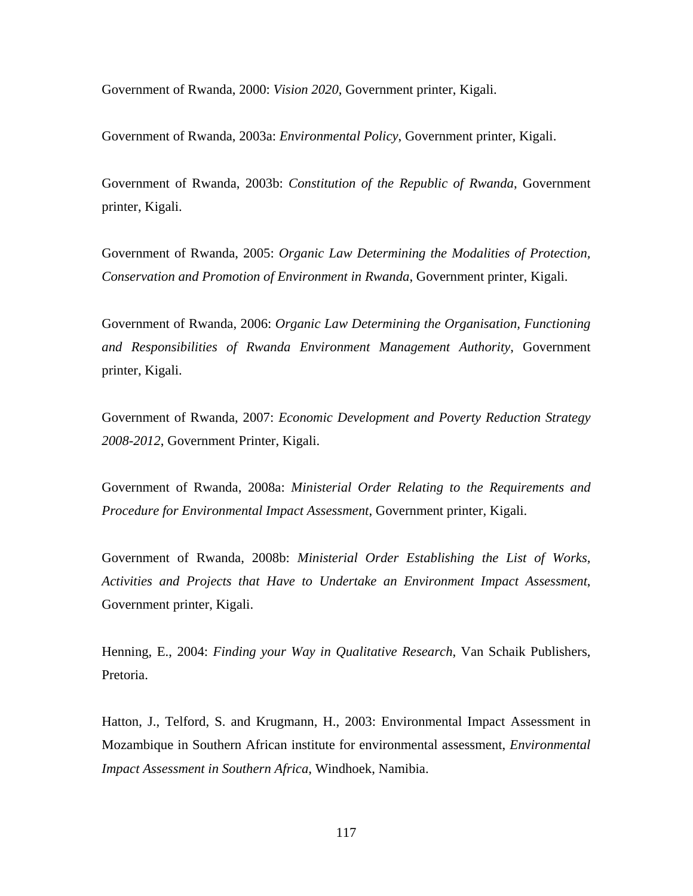Government of Rwanda, 2000: *Vision 2020*, Government printer, Kigali.

Government of Rwanda, 2003a: *Environmental Policy*, Government printer, Kigali.

Government of Rwanda, 2003b: *Constitution of the Republic of Rwanda*, Government printer, Kigali.

Government of Rwanda, 2005: *Organic Law Determining the Modalities of Protection, Conservation and Promotion of Environment in Rwanda*, Government printer, Kigali.

Government of Rwanda, 2006: *Organic Law Determining the Organisation, Functioning and Responsibilities of Rwanda Environment Management Authority*, Government printer, Kigali.

Government of Rwanda, 2007: *Economic Development and Poverty Reduction Strategy 2008-2012*, Government Printer, Kigali.

Government of Rwanda, 2008a: *Ministerial Order Relating to the Requirements and Procedure for Environmental Impact Assessment*, Government printer, Kigali.

Government of Rwanda, 2008b: *Ministerial Order Establishing the List of Works, Activities and Projects that Have to Undertake an Environment Impact Assessment*, Government printer, Kigali.

Henning, E., 2004: *Finding your Way in Qualitative Research*, Van Schaik Publishers, Pretoria.

Hatton, J., Telford, S. and Krugmann, H., 2003: Environmental Impact Assessment in Mozambique in Southern African institute for environmental assessment, *Environmental Impact Assessment in Southern Africa*, Windhoek, Namibia.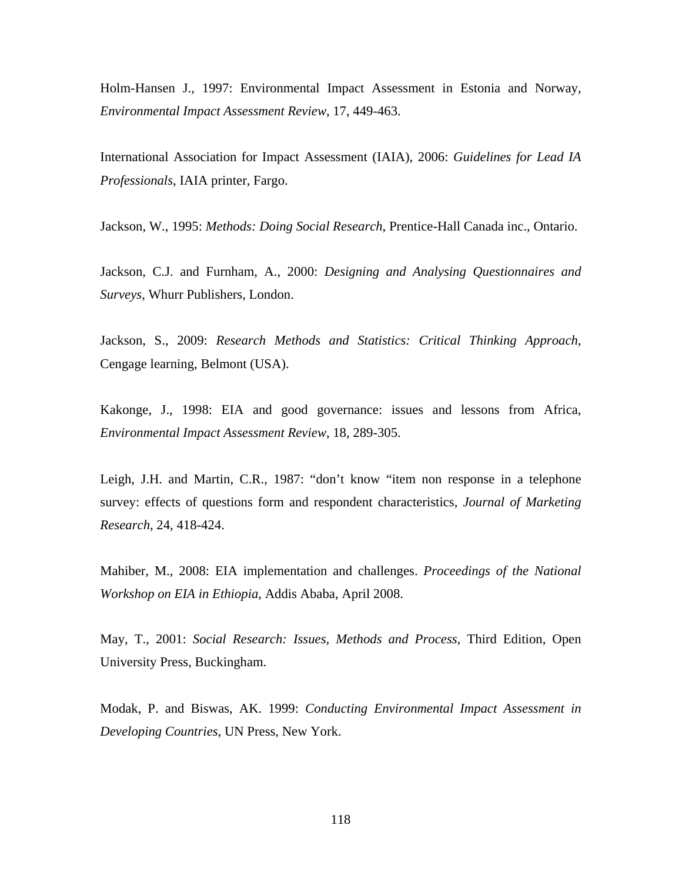Holm-Hansen J., 1997: Environmental Impact Assessment in Estonia and Norway, *Environmental Impact Assessment Review*, 17, 449-463.

International Association for Impact Assessment (IAIA), 2006: *Guidelines for Lead IA Professionals*, IAIA printer, Fargo.

Jackson, W., 1995: *Methods: Doing Social Research*, Prentice-Hall Canada inc., Ontario.

Jackson, C.J. and Furnham, A., 2000: *Designing and Analysing Questionnaires and Surveys*, Whurr Publishers, London.

Jackson, S., 2009: *Research Methods and Statistics: Critical Thinking Approach*, Cengage learning, Belmont (USA).

Kakonge, J., 1998: EIA and good governance: issues and lessons from Africa, *Environmental Impact Assessment Review*, 18, 289-305.

Leigh, J.H. and Martin, C.R., 1987: "don't know "item non response in a telephone survey: effects of questions form and respondent characteristics, *Journal of Marketing Research*, 24, 418-424.

Mahiber, M., 2008: EIA implementation and challenges. *Proceedings of the National Workshop on EIA in Ethiopia*, Addis Ababa, April 2008.

May, T., 2001: *Social Research: Issues, Methods and Process*, Third Edition, Open University Press, Buckingham.

Modak, P. and Biswas, AK. 1999: *Conducting Environmental Impact Assessment in Developing Countries*, UN Press, New York.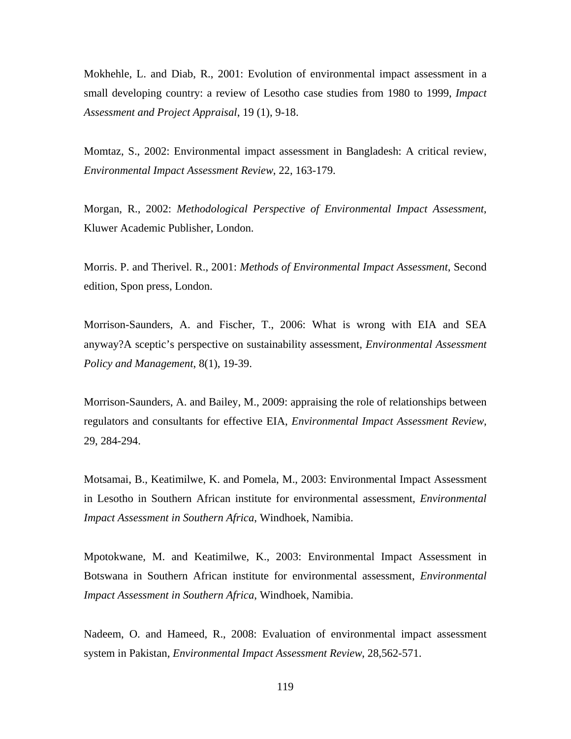Mokhehle, L. and Diab, R., 2001: Evolution of environmental impact assessment in a small developing country: a review of Lesotho case studies from 1980 to 1999, *Impact Assessment and Project Appraisal*, 19 (1), 9-18.

Momtaz, S., 2002: Environmental impact assessment in Bangladesh: A critical review, *Environmental Impact Assessment Review*, 22, 163-179.

Morgan, R., 2002: *Methodological Perspective of Environmental Impact Assessment*, Kluwer Academic Publisher, London.

Morris. P. and Therivel. R., 2001: *Methods of Environmental Impact Assessment*, Second edition, Spon press, London.

Morrison-Saunders, A. and Fischer, T., 2006: What is wrong with EIA and SEA anyway?A sceptic's perspective on sustainability assessment, *Environmental Assessment Policy and Management*, 8(1), 19-39.

Morrison-Saunders, A. and Bailey, M., 2009: appraising the role of relationships between regulators and consultants for effective EIA, *Environmental Impact Assessment Review*, 29, 284-294.

Motsamai, B., Keatimilwe, K. and Pomela, M., 2003: Environmental Impact Assessment in Lesotho in Southern African institute for environmental assessment, *Environmental Impact Assessment in Southern Africa*, Windhoek, Namibia.

Mpotokwane, M. and Keatimilwe, K., 2003: Environmental Impact Assessment in Botswana in Southern African institute for environmental assessment, *Environmental Impact Assessment in Southern Africa*, Windhoek, Namibia.

Nadeem, O. and Hameed, R., 2008: Evaluation of environmental impact assessment system in Pakistan, *Environmental Impact Assessment Review*, 28,562-571.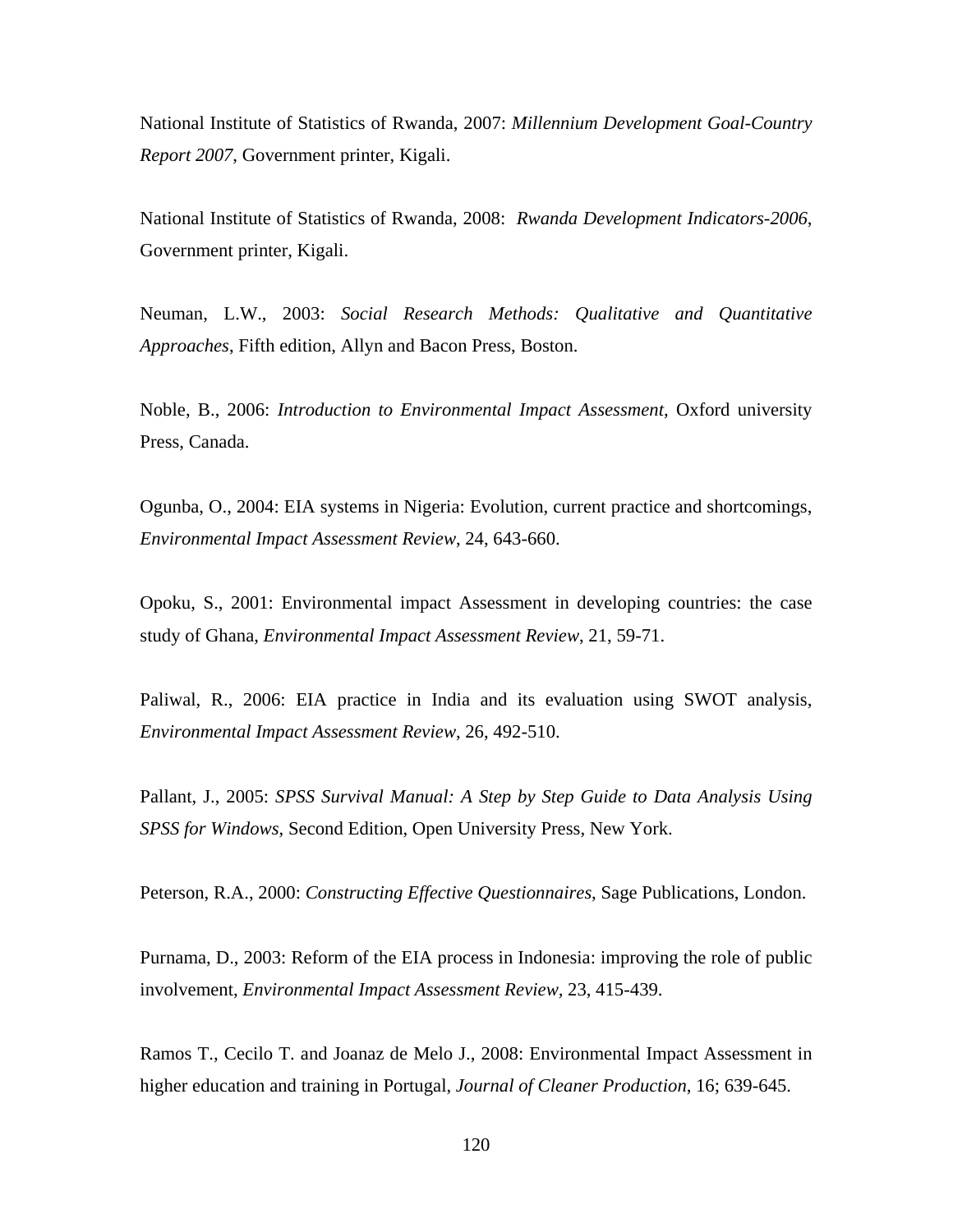National Institute of Statistics of Rwanda, 2007: *Millennium Development Goal-Country Report 2007*, Government printer, Kigali.

National Institute of Statistics of Rwanda, 2008: *Rwanda Development Indicators-2006*, Government printer, Kigali.

Neuman, L.W., 2003: *Social Research Methods: Qualitative and Quantitative Approaches*, Fifth edition, Allyn and Bacon Press, Boston.

Noble, B., 2006: *Introduction to Environmental Impact Assessment*, Oxford university Press, Canada.

Ogunba, O., 2004: EIA systems in Nigeria: Evolution, current practice and shortcomings, *Environmental Impact Assessment Review*, 24, 643-660.

Opoku, S., 2001: Environmental impact Assessment in developing countries: the case study of Ghana, *Environmental Impact Assessment Review*, 21, 59-71.

Paliwal, R., 2006: EIA practice in India and its evaluation using SWOT analysis, *Environmental Impact Assessment Review*, 26, 492-510.

Pallant, J., 2005: *SPSS Survival Manual: A Step by Step Guide to Data Analysis Using SPSS for Windows*, Second Edition, Open University Press, New York.

Peterson, R.A., 2000: *Constructing Effective Questionnaires*, Sage Publications, London.

Purnama, D., 2003: Reform of the EIA process in Indonesia: improving the role of public involvement, *Environmental Impact Assessment Review*, 23, 415-439.

Ramos T., Cecilo T. and Joanaz de Melo J., 2008: Environmental Impact Assessment in higher education and training in Portugal, *Journal of Cleaner Production*, 16; 639-645.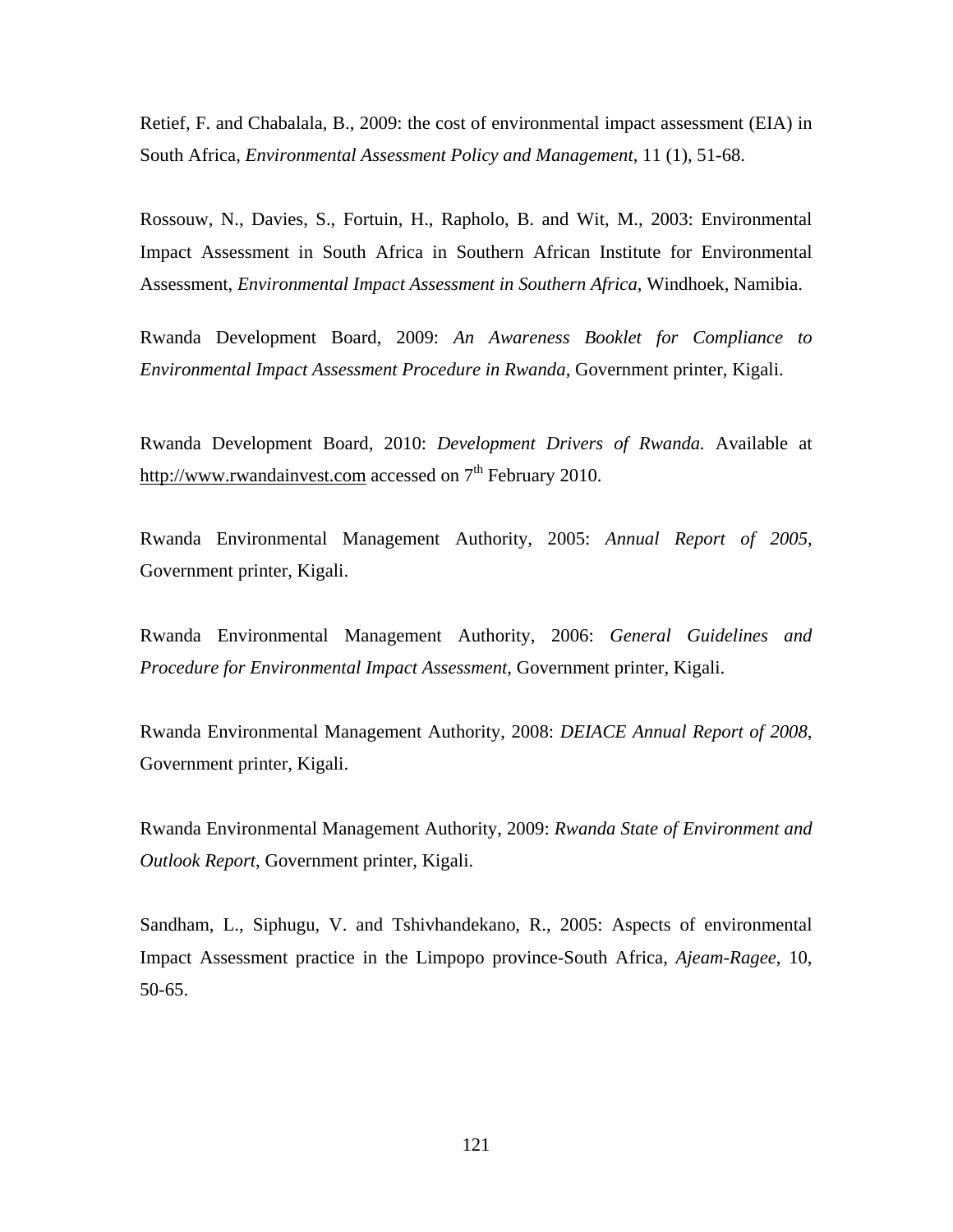Retief, F. and Chabalala, B., 2009: the cost of environmental impact assessment (EIA) in South Africa, *Environmental Assessment Policy and Management*, 11 (1), 51-68.

Rossouw, N., Davies, S., Fortuin, H., Rapholo, B. and Wit, M., 2003: Environmental Impact Assessment in South Africa in Southern African Institute for Environmental Assessment, *Environmental Impact Assessment in Southern Africa*, Windhoek, Namibia.

Rwanda Development Board, 2009: *An Awareness Booklet for Compliance to Environmental Impact Assessment Procedure in Rwanda*, Government printer, Kigali.

Rwanda Development Board, 2010: *Development Drivers of Rwanda.* Available at http://www.rwandainvest.com accessed on 7th February 2010.

Rwanda Environmental Management Authority, 2005: *Annual Report of 2005*, Government printer, Kigali.

Rwanda Environmental Management Authority, 2006: *General Guidelines and Procedure for Environmental Impact Assessment*, Government printer, Kigali.

Rwanda Environmental Management Authority, 2008: *DEIACE Annual Report of 2008*, Government printer, Kigali.

Rwanda Environmental Management Authority, 2009: *Rwanda State of Environment and Outlook Report*, Government printer, Kigali.

Sandham, L., Siphugu, V. and Tshivhandekano, R., 2005: Aspects of environmental Impact Assessment practice in the Limpopo province-South Africa, *Ajeam-Ragee*, 10, 50-65.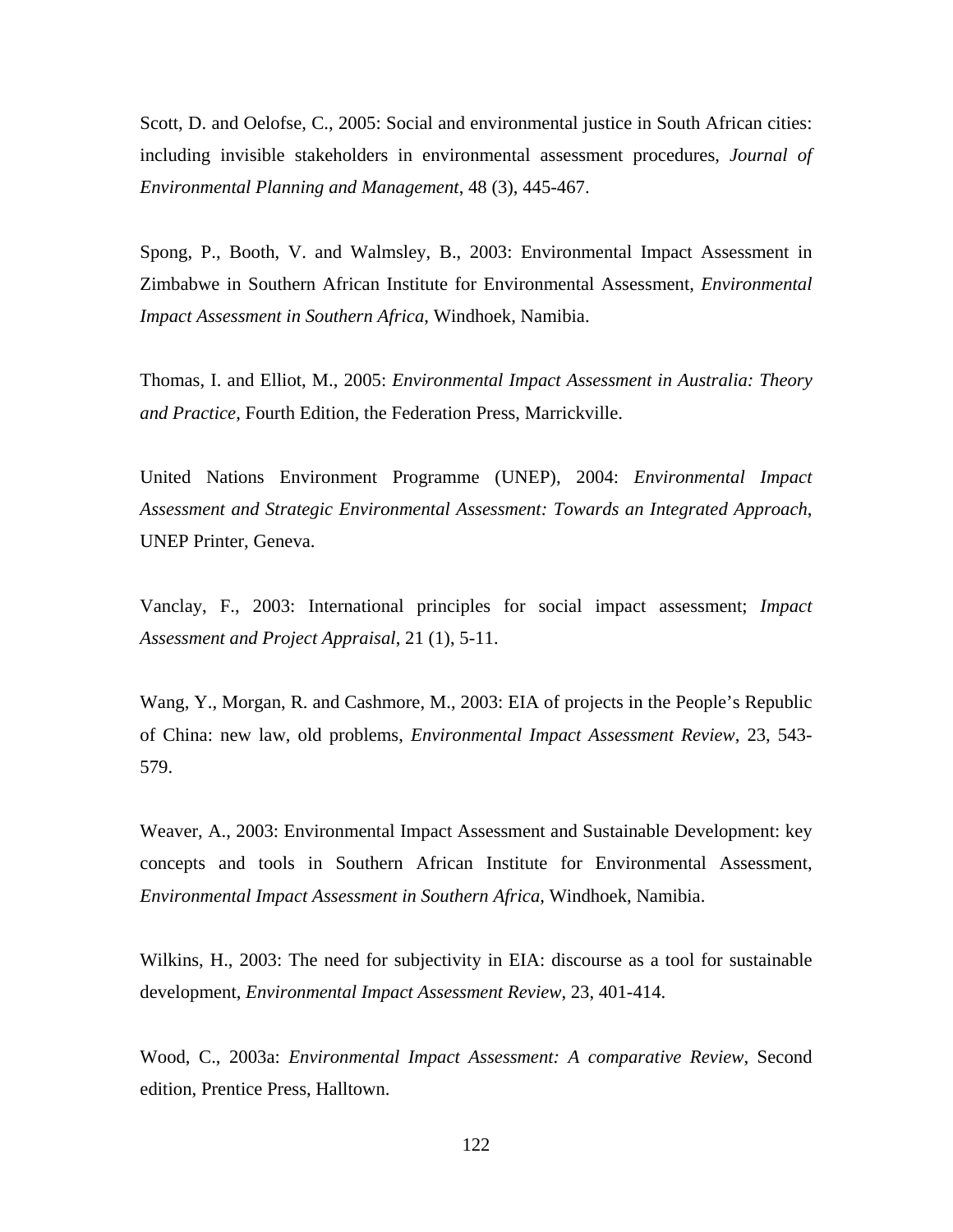Scott, D. and Oelofse, C., 2005: Social and environmental justice in South African cities: including invisible stakeholders in environmental assessment procedures, *Journal of Environmental Planning and Management*, 48 (3), 445-467.

Spong, P., Booth, V. and Walmsley, B., 2003: Environmental Impact Assessment in Zimbabwe in Southern African Institute for Environmental Assessment, *Environmental Impact Assessment in Southern Africa*, Windhoek, Namibia.

Thomas, I. and Elliot, M., 2005: *Environmental Impact Assessment in Australia: Theory and Practice*, Fourth Edition, the Federation Press, Marrickville.

United Nations Environment Programme (UNEP), 2004: *Environmental Impact Assessment and Strategic Environmental Assessment: Towards an Integrated Approach*, UNEP Printer, Geneva.

Vanclay, F., 2003: International principles for social impact assessment; *Impact Assessment and Project Appraisal*, 21 (1), 5-11.

Wang, Y., Morgan, R. and Cashmore, M., 2003: EIA of projects in the People's Republic of China: new law, old problems, *Environmental Impact Assessment Review*, 23, 543-579.

Weaver, A., 2003: Environmental Impact Assessment and Sustainable Development: key concepts and tools in Southern African Institute for Environmental Assessment, *Environmental Impact Assessment in Southern Africa*, Windhoek, Namibia.

Wilkins, H., 2003: The need for subjectivity in EIA: discourse as a tool for sustainable development, *Environmental Impact Assessment Review*, 23, 401-414.

Wood, C., 2003a: *Environmental Impact Assessment: A comparative Review*, Second edition, Prentice Press, Halltown.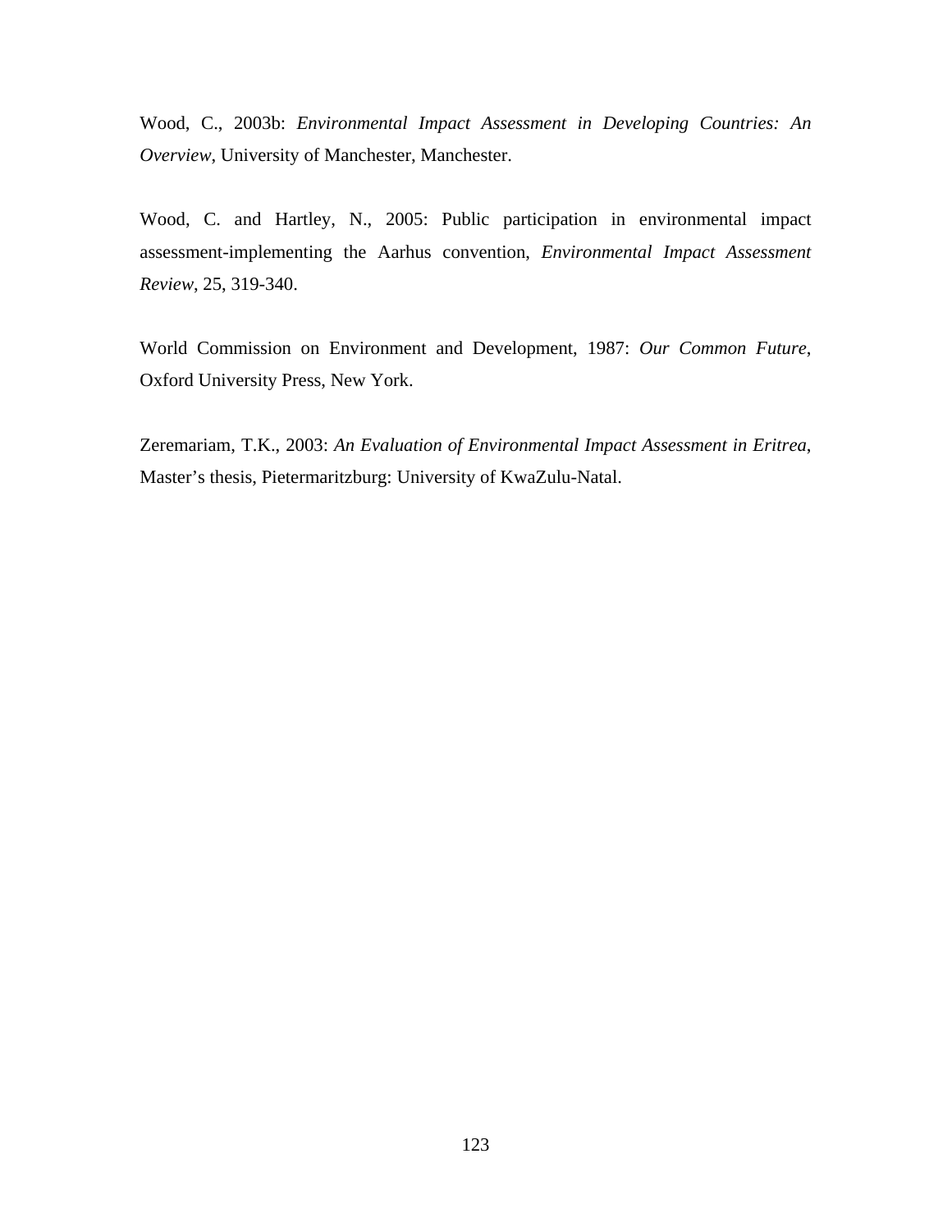Wood, C., 2003b: *Environmental Impact Assessment in Developing Countries: An Overview*, University of Manchester, Manchester.

Wood, C. and Hartley, N., 2005: Public participation in environmental impact assessment-implementing the Aarhus convention, *Environmental Impact Assessment Review*, 25, 319-340.

World Commission on Environment and Development, 1987: *Our Common Future*, Oxford University Press, New York.

Zeremariam, T.K., 2003: *An Evaluation of Environmental Impact Assessment in Eritrea*, Master's thesis, Pietermaritzburg: University of KwaZulu-Natal.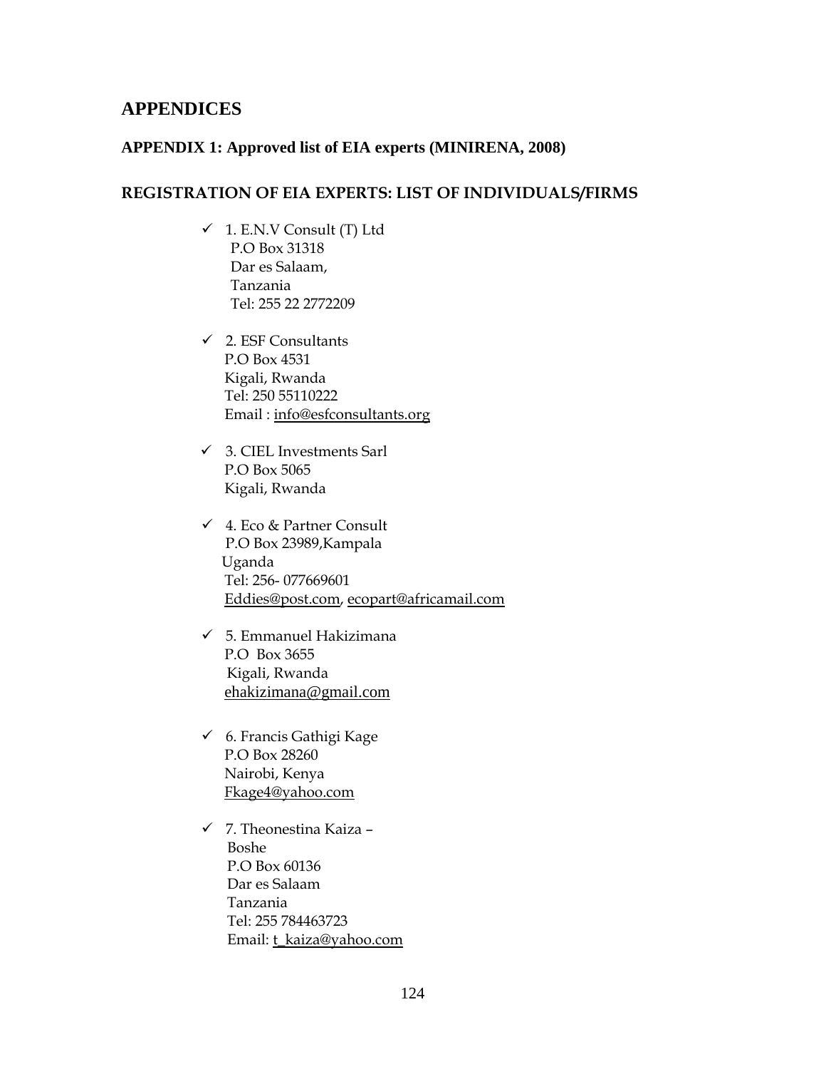# APPENDICES

## APPENDIX 1: Approved list of EIA experts (MINIRENA, 2008)

### REGISTRATION OF EIA EXPERTS: LIST OF INDIVIDUALS/FIRMS

- ✓ 1. E.N.V Consult (T) Ltd
  P.O Box 31318
  Dar es Salaam,
  Tanzania
  Tel: 255 22 2772209

- ✓ 2. ESF Consultants
  P.O Box 4531
  Kigali, Rwanda
  Tel: 250 55110222
  Email : info@esfconsultants.org

- ✓ 3. CIEL Investments Sarl
  P.O Box 5065
  Kigali, Rwanda

- ✓ 4. Eco & Partner Consult
  P.O Box 23989,Kampala
  Uganda
  Tel: 256- 077669601
  Eddies@post.com, ecopart@africamail.com

- ✓ 5. Emmanuel Hakizimana
  P.O Box 3655
  Kigali, Rwanda
  ehakizimana@gmail.com

- ✓ 6. Francis Gathigi Kage
  P.O Box 28260
  Nairobi, Kenya
  Fkage4@yahoo.com

- ✓ 7. Theonestina Kaiza –
  Boshe
  P.O Box 60136
  Dar es Salaam
  Tanzania
  Tel: 255 784463723
  Email: t_kaiza@yahoo.com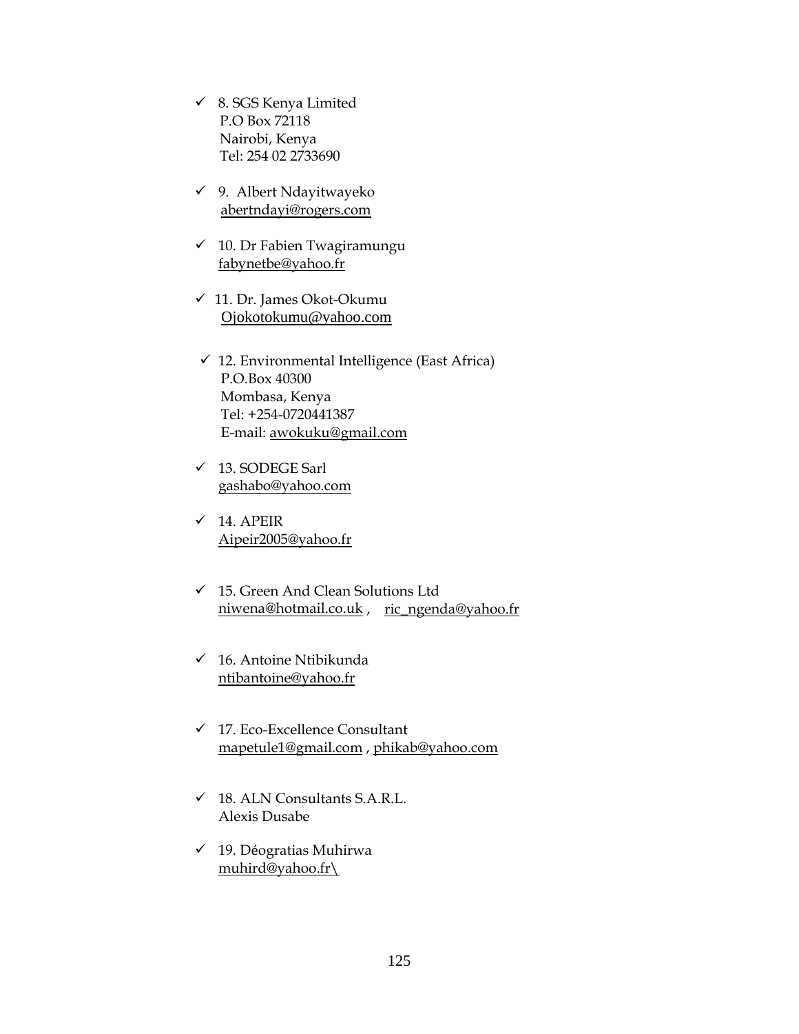- ✓ 8. SGS Kenya Limited
  P.O Box 72118
  Nairobi, Kenya
  Tel: 254 02 2733690

- ✓ 9. Albert Ndayitwayeko
  abertndayi@rogers.com

- ✓ 10. Dr Fabien Twagiramungu
  fabynetbe@yahoo.fr

- ✓ 11. Dr. James Okot-Okumu
  Ojokotokumu@yahoo.com

- ✓ 12. Environmental Intelligence (East Africa)
  P.O.Box 40300
  Mombasa, Kenya
  Tel: +254-0720441387
  E-mail: awokuku@gmail.com

- ✓ 13. SODEGE Sarl
  gashabo@yahoo.com

- ✓ 14. APEIR
  Aipeir2005@yahoo.fr

- ✓ 15. Green And Clean Solutions Ltd
  niwena@hotmail.co.uk , ric_ngenda@yahoo.fr

- ✓ 16. Antoine Ntibikunda
  ntibantoine@yahoo.fr

- ✓ 17. Eco-Excellence Consultant
  mapetule1@gmail.com , phikab@yahoo.com

- ✓ 18. ALN Consultants S.A.R.L.
  Alexis Dusabe

- ✓ 19. Déogratias Muhirwa
  muhird@yahoo.fr\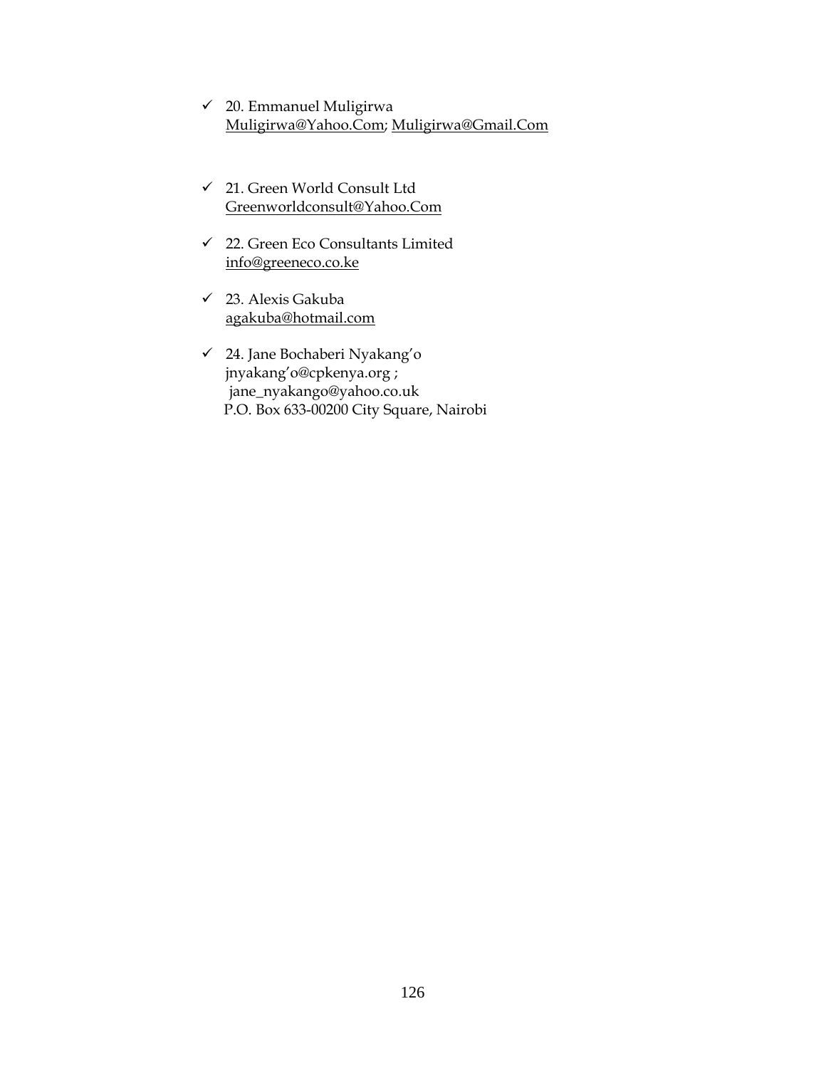- ✓ 20. Emmanuel Muligirwa
  Muligirwa@Yahoo.Com; Muligirwa@Gmail.Com

- ✓ 21. Green World Consult Ltd
  Greenworldconsult@Yahoo.Com

- ✓ 22. Green Eco Consultants Limited
  info@greeneco.co.ke

- ✓ 23. Alexis Gakuba
  agakuba@hotmail.com

- ✓ 24. Jane Bochaberi Nyakang'o
  jnyakang'o@cpkenya.org ;
  jane_nyakango@yahoo.co.uk
  P.O. Box 633-00200 City Square, Nairobi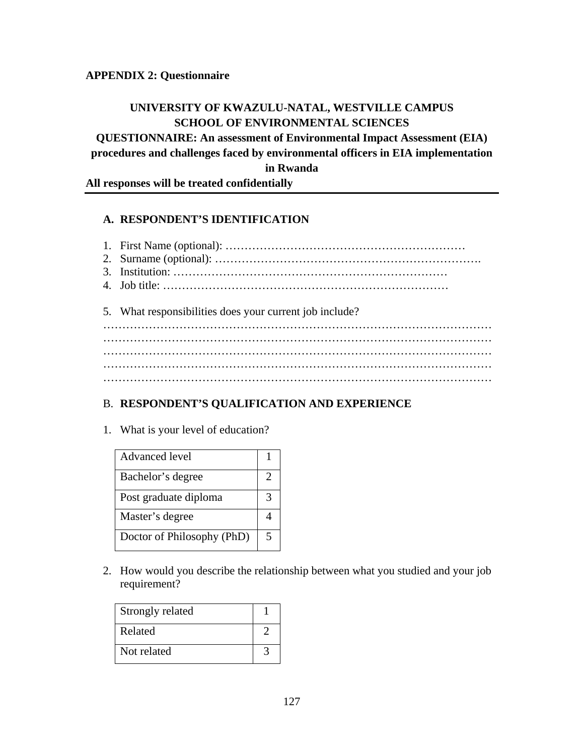**APPENDIX 2: Questionnaire**

**UNIVERSITY OF KWAZULU-NATAL, WESTVILLE CAMPUS**
**SCHOOL OF ENVIRONMENTAL SCIENCES**
**QUESTIONNAIRE: An assessment of Environmental Impact Assessment (EIA) procedures and challenges faced by environmental officers in EIA implementation in Rwanda**

**All responses will be treated confidentially**

---

### A. RESPONDENT'S IDENTIFICATION

1. First Name (optional): ………………………………………………………
2. Surname (optional): ……………………………………………………………….
3. Institution: ………………………………………………………………
4. Job title: …………………………………………………………………

5. What responsibilities does your current job include?

………………………………………………………………………………………
………………………………………………………………………………………
………………………………………………………………………………………
………………………………………………………………………………………
………………………………………………………………………………………

### B. RESPONDENT'S QUALIFICATION AND EXPERIENCE

1. What is your level of education?

| | |
|---|---|
| Advanced level | 1 |
| Bachelor's degree | 2 |
| Post graduate diploma | 3 |
| Master's degree | 4 |
| Doctor of Philosophy (PhD) | 5 |

2. How would you describe the relationship between what you studied and your job requirement?

| | |
|---|---|
| Strongly related | 1 |
| Related | 2 |
| Not related | 3 |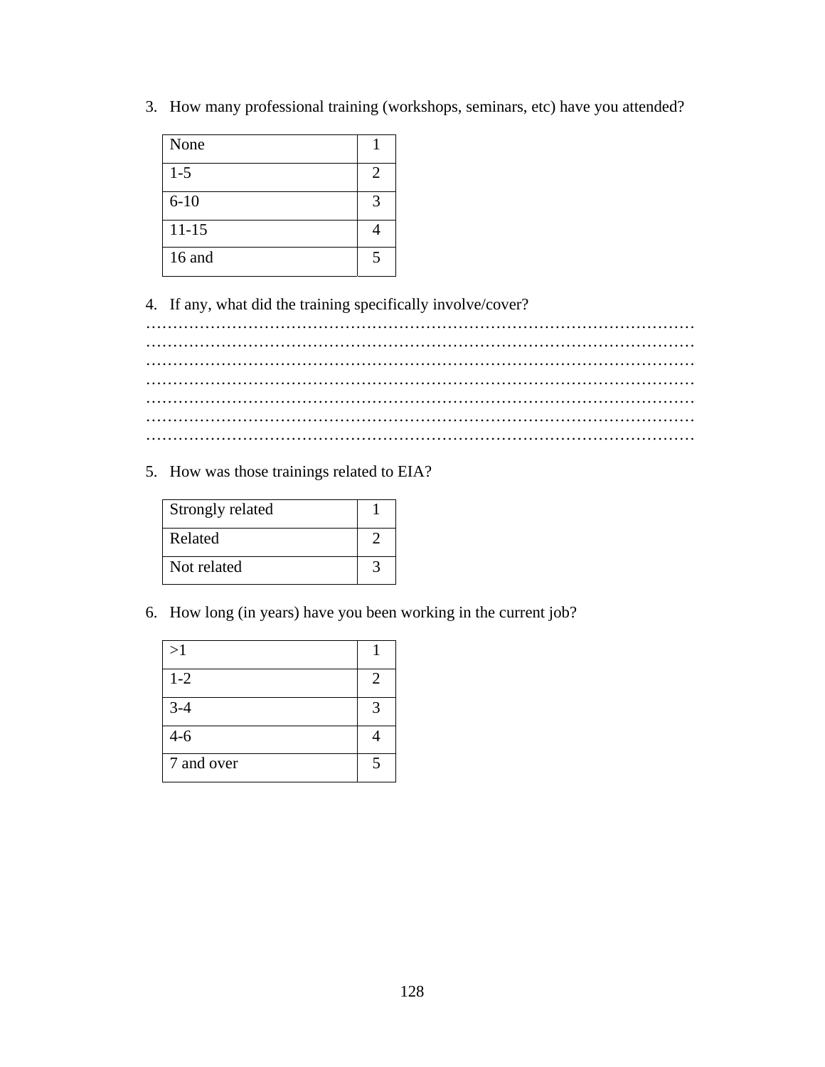3. How many professional training (workshops, seminars, etc) have you attended?

| | |
|---|---|
| None | 1 |
| 1-5 | 2 |
| 6-10 | 3 |
| 11-15 | 4 |
| 16 and | 5 |

4. If any, what did the training specifically involve/cover?

…………………………………………………………………………………………
…………………………………………………………………………………………
…………………………………………………………………………………………
…………………………………………………………………………………………
…………………………………………………………………………………………
…………………………………………………………………………………………
…………………………………………………………………………………………

5. How was those trainings related to EIA?

| | |
|---|---|
| Strongly related | 1 |
| Related | 2 |
| Not related | 3 |

6. How long (in years) have you been working in the current job?

| | |
|---|---|
| >1 | 1 |
| 1-2 | 2 |
| 3-4 | 3 |
| 4-6 | 4 |
| 7 and over | 5 |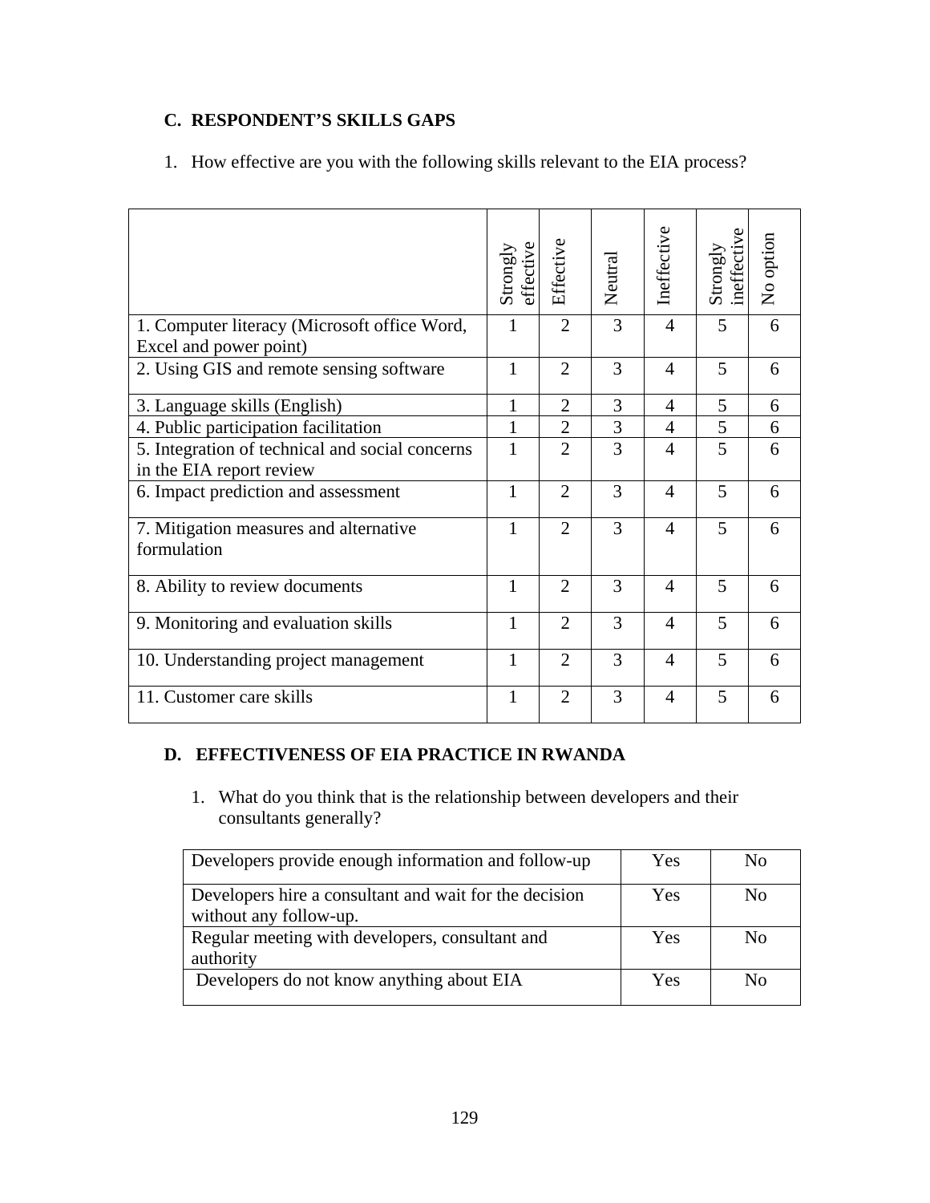## C. RESPONDENT'S SKILLS GAPS

1. How effective are you with the following skills relevant to the EIA process?

| | Strongly effective | Effective | Neutral | Ineffective | Strongly ineffective | No option |
|---|---|---|---|---|---|---|
| 1. Computer literacy (Microsoft office Word, Excel and power point) | 1 | 2 | 3 | 4 | 5 | 6 |
| 2. Using GIS and remote sensing software | 1 | 2 | 3 | 4 | 5 | 6 |
| 3. Language skills (English) | 1 | 2 | 3 | 4 | 5 | 6 |
| 4. Public participation facilitation | 1 | 2 | 3 | 4 | 5 | 6 |
| 5. Integration of technical and social concerns in the EIA report review | 1 | 2 | 3 | 4 | 5 | 6 |
| 6. Impact prediction and assessment | 1 | 2 | 3 | 4 | 5 | 6 |
| 7. Mitigation measures and alternative formulation | 1 | 2 | 3 | 4 | 5 | 6 |
| 8. Ability to review documents | 1 | 2 | 3 | 4 | 5 | 6 |
| 9. Monitoring and evaluation skills | 1 | 2 | 3 | 4 | 5 | 6 |
| 10. Understanding project management | 1 | 2 | 3 | 4 | 5 | 6 |
| 11. Customer care skills | 1 | 2 | 3 | 4 | 5 | 6 |

## D. EFFECTIVENESS OF EIA PRACTICE IN RWANDA

1. What do you think that is the relationship between developers and their consultants generally?

| | | |
|---|---|---|
| Developers provide enough information and follow-up | Yes | No |
| Developers hire a consultant and wait for the decision without any follow-up. | Yes | No |
| Regular meeting with developers, consultant and authority | Yes | No |
| Developers do not know anything about EIA | Yes | No |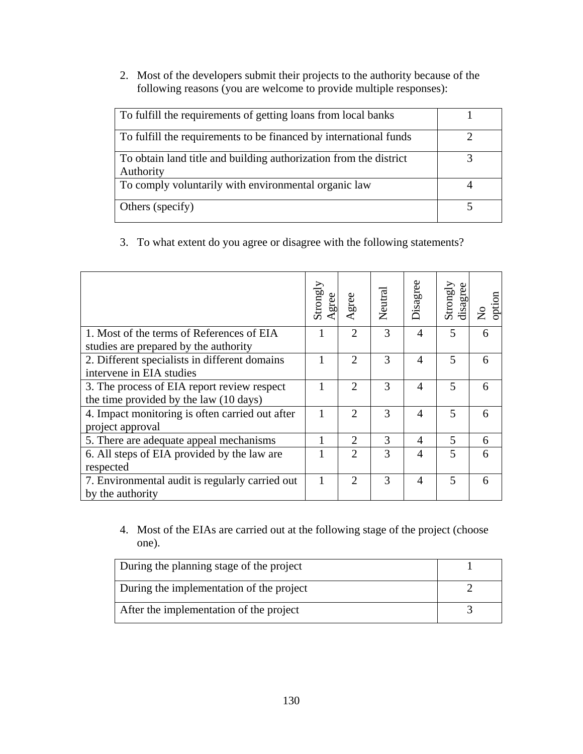2. Most of the developers submit their projects to the authority because of the following reasons (you are welcome to provide multiple responses):

| | |
|---|---|
| To fulfill the requirements of getting loans from local banks | 1 |
| To fulfill the requirements to be financed by international funds | 2 |
| To obtain land title and building authorization from the district Authority | 3 |
| To comply voluntarily with environmental organic law | 4 |
| Others (specify) | 5 |

3. To what extent do you agree or disagree with the following statements?

| | Strongly Agree | Agree | Neutral | Disagree | Strongly disagree | No option |
|---|---|---|---|---|---|---|
| 1. Most of the terms of References of EIA studies are prepared by the authority | 1 | 2 | 3 | 4 | 5 | 6 |
| 2. Different specialists in different domains intervene in EIA studies | 1 | 2 | 3 | 4 | 5 | 6 |
| 3. The process of EIA report review respect the time provided by the law (10 days) | 1 | 2 | 3 | 4 | 5 | 6 |
| 4. Impact monitoring is often carried out after project approval | 1 | 2 | 3 | 4 | 5 | 6 |
| 5. There are adequate appeal mechanisms | 1 | 2 | 3 | 4 | 5 | 6 |
| 6. All steps of EIA provided by the law are respected | 1 | 2 | 3 | 4 | 5 | 6 |
| 7. Environmental audit is regularly carried out by the authority | 1 | 2 | 3 | 4 | 5 | 6 |

4. Most of the EIAs are carried out at the following stage of the project (choose one).

| | |
|---|---|
| During the planning stage of the project | 1 |
| During the implementation of the project | 2 |
| After the implementation of the project | 3 |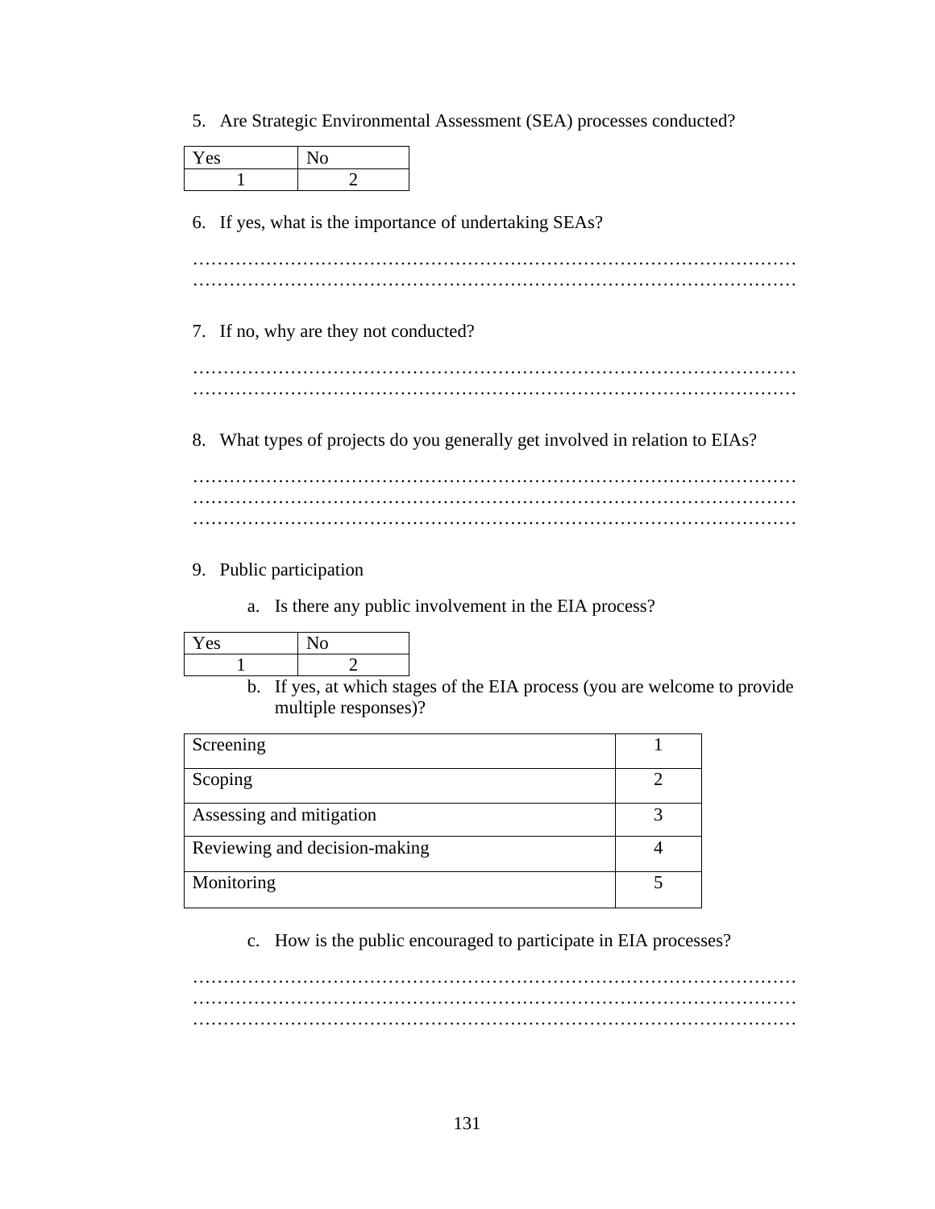5. Are Strategic Environmental Assessment (SEA) processes conducted?

| Yes | No |
|---|---|
| 1 | 2 |

6. If yes, what is the importance of undertaking SEAs?

……………………………………………………………………………………………
……………………………………………………………………………………………

7. If no, why are they not conducted?

……………………………………………………………………………………………
……………………………………………………………………………………………

8. What types of projects do you generally get involved in relation to EIAs?

……………………………………………………………………………………………
……………………………………………………………………………………………
……………………………………………………………………………………………

9. Public participation

   a. Is there any public involvement in the EIA process?

| Yes | No |
|---|---|
| 1 | 2 |

   b. If yes, at which stages of the EIA process (you are welcome to provide multiple responses)?

| Stage | Code |
|---|---|
| Screening | 1 |
| Scoping | 2 |
| Assessing and mitigation | 3 |
| Reviewing and decision-making | 4 |
| Monitoring | 5 |

   c. How is the public encouraged to participate in EIA processes?

……………………………………………………………………………………………
……………………………………………………………………………………………
……………………………………………………………………………………………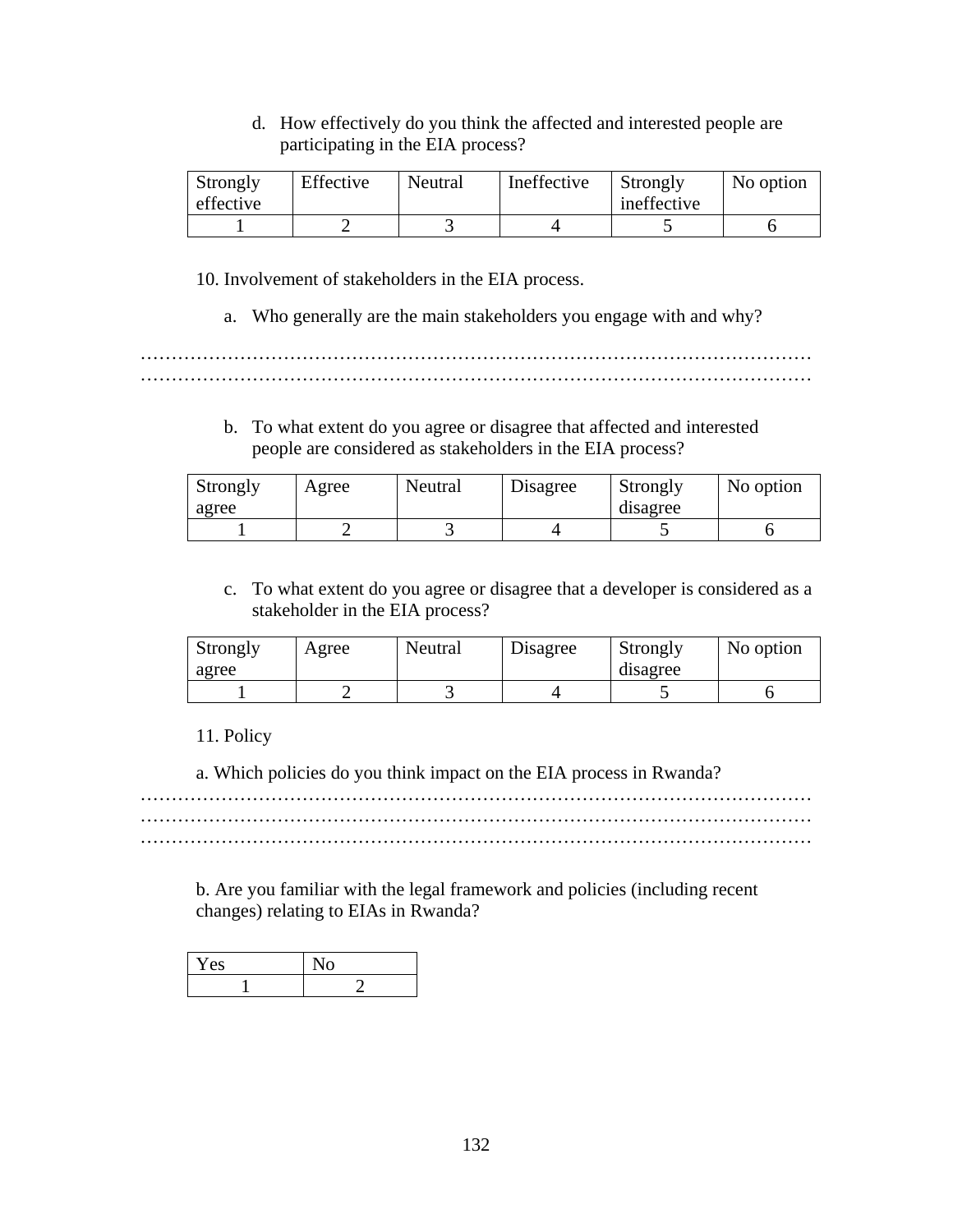d. How effectively do you think the affected and interested people are participating in the EIA process?

| Strongly effective | Effective | Neutral | Ineffective | Strongly ineffective | No option |
|---|---|---|---|---|---|
| 1 | 2 | 3 | 4 | 5 | 6 |

10. Involvement of stakeholders in the EIA process.

a. Who generally are the main stakeholders you engage with and why?

…………………………………………………………………………………………………
…………………………………………………………………………………………………

b. To what extent do you agree or disagree that affected and interested people are considered as stakeholders in the EIA process?

| Strongly agree | Agree | Neutral | Disagree | Strongly disagree | No option |
|---|---|---|---|---|---|
| 1 | 2 | 3 | 4 | 5 | 6 |

c. To what extent do you agree or disagree that a developer is considered as a stakeholder in the EIA process?

| Strongly agree | Agree | Neutral | Disagree | Strongly disagree | No option |
|---|---|---|---|---|---|
| 1 | 2 | 3 | 4 | 5 | 6 |

11. Policy

a. Which policies do you think impact on the EIA process in Rwanda?

…………………………………………………………………………………………………
…………………………………………………………………………………………………
…………………………………………………………………………………………………

b. Are you familiar with the legal framework and policies (including recent changes) relating to EIAs in Rwanda?

| Yes | No |
|---|---|
| 1 | 2 |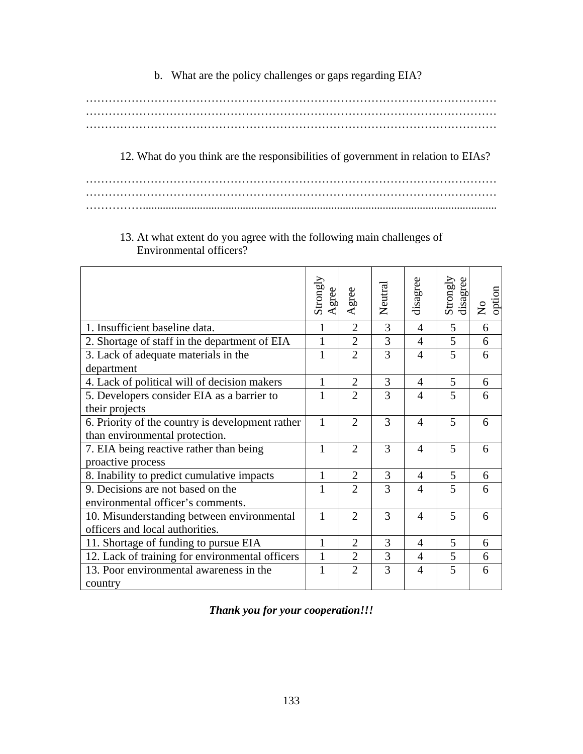b. What are the policy challenges or gaps regarding EIA?

…………………………………………………………………………………………………
…………………………………………………………………………………………………
…………………………………………………………………………………………………

12. What do you think are the responsibilities of government in relation to EIAs?

…………………………………………………………………………………………………
…………………………………………………………………………………………………
……………………………………………………………………………………………………

13. At what extent do you agree with the following main challenges of Environmental officers?

| | Strongly Agree | Agree | Neutral | disagree | Strongly disagree | No option |
|---|---|---|---|---|---|---|
| 1. Insufficient baseline data. | 1 | 2 | 3 | 4 | 5 | 6 |
| 2. Shortage of staff in the department of EIA | 1 | 2 | 3 | 4 | 5 | 6 |
| 3. Lack of adequate materials in the department | 1 | 2 | 3 | 4 | 5 | 6 |
| 4. Lack of political will of decision makers | 1 | 2 | 3 | 4 | 5 | 6 |
| 5. Developers consider EIA as a barrier to their projects | 1 | 2 | 3 | 4 | 5 | 6 |
| 6. Priority of the country is development rather than environmental protection. | 1 | 2 | 3 | 4 | 5 | 6 |
| 7. EIA being reactive rather than being proactive process | 1 | 2 | 3 | 4 | 5 | 6 |
| 8. Inability to predict cumulative impacts | 1 | 2 | 3 | 4 | 5 | 6 |
| 9. Decisions are not based on the environmental officer's comments. | 1 | 2 | 3 | 4 | 5 | 6 |
| 10. Misunderstanding between environmental officers and local authorities. | 1 | 2 | 3 | 4 | 5 | 6 |
| 11. Shortage of funding to pursue EIA | 1 | 2 | 3 | 4 | 5 | 6 |
| 12. Lack of training for environmental officers | 1 | 2 | 3 | 4 | 5 | 6 |
| 13. Poor environmental awareness in the country | 1 | 2 | 3 | 4 | 5 | 6 |

***Thank you for your cooperation!!!***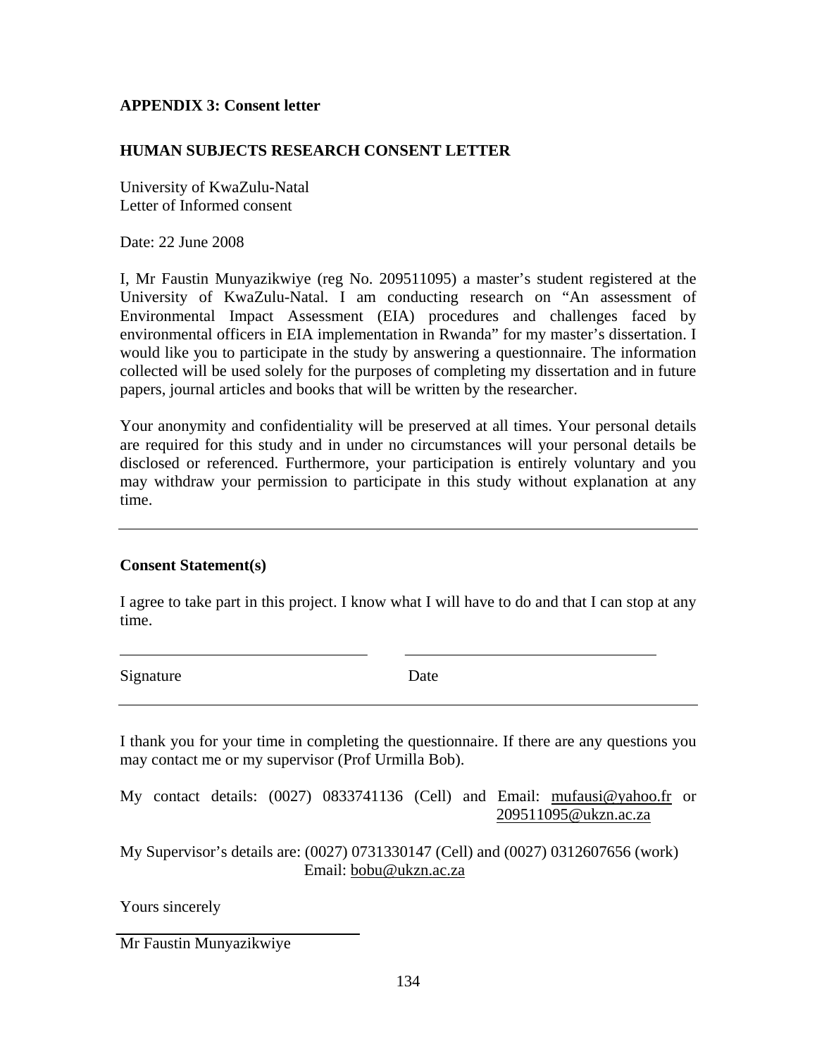**APPENDIX 3: Consent letter**

**HUMAN SUBJECTS RESEARCH CONSENT LETTER**

University of KwaZulu-Natal
Letter of Informed consent

Date: 22 June 2008

I, Mr Faustin Munyazikwiye (reg No. 209511095) a master's student registered at the University of KwaZulu-Natal. I am conducting research on "An assessment of Environmental Impact Assessment (EIA) procedures and challenges faced by environmental officers in EIA implementation in Rwanda" for my master's dissertation. I would like you to participate in the study by answering a questionnaire. The information collected will be used solely for the purposes of completing my dissertation and in future papers, journal articles and books that will be written by the researcher.

Your anonymity and confidentiality will be preserved at all times. Your personal details are required for this study and in under no circumstances will your personal details be disclosed or referenced. Furthermore, your participation is entirely voluntary and you may withdraw your permission to participate in this study without explanation at any time.

---

**Consent Statement(s)**

I agree to take part in this project. I know what I will have to do and that I can stop at any time.

\_\_\_\_\_\_\_\_\_\_\_\_\_\_\_\_\_\_\_\_\_\_\_\_\_\_\_\_ \_\_\_\_\_\_\_\_\_\_\_\_\_\_\_\_\_\_\_\_\_\_\_\_\_\_\_\_

Signature Date

---

I thank you for your time in completing the questionnaire. If there are any questions you may contact me or my supervisor (Prof Urmilla Bob).

My contact details: (0027) 0833741136 (Cell) and Email: mufausi@yahoo.fr or 209511095@ukzn.ac.za

My Supervisor's details are: (0027) 0731330147 (Cell) and (0027) 0312607656 (work)
Email: bobu@ukzn.ac.za

Yours sincerely

\_\_\_\_\_\_\_\_\_\_\_\_\_\_\_\_\_\_\_\_\_\_\_\_\_\_\_\_

Mr Faustin Munyazikwiye